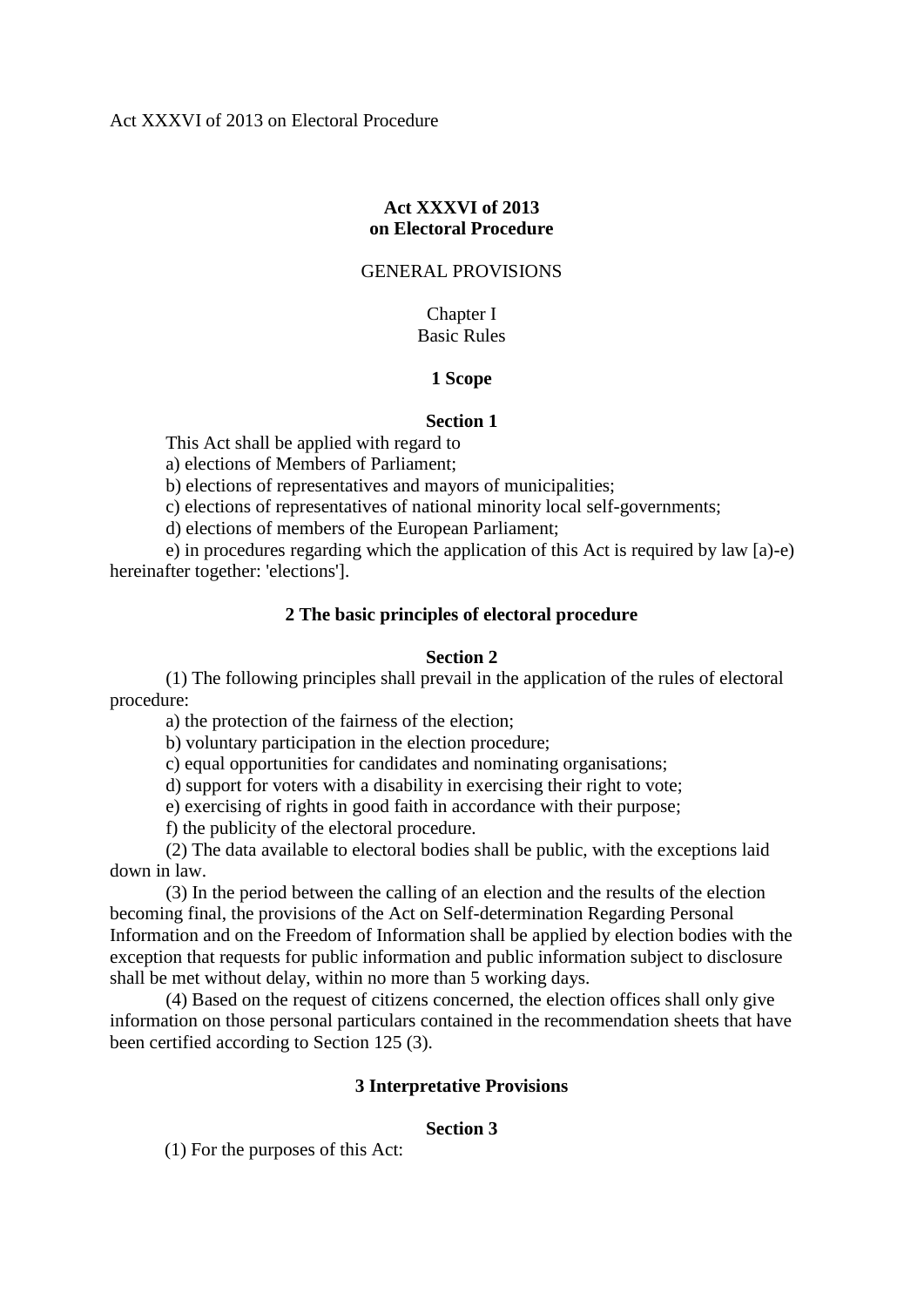Act XXXVI of 2013 on Electoral Procedure

# Act XXXVI of 2013
# on Electoral Procedure

## GENERAL PROVISIONS

## Chapter I
## Basic Rules

### 1 Scope

#### Section 1

This Act shall be applied with regard to

a) elections of Members of Parliament;

b) elections of representatives and mayors of municipalities;

c) elections of representatives of national minority local self-governments;

d) elections of members of the European Parliament;

e) in procedures regarding which the application of this Act is required by law [a)-e) hereinafter together: 'elections'].

### 2 The basic principles of electoral procedure

#### Section 2

(1) The following principles shall prevail in the application of the rules of electoral procedure:

a) the protection of the fairness of the election;

b) voluntary participation in the election procedure;

c) equal opportunities for candidates and nominating organisations;

d) support for voters with a disability in exercising their right to vote;

e) exercising of rights in good faith in accordance with their purpose;

f) the publicity of the electoral procedure.

(2) The data available to electoral bodies shall be public, with the exceptions laid down in law.

(3) In the period between the calling of an election and the results of the election becoming final, the provisions of the Act on Self-determination Regarding Personal Information and on the Freedom of Information shall be applied by election bodies with the exception that requests for public information and public information subject to disclosure shall be met without delay, within no more than 5 working days.

(4) Based on the request of citizens concerned, the election offices shall only give information on those personal particulars contained in the recommendation sheets that have been certified according to Section 125 (3).

### 3 Interpretative Provisions

#### Section 3

(1) For the purposes of this Act: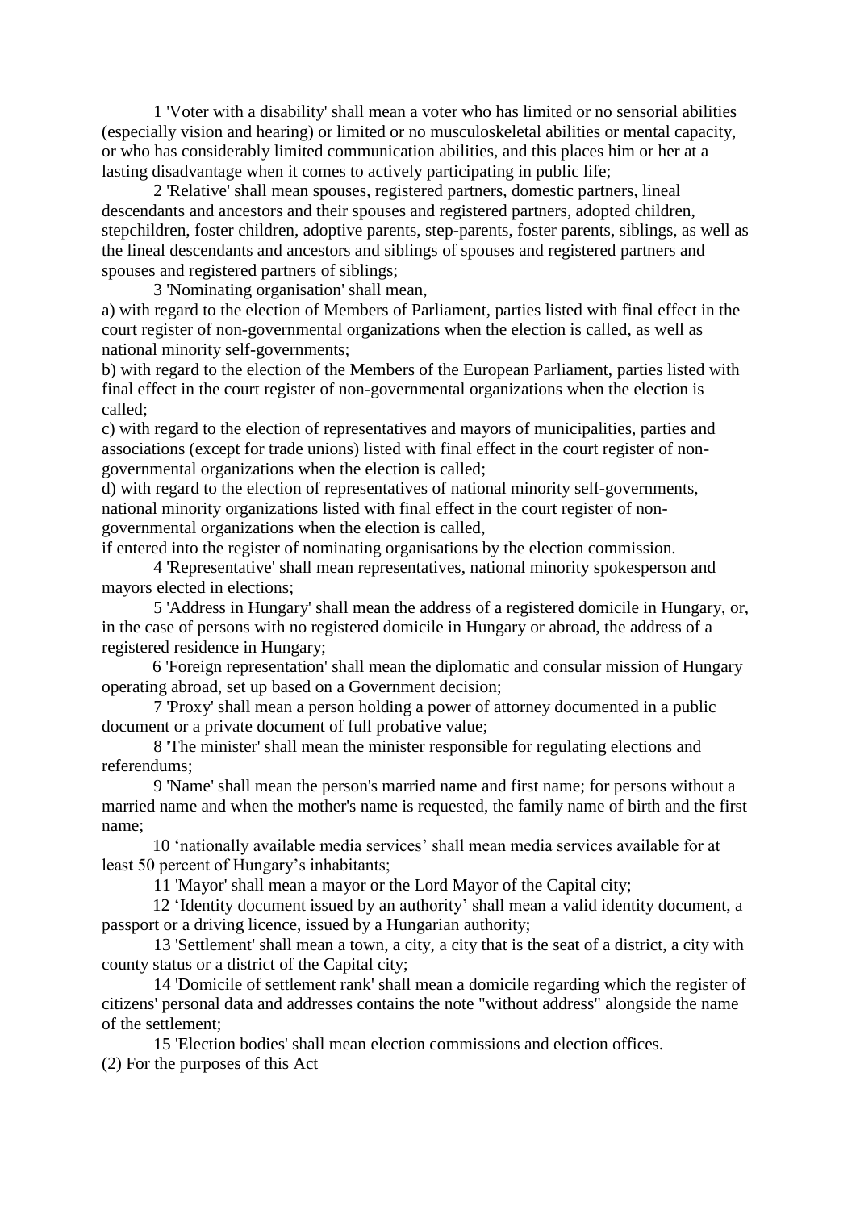1 'Voter with a disability' shall mean a voter who has limited or no sensorial abilities (especially vision and hearing) or limited or no musculoskeletal abilities or mental capacity, or who has considerably limited communication abilities, and this places him or her at a lasting disadvantage when it comes to actively participating in public life;

2 'Relative' shall mean spouses, registered partners, domestic partners, lineal descendants and ancestors and their spouses and registered partners, adopted children, stepchildren, foster children, adoptive parents, step-parents, foster parents, siblings, as well as the lineal descendants and ancestors and siblings of spouses and registered partners and spouses and registered partners of siblings;

3 'Nominating organisation' shall mean,

a) with regard to the election of Members of Parliament, parties listed with final effect in the court register of non-governmental organizations when the election is called, as well as national minority self-governments;

b) with regard to the election of the Members of the European Parliament, parties listed with final effect in the court register of non-governmental organizations when the election is called;

c) with regard to the election of representatives and mayors of municipalities, parties and associations (except for trade unions) listed with final effect in the court register of non-governmental organizations when the election is called;

d) with regard to the election of representatives of national minority self-governments, national minority organizations listed with final effect in the court register of non-governmental organizations when the election is called,

if entered into the register of nominating organisations by the election commission.

4 'Representative' shall mean representatives, national minority spokesperson and mayors elected in elections;

5 'Address in Hungary' shall mean the address of a registered domicile in Hungary, or, in the case of persons with no registered domicile in Hungary or abroad, the address of a registered residence in Hungary;

6 'Foreign representation' shall mean the diplomatic and consular mission of Hungary operating abroad, set up based on a Government decision;

7 'Proxy' shall mean a person holding a power of attorney documented in a public document or a private document of full probative value;

8 'The minister' shall mean the minister responsible for regulating elections and referendums;

9 'Name' shall mean the person's married name and first name; for persons without a married name and when the mother's name is requested, the family name of birth and the first name;

10 'nationally available media services' shall mean media services available for at least 50 percent of Hungary's inhabitants;

11 'Mayor' shall mean a mayor or the Lord Mayor of the Capital city;

12 'Identity document issued by an authority' shall mean a valid identity document, a passport or a driving licence, issued by a Hungarian authority;

13 'Settlement' shall mean a town, a city, a city that is the seat of a district, a city with county status or a district of the Capital city;

14 'Domicile of settlement rank' shall mean a domicile regarding which the register of citizens' personal data and addresses contains the note "without address" alongside the name of the settlement;

15 'Election bodies' shall mean election commissions and election offices.

(2) For the purposes of this Act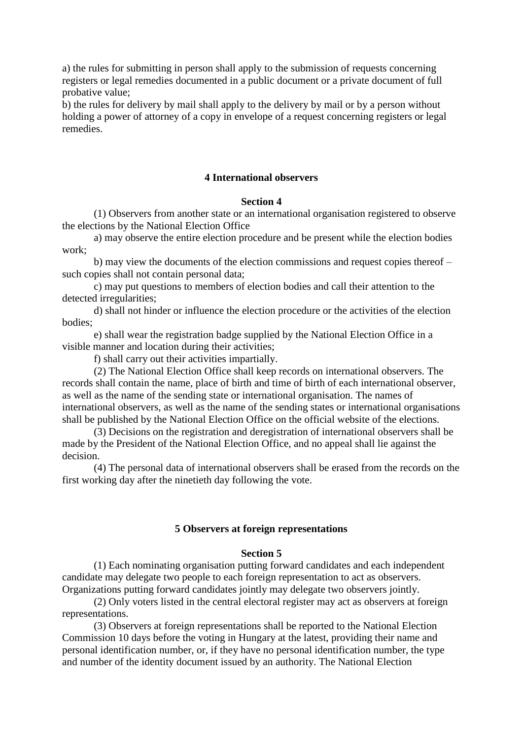a) the rules for submitting in person shall apply to the submission of requests concerning registers or legal remedies documented in a public document or a private document of full probative value;

b) the rules for delivery by mail shall apply to the delivery by mail or by a person without holding a power of attorney of a copy in envelope of a request concerning registers or legal remedies.

## 4 International observers

### Section 4

(1) Observers from another state or an international organisation registered to observe the elections by the National Election Office

a) may observe the entire election procedure and be present while the election bodies work;

b) may view the documents of the election commissions and request copies thereof – such copies shall not contain personal data;

c) may put questions to members of election bodies and call their attention to the detected irregularities;

d) shall not hinder or influence the election procedure or the activities of the election bodies;

e) shall wear the registration badge supplied by the National Election Office in a visible manner and location during their activities;

f) shall carry out their activities impartially.

(2) The National Election Office shall keep records on international observers. The records shall contain the name, place of birth and time of birth of each international observer, as well as the name of the sending state or international organisation. The names of international observers, as well as the name of the sending states or international organisations shall be published by the National Election Office on the official website of the elections.

(3) Decisions on the registration and deregistration of international observers shall be made by the President of the National Election Office, and no appeal shall lie against the decision.

(4) The personal data of international observers shall be erased from the records on the first working day after the ninetieth day following the vote.

## 5 Observers at foreign representations

### Section 5

(1) Each nominating organisation putting forward candidates and each independent candidate may delegate two people to each foreign representation to act as observers. Organizations putting forward candidates jointly may delegate two observers jointly.

(2) Only voters listed in the central electoral register may act as observers at foreign representations.

(3) Observers at foreign representations shall be reported to the National Election Commission 10 days before the voting in Hungary at the latest, providing their name and personal identification number, or, if they have no personal identification number, the type and number of the identity document issued by an authority. The National Election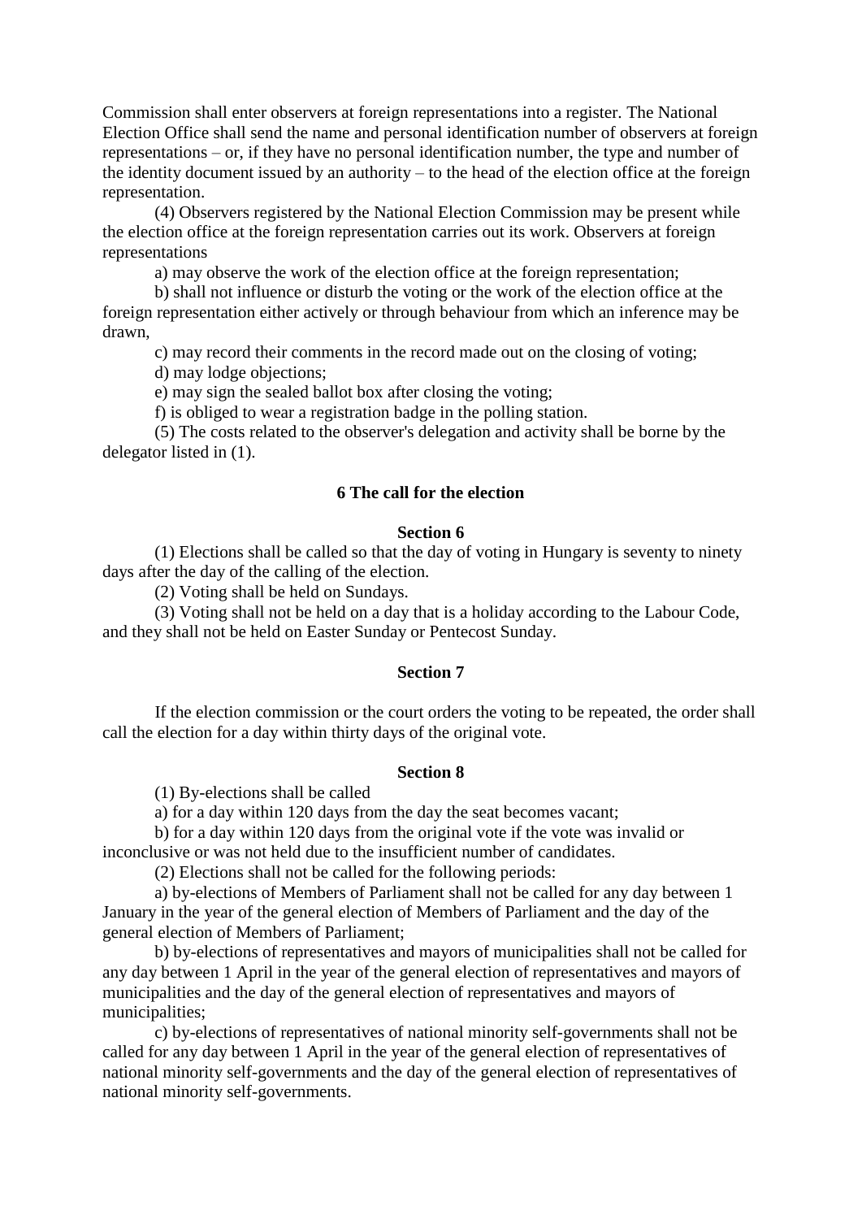Commission shall enter observers at foreign representations into a register. The National Election Office shall send the name and personal identification number of observers at foreign representations – or, if they have no personal identification number, the type and number of the identity document issued by an authority – to the head of the election office at the foreign representation.

(4) Observers registered by the National Election Commission may be present while the election office at the foreign representation carries out its work. Observers at foreign representations

a) may observe the work of the election office at the foreign representation;

b) shall not influence or disturb the voting or the work of the election office at the foreign representation either actively or through behaviour from which an inference may be drawn,

c) may record their comments in the record made out on the closing of voting;

d) may lodge objections;

e) may sign the sealed ballot box after closing the voting;

f) is obliged to wear a registration badge in the polling station.

(5) The costs related to the observer's delegation and activity shall be borne by the delegator listed in (1).

## 6 The call for the election

### Section 6

(1) Elections shall be called so that the day of voting in Hungary is seventy to ninety days after the day of the calling of the election.

(2) Voting shall be held on Sundays.

(3) Voting shall not be held on a day that is a holiday according to the Labour Code, and they shall not be held on Easter Sunday or Pentecost Sunday.

### Section 7

If the election commission or the court orders the voting to be repeated, the order shall call the election for a day within thirty days of the original vote.

### Section 8

(1) By-elections shall be called

a) for a day within 120 days from the day the seat becomes vacant;

b) for a day within 120 days from the original vote if the vote was invalid or inconclusive or was not held due to the insufficient number of candidates.

(2) Elections shall not be called for the following periods:

a) by-elections of Members of Parliament shall not be called for any day between 1 January in the year of the general election of Members of Parliament and the day of the general election of Members of Parliament;

b) by-elections of representatives and mayors of municipalities shall not be called for any day between 1 April in the year of the general election of representatives and mayors of municipalities and the day of the general election of representatives and mayors of municipalities;

c) by-elections of representatives of national minority self-governments shall not be called for any day between 1 April in the year of the general election of representatives of national minority self-governments and the day of the general election of representatives of national minority self-governments.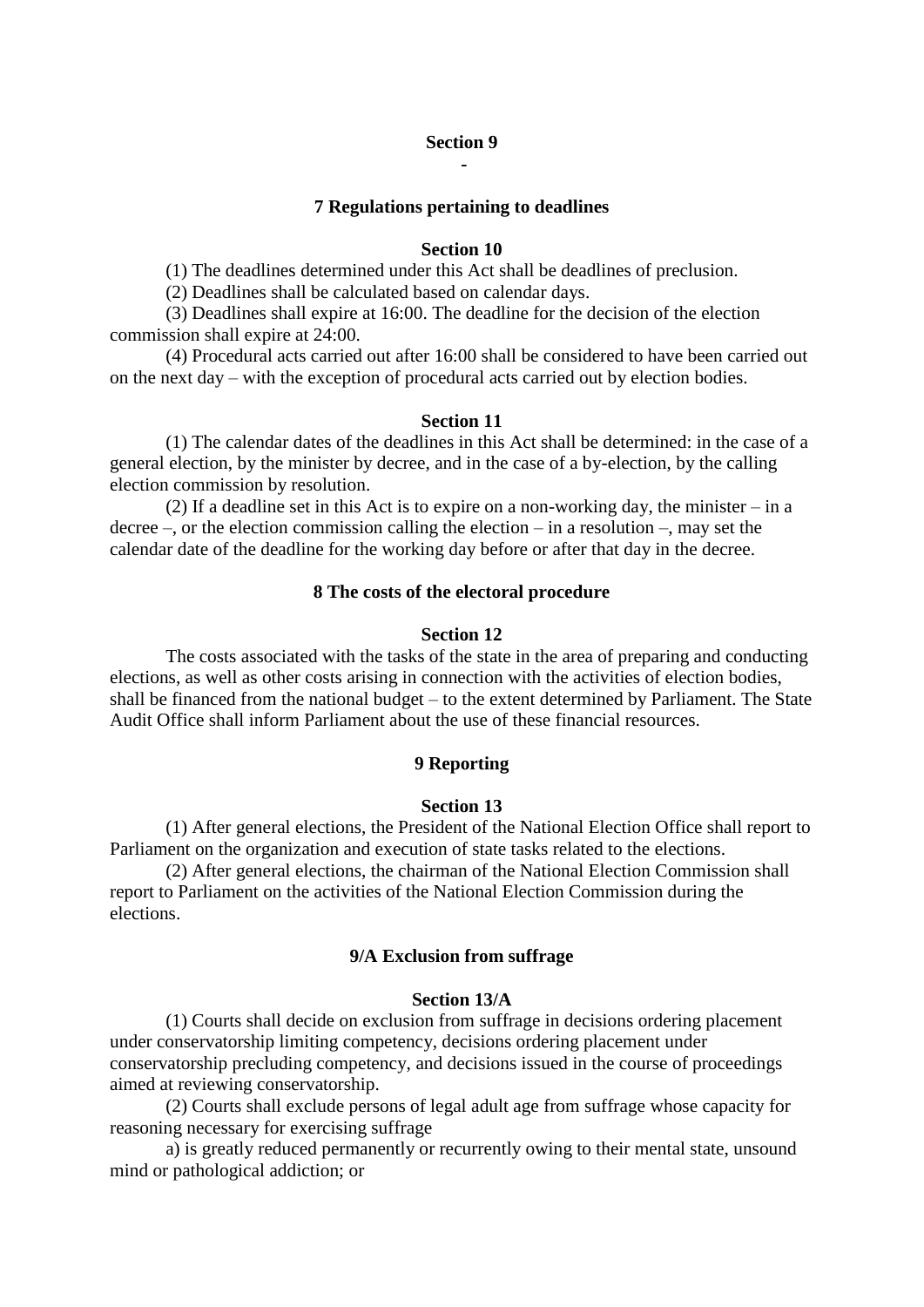**Section 9**

-

### 7 Regulations pertaining to deadlines

**Section 10**

(1) The deadlines determined under this Act shall be deadlines of preclusion.

(2) Deadlines shall be calculated based on calendar days.

(3) Deadlines shall expire at 16:00. The deadline for the decision of the election commission shall expire at 24:00.

(4) Procedural acts carried out after 16:00 shall be considered to have been carried out on the next day – with the exception of procedural acts carried out by election bodies.

**Section 11**

(1) The calendar dates of the deadlines in this Act shall be determined: in the case of a general election, by the minister by decree, and in the case of a by-election, by the calling election commission by resolution.

(2) If a deadline set in this Act is to expire on a non-working day, the minister – in a decree –, or the election commission calling the election – in a resolution –, may set the calendar date of the deadline for the working day before or after that day in the decree.

### 8 The costs of the electoral procedure

**Section 12**

The costs associated with the tasks of the state in the area of preparing and conducting elections, as well as other costs arising in connection with the activities of election bodies, shall be financed from the national budget – to the extent determined by Parliament. The State Audit Office shall inform Parliament about the use of these financial resources.

### 9 Reporting

**Section 13**

(1) After general elections, the President of the National Election Office shall report to Parliament on the organization and execution of state tasks related to the elections.

(2) After general elections, the chairman of the National Election Commission shall report to Parliament on the activities of the National Election Commission during the elections.

### 9/A Exclusion from suffrage

**Section 13/A**

(1) Courts shall decide on exclusion from suffrage in decisions ordering placement under conservatorship limiting competency, decisions ordering placement under conservatorship precluding competency, and decisions issued in the course of proceedings aimed at reviewing conservatorship.

(2) Courts shall exclude persons of legal adult age from suffrage whose capacity for reasoning necessary for exercising suffrage

a) is greatly reduced permanently or recurrently owing to their mental state, unsound mind or pathological addiction; or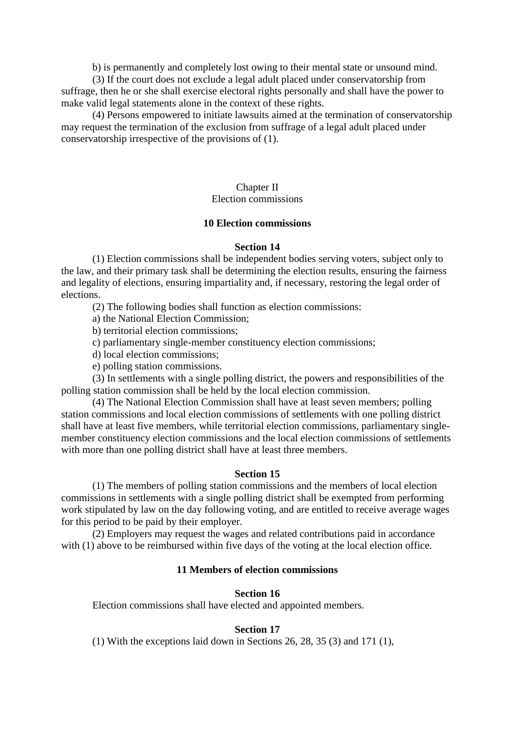b) is permanently and completely lost owing to their mental state or unsound mind.

(3) If the court does not exclude a legal adult placed under conservatorship from suffrage, then he or she shall exercise electoral rights personally and shall have the power to make valid legal statements alone in the context of these rights.

(4) Persons empowered to initiate lawsuits aimed at the termination of conservatorship may request the termination of the exclusion from suffrage of a legal adult placed under conservatorship irrespective of the provisions of (1).

## Chapter II
## Election commissions

### 10 Election commissions

#### Section 14

(1) Election commissions shall be independent bodies serving voters, subject only to the law, and their primary task shall be determining the election results, ensuring the fairness and legality of elections, ensuring impartiality and, if necessary, restoring the legal order of elections.

(2) The following bodies shall function as election commissions:

a) the National Election Commission;

b) territorial election commissions;

c) parliamentary single-member constituency election commissions;

d) local election commissions;

e) polling station commissions.

(3) In settlements with a single polling district, the powers and responsibilities of the polling station commission shall be held by the local election commission.

(4) The National Election Commission shall have at least seven members; polling station commissions and local election commissions of settlements with one polling district shall have at least five members, while territorial election commissions, parliamentary single-member constituency election commissions and the local election commissions of settlements with more than one polling district shall have at least three members.

#### Section 15

(1) The members of polling station commissions and the members of local election commissions in settlements with a single polling district shall be exempted from performing work stipulated by law on the day following voting, and are entitled to receive average wages for this period to be paid by their employer.

(2) Employers may request the wages and related contributions paid in accordance with (1) above to be reimbursed within five days of the voting at the local election office.

### 11 Members of election commissions

#### Section 16

Election commissions shall have elected and appointed members.

#### Section 17

(1) With the exceptions laid down in Sections 26, 28, 35 (3) and 171 (1),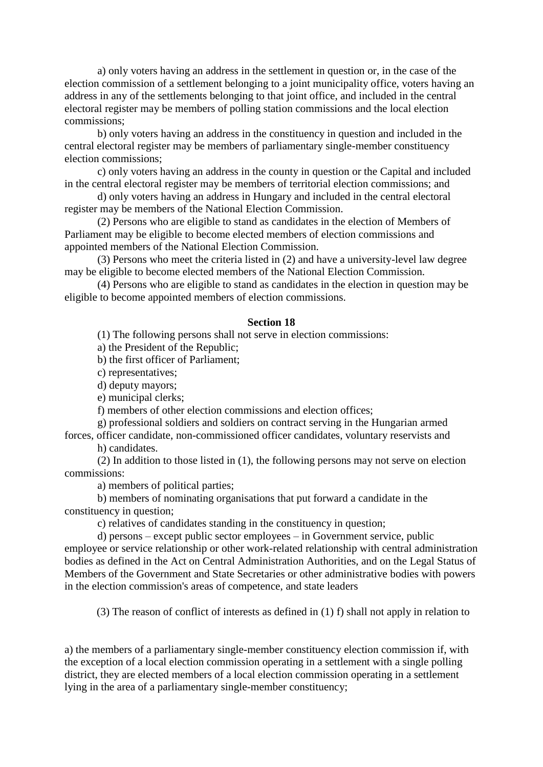a) only voters having an address in the settlement in question or, in the case of the election commission of a settlement belonging to a joint municipality office, voters having an address in any of the settlements belonging to that joint office, and included in the central electoral register may be members of polling station commissions and the local election commissions;

b) only voters having an address in the constituency in question and included in the central electoral register may be members of parliamentary single-member constituency election commissions;

c) only voters having an address in the county in question or the Capital and included in the central electoral register may be members of territorial election commissions; and

d) only voters having an address in Hungary and included in the central electoral register may be members of the National Election Commission.

(2) Persons who are eligible to stand as candidates in the election of Members of Parliament may be eligible to become elected members of election commissions and appointed members of the National Election Commission.

(3) Persons who meet the criteria listed in (2) and have a university-level law degree may be eligible to become elected members of the National Election Commission.

(4) Persons who are eligible to stand as candidates in the election in question may be eligible to become appointed members of election commissions.

**Section 18**

(1) The following persons shall not serve in election commissions:

a) the President of the Republic;

b) the first officer of Parliament;

c) representatives;

d) deputy mayors;

e) municipal clerks;

f) members of other election commissions and election offices;

g) professional soldiers and soldiers on contract serving in the Hungarian armed forces, officer candidate, non-commissioned officer candidates, voluntary reservists and

h) candidates.

(2) In addition to those listed in (1), the following persons may not serve on election commissions:

a) members of political parties;

b) members of nominating organisations that put forward a candidate in the constituency in question;

c) relatives of candidates standing in the constituency in question;

d) persons – except public sector employees – in Government service, public employee or service relationship or other work-related relationship with central administration bodies as defined in the Act on Central Administration Authorities, and on the Legal Status of Members of the Government and State Secretaries or other administrative bodies with powers in the election commission's areas of competence, and state leaders

(3) The reason of conflict of interests as defined in (1) f) shall not apply in relation to

a) the members of a parliamentary single-member constituency election commission if, with the exception of a local election commission operating in a settlement with a single polling district, they are elected members of a local election commission operating in a settlement lying in the area of a parliamentary single-member constituency;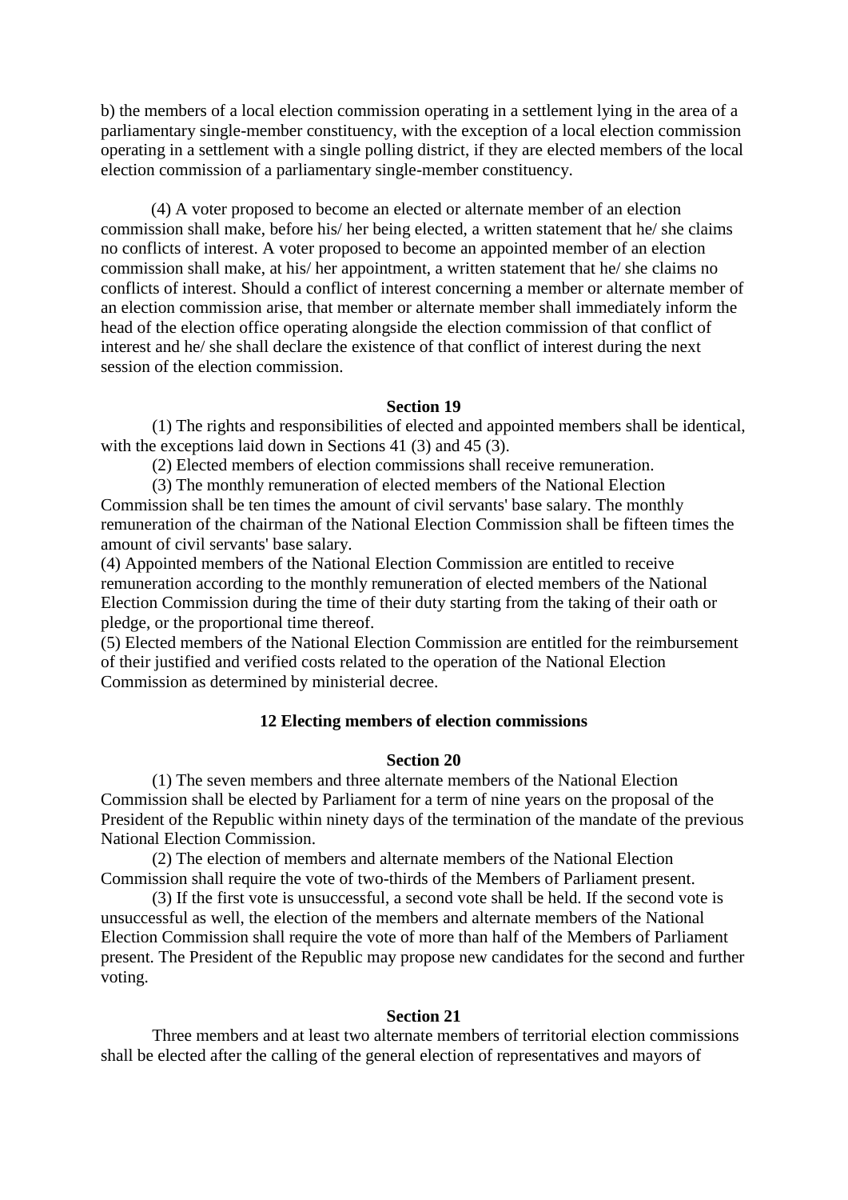b) the members of a local election commission operating in a settlement lying in the area of a parliamentary single-member constituency, with the exception of a local election commission operating in a settlement with a single polling district, if they are elected members of the local election commission of a parliamentary single-member constituency.

(4) A voter proposed to become an elected or alternate member of an election commission shall make, before his/ her being elected, a written statement that he/ she claims no conflicts of interest. A voter proposed to become an appointed member of an election commission shall make, at his/ her appointment, a written statement that he/ she claims no conflicts of interest. Should a conflict of interest concerning a member or alternate member of an election commission arise, that member or alternate member shall immediately inform the head of the election office operating alongside the election commission of that conflict of interest and he/ she shall declare the existence of that conflict of interest during the next session of the election commission.

**Section 19**

(1) The rights and responsibilities of elected and appointed members shall be identical, with the exceptions laid down in Sections 41 (3) and 45 (3).

(2) Elected members of election commissions shall receive remuneration.

(3) The monthly remuneration of elected members of the National Election Commission shall be ten times the amount of civil servants' base salary. The monthly remuneration of the chairman of the National Election Commission shall be fifteen times the amount of civil servants' base salary.

(4) Appointed members of the National Election Commission are entitled to receive remuneration according to the monthly remuneration of elected members of the National Election Commission during the time of their duty starting from the taking of their oath or pledge, or the proportional time thereof.

(5) Elected members of the National Election Commission are entitled for the reimbursement of their justified and verified costs related to the operation of the National Election Commission as determined by ministerial decree.

**12 Electing members of election commissions**

**Section 20**

(1) The seven members and three alternate members of the National Election Commission shall be elected by Parliament for a term of nine years on the proposal of the President of the Republic within ninety days of the termination of the mandate of the previous National Election Commission.

(2) The election of members and alternate members of the National Election Commission shall require the vote of two-thirds of the Members of Parliament present.

(3) If the first vote is unsuccessful, a second vote shall be held. If the second vote is unsuccessful as well, the election of the members and alternate members of the National Election Commission shall require the vote of more than half of the Members of Parliament present. The President of the Republic may propose new candidates for the second and further voting.

**Section 21**

Three members and at least two alternate members of territorial election commissions shall be elected after the calling of the general election of representatives and mayors of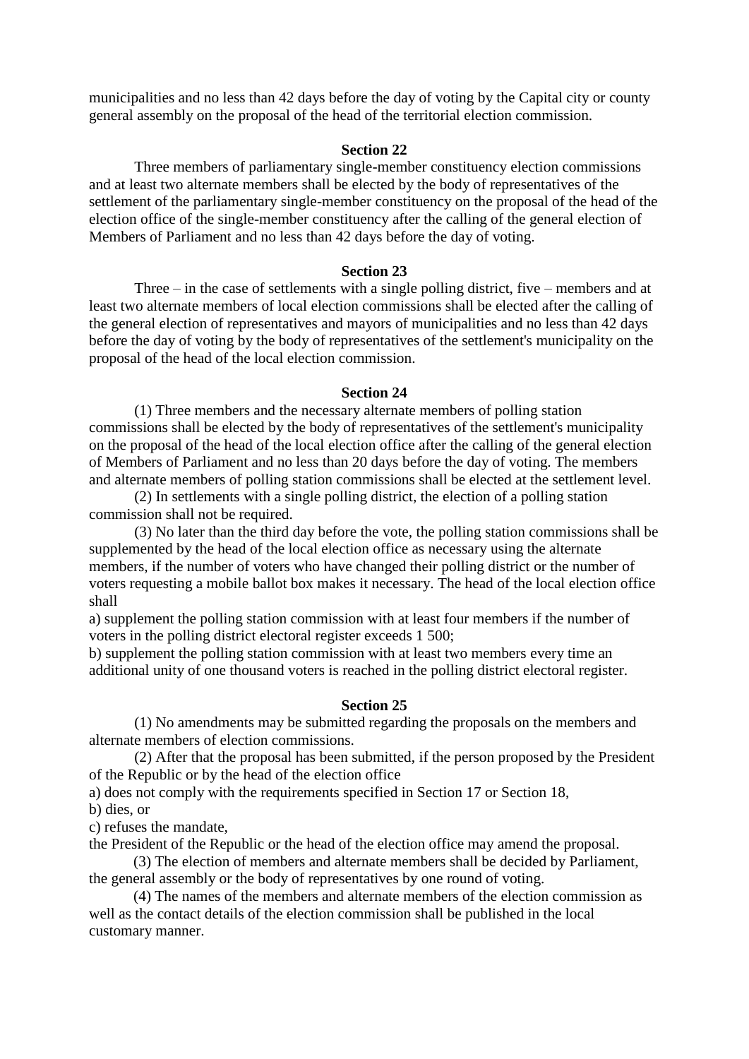municipalities and no less than 42 days before the day of voting by the Capital city or county general assembly on the proposal of the head of the territorial election commission.

**Section 22**

Three members of parliamentary single-member constituency election commissions and at least two alternate members shall be elected by the body of representatives of the settlement of the parliamentary single-member constituency on the proposal of the head of the election office of the single-member constituency after the calling of the general election of Members of Parliament and no less than 42 days before the day of voting.

**Section 23**

Three – in the case of settlements with a single polling district, five – members and at least two alternate members of local election commissions shall be elected after the calling of the general election of representatives and mayors of municipalities and no less than 42 days before the day of voting by the body of representatives of the settlement's municipality on the proposal of the head of the local election commission.

**Section 24**

(1) Three members and the necessary alternate members of polling station commissions shall be elected by the body of representatives of the settlement's municipality on the proposal of the head of the local election office after the calling of the general election of Members of Parliament and no less than 20 days before the day of voting. The members and alternate members of polling station commissions shall be elected at the settlement level.

(2) In settlements with a single polling district, the election of a polling station commission shall not be required.

(3) No later than the third day before the vote, the polling station commissions shall be supplemented by the head of the local election office as necessary using the alternate members, if the number of voters who have changed their polling district or the number of voters requesting a mobile ballot box makes it necessary. The head of the local election office shall

a) supplement the polling station commission with at least four members if the number of voters in the polling district electoral register exceeds 1 500;

b) supplement the polling station commission with at least two members every time an additional unity of one thousand voters is reached in the polling district electoral register.

**Section 25**

(1) No amendments may be submitted regarding the proposals on the members and alternate members of election commissions.

(2) After that the proposal has been submitted, if the person proposed by the President of the Republic or by the head of the election office

a) does not comply with the requirements specified in Section 17 or Section 18,

b) dies, or

c) refuses the mandate,

the President of the Republic or the head of the election office may amend the proposal.

(3) The election of members and alternate members shall be decided by Parliament, the general assembly or the body of representatives by one round of voting.

(4) The names of the members and alternate members of the election commission as well as the contact details of the election commission shall be published in the local customary manner.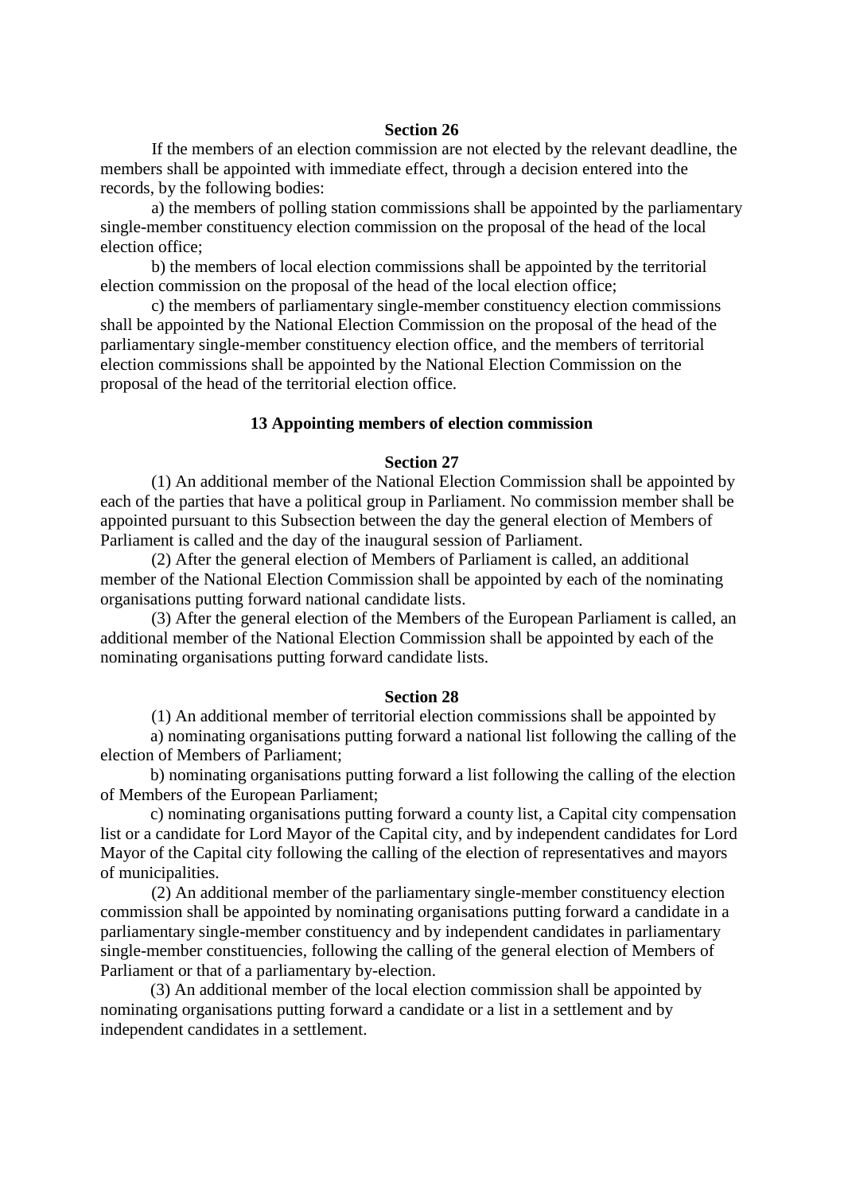**Section 26**

If the members of an election commission are not elected by the relevant deadline, the members shall be appointed with immediate effect, through a decision entered into the records, by the following bodies:

a) the members of polling station commissions shall be appointed by the parliamentary single-member constituency election commission on the proposal of the head of the local election office;

b) the members of local election commissions shall be appointed by the territorial election commission on the proposal of the head of the local election office;

c) the members of parliamentary single-member constituency election commissions shall be appointed by the National Election Commission on the proposal of the head of the parliamentary single-member constituency election office, and the members of territorial election commissions shall be appointed by the National Election Commission on the proposal of the head of the territorial election office.

**13 Appointing members of election commission**

**Section 27**

(1) An additional member of the National Election Commission shall be appointed by each of the parties that have a political group in Parliament. No commission member shall be appointed pursuant to this Subsection between the day the general election of Members of Parliament is called and the day of the inaugural session of Parliament.

(2) After the general election of Members of Parliament is called, an additional member of the National Election Commission shall be appointed by each of the nominating organisations putting forward national candidate lists.

(3) After the general election of the Members of the European Parliament is called, an additional member of the National Election Commission shall be appointed by each of the nominating organisations putting forward candidate lists.

**Section 28**

(1) An additional member of territorial election commissions shall be appointed by

a) nominating organisations putting forward a national list following the calling of the election of Members of Parliament;

b) nominating organisations putting forward a list following the calling of the election of Members of the European Parliament;

c) nominating organisations putting forward a county list, a Capital city compensation list or a candidate for Lord Mayor of the Capital city, and by independent candidates for Lord Mayor of the Capital city following the calling of the election of representatives and mayors of municipalities.

(2) An additional member of the parliamentary single-member constituency election commission shall be appointed by nominating organisations putting forward a candidate in a parliamentary single-member constituency and by independent candidates in parliamentary single-member constituencies, following the calling of the general election of Members of Parliament or that of a parliamentary by-election.

(3) An additional member of the local election commission shall be appointed by nominating organisations putting forward a candidate or a list in a settlement and by independent candidates in a settlement.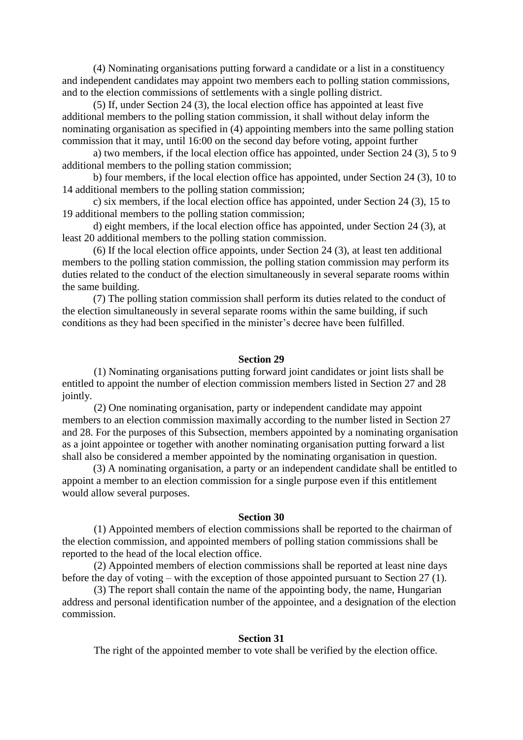(4) Nominating organisations putting forward a candidate or a list in a constituency and independent candidates may appoint two members each to polling station commissions, and to the election commissions of settlements with a single polling district.

(5) If, under Section 24 (3), the local election office has appointed at least five additional members to the polling station commission, it shall without delay inform the nominating organisation as specified in (4) appointing members into the same polling station commission that it may, until 16:00 on the second day before voting, appoint further

a) two members, if the local election office has appointed, under Section 24 (3), 5 to 9 additional members to the polling station commission;

b) four members, if the local election office has appointed, under Section 24 (3), 10 to 14 additional members to the polling station commission;

c) six members, if the local election office has appointed, under Section 24 (3), 15 to 19 additional members to the polling station commission;

d) eight members, if the local election office has appointed, under Section 24 (3), at least 20 additional members to the polling station commission.

(6) If the local election office appoints, under Section 24 (3), at least ten additional members to the polling station commission, the polling station commission may perform its duties related to the conduct of the election simultaneously in several separate rooms within the same building.

(7) The polling station commission shall perform its duties related to the conduct of the election simultaneously in several separate rooms within the same building, if such conditions as they had been specified in the minister's decree have been fulfilled.

**Section 29**

(1) Nominating organisations putting forward joint candidates or joint lists shall be entitled to appoint the number of election commission members listed in Section 27 and 28 jointly.

(2) One nominating organisation, party or independent candidate may appoint members to an election commission maximally according to the number listed in Section 27 and 28. For the purposes of this Subsection, members appointed by a nominating organisation as a joint appointee or together with another nominating organisation putting forward a list shall also be considered a member appointed by the nominating organisation in question.

(3) A nominating organisation, a party or an independent candidate shall be entitled to appoint a member to an election commission for a single purpose even if this entitlement would allow several purposes.

**Section 30**

(1) Appointed members of election commissions shall be reported to the chairman of the election commission, and appointed members of polling station commissions shall be reported to the head of the local election office.

(2) Appointed members of election commissions shall be reported at least nine days before the day of voting – with the exception of those appointed pursuant to Section 27 (1).

(3) The report shall contain the name of the appointing body, the name, Hungarian address and personal identification number of the appointee, and a designation of the election commission.

**Section 31**

The right of the appointed member to vote shall be verified by the election office.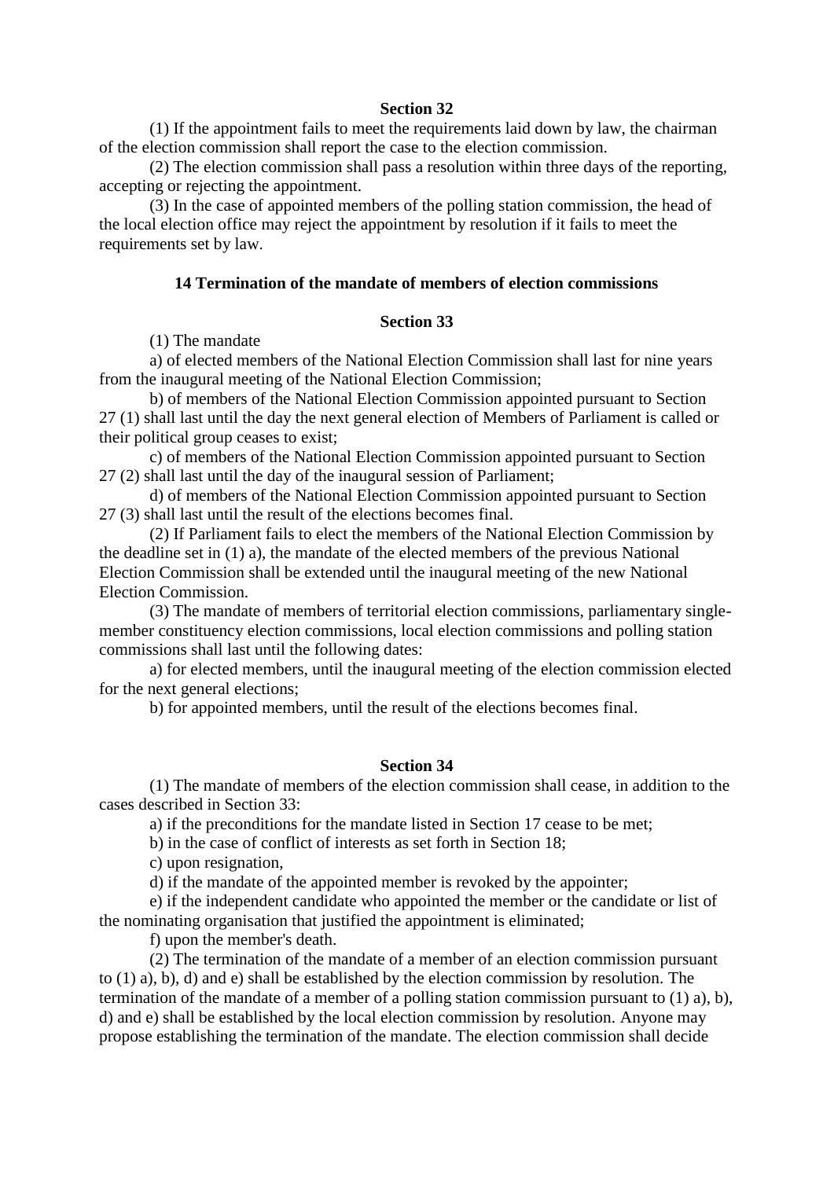### Section 32

(1) If the appointment fails to meet the requirements laid down by law, the chairman of the election commission shall report the case to the election commission.

(2) The election commission shall pass a resolution within three days of the reporting, accepting or rejecting the appointment.

(3) In the case of appointed members of the polling station commission, the head of the local election office may reject the appointment by resolution if it fails to meet the requirements set by law.

## 14 Termination of the mandate of members of election commissions

### Section 33

(1) The mandate

a) of elected members of the National Election Commission shall last for nine years from the inaugural meeting of the National Election Commission;

b) of members of the National Election Commission appointed pursuant to Section 27 (1) shall last until the day the next general election of Members of Parliament is called or their political group ceases to exist;

c) of members of the National Election Commission appointed pursuant to Section 27 (2) shall last until the day of the inaugural session of Parliament;

d) of members of the National Election Commission appointed pursuant to Section 27 (3) shall last until the result of the elections becomes final.

(2) If Parliament fails to elect the members of the National Election Commission by the deadline set in (1) a), the mandate of the elected members of the previous National Election Commission shall be extended until the inaugural meeting of the new National Election Commission.

(3) The mandate of members of territorial election commissions, parliamentary single-member constituency election commissions, local election commissions and polling station commissions shall last until the following dates:

a) for elected members, until the inaugural meeting of the election commission elected for the next general elections;

b) for appointed members, until the result of the elections becomes final.

### Section 34

(1) The mandate of members of the election commission shall cease, in addition to the cases described in Section 33:

a) if the preconditions for the mandate listed in Section 17 cease to be met;

b) in the case of conflict of interests as set forth in Section 18;

c) upon resignation,

d) if the mandate of the appointed member is revoked by the appointer;

e) if the independent candidate who appointed the member or the candidate or list of the nominating organisation that justified the appointment is eliminated;

f) upon the member's death.

(2) The termination of the mandate of a member of an election commission pursuant to (1) a), b), d) and e) shall be established by the election commission by resolution. The termination of the mandate of a member of a polling station commission pursuant to (1) a), b), d) and e) shall be established by the local election commission by resolution. Anyone may propose establishing the termination of the mandate. The election commission shall decide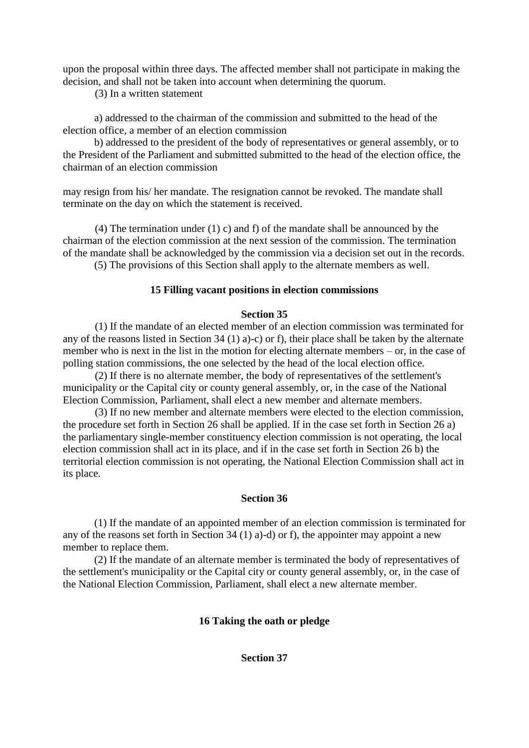upon the proposal within three days. The affected member shall not participate in making the decision, and shall not be taken into account when determining the quorum.

(3) In a written statement

a) addressed to the chairman of the commission and submitted to the head of the election office, a member of an election commission

b) addressed to the president of the body of representatives or general assembly, or to the President of the Parliament and submitted submitted to the head of the election office, the chairman of an election commission

may resign from his/ her mandate. The resignation cannot be revoked. The mandate shall terminate on the day on which the statement is received.

(4) The termination under (1) c) and f) of the mandate shall be announced by the chairman of the election commission at the next session of the commission. The termination of the mandate shall be acknowledged by the commission via a decision set out in the records.

(5) The provisions of this Section shall apply to the alternate members as well.

### 15 Filling vacant positions in election commissions

#### Section 35

(1) If the mandate of an elected member of an election commission was terminated for any of the reasons listed in Section 34 (1) a)-c) or f), their place shall be taken by the alternate member who is next in the list in the motion for electing alternate members – or, in the case of polling station commissions, the one selected by the head of the local election office.

(2) If there is no alternate member, the body of representatives of the settlement's municipality or the Capital city or county general assembly, or, in the case of the National Election Commission, Parliament, shall elect a new member and alternate members.

(3) If no new member and alternate members were elected to the election commission, the procedure set forth in Section 26 shall be applied. If in the case set forth in Section 26 a) the parliamentary single-member constituency election commission is not operating, the local election commission shall act in its place, and if in the case set forth in Section 26 b) the territorial election commission is not operating, the National Election Commission shall act in its place.

#### Section 36

(1) If the mandate of an appointed member of an election commission is terminated for any of the reasons set forth in Section 34 (1) a)-d) or f), the appointer may appoint a new member to replace them.

(2) If the mandate of an alternate member is terminated the body of representatives of the settlement's municipality or the Capital city or county general assembly, or, in the case of the National Election Commission, Parliament, shall elect a new alternate member.

### 16 Taking the oath or pledge

#### Section 37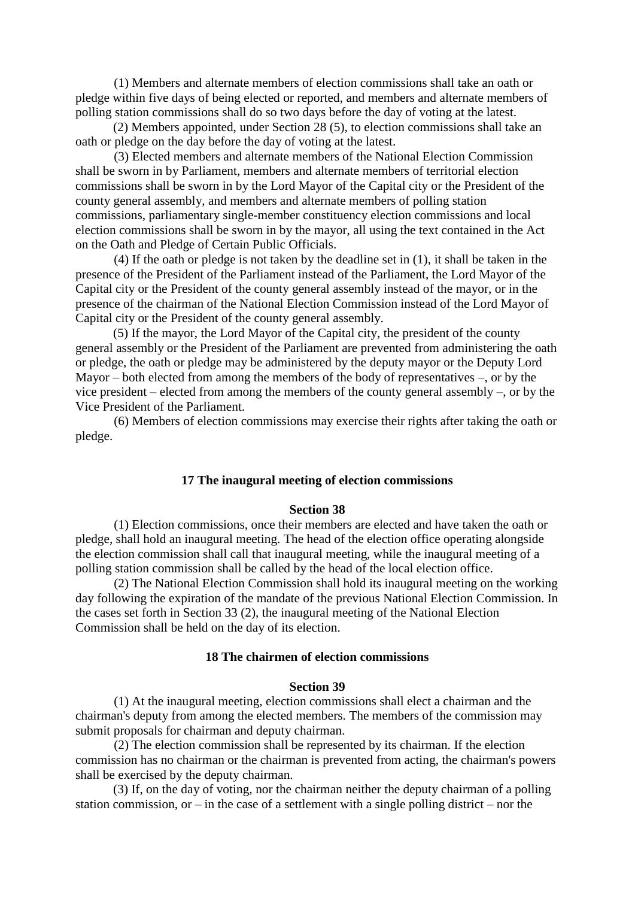(1) Members and alternate members of election commissions shall take an oath or pledge within five days of being elected or reported, and members and alternate members of polling station commissions shall do so two days before the day of voting at the latest.

(2) Members appointed, under Section 28 (5), to election commissions shall take an oath or pledge on the day before the day of voting at the latest.

(3) Elected members and alternate members of the National Election Commission shall be sworn in by Parliament, members and alternate members of territorial election commissions shall be sworn in by the Lord Mayor of the Capital city or the President of the county general assembly, and members and alternate members of polling station commissions, parliamentary single-member constituency election commissions and local election commissions shall be sworn in by the mayor, all using the text contained in the Act on the Oath and Pledge of Certain Public Officials.

(4) If the oath or pledge is not taken by the deadline set in (1), it shall be taken in the presence of the President of the Parliament instead of the Parliament, the Lord Mayor of the Capital city or the President of the county general assembly instead of the mayor, or in the presence of the chairman of the National Election Commission instead of the Lord Mayor of Capital city or the President of the county general assembly.

(5) If the mayor, the Lord Mayor of the Capital city, the president of the county general assembly or the President of the Parliament are prevented from administering the oath or pledge, the oath or pledge may be administered by the deputy mayor or the Deputy Lord Mayor – both elected from among the members of the body of representatives –, or by the vice president – elected from among the members of the county general assembly –, or by the Vice President of the Parliament.

(6) Members of election commissions may exercise their rights after taking the oath or pledge.

### 17 The inaugural meeting of election commissions

#### Section 38

(1) Election commissions, once their members are elected and have taken the oath or pledge, shall hold an inaugural meeting. The head of the election office operating alongside the election commission shall call that inaugural meeting, while the inaugural meeting of a polling station commission shall be called by the head of the local election office.

(2) The National Election Commission shall hold its inaugural meeting on the working day following the expiration of the mandate of the previous National Election Commission. In the cases set forth in Section 33 (2), the inaugural meeting of the National Election Commission shall be held on the day of its election.

### 18 The chairmen of election commissions

#### Section 39

(1) At the inaugural meeting, election commissions shall elect a chairman and the chairman's deputy from among the elected members. The members of the commission may submit proposals for chairman and deputy chairman.

(2) The election commission shall be represented by its chairman. If the election commission has no chairman or the chairman is prevented from acting, the chairman's powers shall be exercised by the deputy chairman.

(3) If, on the day of voting, nor the chairman neither the deputy chairman of a polling station commission, or – in the case of a settlement with a single polling district – nor the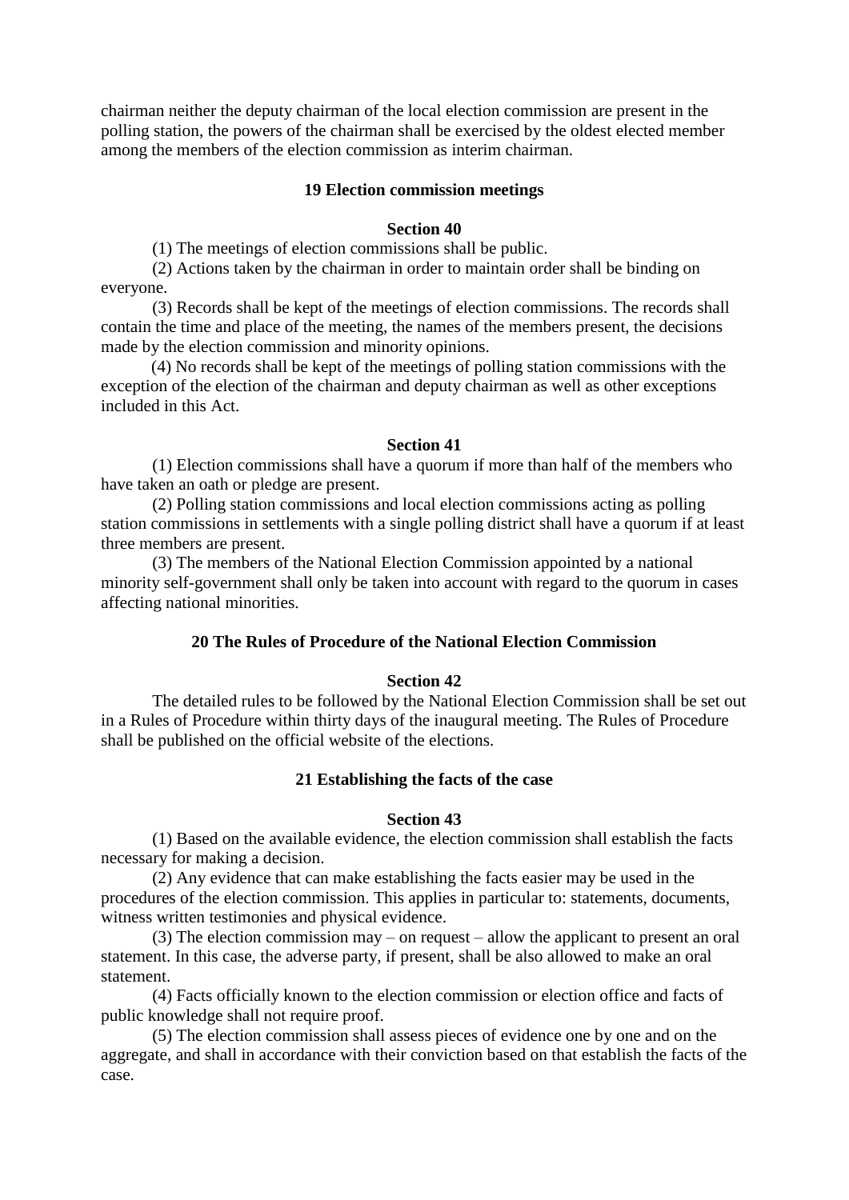chairman neither the deputy chairman of the local election commission are present in the polling station, the powers of the chairman shall be exercised by the oldest elected member among the members of the election commission as interim chairman.

### 19 Election commission meetings

#### Section 40

(1) The meetings of election commissions shall be public.

(2) Actions taken by the chairman in order to maintain order shall be binding on everyone.

(3) Records shall be kept of the meetings of election commissions. The records shall contain the time and place of the meeting, the names of the members present, the decisions made by the election commission and minority opinions.

(4) No records shall be kept of the meetings of polling station commissions with the exception of the election of the chairman and deputy chairman as well as other exceptions included in this Act.

#### Section 41

(1) Election commissions shall have a quorum if more than half of the members who have taken an oath or pledge are present.

(2) Polling station commissions and local election commissions acting as polling station commissions in settlements with a single polling district shall have a quorum if at least three members are present.

(3) The members of the National Election Commission appointed by a national minority self-government shall only be taken into account with regard to the quorum in cases affecting national minorities.

### 20 The Rules of Procedure of the National Election Commission

#### Section 42

The detailed rules to be followed by the National Election Commission shall be set out in a Rules of Procedure within thirty days of the inaugural meeting. The Rules of Procedure shall be published on the official website of the elections.

### 21 Establishing the facts of the case

#### Section 43

(1) Based on the available evidence, the election commission shall establish the facts necessary for making a decision.

(2) Any evidence that can make establishing the facts easier may be used in the procedures of the election commission. This applies in particular to: statements, documents, witness written testimonies and physical evidence.

(3) The election commission may – on request – allow the applicant to present an oral statement. In this case, the adverse party, if present, shall be also allowed to make an oral statement.

(4) Facts officially known to the election commission or election office and facts of public knowledge shall not require proof.

(5) The election commission shall assess pieces of evidence one by one and on the aggregate, and shall in accordance with their conviction based on that establish the facts of the case.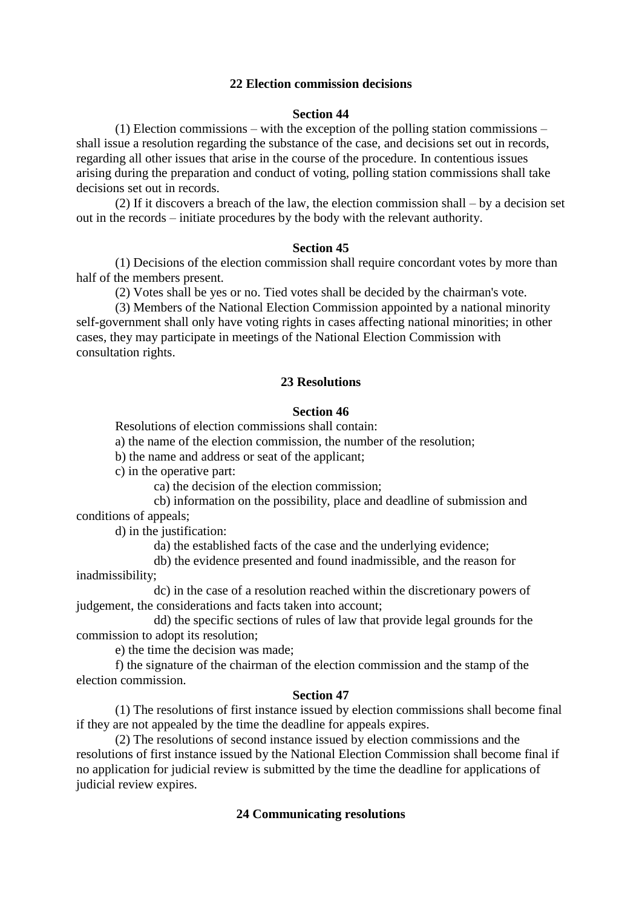## 22 Election commission decisions

### Section 44

(1) Election commissions – with the exception of the polling station commissions – shall issue a resolution regarding the substance of the case, and decisions set out in records, regarding all other issues that arise in the course of the procedure. In contentious issues arising during the preparation and conduct of voting, polling station commissions shall take decisions set out in records.

(2) If it discovers a breach of the law, the election commission shall – by a decision set out in the records – initiate procedures by the body with the relevant authority.

### Section 45

(1) Decisions of the election commission shall require concordant votes by more than half of the members present.

(2) Votes shall be yes or no. Tied votes shall be decided by the chairman's vote.

(3) Members of the National Election Commission appointed by a national minority self-government shall only have voting rights in cases affecting national minorities; in other cases, they may participate in meetings of the National Election Commission with consultation rights.

## 23 Resolutions

### Section 46

Resolutions of election commissions shall contain:

a) the name of the election commission, the number of the resolution;

b) the name and address or seat of the applicant;

c) in the operative part:

ca) the decision of the election commission;

cb) information on the possibility, place and deadline of submission and conditions of appeals;

d) in the justification:

da) the established facts of the case and the underlying evidence;

db) the evidence presented and found inadmissible, and the reason for inadmissibility;

dc) in the case of a resolution reached within the discretionary powers of judgement, the considerations and facts taken into account;

dd) the specific sections of rules of law that provide legal grounds for the commission to adopt its resolution;

e) the time the decision was made;

f) the signature of the chairman of the election commission and the stamp of the election commission.

### Section 47

(1) The resolutions of first instance issued by election commissions shall become final if they are not appealed by the time the deadline for appeals expires.

(2) The resolutions of second instance issued by election commissions and the resolutions of first instance issued by the National Election Commission shall become final if no application for judicial review is submitted by the time the deadline for applications of judicial review expires.

## 24 Communicating resolutions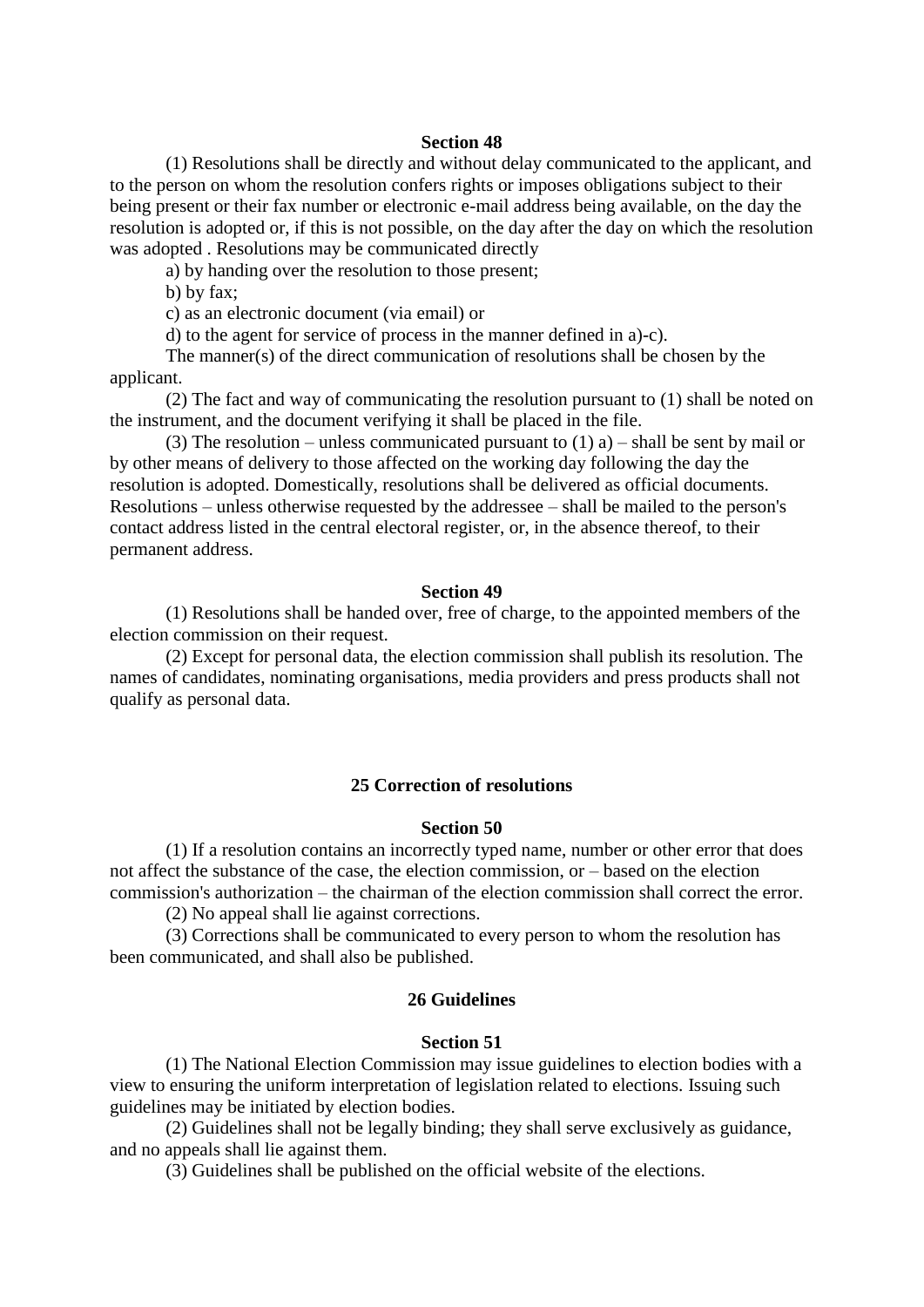**Section 48**

(1) Resolutions shall be directly and without delay communicated to the applicant, and to the person on whom the resolution confers rights or imposes obligations subject to their being present or their fax number or electronic e-mail address being available, on the day the resolution is adopted or, if this is not possible, on the day after the day on which the resolution was adopted . Resolutions may be communicated directly

a) by handing over the resolution to those present;

b) by fax;

c) as an electronic document (via email) or

d) to the agent for service of process in the manner defined in a)-c).

The manner(s) of the direct communication of resolutions shall be chosen by the applicant.

(2) The fact and way of communicating the resolution pursuant to (1) shall be noted on the instrument, and the document verifying it shall be placed in the file.

(3) The resolution – unless communicated pursuant to (1) a) – shall be sent by mail or by other means of delivery to those affected on the working day following the day the resolution is adopted. Domestically, resolutions shall be delivered as official documents. Resolutions – unless otherwise requested by the addressee – shall be mailed to the person's contact address listed in the central electoral register, or, in the absence thereof, to their permanent address.

**Section 49**

(1) Resolutions shall be handed over, free of charge, to the appointed members of the election commission on their request.

(2) Except for personal data, the election commission shall publish its resolution. The names of candidates, nominating organisations, media providers and press products shall not qualify as personal data.

## 25 Correction of resolutions

**Section 50**

(1) If a resolution contains an incorrectly typed name, number or other error that does not affect the substance of the case, the election commission, or – based on the election commission's authorization – the chairman of the election commission shall correct the error.

(2) No appeal shall lie against corrections.

(3) Corrections shall be communicated to every person to whom the resolution has been communicated, and shall also be published.

## 26 Guidelines

**Section 51**

(1) The National Election Commission may issue guidelines to election bodies with a view to ensuring the uniform interpretation of legislation related to elections. Issuing such guidelines may be initiated by election bodies.

(2) Guidelines shall not be legally binding; they shall serve exclusively as guidance, and no appeals shall lie against them.

(3) Guidelines shall be published on the official website of the elections.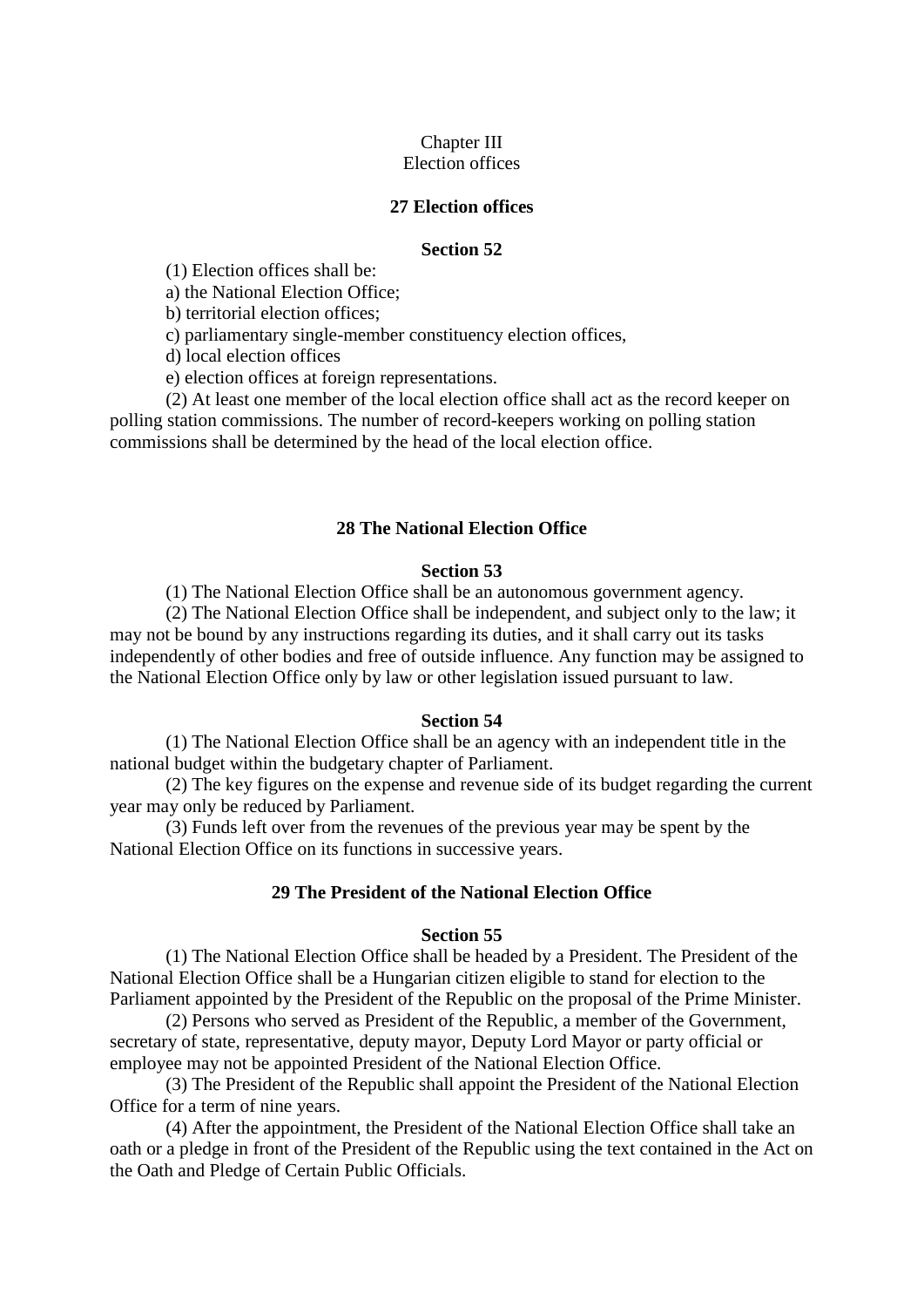## Chapter III
## Election offices

### 27 Election offices

#### Section 52

(1) Election offices shall be:

a) the National Election Office;

b) territorial election offices;

c) parliamentary single-member constituency election offices,

d) local election offices

e) election offices at foreign representations.

(2) At least one member of the local election office shall act as the record keeper on polling station commissions. The number of record-keepers working on polling station commissions shall be determined by the head of the local election office.

### 28 The National Election Office

#### Section 53

(1) The National Election Office shall be an autonomous government agency.

(2) The National Election Office shall be independent, and subject only to the law; it may not be bound by any instructions regarding its duties, and it shall carry out its tasks independently of other bodies and free of outside influence. Any function may be assigned to the National Election Office only by law or other legislation issued pursuant to law.

#### Section 54

(1) The National Election Office shall be an agency with an independent title in the national budget within the budgetary chapter of Parliament.

(2) The key figures on the expense and revenue side of its budget regarding the current year may only be reduced by Parliament.

(3) Funds left over from the revenues of the previous year may be spent by the National Election Office on its functions in successive years.

### 29 The President of the National Election Office

#### Section 55

(1) The National Election Office shall be headed by a President. The President of the National Election Office shall be a Hungarian citizen eligible to stand for election to the Parliament appointed by the President of the Republic on the proposal of the Prime Minister.

(2) Persons who served as President of the Republic, a member of the Government, secretary of state, representative, deputy mayor, Deputy Lord Mayor or party official or employee may not be appointed President of the National Election Office.

(3) The President of the Republic shall appoint the President of the National Election Office for a term of nine years.

(4) After the appointment, the President of the National Election Office shall take an oath or a pledge in front of the President of the Republic using the text contained in the Act on the Oath and Pledge of Certain Public Officials.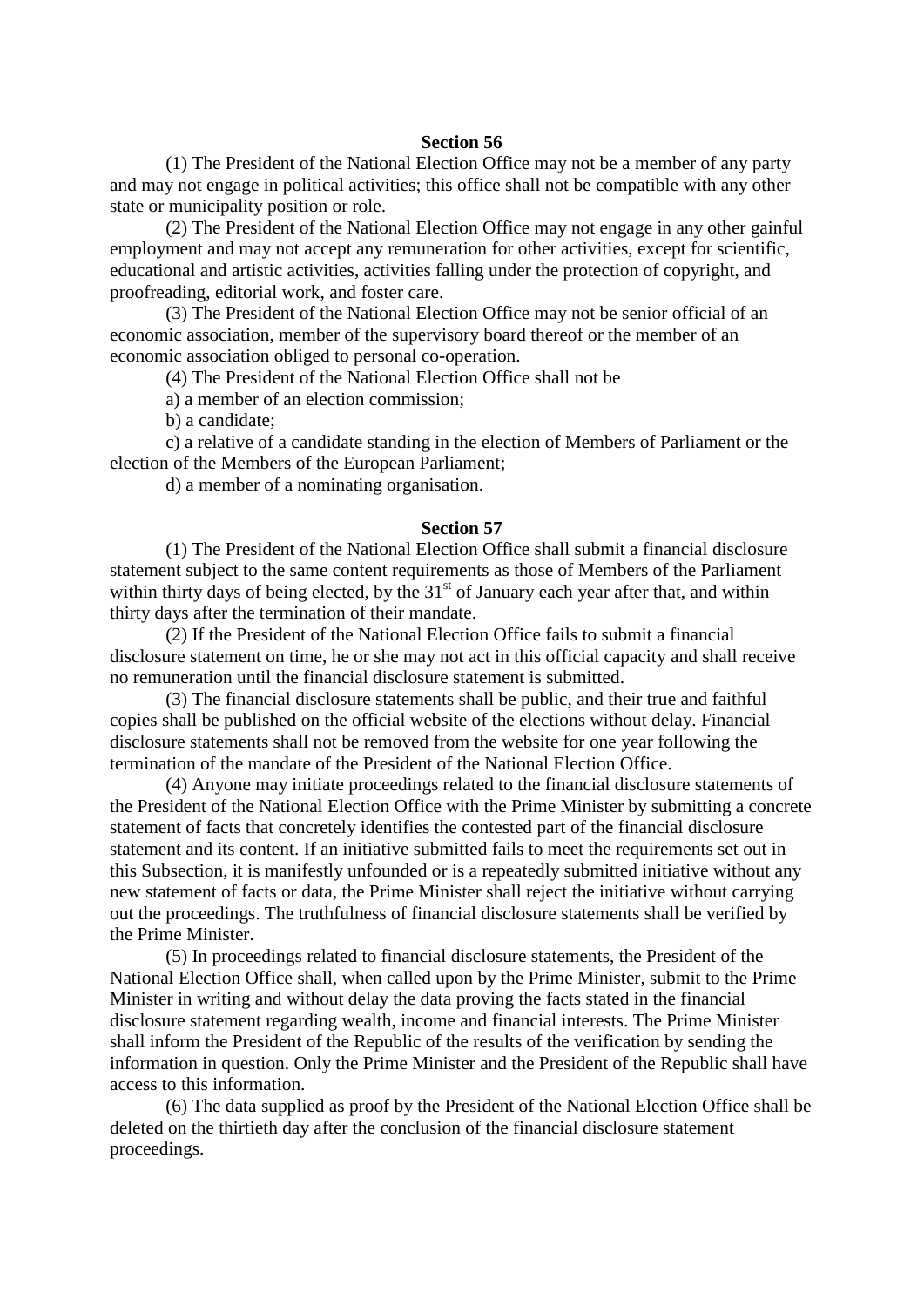### Section 56

(1) The President of the National Election Office may not be a member of any party and may not engage in political activities; this office shall not be compatible with any other state or municipality position or role.

(2) The President of the National Election Office may not engage in any other gainful employment and may not accept any remuneration for other activities, except for scientific, educational and artistic activities, activities falling under the protection of copyright, and proofreading, editorial work, and foster care.

(3) The President of the National Election Office may not be senior official of an economic association, member of the supervisory board thereof or the member of an economic association obliged to personal co-operation.

(4) The President of the National Election Office shall not be

a) a member of an election commission;

b) a candidate;

c) a relative of a candidate standing in the election of Members of Parliament or the election of the Members of the European Parliament;

d) a member of a nominating organisation.

### Section 57

(1) The President of the National Election Office shall submit a financial disclosure statement subject to the same content requirements as those of Members of the Parliament within thirty days of being elected, by the 31st of January each year after that, and within thirty days after the termination of their mandate.

(2) If the President of the National Election Office fails to submit a financial disclosure statement on time, he or she may not act in this official capacity and shall receive no remuneration until the financial disclosure statement is submitted.

(3) The financial disclosure statements shall be public, and their true and faithful copies shall be published on the official website of the elections without delay. Financial disclosure statements shall not be removed from the website for one year following the termination of the mandate of the President of the National Election Office.

(4) Anyone may initiate proceedings related to the financial disclosure statements of the President of the National Election Office with the Prime Minister by submitting a concrete statement of facts that concretely identifies the contested part of the financial disclosure statement and its content. If an initiative submitted fails to meet the requirements set out in this Subsection, it is manifestly unfounded or is a repeatedly submitted initiative without any new statement of facts or data, the Prime Minister shall reject the initiative without carrying out the proceedings. The truthfulness of financial disclosure statements shall be verified by the Prime Minister.

(5) In proceedings related to financial disclosure statements, the President of the National Election Office shall, when called upon by the Prime Minister, submit to the Prime Minister in writing and without delay the data proving the facts stated in the financial disclosure statement regarding wealth, income and financial interests. The Prime Minister shall inform the President of the Republic of the results of the verification by sending the information in question. Only the Prime Minister and the President of the Republic shall have access to this information.

(6) The data supplied as proof by the President of the National Election Office shall be deleted on the thirtieth day after the conclusion of the financial disclosure statement proceedings.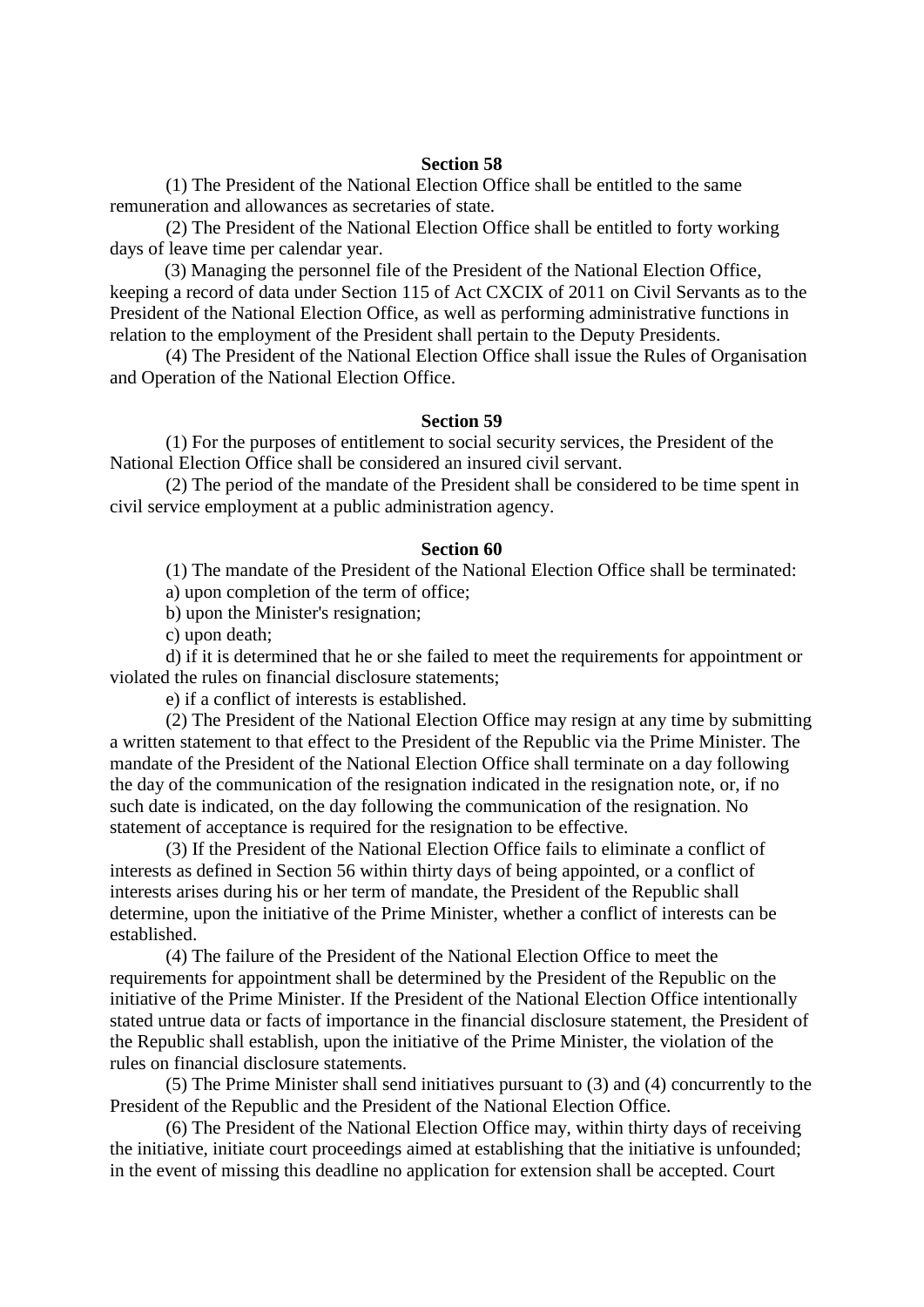**Section 58**

(1) The President of the National Election Office shall be entitled to the same remuneration and allowances as secretaries of state.

(2) The President of the National Election Office shall be entitled to forty working days of leave time per calendar year.

(3) Managing the personnel file of the President of the National Election Office, keeping a record of data under Section 115 of Act CXCIX of 2011 on Civil Servants as to the President of the National Election Office, as well as performing administrative functions in relation to the employment of the President shall pertain to the Deputy Presidents.

(4) The President of the National Election Office shall issue the Rules of Organisation and Operation of the National Election Office.

**Section 59**

(1) For the purposes of entitlement to social security services, the President of the National Election Office shall be considered an insured civil servant.

(2) The period of the mandate of the President shall be considered to be time spent in civil service employment at a public administration agency.

**Section 60**

(1) The mandate of the President of the National Election Office shall be terminated:

a) upon completion of the term of office;

b) upon the Minister's resignation;

c) upon death;

d) if it is determined that he or she failed to meet the requirements for appointment or violated the rules on financial disclosure statements;

e) if a conflict of interests is established.

(2) The President of the National Election Office may resign at any time by submitting a written statement to that effect to the President of the Republic via the Prime Minister. The mandate of the President of the National Election Office shall terminate on a day following the day of the communication of the resignation indicated in the resignation note, or, if no such date is indicated, on the day following the communication of the resignation. No statement of acceptance is required for the resignation to be effective.

(3) If the President of the National Election Office fails to eliminate a conflict of interests as defined in Section 56 within thirty days of being appointed, or a conflict of interests arises during his or her term of mandate, the President of the Republic shall determine, upon the initiative of the Prime Minister, whether a conflict of interests can be established.

(4) The failure of the President of the National Election Office to meet the requirements for appointment shall be determined by the President of the Republic on the initiative of the Prime Minister. If the President of the National Election Office intentionally stated untrue data or facts of importance in the financial disclosure statement, the President of the Republic shall establish, upon the initiative of the Prime Minister, the violation of the rules on financial disclosure statements.

(5) The Prime Minister shall send initiatives pursuant to (3) and (4) concurrently to the President of the Republic and the President of the National Election Office.

(6) The President of the National Election Office may, within thirty days of receiving the initiative, initiate court proceedings aimed at establishing that the initiative is unfounded; in the event of missing this deadline no application for extension shall be accepted. Court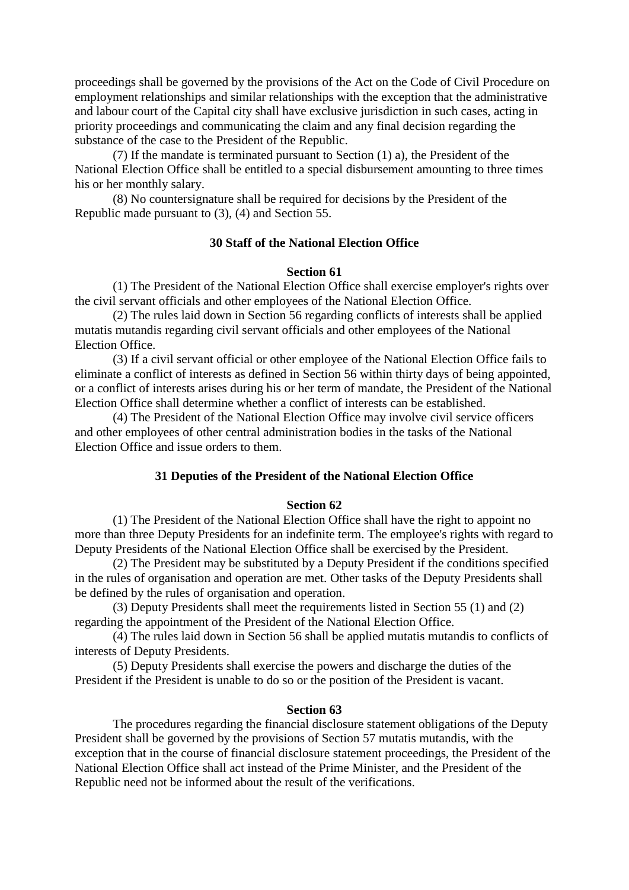proceedings shall be governed by the provisions of the Act on the Code of Civil Procedure on employment relationships and similar relationships with the exception that the administrative and labour court of the Capital city shall have exclusive jurisdiction in such cases, acting in priority proceedings and communicating the claim and any final decision regarding the substance of the case to the President of the Republic.

(7) If the mandate is terminated pursuant to Section (1) a), the President of the National Election Office shall be entitled to a special disbursement amounting to three times his or her monthly salary.

(8) No countersignature shall be required for decisions by the President of the Republic made pursuant to (3), (4) and Section 55.

### 30 Staff of the National Election Office

#### Section 61

(1) The President of the National Election Office shall exercise employer's rights over the civil servant officials and other employees of the National Election Office.

(2) The rules laid down in Section 56 regarding conflicts of interests shall be applied mutatis mutandis regarding civil servant officials and other employees of the National Election Office.

(3) If a civil servant official or other employee of the National Election Office fails to eliminate a conflict of interests as defined in Section 56 within thirty days of being appointed, or a conflict of interests arises during his or her term of mandate, the President of the National Election Office shall determine whether a conflict of interests can be established.

(4) The President of the National Election Office may involve civil service officers and other employees of other central administration bodies in the tasks of the National Election Office and issue orders to them.

### 31 Deputies of the President of the National Election Office

#### Section 62

(1) The President of the National Election Office shall have the right to appoint no more than three Deputy Presidents for an indefinite term. The employee's rights with regard to Deputy Presidents of the National Election Office shall be exercised by the President.

(2) The President may be substituted by a Deputy President if the conditions specified in the rules of organisation and operation are met. Other tasks of the Deputy Presidents shall be defined by the rules of organisation and operation.

(3) Deputy Presidents shall meet the requirements listed in Section 55 (1) and (2) regarding the appointment of the President of the National Election Office.

(4) The rules laid down in Section 56 shall be applied mutatis mutandis to conflicts of interests of Deputy Presidents.

(5) Deputy Presidents shall exercise the powers and discharge the duties of the President if the President is unable to do so or the position of the President is vacant.

#### Section 63

The procedures regarding the financial disclosure statement obligations of the Deputy President shall be governed by the provisions of Section 57 mutatis mutandis, with the exception that in the course of financial disclosure statement proceedings, the President of the National Election Office shall act instead of the Prime Minister, and the President of the Republic need not be informed about the result of the verifications.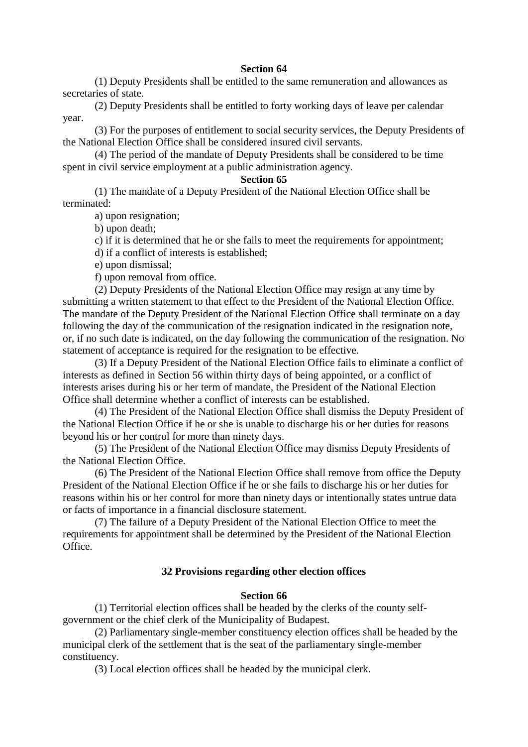### Section 64

(1) Deputy Presidents shall be entitled to the same remuneration and allowances as secretaries of state.

(2) Deputy Presidents shall be entitled to forty working days of leave per calendar year.

(3) For the purposes of entitlement to social security services, the Deputy Presidents of the National Election Office shall be considered insured civil servants.

(4) The period of the mandate of Deputy Presidents shall be considered to be time spent in civil service employment at a public administration agency.

### Section 65

(1) The mandate of a Deputy President of the National Election Office shall be terminated:

a) upon resignation;

b) upon death;

c) if it is determined that he or she fails to meet the requirements for appointment;

d) if a conflict of interests is established;

e) upon dismissal;

f) upon removal from office.

(2) Deputy Presidents of the National Election Office may resign at any time by submitting a written statement to that effect to the President of the National Election Office. The mandate of the Deputy President of the National Election Office shall terminate on a day following the day of the communication of the resignation indicated in the resignation note, or, if no such date is indicated, on the day following the communication of the resignation. No statement of acceptance is required for the resignation to be effective.

(3) If a Deputy President of the National Election Office fails to eliminate a conflict of interests as defined in Section 56 within thirty days of being appointed, or a conflict of interests arises during his or her term of mandate, the President of the National Election Office shall determine whether a conflict of interests can be established.

(4) The President of the National Election Office shall dismiss the Deputy President of the National Election Office if he or she is unable to discharge his or her duties for reasons beyond his or her control for more than ninety days.

(5) The President of the National Election Office may dismiss Deputy Presidents of the National Election Office.

(6) The President of the National Election Office shall remove from office the Deputy President of the National Election Office if he or she fails to discharge his or her duties for reasons within his or her control for more than ninety days or intentionally states untrue data or facts of importance in a financial disclosure statement.

(7) The failure of a Deputy President of the National Election Office to meet the requirements for appointment shall be determined by the President of the National Election Office.

## 32 Provisions regarding other election offices

### Section 66

(1) Territorial election offices shall be headed by the clerks of the county self-government or the chief clerk of the Municipality of Budapest.

(2) Parliamentary single-member constituency election offices shall be headed by the municipal clerk of the settlement that is the seat of the parliamentary single-member constituency.

(3) Local election offices shall be headed by the municipal clerk.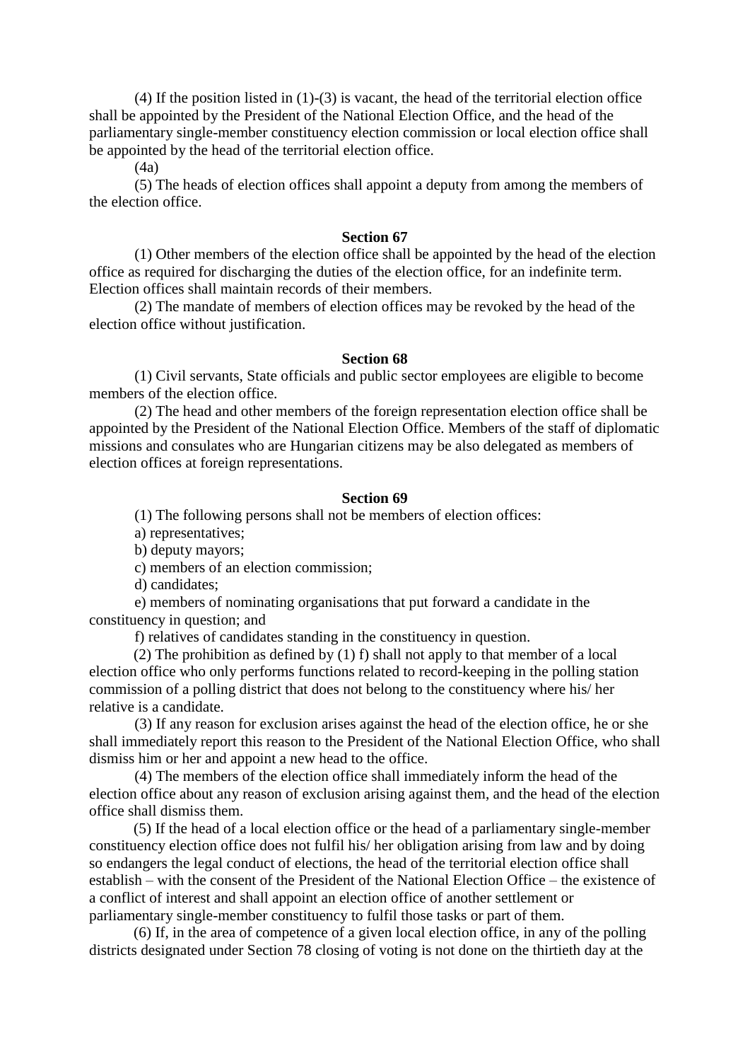(4) If the position listed in (1)-(3) is vacant, the head of the territorial election office shall be appointed by the President of the National Election Office, and the head of the parliamentary single-member constituency election commission or local election office shall be appointed by the head of the territorial election office.

(4a)

(5) The heads of election offices shall appoint a deputy from among the members of the election office.

**Section 67**

(1) Other members of the election office shall be appointed by the head of the election office as required for discharging the duties of the election office, for an indefinite term. Election offices shall maintain records of their members.

(2) The mandate of members of election offices may be revoked by the head of the election office without justification.

**Section 68**

(1) Civil servants, State officials and public sector employees are eligible to become members of the election office.

(2) The head and other members of the foreign representation election office shall be appointed by the President of the National Election Office. Members of the staff of diplomatic missions and consulates who are Hungarian citizens may be also delegated as members of election offices at foreign representations.

**Section 69**

(1) The following persons shall not be members of election offices:

a) representatives;

b) deputy mayors;

c) members of an election commission;

d) candidates;

e) members of nominating organisations that put forward a candidate in the constituency in question; and

f) relatives of candidates standing in the constituency in question.

(2) The prohibition as defined by (1) f) shall not apply to that member of a local election office who only performs functions related to record-keeping in the polling station commission of a polling district that does not belong to the constituency where his/ her relative is a candidate.

(3) If any reason for exclusion arises against the head of the election office, he or she shall immediately report this reason to the President of the National Election Office, who shall dismiss him or her and appoint a new head to the office.

(4) The members of the election office shall immediately inform the head of the election office about any reason of exclusion arising against them, and the head of the election office shall dismiss them.

(5) If the head of a local election office or the head of a parliamentary single-member constituency election office does not fulfil his/ her obligation arising from law and by doing so endangers the legal conduct of elections, the head of the territorial election office shall establish – with the consent of the President of the National Election Office – the existence of a conflict of interest and shall appoint an election office of another settlement or parliamentary single-member constituency to fulfil those tasks or part of them.

(6) If, in the area of competence of a given local election office, in any of the polling districts designated under Section 78 closing of voting is not done on the thirtieth day at the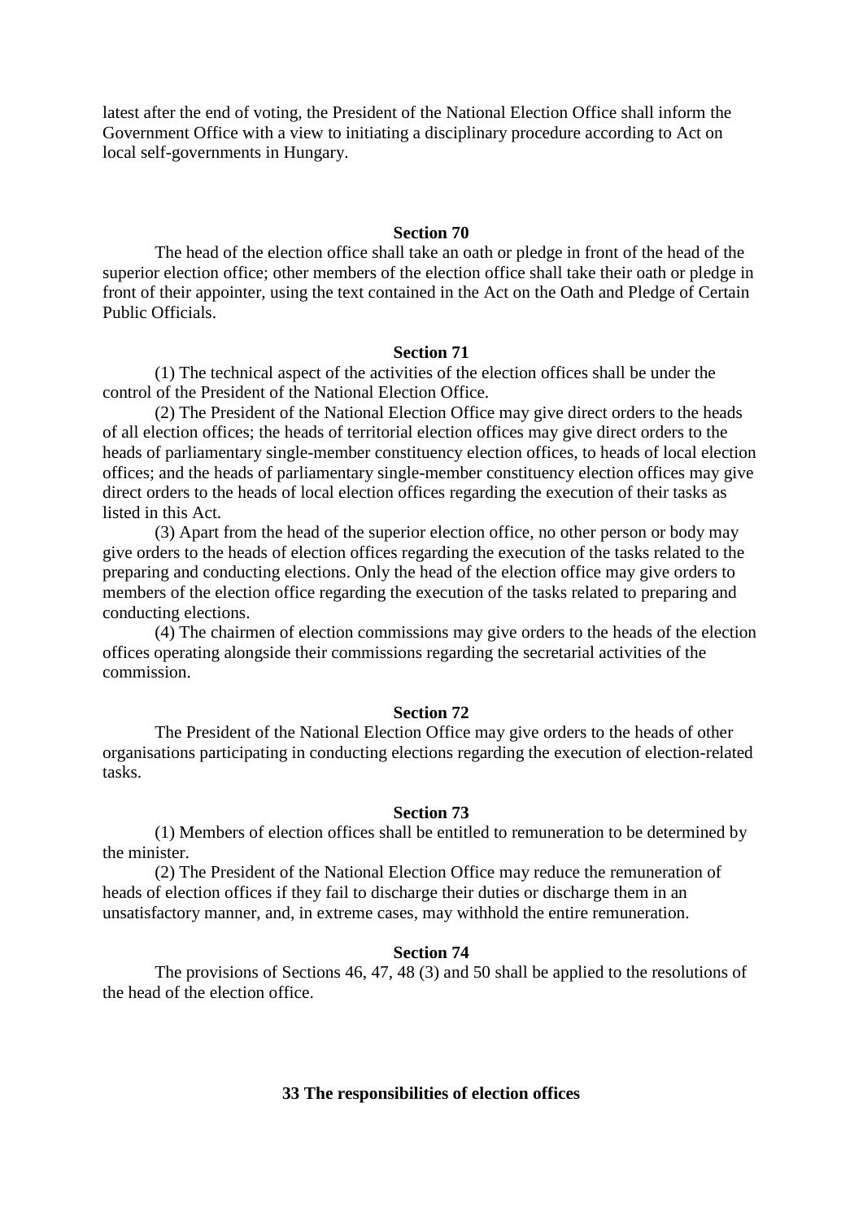latest after the end of voting, the President of the National Election Office shall inform the Government Office with a view to initiating a disciplinary procedure according to Act on local self-governments in Hungary.

### Section 70

The head of the election office shall take an oath or pledge in front of the head of the superior election office; other members of the election office shall take their oath or pledge in front of their appointer, using the text contained in the Act on the Oath and Pledge of Certain Public Officials.

### Section 71

(1) The technical aspect of the activities of the election offices shall be under the control of the President of the National Election Office.

(2) The President of the National Election Office may give direct orders to the heads of all election offices; the heads of territorial election offices may give direct orders to the heads of parliamentary single-member constituency election offices, to heads of local election offices; and the heads of parliamentary single-member constituency election offices may give direct orders to the heads of local election offices regarding the execution of their tasks as listed in this Act.

(3) Apart from the head of the superior election office, no other person or body may give orders to the heads of election offices regarding the execution of the tasks related to the preparing and conducting elections. Only the head of the election office may give orders to members of the election office regarding the execution of the tasks related to preparing and conducting elections.

(4) The chairmen of election commissions may give orders to the heads of the election offices operating alongside their commissions regarding the secretarial activities of the commission.

### Section 72

The President of the National Election Office may give orders to the heads of other organisations participating in conducting elections regarding the execution of election-related tasks.

### Section 73

(1) Members of election offices shall be entitled to remuneration to be determined by the minister.

(2) The President of the National Election Office may reduce the remuneration of heads of election offices if they fail to discharge their duties or discharge them in an unsatisfactory manner, and, in extreme cases, may withhold the entire remuneration.

### Section 74

The provisions of Sections 46, 47, 48 (3) and 50 shall be applied to the resolutions of the head of the election office.

## 33 The responsibilities of election offices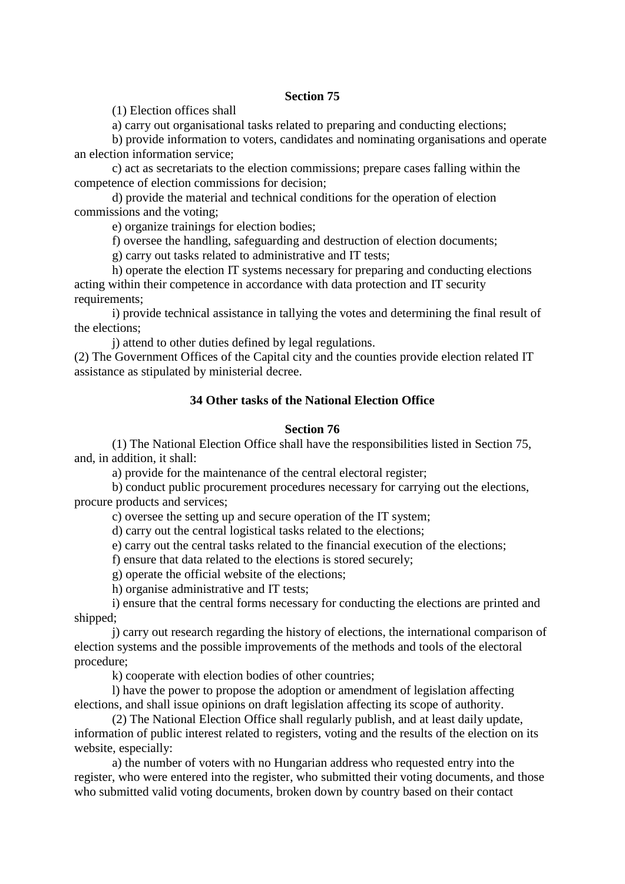### Section 75

(1) Election offices shall

a) carry out organisational tasks related to preparing and conducting elections;

b) provide information to voters, candidates and nominating organisations and operate an election information service;

c) act as secretariats to the election commissions; prepare cases falling within the competence of election commissions for decision;

d) provide the material and technical conditions for the operation of election commissions and the voting;

e) organize trainings for election bodies;

f) oversee the handling, safeguarding and destruction of election documents;

g) carry out tasks related to administrative and IT tests;

h) operate the election IT systems necessary for preparing and conducting elections acting within their competence in accordance with data protection and IT security requirements;

i) provide technical assistance in tallying the votes and determining the final result of the elections;

j) attend to other duties defined by legal regulations.

(2) The Government Offices of the Capital city and the counties provide election related IT assistance as stipulated by ministerial decree.

## 34 Other tasks of the National Election Office

### Section 76

(1) The National Election Office shall have the responsibilities listed in Section 75, and, in addition, it shall:

a) provide for the maintenance of the central electoral register;

b) conduct public procurement procedures necessary for carrying out the elections, procure products and services;

c) oversee the setting up and secure operation of the IT system;

d) carry out the central logistical tasks related to the elections;

e) carry out the central tasks related to the financial execution of the elections;

f) ensure that data related to the elections is stored securely;

g) operate the official website of the elections;

h) organise administrative and IT tests;

i) ensure that the central forms necessary for conducting the elections are printed and shipped;

j) carry out research regarding the history of elections, the international comparison of election systems and the possible improvements of the methods and tools of the electoral procedure;

k) cooperate with election bodies of other countries;

l) have the power to propose the adoption or amendment of legislation affecting elections, and shall issue opinions on draft legislation affecting its scope of authority.

(2) The National Election Office shall regularly publish, and at least daily update, information of public interest related to registers, voting and the results of the election on its website, especially:

a) the number of voters with no Hungarian address who requested entry into the register, who were entered into the register, who submitted their voting documents, and those who submitted valid voting documents, broken down by country based on their contact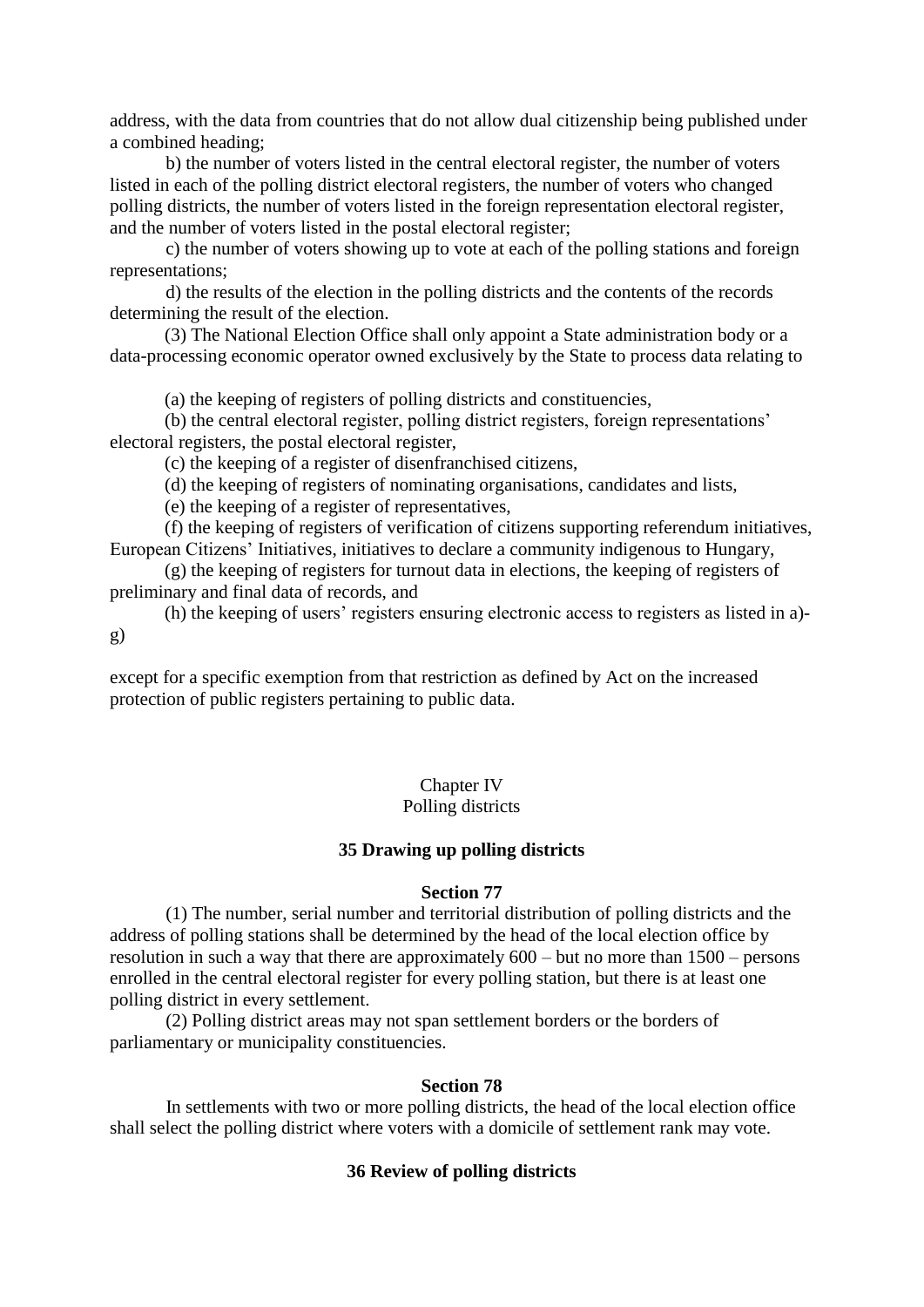address, with the data from countries that do not allow dual citizenship being published under a combined heading;

b) the number of voters listed in the central electoral register, the number of voters listed in each of the polling district electoral registers, the number of voters who changed polling districts, the number of voters listed in the foreign representation electoral register, and the number of voters listed in the postal electoral register;

c) the number of voters showing up to vote at each of the polling stations and foreign representations;

d) the results of the election in the polling districts and the contents of the records determining the result of the election.

(3) The National Election Office shall only appoint a State administration body or a data-processing economic operator owned exclusively by the State to process data relating to

(a) the keeping of registers of polling districts and constituencies,

(b) the central electoral register, polling district registers, foreign representations' electoral registers, the postal electoral register,

(c) the keeping of a register of disenfranchised citizens,

(d) the keeping of registers of nominating organisations, candidates and lists,

(e) the keeping of a register of representatives,

(f) the keeping of registers of verification of citizens supporting referendum initiatives, European Citizens' Initiatives, initiatives to declare a community indigenous to Hungary,

(g) the keeping of registers for turnout data in elections, the keeping of registers of preliminary and final data of records, and

(h) the keeping of users' registers ensuring electronic access to registers as listed in a)-g)

except for a specific exemption from that restriction as defined by Act on the increased protection of public registers pertaining to public data.

## Chapter IV
## Polling districts

### 35 Drawing up polling districts

#### Section 77

(1) The number, serial number and territorial distribution of polling districts and the address of polling stations shall be determined by the head of the local election office by resolution in such a way that there are approximately 600 – but no more than 1500 – persons enrolled in the central electoral register for every polling station, but there is at least one polling district in every settlement.

(2) Polling district areas may not span settlement borders or the borders of parliamentary or municipality constituencies.

#### Section 78

In settlements with two or more polling districts, the head of the local election office shall select the polling district where voters with a domicile of settlement rank may vote.

### 36 Review of polling districts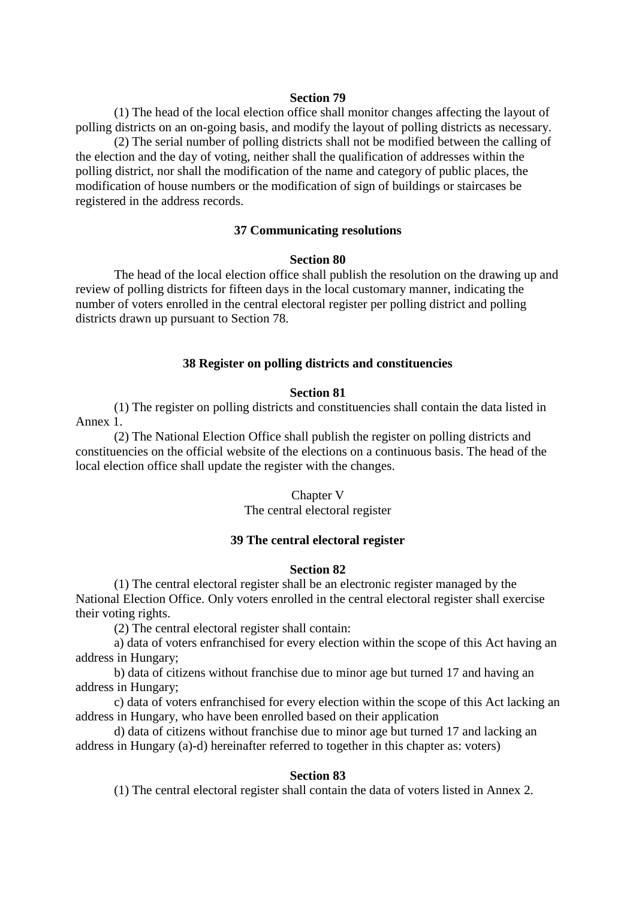**Section 79**

(1) The head of the local election office shall monitor changes affecting the layout of polling districts on an on-going basis, and modify the layout of polling districts as necessary.

(2) The serial number of polling districts shall not be modified between the calling of the election and the day of voting, neither shall the qualification of addresses within the polling district, nor shall the modification of the name and category of public places, the modification of house numbers or the modification of sign of buildings or staircases be registered in the address records.

**37 Communicating resolutions**

**Section 80**

The head of the local election office shall publish the resolution on the drawing up and review of polling districts for fifteen days in the local customary manner, indicating the number of voters enrolled in the central electoral register per polling district and polling districts drawn up pursuant to Section 78.

**38 Register on polling districts and constituencies**

**Section 81**

(1) The register on polling districts and constituencies shall contain the data listed in Annex 1.

(2) The National Election Office shall publish the register on polling districts and constituencies on the official website of the elections on a continuous basis. The head of the local election office shall update the register with the changes.

Chapter V
The central electoral register

**39 The central electoral register**

**Section 82**

(1) The central electoral register shall be an electronic register managed by the National Election Office. Only voters enrolled in the central electoral register shall exercise their voting rights.

(2) The central electoral register shall contain:

a) data of voters enfranchised for every election within the scope of this Act having an address in Hungary;

b) data of citizens without franchise due to minor age but turned 17 and having an address in Hungary;

c) data of voters enfranchised for every election within the scope of this Act lacking an address in Hungary, who have been enrolled based on their application

d) data of citizens without franchise due to minor age but turned 17 and lacking an address in Hungary (a)-d) hereinafter referred to together in this chapter as: voters)

**Section 83**

(1) The central electoral register shall contain the data of voters listed in Annex 2.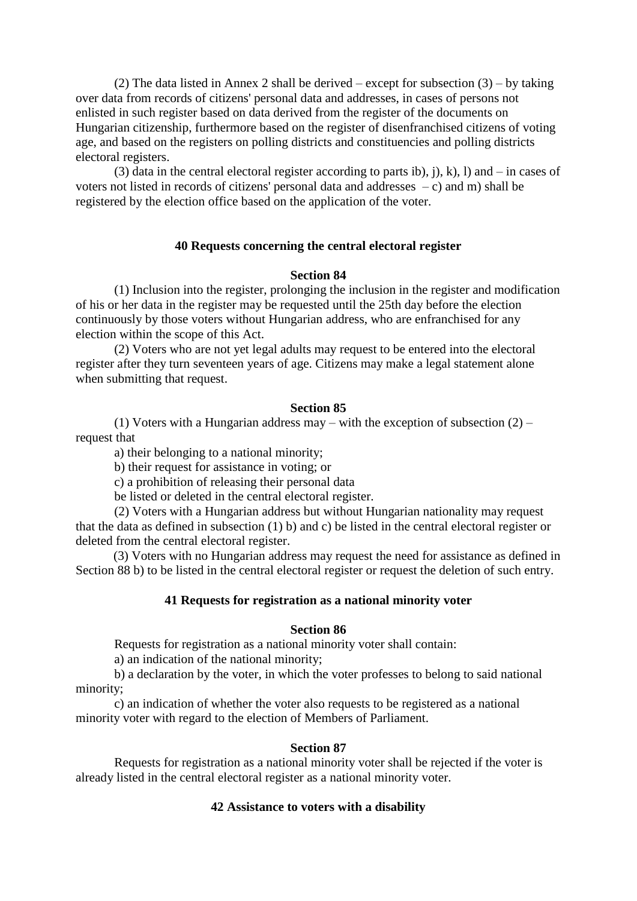(2) The data listed in Annex 2 shall be derived – except for subsection (3) – by taking over data from records of citizens' personal data and addresses, in cases of persons not enlisted in such register based on data derived from the register of the documents on Hungarian citizenship, furthermore based on the register of disenfranchised citizens of voting age, and based on the registers on polling districts and constituencies and polling districts electoral registers.

(3) data in the central electoral register according to parts ib), j), k), l) and – in cases of voters not listed in records of citizens' personal data and addresses – c) and m) shall be registered by the election office based on the application of the voter.

### 40 Requests concerning the central electoral register

#### Section 84

(1) Inclusion into the register, prolonging the inclusion in the register and modification of his or her data in the register may be requested until the 25th day before the election continuously by those voters without Hungarian address, who are enfranchised for any election within the scope of this Act.

(2) Voters who are not yet legal adults may request to be entered into the electoral register after they turn seventeen years of age. Citizens may make a legal statement alone when submitting that request.

#### Section 85

(1) Voters with a Hungarian address may – with the exception of subsection (2) – request that

a) their belonging to a national minority;

b) their request for assistance in voting; or

c) a prohibition of releasing their personal data

be listed or deleted in the central electoral register.

(2) Voters with a Hungarian address but without Hungarian nationality may request that the data as defined in subsection (1) b) and c) be listed in the central electoral register or deleted from the central electoral register.

(3) Voters with no Hungarian address may request the need for assistance as defined in Section 88 b) to be listed in the central electoral register or request the deletion of such entry.

### 41 Requests for registration as a national minority voter

#### Section 86

Requests for registration as a national minority voter shall contain:

a) an indication of the national minority;

b) a declaration by the voter, in which the voter professes to belong to said national minority;

c) an indication of whether the voter also requests to be registered as a national minority voter with regard to the election of Members of Parliament.

#### Section 87

Requests for registration as a national minority voter shall be rejected if the voter is already listed in the central electoral register as a national minority voter.

### 42 Assistance to voters with a disability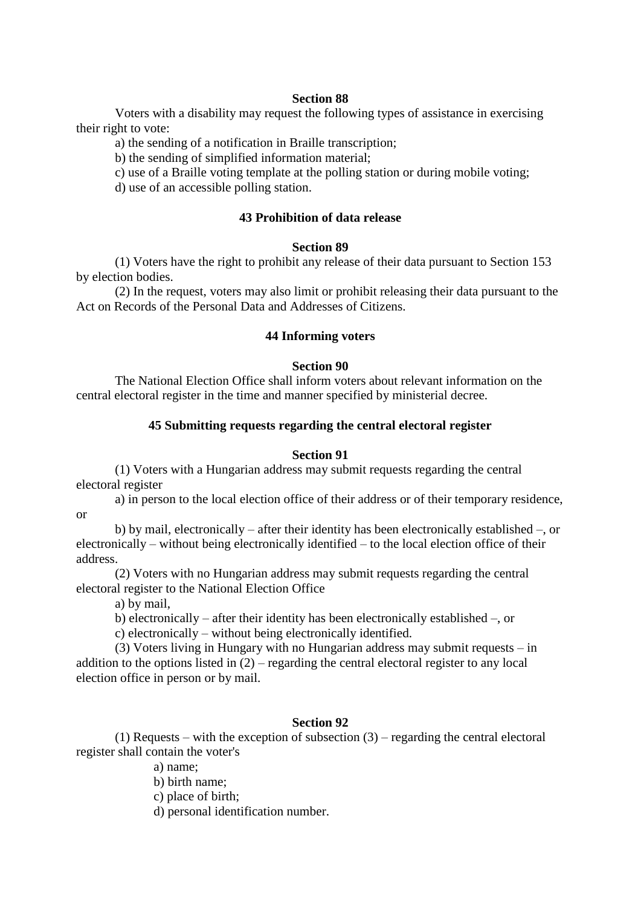### Section 88

Voters with a disability may request the following types of assistance in exercising their right to vote:

a) the sending of a notification in Braille transcription;

b) the sending of simplified information material;

c) use of a Braille voting template at the polling station or during mobile voting;

d) use of an accessible polling station.

## 43 Prohibition of data release

### Section 89

(1) Voters have the right to prohibit any release of their data pursuant to Section 153 by election bodies.

(2) In the request, voters may also limit or prohibit releasing their data pursuant to the Act on Records of the Personal Data and Addresses of Citizens.

## 44 Informing voters

### Section 90

The National Election Office shall inform voters about relevant information on the central electoral register in the time and manner specified by ministerial decree.

## 45 Submitting requests regarding the central electoral register

### Section 91

(1) Voters with a Hungarian address may submit requests regarding the central electoral register

a) in person to the local election office of their address or of their temporary residence, or

b) by mail, electronically – after their identity has been electronically established –, or electronically – without being electronically identified – to the local election office of their address.

(2) Voters with no Hungarian address may submit requests regarding the central electoral register to the National Election Office

a) by mail,

b) electronically – after their identity has been electronically established –, or

c) electronically – without being electronically identified.

(3) Voters living in Hungary with no Hungarian address may submit requests – in addition to the options listed in (2) – regarding the central electoral register to any local election office in person or by mail.

### Section 92

(1) Requests – with the exception of subsection (3) – regarding the central electoral register shall contain the voter's

a) name;

b) birth name;

c) place of birth;

d) personal identification number.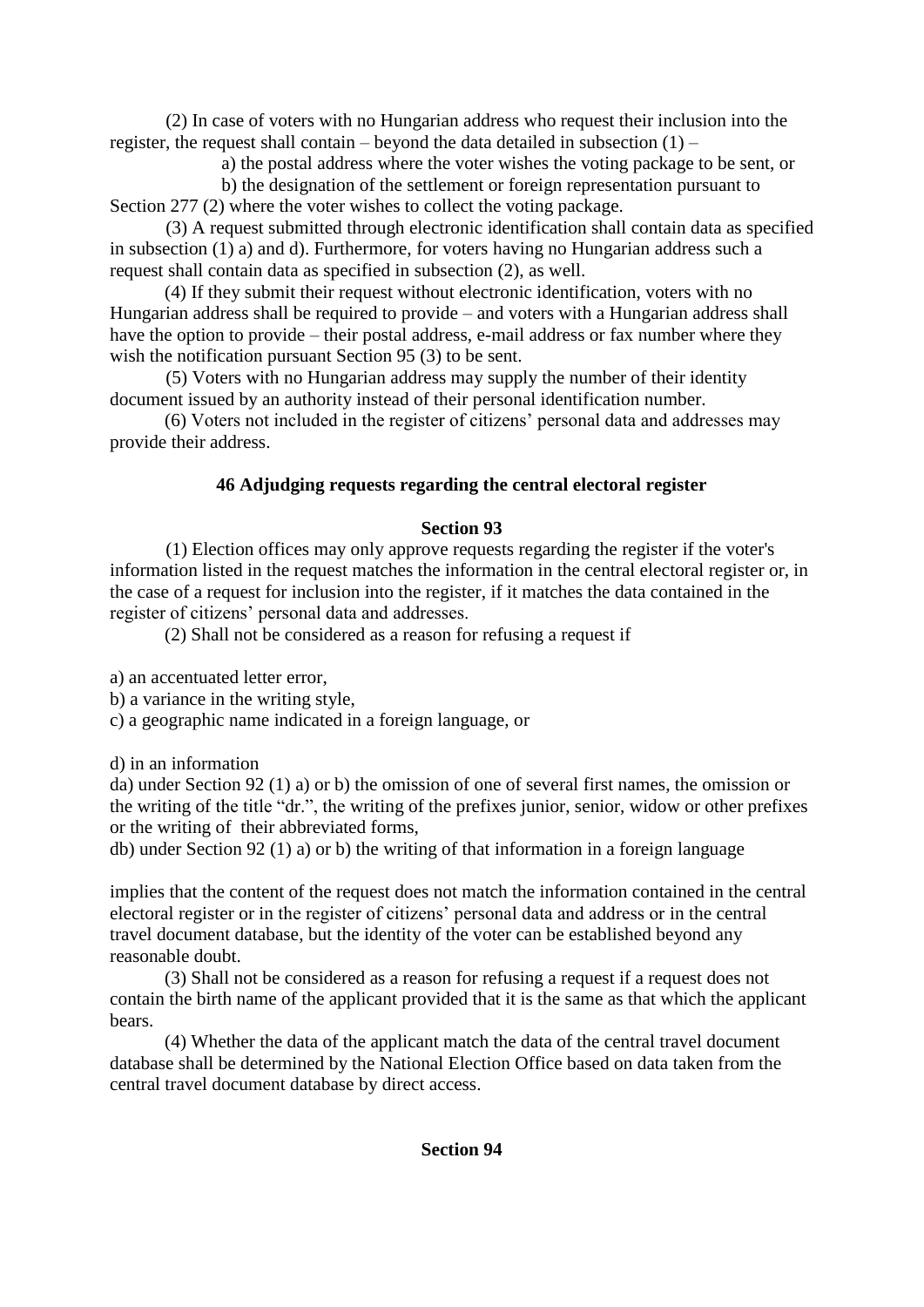(2) In case of voters with no Hungarian address who request their inclusion into the register, the request shall contain – beyond the data detailed in subsection (1) –

a) the postal address where the voter wishes the voting package to be sent, or

b) the designation of the settlement or foreign representation pursuant to Section 277 (2) where the voter wishes to collect the voting package.

(3) A request submitted through electronic identification shall contain data as specified in subsection (1) a) and d). Furthermore, for voters having no Hungarian address such a request shall contain data as specified in subsection (2), as well.

(4) If they submit their request without electronic identification, voters with no Hungarian address shall be required to provide – and voters with a Hungarian address shall have the option to provide – their postal address, e-mail address or fax number where they wish the notification pursuant Section 95 (3) to be sent.

(5) Voters with no Hungarian address may supply the number of their identity document issued by an authority instead of their personal identification number.

(6) Voters not included in the register of citizens' personal data and addresses may provide their address.

**46 Adjudging requests regarding the central electoral register**

**Section 93**

(1) Election offices may only approve requests regarding the register if the voter's information listed in the request matches the information in the central electoral register or, in the case of a request for inclusion into the register, if it matches the data contained in the register of citizens' personal data and addresses.

(2) Shall not be considered as a reason for refusing a request if

a) an accentuated letter error,

b) a variance in the writing style,

c) a geographic name indicated in a foreign language, or

d) in an information

da) under Section 92 (1) a) or b) the omission of one of several first names, the omission or the writing of the title "dr.", the writing of the prefixes junior, senior, widow or other prefixes or the writing of their abbreviated forms,

db) under Section 92 (1) a) or b) the writing of that information in a foreign language

implies that the content of the request does not match the information contained in the central electoral register or in the register of citizens' personal data and address or in the central travel document database, but the identity of the voter can be established beyond any reasonable doubt.

(3) Shall not be considered as a reason for refusing a request if a request does not contain the birth name of the applicant provided that it is the same as that which the applicant bears.

(4) Whether the data of the applicant match the data of the central travel document database shall be determined by the National Election Office based on data taken from the central travel document database by direct access.

**Section 94**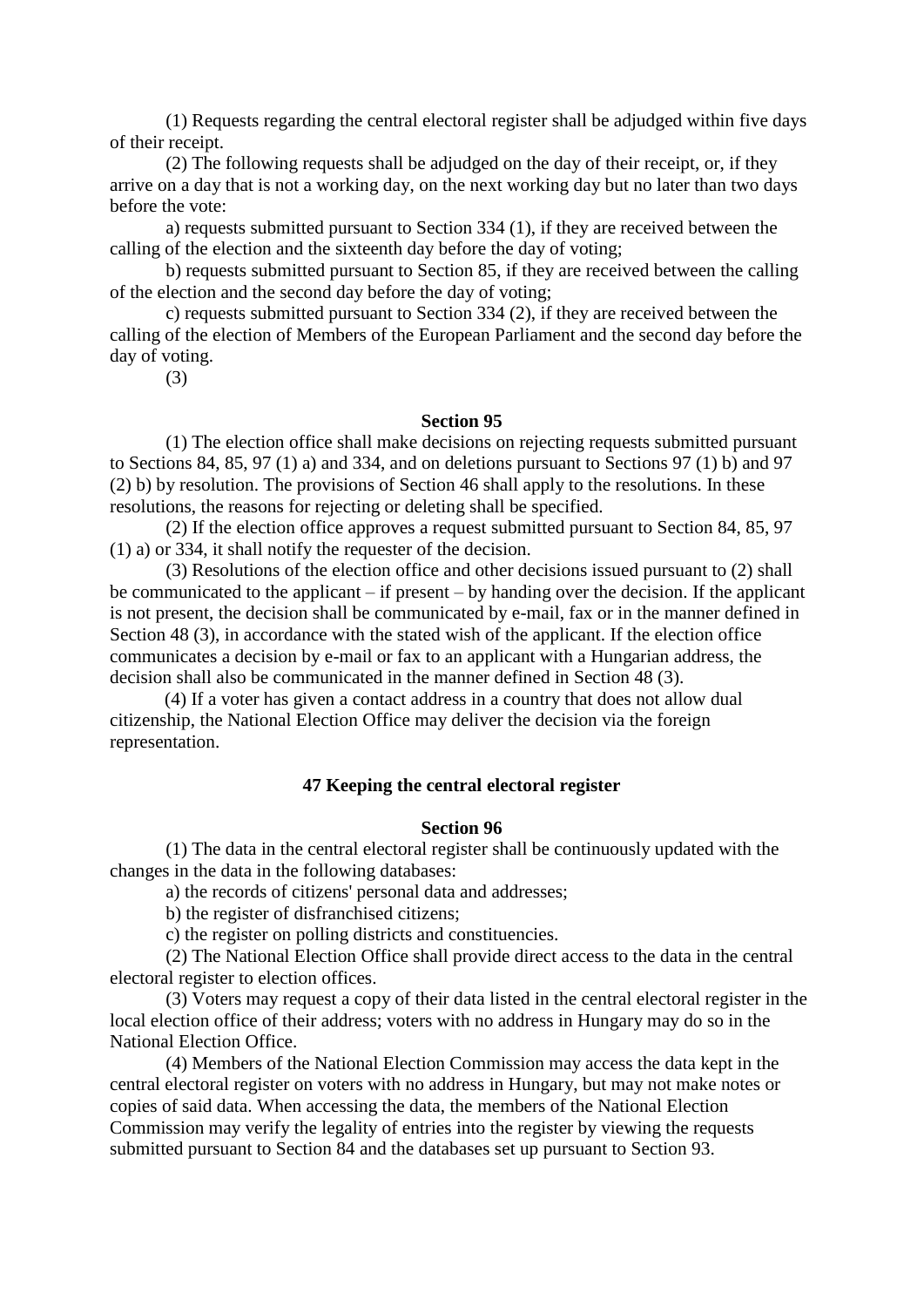(1) Requests regarding the central electoral register shall be adjudged within five days of their receipt.

(2) The following requests shall be adjudged on the day of their receipt, or, if they arrive on a day that is not a working day, on the next working day but no later than two days before the vote:

a) requests submitted pursuant to Section 334 (1), if they are received between the calling of the election and the sixteenth day before the day of voting;

b) requests submitted pursuant to Section 85, if they are received between the calling of the election and the second day before the day of voting;

c) requests submitted pursuant to Section 334 (2), if they are received between the calling of the election of Members of the European Parliament and the second day before the day of voting.

(3)

### Section 95

(1) The election office shall make decisions on rejecting requests submitted pursuant to Sections 84, 85, 97 (1) a) and 334, and on deletions pursuant to Sections 97 (1) b) and 97 (2) b) by resolution. The provisions of Section 46 shall apply to the resolutions. In these resolutions, the reasons for rejecting or deleting shall be specified.

(2) If the election office approves a request submitted pursuant to Section 84, 85, 97 (1) a) or 334, it shall notify the requester of the decision.

(3) Resolutions of the election office and other decisions issued pursuant to (2) shall be communicated to the applicant – if present – by handing over the decision. If the applicant is not present, the decision shall be communicated by e-mail, fax or in the manner defined in Section 48 (3), in accordance with the stated wish of the applicant. If the election office communicates a decision by e-mail or fax to an applicant with a Hungarian address, the decision shall also be communicated in the manner defined in Section 48 (3).

(4) If a voter has given a contact address in a country that does not allow dual citizenship, the National Election Office may deliver the decision via the foreign representation.

## 47 Keeping the central electoral register

### Section 96

(1) The data in the central electoral register shall be continuously updated with the changes in the data in the following databases:

a) the records of citizens' personal data and addresses;

b) the register of disfranchised citizens;

c) the register on polling districts and constituencies.

(2) The National Election Office shall provide direct access to the data in the central electoral register to election offices.

(3) Voters may request a copy of their data listed in the central electoral register in the local election office of their address; voters with no address in Hungary may do so in the National Election Office.

(4) Members of the National Election Commission may access the data kept in the central electoral register on voters with no address in Hungary, but may not make notes or copies of said data. When accessing the data, the members of the National Election Commission may verify the legality of entries into the register by viewing the requests submitted pursuant to Section 84 and the databases set up pursuant to Section 93.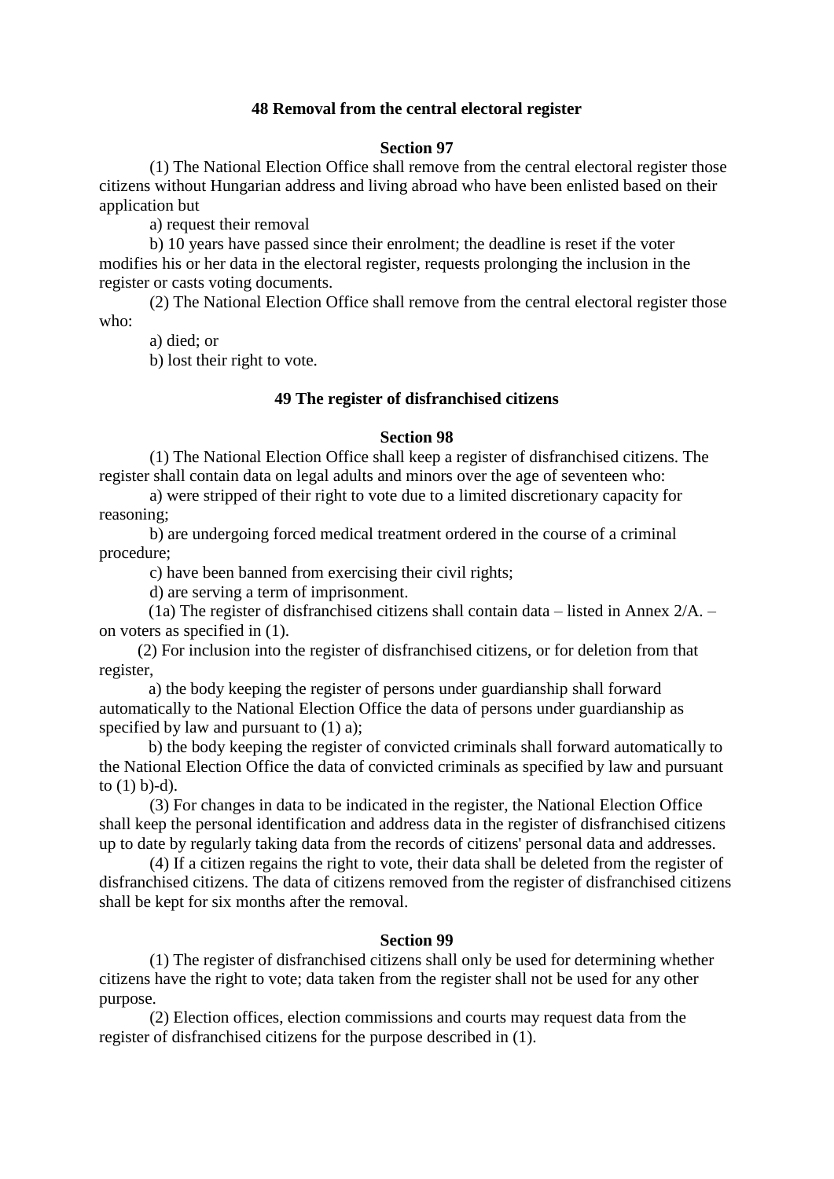### 48 Removal from the central electoral register

#### Section 97

(1) The National Election Office shall remove from the central electoral register those citizens without Hungarian address and living abroad who have been enlisted based on their application but

a) request their removal

b) 10 years have passed since their enrolment; the deadline is reset if the voter modifies his or her data in the electoral register, requests prolonging the inclusion in the register or casts voting documents.

(2) The National Election Office shall remove from the central electoral register those who:

a) died; or

b) lost their right to vote.

### 49 The register of disfranchised citizens

#### Section 98

(1) The National Election Office shall keep a register of disfranchised citizens. The register shall contain data on legal adults and minors over the age of seventeen who:

a) were stripped of their right to vote due to a limited discretionary capacity for reasoning;

b) are undergoing forced medical treatment ordered in the course of a criminal procedure;

c) have been banned from exercising their civil rights;

d) are serving a term of imprisonment.

(1a) The register of disfranchised citizens shall contain data – listed in Annex 2/A. – on voters as specified in (1).

(2) For inclusion into the register of disfranchised citizens, or for deletion from that register,

a) the body keeping the register of persons under guardianship shall forward automatically to the National Election Office the data of persons under guardianship as specified by law and pursuant to (1) a);

b) the body keeping the register of convicted criminals shall forward automatically to the National Election Office the data of convicted criminals as specified by law and pursuant to (1) b)-d).

(3) For changes in data to be indicated in the register, the National Election Office shall keep the personal identification and address data in the register of disfranchised citizens up to date by regularly taking data from the records of citizens' personal data and addresses.

(4) If a citizen regains the right to vote, their data shall be deleted from the register of disfranchised citizens. The data of citizens removed from the register of disfranchised citizens shall be kept for six months after the removal.

#### Section 99

(1) The register of disfranchised citizens shall only be used for determining whether citizens have the right to vote; data taken from the register shall not be used for any other purpose.

(2) Election offices, election commissions and courts may request data from the register of disfranchised citizens for the purpose described in (1).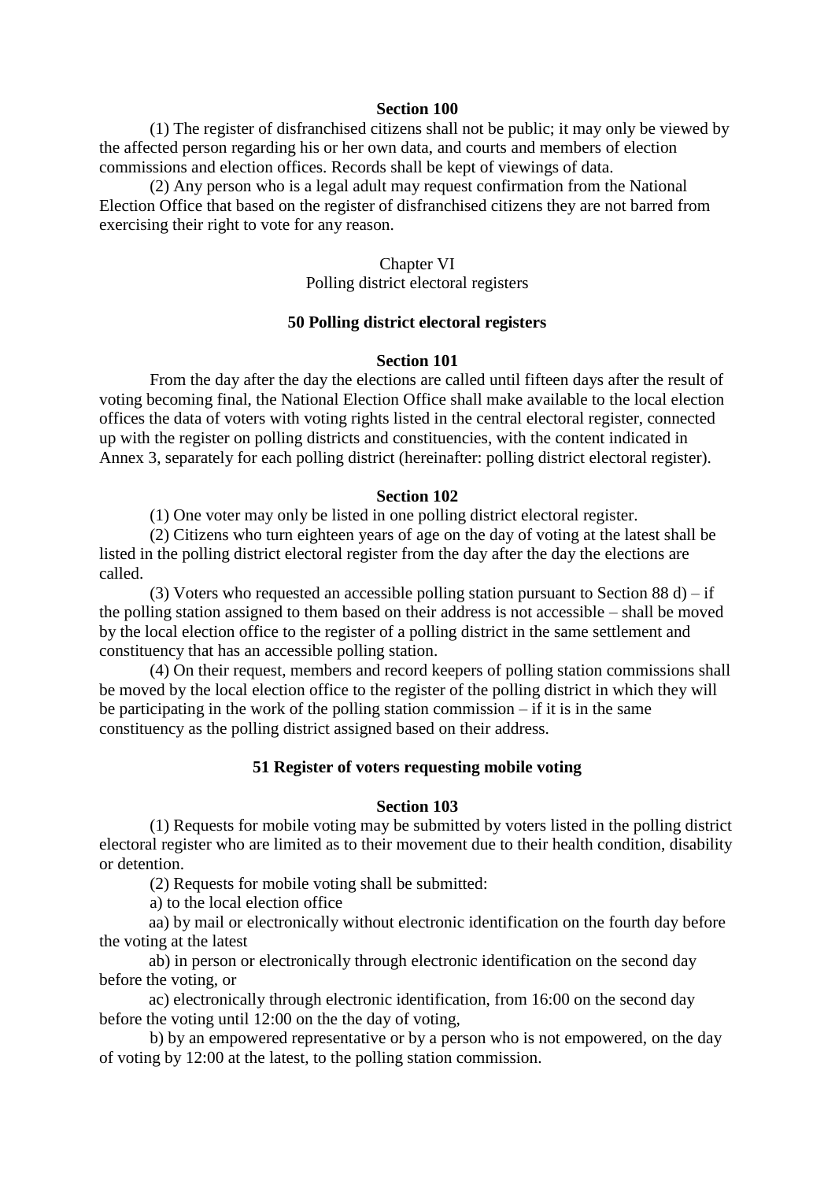**Section 100**

(1) The register of disfranchised citizens shall not be public; it may only be viewed by the affected person regarding his or her own data, and courts and members of election commissions and election offices. Records shall be kept of viewings of data.

(2) Any person who is a legal adult may request confirmation from the National Election Office that based on the register of disfranchised citizens they are not barred from exercising their right to vote for any reason.

Chapter VI
Polling district electoral registers

**50 Polling district electoral registers**

**Section 101**

From the day after the day the elections are called until fifteen days after the result of voting becoming final, the National Election Office shall make available to the local election offices the data of voters with voting rights listed in the central electoral register, connected up with the register on polling districts and constituencies, with the content indicated in Annex 3, separately for each polling district (hereinafter: polling district electoral register).

**Section 102**

(1) One voter may only be listed in one polling district electoral register.

(2) Citizens who turn eighteen years of age on the day of voting at the latest shall be listed in the polling district electoral register from the day after the day the elections are called.

(3) Voters who requested an accessible polling station pursuant to Section 88 d) – if the polling station assigned to them based on their address is not accessible – shall be moved by the local election office to the register of a polling district in the same settlement and constituency that has an accessible polling station.

(4) On their request, members and record keepers of polling station commissions shall be moved by the local election office to the register of the polling district in which they will be participating in the work of the polling station commission – if it is in the same constituency as the polling district assigned based on their address.

**51 Register of voters requesting mobile voting**

**Section 103**

(1) Requests for mobile voting may be submitted by voters listed in the polling district electoral register who are limited as to their movement due to their health condition, disability or detention.

(2) Requests for mobile voting shall be submitted:

a) to the local election office

aa) by mail or electronically without electronic identification on the fourth day before the voting at the latest

ab) in person or electronically through electronic identification on the second day before the voting, or

ac) electronically through electronic identification, from 16:00 on the second day before the voting until 12:00 on the the day of voting,

b) by an empowered representative or by a person who is not empowered, on the day of voting by 12:00 at the latest, to the polling station commission.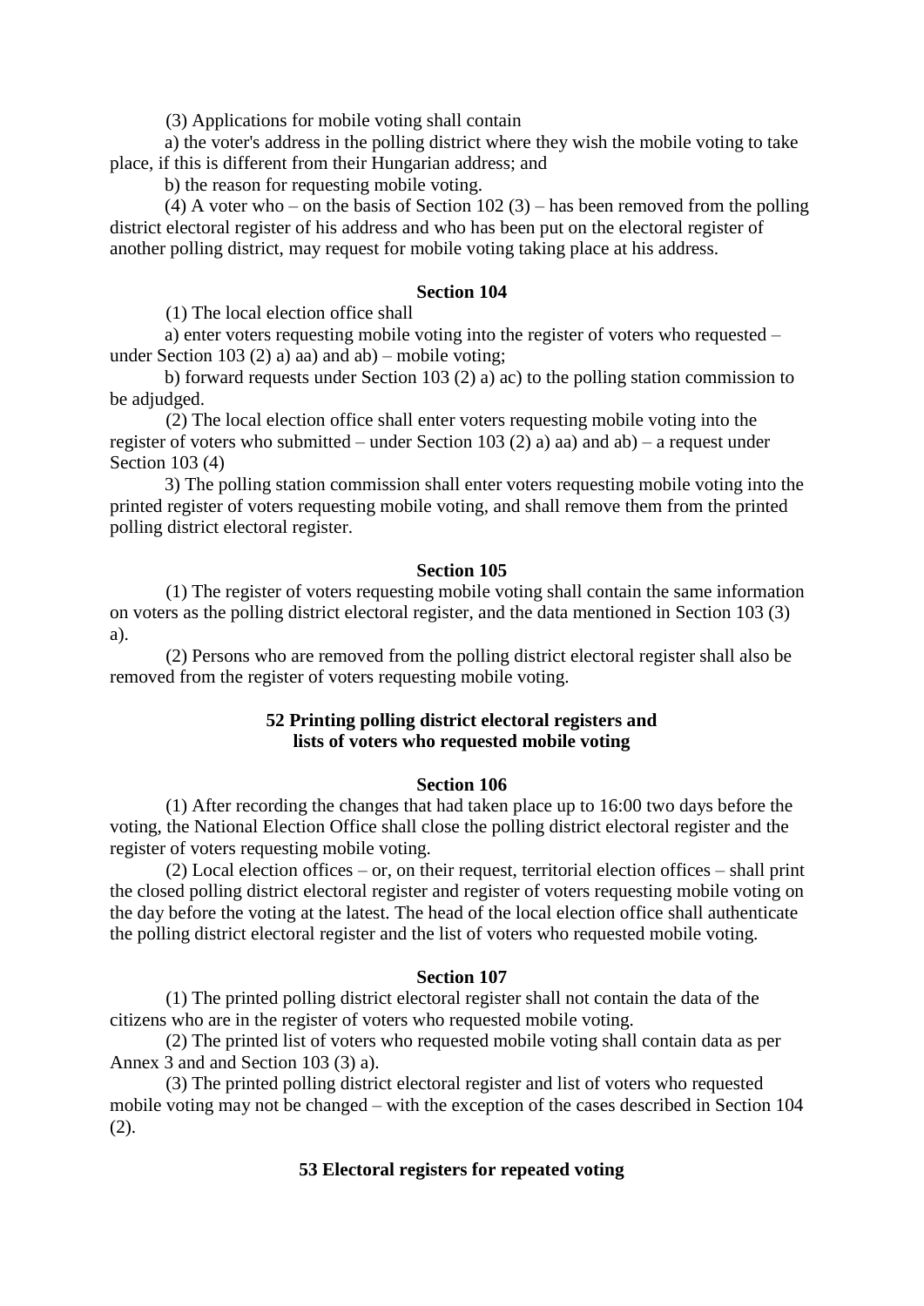(3) Applications for mobile voting shall contain

a) the voter's address in the polling district where they wish the mobile voting to take place, if this is different from their Hungarian address; and

b) the reason for requesting mobile voting.

(4) A voter who – on the basis of Section 102 (3) – has been removed from the polling district electoral register of his address and who has been put on the electoral register of another polling district, may request for mobile voting taking place at his address.

**Section 104**

(1) The local election office shall

a) enter voters requesting mobile voting into the register of voters who requested – under Section 103 (2) a) aa) and ab) – mobile voting;

b) forward requests under Section 103 (2) a) ac) to the polling station commission to be adjudged.

(2) The local election office shall enter voters requesting mobile voting into the register of voters who submitted – under Section 103 (2) a) aa) and ab) – a request under Section 103 (4)

3) The polling station commission shall enter voters requesting mobile voting into the printed register of voters requesting mobile voting, and shall remove them from the printed polling district electoral register.

**Section 105**

(1) The register of voters requesting mobile voting shall contain the same information on voters as the polling district electoral register, and the data mentioned in Section 103 (3) a).

(2) Persons who are removed from the polling district electoral register shall also be removed from the register of voters requesting mobile voting.

### 52 Printing polling district electoral registers and lists of voters who requested mobile voting

**Section 106**

(1) After recording the changes that had taken place up to 16:00 two days before the voting, the National Election Office shall close the polling district electoral register and the register of voters requesting mobile voting.

(2) Local election offices – or, on their request, territorial election offices – shall print the closed polling district electoral register and register of voters requesting mobile voting on the day before the voting at the latest. The head of the local election office shall authenticate the polling district electoral register and the list of voters who requested mobile voting.

**Section 107**

(1) The printed polling district electoral register shall not contain the data of the citizens who are in the register of voters who requested mobile voting.

(2) The printed list of voters who requested mobile voting shall contain data as per Annex 3 and and Section 103 (3) a).

(3) The printed polling district electoral register and list of voters who requested mobile voting may not be changed – with the exception of the cases described in Section 104 (2).

### 53 Electoral registers for repeated voting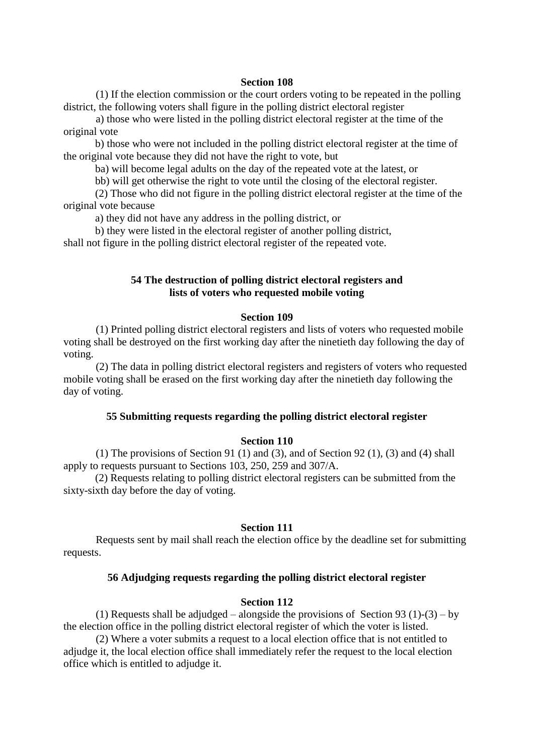**Section 108**

(1) If the election commission or the court orders voting to be repeated in the polling district, the following voters shall figure in the polling district electoral register

a) those who were listed in the polling district electoral register at the time of the original vote

b) those who were not included in the polling district electoral register at the time of the original vote because they did not have the right to vote, but

ba) will become legal adults on the day of the repeated vote at the latest, or

bb) will get otherwise the right to vote until the closing of the electoral register.

(2) Those who did not figure in the polling district electoral register at the time of the original vote because

a) they did not have any address in the polling district, or

b) they were listed in the electoral register of another polling district,

shall not figure in the polling district electoral register of the repeated vote.

## 54 The destruction of polling district electoral registers and lists of voters who requested mobile voting

**Section 109**

(1) Printed polling district electoral registers and lists of voters who requested mobile voting shall be destroyed on the first working day after the ninetieth day following the day of voting.

(2) The data in polling district electoral registers and registers of voters who requested mobile voting shall be erased on the first working day after the ninetieth day following the day of voting.

## 55 Submitting requests regarding the polling district electoral register

**Section 110**

(1) The provisions of Section 91 (1) and (3), and of Section 92 (1), (3) and (4) shall apply to requests pursuant to Sections 103, 250, 259 and 307/A.

(2) Requests relating to polling district electoral registers can be submitted from the sixty-sixth day before the day of voting.

**Section 111**

Requests sent by mail shall reach the election office by the deadline set for submitting requests.

## 56 Adjudging requests regarding the polling district electoral register

**Section 112**

(1) Requests shall be adjudged – alongside the provisions of Section 93 (1)-(3) – by the election office in the polling district electoral register of which the voter is listed.

(2) Where a voter submits a request to a local election office that is not entitled to adjudge it, the local election office shall immediately refer the request to the local election office which is entitled to adjudge it.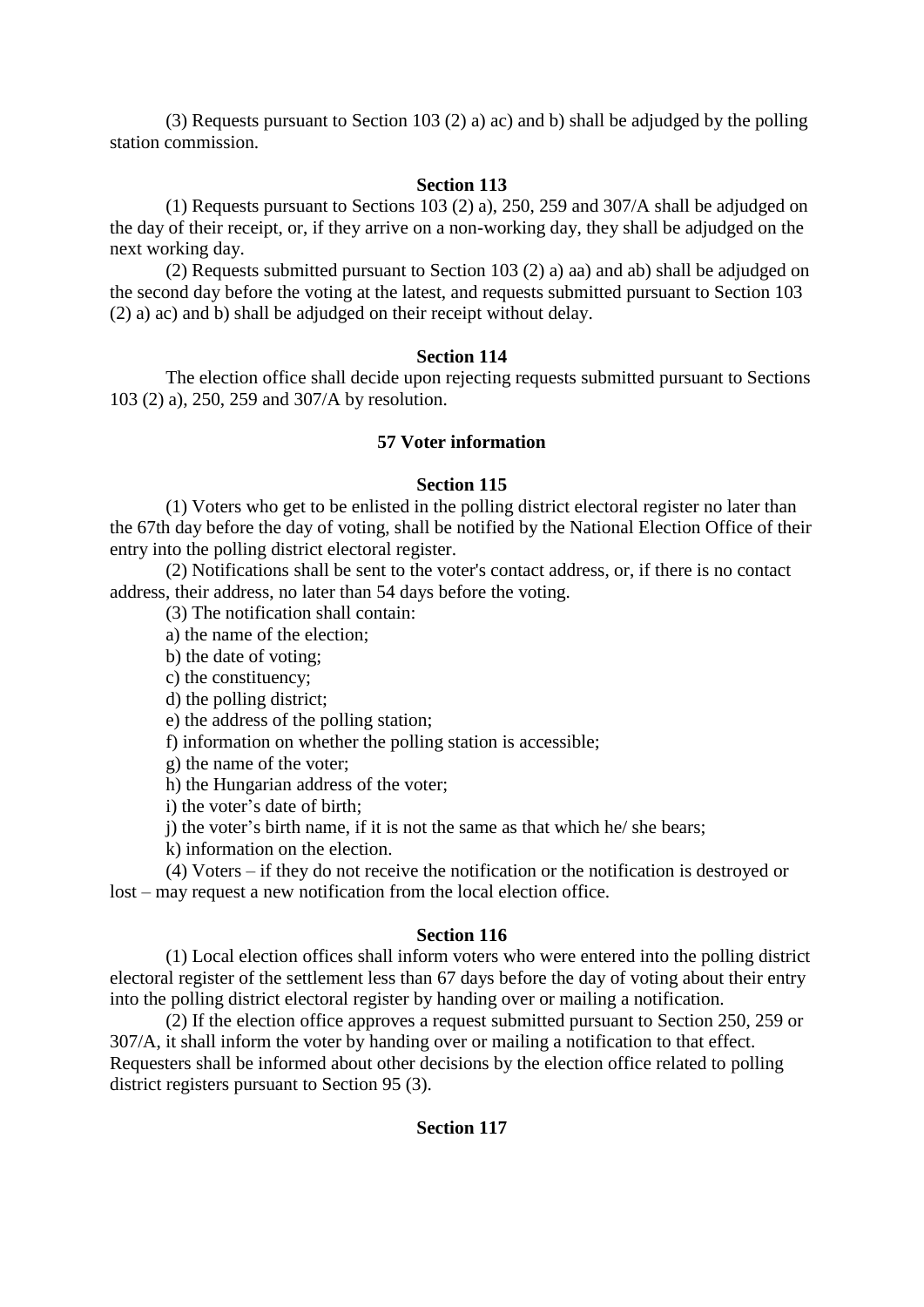(3) Requests pursuant to Section 103 (2) a) ac) and b) shall be adjudged by the polling station commission.

### Section 113

(1) Requests pursuant to Sections 103 (2) a), 250, 259 and 307/A shall be adjudged on the day of their receipt, or, if they arrive on a non-working day, they shall be adjudged on the next working day.

(2) Requests submitted pursuant to Section 103 (2) a) aa) and ab) shall be adjudged on the second day before the voting at the latest, and requests submitted pursuant to Section 103 (2) a) ac) and b) shall be adjudged on their receipt without delay.

### Section 114

The election office shall decide upon rejecting requests submitted pursuant to Sections 103 (2) a), 250, 259 and 307/A by resolution.

## 57 Voter information

### Section 115

(1) Voters who get to be enlisted in the polling district electoral register no later than the 67th day before the day of voting, shall be notified by the National Election Office of their entry into the polling district electoral register.

(2) Notifications shall be sent to the voter's contact address, or, if there is no contact address, their address, no later than 54 days before the voting.

(3) The notification shall contain:

a) the name of the election;

b) the date of voting;

c) the constituency;

d) the polling district;

e) the address of the polling station;

f) information on whether the polling station is accessible;

g) the name of the voter;

h) the Hungarian address of the voter;

i) the voter’s date of birth;

j) the voter’s birth name, if it is not the same as that which he/ she bears;

k) information on the election.

(4) Voters – if they do not receive the notification or the notification is destroyed or lost – may request a new notification from the local election office.

### Section 116

(1) Local election offices shall inform voters who were entered into the polling district electoral register of the settlement less than 67 days before the day of voting about their entry into the polling district electoral register by handing over or mailing a notification.

(2) If the election office approves a request submitted pursuant to Section 250, 259 or 307/A, it shall inform the voter by handing over or mailing a notification to that effect. Requesters shall be informed about other decisions by the election office related to polling district registers pursuant to Section 95 (3).

### Section 117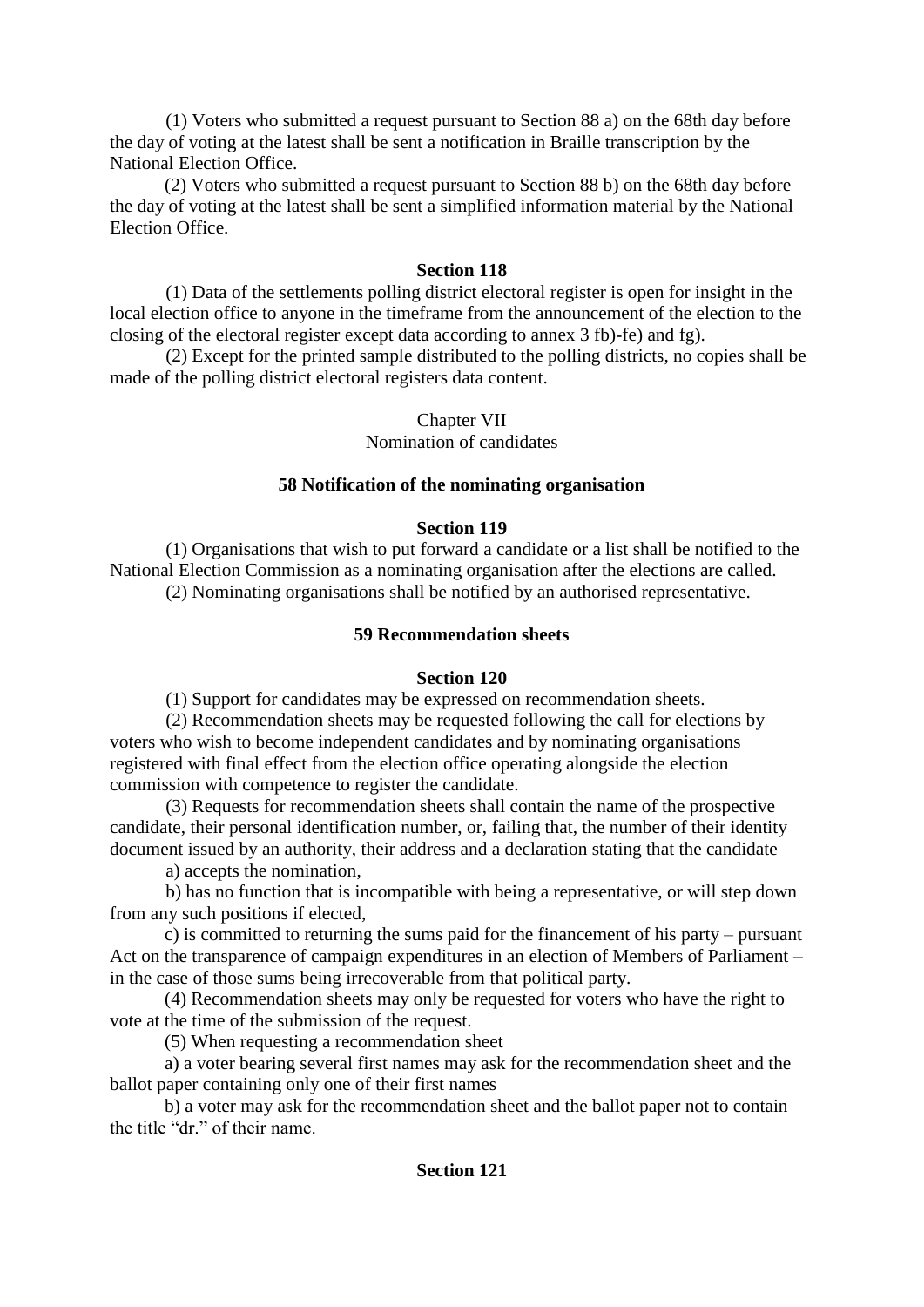(1) Voters who submitted a request pursuant to Section 88 a) on the 68th day before the day of voting at the latest shall be sent a notification in Braille transcription by the National Election Office.

(2) Voters who submitted a request pursuant to Section 88 b) on the 68th day before the day of voting at the latest shall be sent a simplified information material by the National Election Office.

**Section 118**

(1) Data of the settlements polling district electoral register is open for insight in the local election office to anyone in the timeframe from the announcement of the election to the closing of the electoral register except data according to annex 3 fb)-fe) and fg).

(2) Except for the printed sample distributed to the polling districts, no copies shall be made of the polling district electoral registers data content.

Chapter VII
Nomination of candidates

**58 Notification of the nominating organisation**

**Section 119**

(1) Organisations that wish to put forward a candidate or a list shall be notified to the National Election Commission as a nominating organisation after the elections are called.

(2) Nominating organisations shall be notified by an authorised representative.

**59 Recommendation sheets**

**Section 120**

(1) Support for candidates may be expressed on recommendation sheets.

(2) Recommendation sheets may be requested following the call for elections by voters who wish to become independent candidates and by nominating organisations registered with final effect from the election office operating alongside the election commission with competence to register the candidate.

(3) Requests for recommendation sheets shall contain the name of the prospective candidate, their personal identification number, or, failing that, the number of their identity document issued by an authority, their address and a declaration stating that the candidate

a) accepts the nomination,

b) has no function that is incompatible with being a representative, or will step down from any such positions if elected,

c) is committed to returning the sums paid for the financement of his party – pursuant Act on the transparence of campaign expenditures in an election of Members of Parliament – in the case of those sums being irrecoverable from that political party.

(4) Recommendation sheets may only be requested for voters who have the right to vote at the time of the submission of the request.

(5) When requesting a recommendation sheet

a) a voter bearing several first names may ask for the recommendation sheet and the ballot paper containing only one of their first names

b) a voter may ask for the recommendation sheet and the ballot paper not to contain the title "dr." of their name.

**Section 121**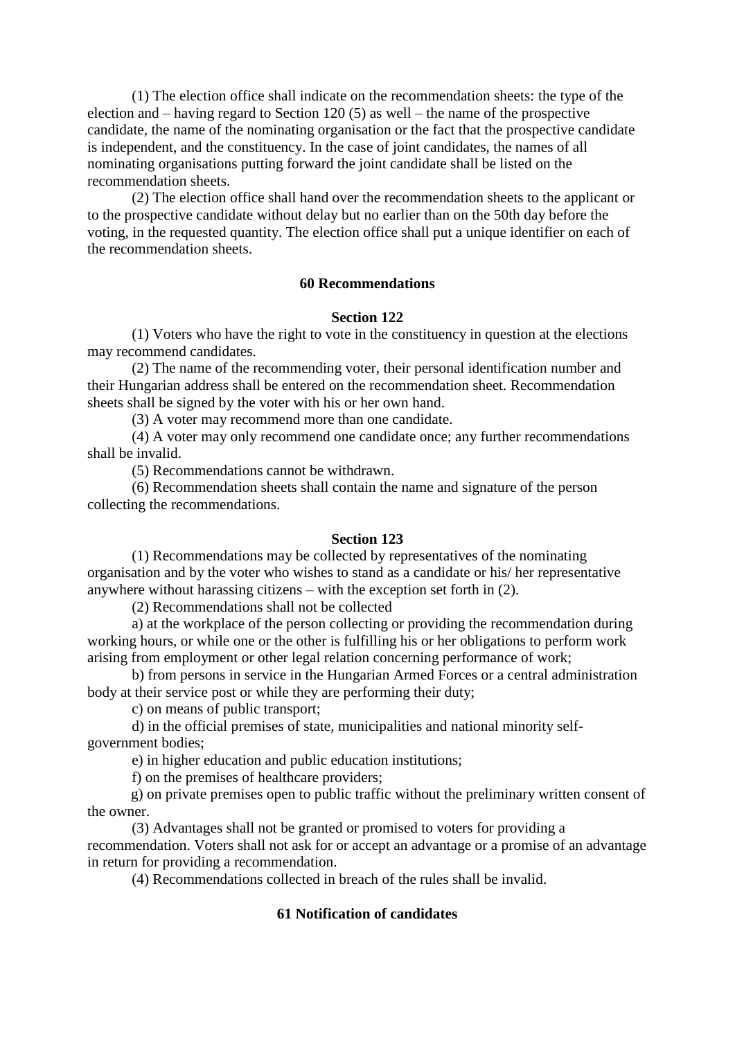(1) The election office shall indicate on the recommendation sheets: the type of the election and – having regard to Section 120 (5) as well – the name of the prospective candidate, the name of the nominating organisation or the fact that the prospective candidate is independent, and the constituency. In the case of joint candidates, the names of all nominating organisations putting forward the joint candidate shall be listed on the recommendation sheets.

(2) The election office shall hand over the recommendation sheets to the applicant or to the prospective candidate without delay but no earlier than on the 50th day before the voting, in the requested quantity. The election office shall put a unique identifier on each of the recommendation sheets.

### 60 Recommendations

#### Section 122

(1) Voters who have the right to vote in the constituency in question at the elections may recommend candidates.

(2) The name of the recommending voter, their personal identification number and their Hungarian address shall be entered on the recommendation sheet. Recommendation sheets shall be signed by the voter with his or her own hand.

(3) A voter may recommend more than one candidate.

(4) A voter may only recommend one candidate once; any further recommendations shall be invalid.

(5) Recommendations cannot be withdrawn.

(6) Recommendation sheets shall contain the name and signature of the person collecting the recommendations.

#### Section 123

(1) Recommendations may be collected by representatives of the nominating organisation and by the voter who wishes to stand as a candidate or his/ her representative anywhere without harassing citizens – with the exception set forth in (2).

(2) Recommendations shall not be collected

a) at the workplace of the person collecting or providing the recommendation during working hours, or while one or the other is fulfilling his or her obligations to perform work arising from employment or other legal relation concerning performance of work;

b) from persons in service in the Hungarian Armed Forces or a central administration body at their service post or while they are performing their duty;

c) on means of public transport;

d) in the official premises of state, municipalities and national minority self-government bodies;

e) in higher education and public education institutions;

f) on the premises of healthcare providers;

g) on private premises open to public traffic without the preliminary written consent of the owner.

(3) Advantages shall not be granted or promised to voters for providing a recommendation. Voters shall not ask for or accept an advantage or a promise of an advantage in return for providing a recommendation.

(4) Recommendations collected in breach of the rules shall be invalid.

### 61 Notification of candidates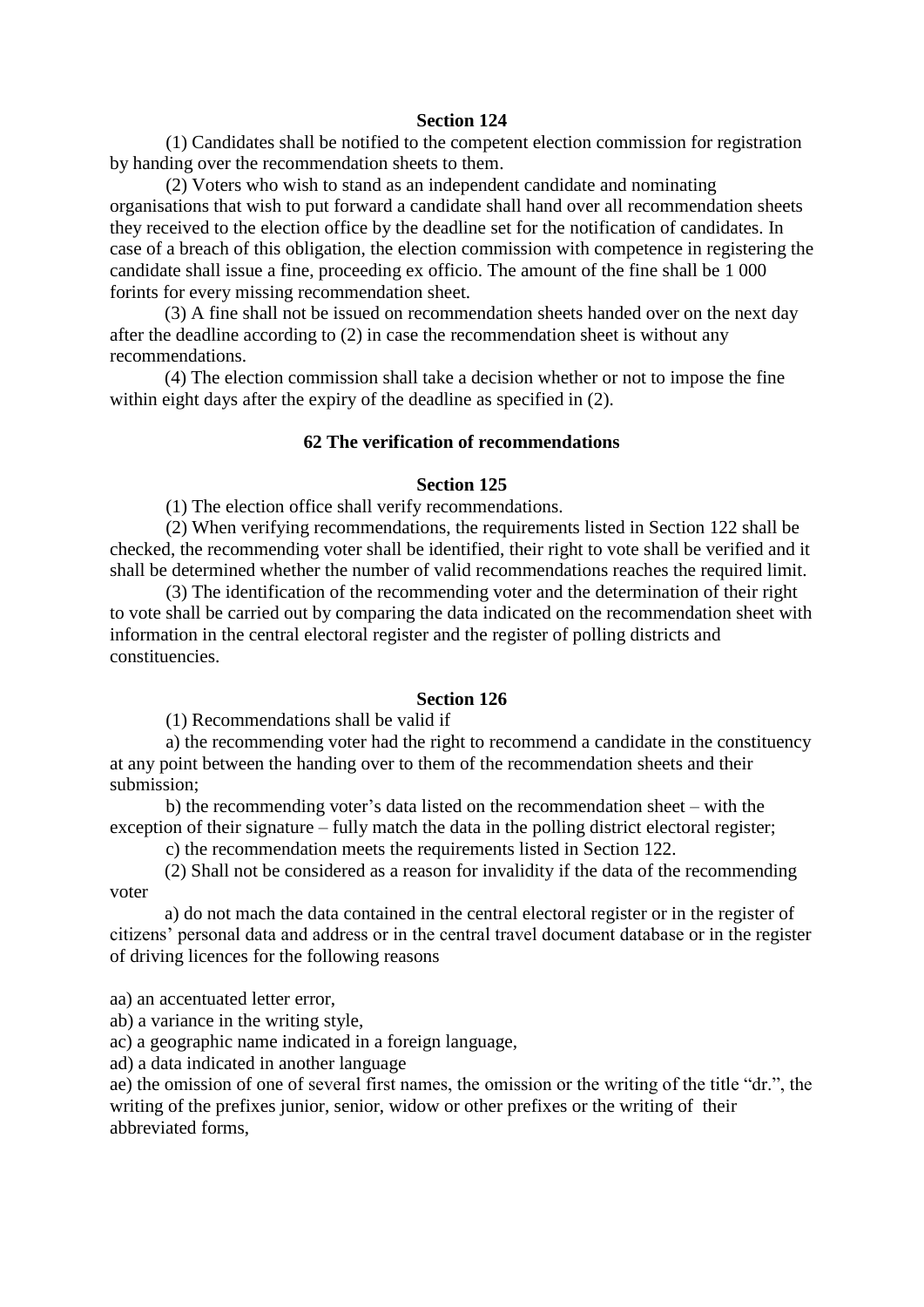**Section 124**

(1) Candidates shall be notified to the competent election commission for registration by handing over the recommendation sheets to them.

(2) Voters who wish to stand as an independent candidate and nominating organisations that wish to put forward a candidate shall hand over all recommendation sheets they received to the election office by the deadline set for the notification of candidates. In case of a breach of this obligation, the election commission with competence in registering the candidate shall issue a fine, proceeding ex officio. The amount of the fine shall be 1 000 forints for every missing recommendation sheet.

(3) A fine shall not be issued on recommendation sheets handed over on the next day after the deadline according to (2) in case the recommendation sheet is without any recommendations.

(4) The election commission shall take a decision whether or not to impose the fine within eight days after the expiry of the deadline as specified in (2).

## 62 The verification of recommendations

**Section 125**

(1) The election office shall verify recommendations.

(2) When verifying recommendations, the requirements listed in Section 122 shall be checked, the recommending voter shall be identified, their right to vote shall be verified and it shall be determined whether the number of valid recommendations reaches the required limit.

(3) The identification of the recommending voter and the determination of their right to vote shall be carried out by comparing the data indicated on the recommendation sheet with information in the central electoral register and the register of polling districts and constituencies.

**Section 126**

(1) Recommendations shall be valid if

a) the recommending voter had the right to recommend a candidate in the constituency at any point between the handing over to them of the recommendation sheets and their submission;

b) the recommending voter's data listed on the recommendation sheet – with the exception of their signature – fully match the data in the polling district electoral register;

c) the recommendation meets the requirements listed in Section 122.

(2) Shall not be considered as a reason for invalidity if the data of the recommending voter

a) do not mach the data contained in the central electoral register or in the register of citizens' personal data and address or in the central travel document database or in the register of driving licences for the following reasons

aa) an accentuated letter error,

ab) a variance in the writing style,

ac) a geographic name indicated in a foreign language,

ad) a data indicated in another language

ae) the omission of one of several first names, the omission or the writing of the title "dr.", the writing of the prefixes junior, senior, widow or other prefixes or the writing of their abbreviated forms,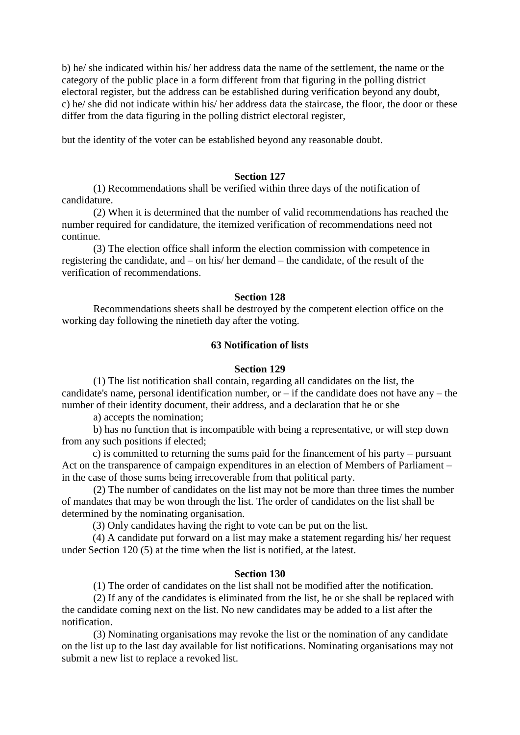b) he/ she indicated within his/ her address data the name of the settlement, the name or the category of the public place in a form different from that figuring in the polling district electoral register, but the address can be established during verification beyond any doubt,
c) he/ she did not indicate within his/ her address data the staircase, the floor, the door or these differ from the data figuring in the polling district electoral register,

but the identity of the voter can be established beyond any reasonable doubt.

**Section 127**

(1) Recommendations shall be verified within three days of the notification of candidature.

(2) When it is determined that the number of valid recommendations has reached the number required for candidature, the itemized verification of recommendations need not continue.

(3) The election office shall inform the election commission with competence in registering the candidate, and – on his/ her demand – the candidate, of the result of the verification of recommendations.

**Section 128**

Recommendations sheets shall be destroyed by the competent election office on the working day following the ninetieth day after the voting.

**63 Notification of lists**

**Section 129**

(1) The list notification shall contain, regarding all candidates on the list, the candidate's name, personal identification number, or – if the candidate does not have any – the number of their identity document, their address, and a declaration that he or she

a) accepts the nomination;

b) has no function that is incompatible with being a representative, or will step down from any such positions if elected;

c) is committed to returning the sums paid for the financement of his party – pursuant Act on the transparence of campaign expenditures in an election of Members of Parliament – in the case of those sums being irrecoverable from that political party.

(2) The number of candidates on the list may not be more than three times the number of mandates that may be won through the list. The order of candidates on the list shall be determined by the nominating organisation.

(3) Only candidates having the right to vote can be put on the list.

(4) A candidate put forward on a list may make a statement regarding his/ her request under Section 120 (5) at the time when the list is notified, at the latest.

**Section 130**

(1) The order of candidates on the list shall not be modified after the notification.

(2) If any of the candidates is eliminated from the list, he or she shall be replaced with the candidate coming next on the list. No new candidates may be added to a list after the notification.

(3) Nominating organisations may revoke the list or the nomination of any candidate on the list up to the last day available for list notifications. Nominating organisations may not submit a new list to replace a revoked list.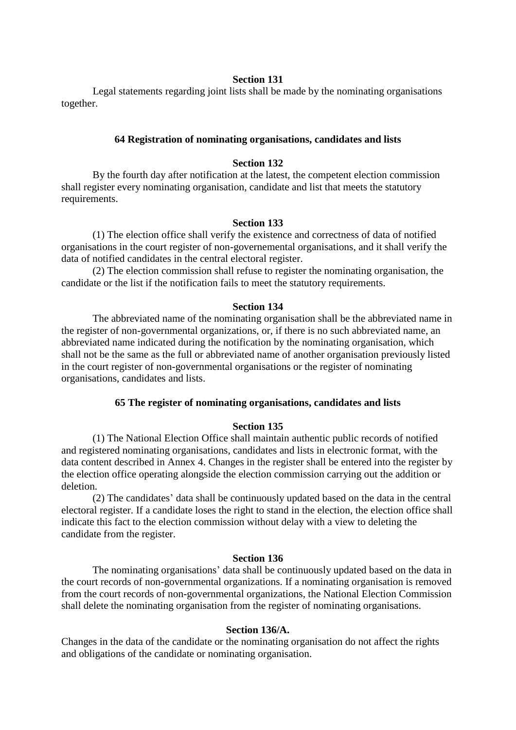### Section 131

Legal statements regarding joint lists shall be made by the nominating organisations together.

## 64 Registration of nominating organisations, candidates and lists

### Section 132

By the fourth day after notification at the latest, the competent election commission shall register every nominating organisation, candidate and list that meets the statutory requirements.

### Section 133

(1) The election office shall verify the existence and correctness of data of notified organisations in the court register of non-governemental organisations, and it shall verify the data of notified candidates in the central electoral register.

(2) The election commission shall refuse to register the nominating organisation, the candidate or the list if the notification fails to meet the statutory requirements.

### Section 134

The abbreviated name of the nominating organisation shall be the abbreviated name in the register of non-governmental organizations, or, if there is no such abbreviated name, an abbreviated name indicated during the notification by the nominating organisation, which shall not be the same as the full or abbreviated name of another organisation previously listed in the court register of non-governmental organisations or the register of nominating organisations, candidates and lists.

## 65 The register of nominating organisations, candidates and lists

### Section 135

(1) The National Election Office shall maintain authentic public records of notified and registered nominating organisations, candidates and lists in electronic format, with the data content described in Annex 4. Changes in the register shall be entered into the register by the election office operating alongside the election commission carrying out the addition or deletion.

(2) The candidates' data shall be continuously updated based on the data in the central electoral register. If a candidate loses the right to stand in the election, the election office shall indicate this fact to the election commission without delay with a view to deleting the candidate from the register.

### Section 136

The nominating organisations' data shall be continuously updated based on the data in the court records of non-governmental organizations. If a nominating organisation is removed from the court records of non-governmental organizations, the National Election Commission shall delete the nominating organisation from the register of nominating organisations.

### Section 136/A.

Changes in the data of the candidate or the nominating organisation do not affect the rights and obligations of the candidate or nominating organisation.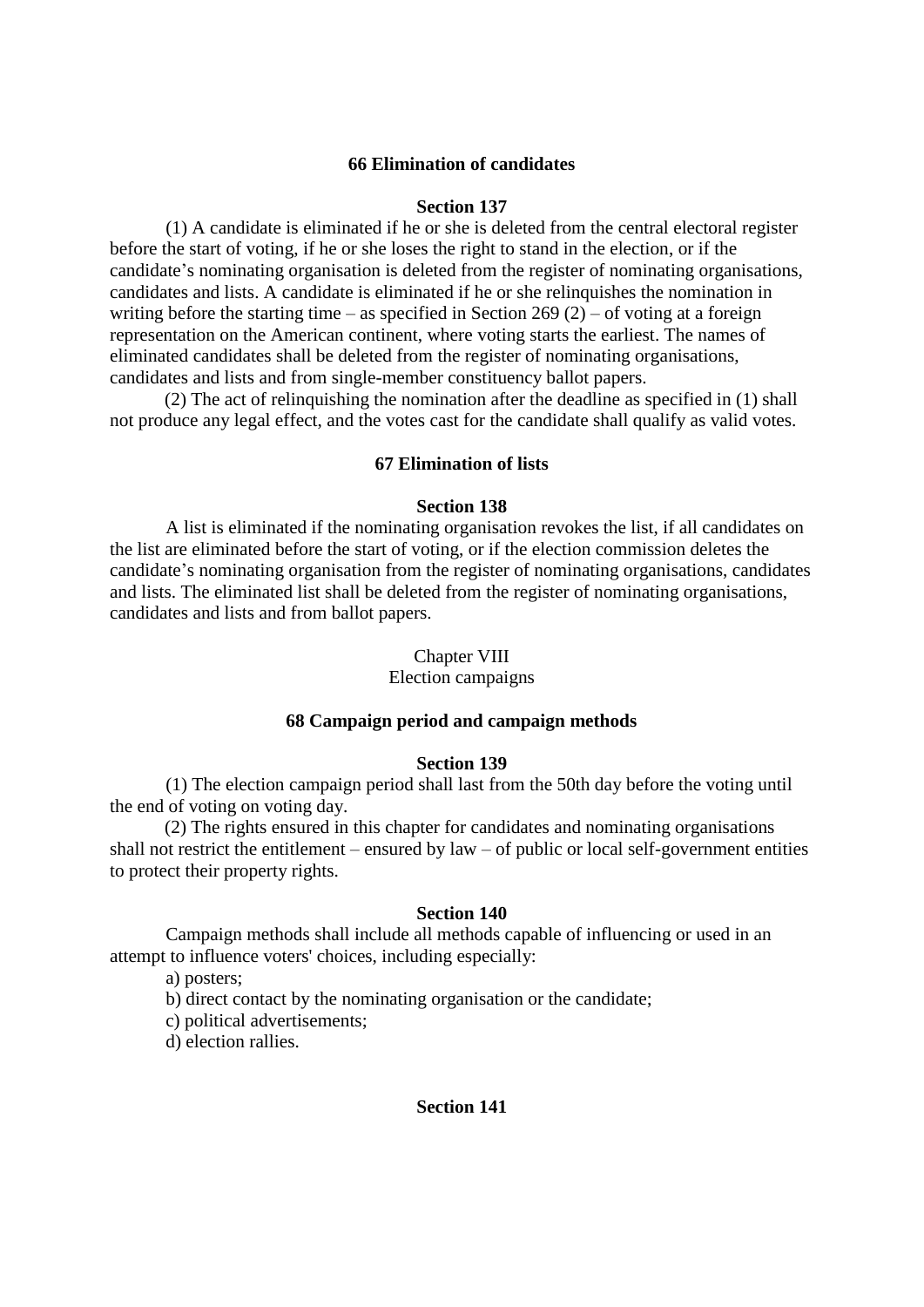### 66 Elimination of candidates

**Section 137**

(1) A candidate is eliminated if he or she is deleted from the central electoral register before the start of voting, if he or she loses the right to stand in the election, or if the candidate's nominating organisation is deleted from the register of nominating organisations, candidates and lists. A candidate is eliminated if he or she relinquishes the nomination in writing before the starting time – as specified in Section 269 (2) – of voting at a foreign representation on the American continent, where voting starts the earliest. The names of eliminated candidates shall be deleted from the register of nominating organisations, candidates and lists and from single-member constituency ballot papers.

(2) The act of relinquishing the nomination after the deadline as specified in (1) shall not produce any legal effect, and the votes cast for the candidate shall qualify as valid votes.

### 67 Elimination of lists

**Section 138**

A list is eliminated if the nominating organisation revokes the list, if all candidates on the list are eliminated before the start of voting, or if the election commission deletes the candidate's nominating organisation from the register of nominating organisations, candidates and lists. The eliminated list shall be deleted from the register of nominating organisations, candidates and lists and from ballot papers.

## Chapter VIII
## Election campaigns

### 68 Campaign period and campaign methods

**Section 139**

(1) The election campaign period shall last from the 50th day before the voting until the end of voting on voting day.

(2) The rights ensured in this chapter for candidates and nominating organisations shall not restrict the entitlement – ensured by law – of public or local self-government entities to protect their property rights.

**Section 140**

Campaign methods shall include all methods capable of influencing or used in an attempt to influence voters' choices, including especially:

a) posters;

b) direct contact by the nominating organisation or the candidate;

c) political advertisements;

d) election rallies.

**Section 141**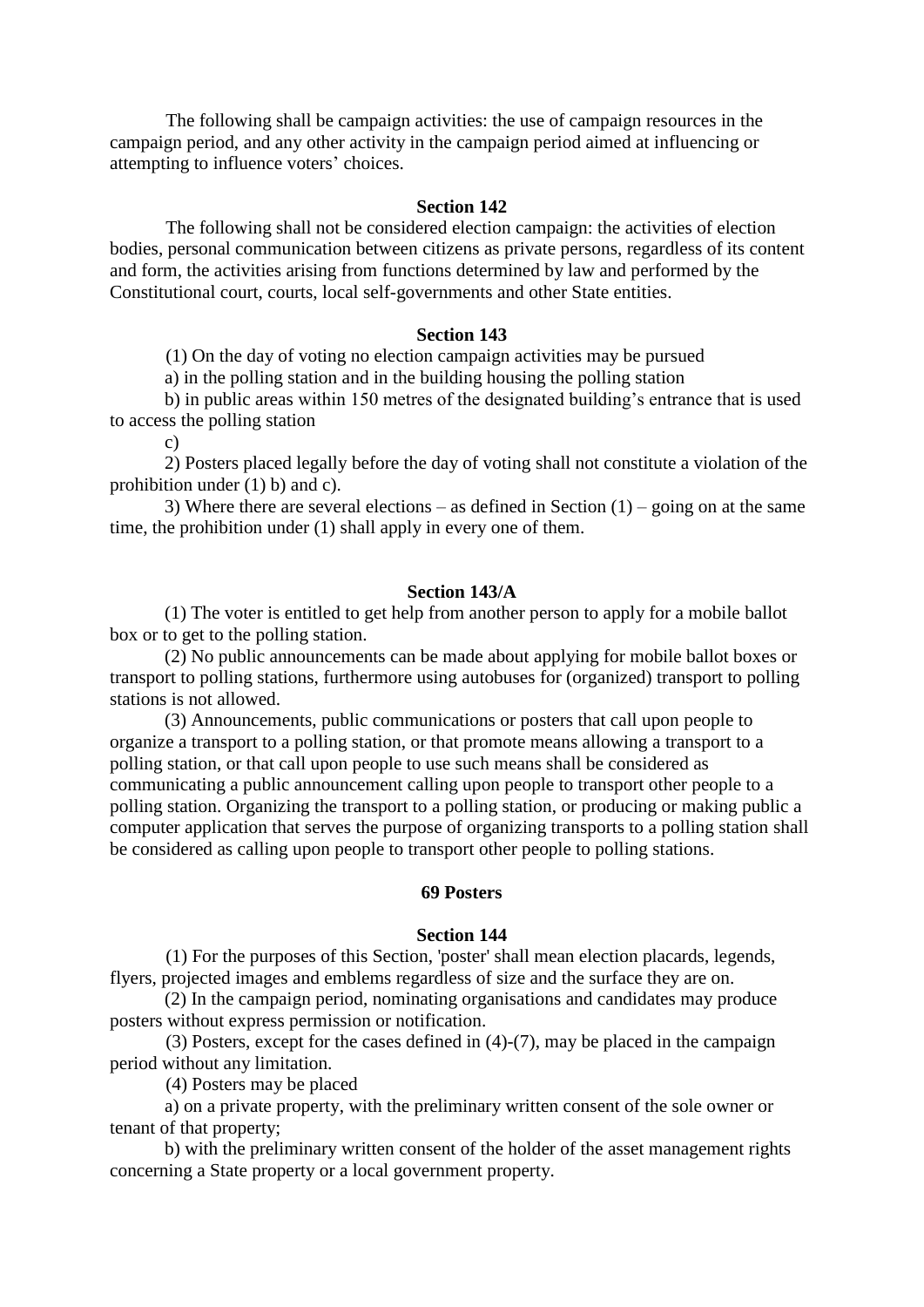The following shall be campaign activities: the use of campaign resources in the campaign period, and any other activity in the campaign period aimed at influencing or attempting to influence voters' choices.

**Section 142**

The following shall not be considered election campaign: the activities of election bodies, personal communication between citizens as private persons, regardless of its content and form, the activities arising from functions determined by law and performed by the Constitutional court, courts, local self-governments and other State entities.

**Section 143**

(1) On the day of voting no election campaign activities may be pursued

a) in the polling station and in the building housing the polling station

b) in public areas within 150 metres of the designated building's entrance that is used to access the polling station

c)

2) Posters placed legally before the day of voting shall not constitute a violation of the prohibition under (1) b) and c).

3) Where there are several elections – as defined in Section (1) – going on at the same time, the prohibition under (1) shall apply in every one of them.

**Section 143/A**

(1) The voter is entitled to get help from another person to apply for a mobile ballot box or to get to the polling station.

(2) No public announcements can be made about applying for mobile ballot boxes or transport to polling stations, furthermore using autobuses for (organized) transport to polling stations is not allowed.

(3) Announcements, public communications or posters that call upon people to organize a transport to a polling station, or that promote means allowing a transport to a polling station, or that call upon people to use such means shall be considered as communicating a public announcement calling upon people to transport other people to a polling station. Organizing the transport to a polling station, or producing or making public a computer application that serves the purpose of organizing transports to a polling station shall be considered as calling upon people to transport other people to polling stations.

**69 Posters**

**Section 144**

(1) For the purposes of this Section, 'poster' shall mean election placards, legends, flyers, projected images and emblems regardless of size and the surface they are on.

(2) In the campaign period, nominating organisations and candidates may produce posters without express permission or notification.

(3) Posters, except for the cases defined in (4)-(7), may be placed in the campaign period without any limitation.

(4) Posters may be placed

a) on a private property, with the preliminary written consent of the sole owner or tenant of that property;

b) with the preliminary written consent of the holder of the asset management rights concerning a State property or a local government property.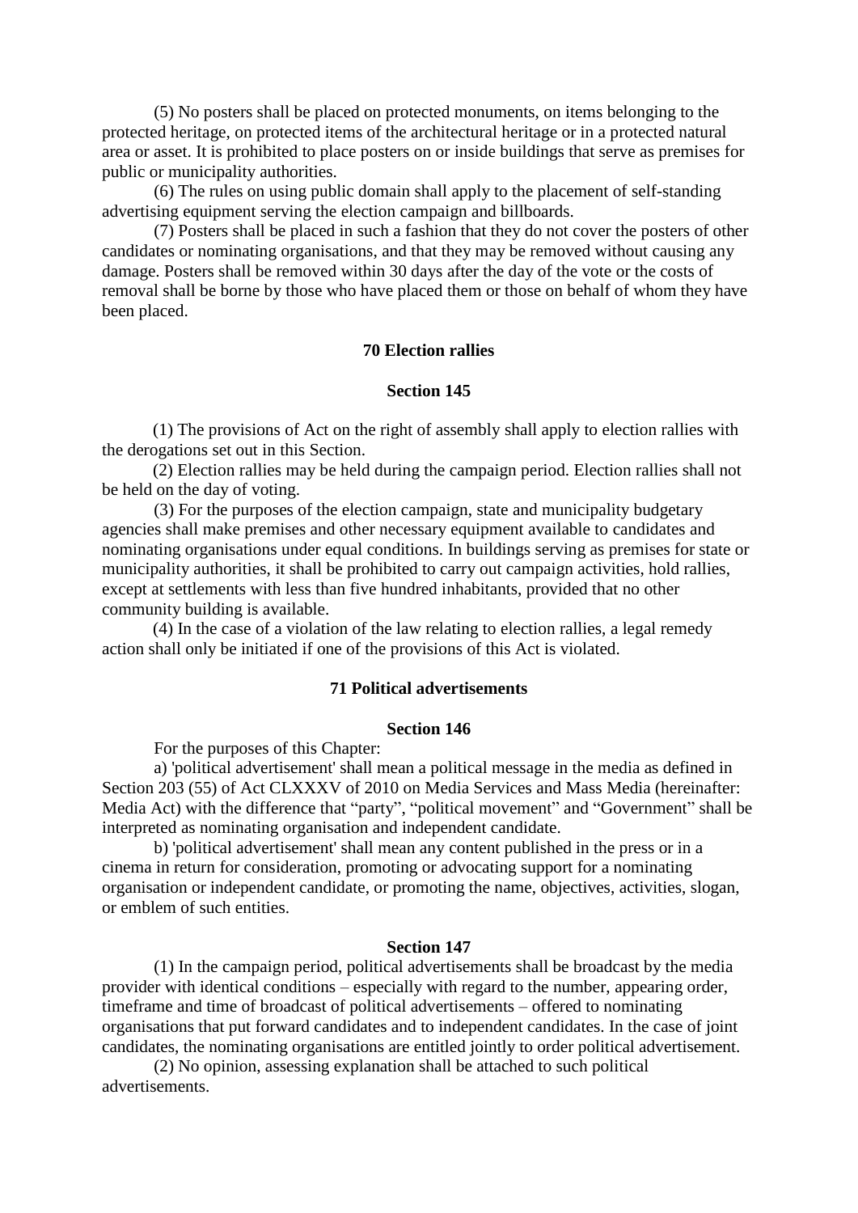(5) No posters shall be placed on protected monuments, on items belonging to the protected heritage, on protected items of the architectural heritage or in a protected natural area or asset. It is prohibited to place posters on or inside buildings that serve as premises for public or municipality authorities.

(6) The rules on using public domain shall apply to the placement of self-standing advertising equipment serving the election campaign and billboards.

(7) Posters shall be placed in such a fashion that they do not cover the posters of other candidates or nominating organisations, and that they may be removed without causing any damage. Posters shall be removed within 30 days after the day of the vote or the costs of removal shall be borne by those who have placed them or those on behalf of whom they have been placed.

### 70 Election rallies

#### Section 145

(1) The provisions of Act on the right of assembly shall apply to election rallies with the derogations set out in this Section.

(2) Election rallies may be held during the campaign period. Election rallies shall not be held on the day of voting.

(3) For the purposes of the election campaign, state and municipality budgetary agencies shall make premises and other necessary equipment available to candidates and nominating organisations under equal conditions. In buildings serving as premises for state or municipality authorities, it shall be prohibited to carry out campaign activities, hold rallies, except at settlements with less than five hundred inhabitants, provided that no other community building is available.

(4) In the case of a violation of the law relating to election rallies, a legal remedy action shall only be initiated if one of the provisions of this Act is violated.

### 71 Political advertisements

#### Section 146

For the purposes of this Chapter:

a) 'political advertisement' shall mean a political message in the media as defined in Section 203 (55) of Act CLXXXV of 2010 on Media Services and Mass Media (hereinafter: Media Act) with the difference that "party", "political movement" and "Government" shall be interpreted as nominating organisation and independent candidate.

b) 'political advertisement' shall mean any content published in the press or in a cinema in return for consideration, promoting or advocating support for a nominating organisation or independent candidate, or promoting the name, objectives, activities, slogan, or emblem of such entities.

#### Section 147

(1) In the campaign period, political advertisements shall be broadcast by the media provider with identical conditions – especially with regard to the number, appearing order, timeframe and time of broadcast of political advertisements – offered to nominating organisations that put forward candidates and to independent candidates. In the case of joint candidates, the nominating organisations are entitled jointly to order political advertisement.

(2) No opinion, assessing explanation shall be attached to such political advertisements.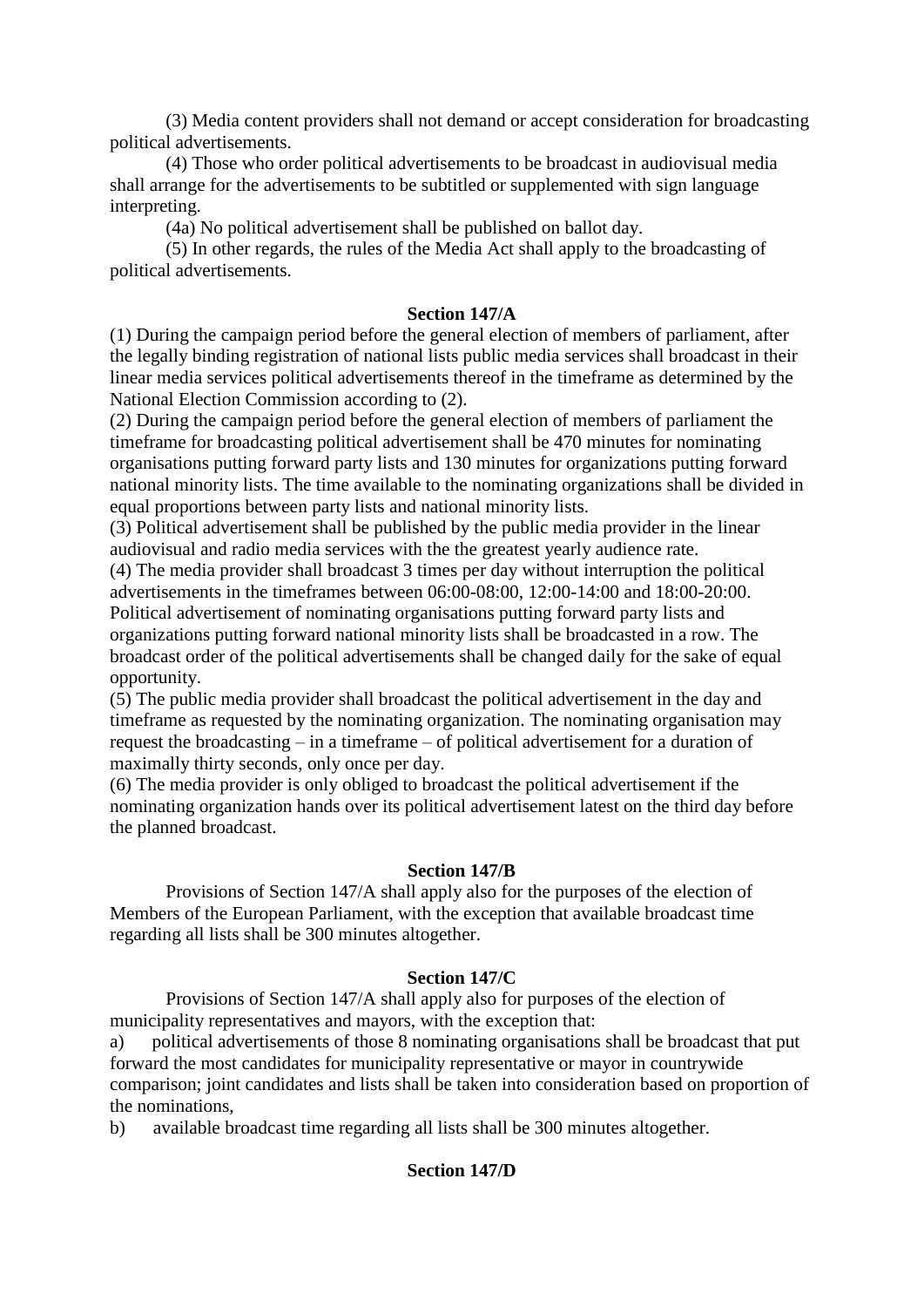(3) Media content providers shall not demand or accept consideration for broadcasting political advertisements.

(4) Those who order political advertisements to be broadcast in audiovisual media shall arrange for the advertisements to be subtitled or supplemented with sign language interpreting.

(4a) No political advertisement shall be published on ballot day.

(5) In other regards, the rules of the Media Act shall apply to the broadcasting of political advertisements.

**Section 147/A**

(1) During the campaign period before the general election of members of parliament, after the legally binding registration of national lists public media services shall broadcast in their linear media services political advertisements thereof in the timeframe as determined by the National Election Commission according to (2).

(2) During the campaign period before the general election of members of parliament the timeframe for broadcasting political advertisement shall be 470 minutes for nominating organisations putting forward party lists and 130 minutes for organizations putting forward national minority lists. The time available to the nominating organizations shall be divided in equal proportions between party lists and national minority lists.

(3) Political advertisement shall be published by the public media provider in the linear audiovisual and radio media services with the the greatest yearly audience rate.

(4) The media provider shall broadcast 3 times per day without interruption the political advertisements in the timeframes between 06:00-08:00, 12:00-14:00 and 18:00-20:00. Political advertisement of nominating organisations putting forward party lists and organizations putting forward national minority lists shall be broadcasted in a row. The broadcast order of the political advertisements shall be changed daily for the sake of equal opportunity.

(5) The public media provider shall broadcast the political advertisement in the day and timeframe as requested by the nominating organization. The nominating organisation may request the broadcasting – in a timeframe – of political advertisement for a duration of maximally thirty seconds, only once per day.

(6) The media provider is only obliged to broadcast the political advertisement if the nominating organization hands over its political advertisement latest on the third day before the planned broadcast.

**Section 147/B**

Provisions of Section 147/A shall apply also for the purposes of the election of Members of the European Parliament, with the exception that available broadcast time regarding all lists shall be 300 minutes altogether.

**Section 147/C**

Provisions of Section 147/A shall apply also for purposes of the election of municipality representatives and mayors, with the exception that:

a) political advertisements of those 8 nominating organisations shall be broadcast that put forward the most candidates for municipality representative or mayor in countrywide comparison; joint candidates and lists shall be taken into consideration based on proportion of the nominations,

b) available broadcast time regarding all lists shall be 300 minutes altogether.

**Section 147/D**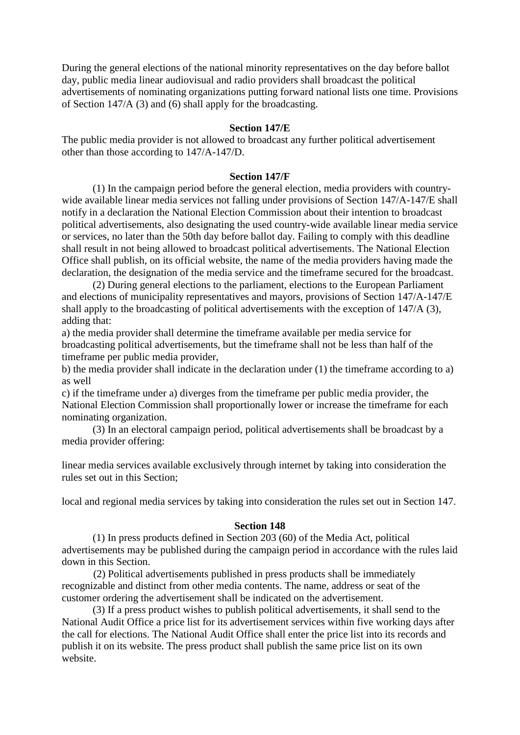During the general elections of the national minority representatives on the day before ballot day, public media linear audiovisual and radio providers shall broadcast the political advertisements of nominating organizations putting forward national lists one time. Provisions of Section 147/A (3) and (6) shall apply for the broadcasting.

**Section 147/E**

The public media provider is not allowed to broadcast any further political advertisement other than those according to 147/A-147/D.

**Section 147/F**

(1) In the campaign period before the general election, media providers with country-wide available linear media services not falling under provisions of Section 147/A-147/E shall notify in a declaration the National Election Commission about their intention to broadcast political advertisements, also designating the used country-wide available linear media service or services, no later than the 50th day before ballot day. Failing to comply with this deadline shall result in not being allowed to broadcast political advertisements. The National Election Office shall publish, on its official website, the name of the media providers having made the declaration, the designation of the media service and the timeframe secured for the broadcast.

(2) During general elections to the parliament, elections to the European Parliament and elections of municipality representatives and mayors, provisions of Section 147/A-147/E shall apply to the broadcasting of political advertisements with the exception of 147/A (3), adding that:

a) the media provider shall determine the timeframe available per media service for broadcasting political advertisements, but the timeframe shall not be less than half of the timeframe per public media provider,

b) the media provider shall indicate in the declaration under (1) the timeframe according to a) as well

c) if the timeframe under a) diverges from the timeframe per public media provider, the National Election Commission shall proportionally lower or increase the timeframe for each nominating organization.

(3) In an electoral campaign period, political advertisements shall be broadcast by a media provider offering:

linear media services available exclusively through internet by taking into consideration the rules set out in this Section;

local and regional media services by taking into consideration the rules set out in Section 147.

**Section 148**

(1) In press products defined in Section 203 (60) of the Media Act, political advertisements may be published during the campaign period in accordance with the rules laid down in this Section.

(2) Political advertisements published in press products shall be immediately recognizable and distinct from other media contents. The name, address or seat of the customer ordering the advertisement shall be indicated on the advertisement.

(3) If a press product wishes to publish political advertisements, it shall send to the National Audit Office a price list for its advertisement services within five working days after the call for elections. The National Audit Office shall enter the price list into its records and publish it on its website. The press product shall publish the same price list on its own website.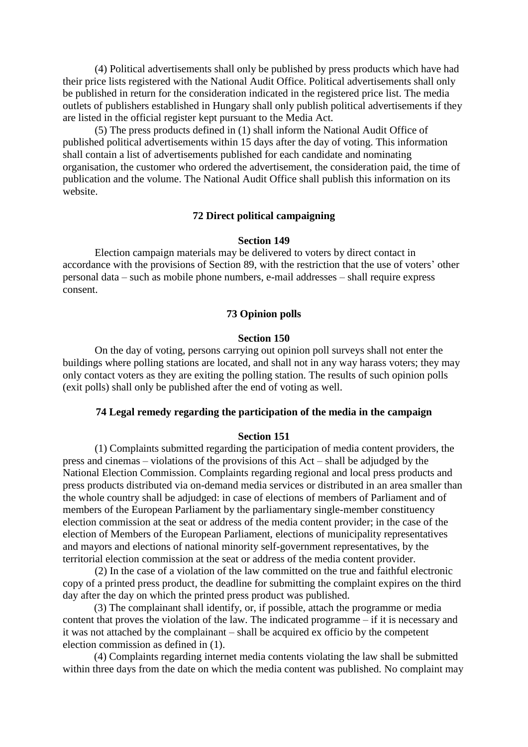(4) Political advertisements shall only be published by press products which have had their price lists registered with the National Audit Office. Political advertisements shall only be published in return for the consideration indicated in the registered price list. The media outlets of publishers established in Hungary shall only publish political advertisements if they are listed in the official register kept pursuant to the Media Act.

(5) The press products defined in (1) shall inform the National Audit Office of published political advertisements within 15 days after the day of voting. This information shall contain a list of advertisements published for each candidate and nominating organisation, the customer who ordered the advertisement, the consideration paid, the time of publication and the volume. The National Audit Office shall publish this information on its website.

### 72 Direct political campaigning

#### Section 149

Election campaign materials may be delivered to voters by direct contact in accordance with the provisions of Section 89, with the restriction that the use of voters' other personal data – such as mobile phone numbers, e-mail addresses – shall require express consent.

### 73 Opinion polls

#### Section 150

On the day of voting, persons carrying out opinion poll surveys shall not enter the buildings where polling stations are located, and shall not in any way harass voters; they may only contact voters as they are exiting the polling station. The results of such opinion polls (exit polls) shall only be published after the end of voting as well.

### 74 Legal remedy regarding the participation of the media in the campaign

#### Section 151

(1) Complaints submitted regarding the participation of media content providers, the press and cinemas – violations of the provisions of this Act – shall be adjudged by the National Election Commission. Complaints regarding regional and local press products and press products distributed via on-demand media services or distributed in an area smaller than the whole country shall be adjudged: in case of elections of members of Parliament and of members of the European Parliament by the parliamentary single-member constituency election commission at the seat or address of the media content provider; in the case of the election of Members of the European Parliament, elections of municipality representatives and mayors and elections of national minority self-government representatives, by the territorial election commission at the seat or address of the media content provider.

(2) In the case of a violation of the law committed on the true and faithful electronic copy of a printed press product, the deadline for submitting the complaint expires on the third day after the day on which the printed press product was published.

(3) The complainant shall identify, or, if possible, attach the programme or media content that proves the violation of the law. The indicated programme – if it is necessary and it was not attached by the complainant – shall be acquired ex officio by the competent election commission as defined in (1).

(4) Complaints regarding internet media contents violating the law shall be submitted within three days from the date on which the media content was published. No complaint may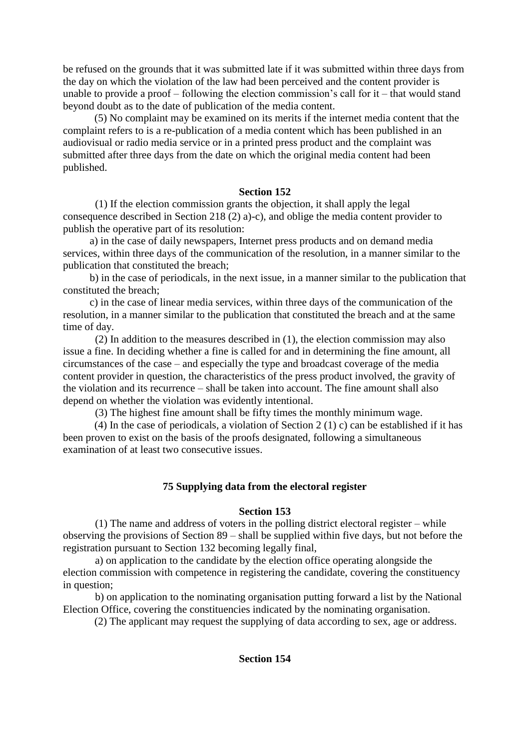be refused on the grounds that it was submitted late if it was submitted within three days from the day on which the violation of the law had been perceived and the content provider is unable to provide a proof – following the election commission's call for it – that would stand beyond doubt as to the date of publication of the media content.

(5) No complaint may be examined on its merits if the internet media content that the complaint refers to is a re-publication of a media content which has been published in an audiovisual or radio media service or in a printed press product and the complaint was submitted after three days from the date on which the original media content had been published.

**Section 152**

(1) If the election commission grants the objection, it shall apply the legal consequence described in Section 218 (2) a)-c), and oblige the media content provider to publish the operative part of its resolution:

a) in the case of daily newspapers, Internet press products and on demand media services, within three days of the communication of the resolution, in a manner similar to the publication that constituted the breach;

b) in the case of periodicals, in the next issue, in a manner similar to the publication that constituted the breach;

c) in the case of linear media services, within three days of the communication of the resolution, in a manner similar to the publication that constituted the breach and at the same time of day.

(2) In addition to the measures described in (1), the election commission may also issue a fine. In deciding whether a fine is called for and in determining the fine amount, all circumstances of the case – and especially the type and broadcast coverage of the media content provider in question, the characteristics of the press product involved, the gravity of the violation and its recurrence – shall be taken into account. The fine amount shall also depend on whether the violation was evidently intentional.

(3) The highest fine amount shall be fifty times the monthly minimum wage.

(4) In the case of periodicals, a violation of Section 2 (1) c) can be established if it has been proven to exist on the basis of the proofs designated, following a simultaneous examination of at least two consecutive issues.

**75 Supplying data from the electoral register**

**Section 153**

(1) The name and address of voters in the polling district electoral register – while observing the provisions of Section 89 – shall be supplied within five days, but not before the registration pursuant to Section 132 becoming legally final,

a) on application to the candidate by the election office operating alongside the election commission with competence in registering the candidate, covering the constituency in question;

b) on application to the nominating organisation putting forward a list by the National Election Office, covering the constituencies indicated by the nominating organisation.

(2) The applicant may request the supplying of data according to sex, age or address.

**Section 154**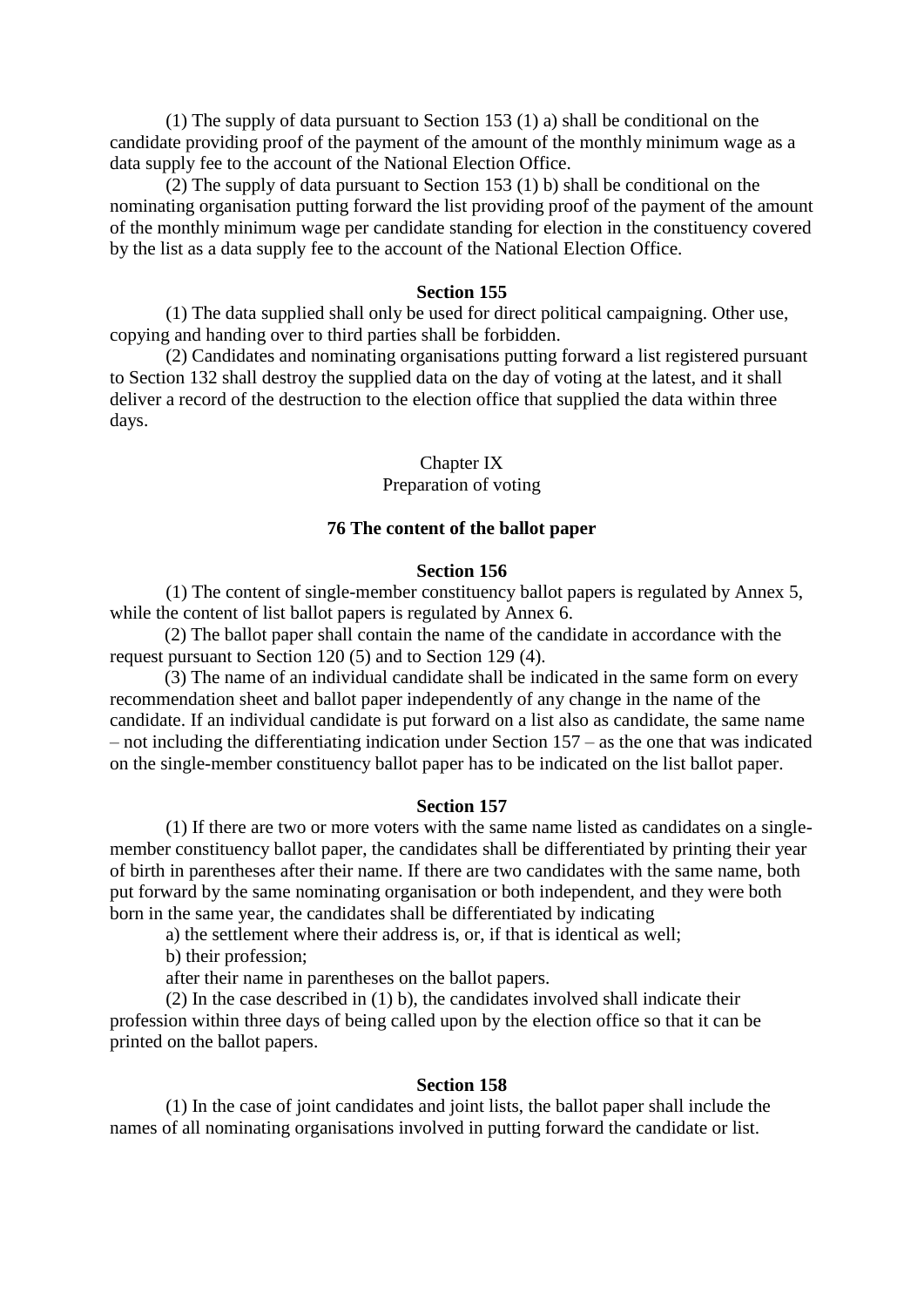(1) The supply of data pursuant to Section 153 (1) a) shall be conditional on the candidate providing proof of the payment of the amount of the monthly minimum wage as a data supply fee to the account of the National Election Office.

(2) The supply of data pursuant to Section 153 (1) b) shall be conditional on the nominating organisation putting forward the list providing proof of the payment of the amount of the monthly minimum wage per candidate standing for election in the constituency covered by the list as a data supply fee to the account of the National Election Office.

**Section 155**

(1) The data supplied shall only be used for direct political campaigning. Other use, copying and handing over to third parties shall be forbidden.

(2) Candidates and nominating organisations putting forward a list registered pursuant to Section 132 shall destroy the supplied data on the day of voting at the latest, and it shall deliver a record of the destruction to the election office that supplied the data within three days.

Chapter IX
Preparation of voting

**76 The content of the ballot paper**

**Section 156**

(1) The content of single-member constituency ballot papers is regulated by Annex 5, while the content of list ballot papers is regulated by Annex 6.

(2) The ballot paper shall contain the name of the candidate in accordance with the request pursuant to Section 120 (5) and to Section 129 (4).

(3) The name of an individual candidate shall be indicated in the same form on every recommendation sheet and ballot paper independently of any change in the name of the candidate. If an individual candidate is put forward on a list also as candidate, the same name – not including the differentiating indication under Section 157 – as the one that was indicated on the single-member constituency ballot paper has to be indicated on the list ballot paper.

**Section 157**

(1) If there are two or more voters with the same name listed as candidates on a single-member constituency ballot paper, the candidates shall be differentiated by printing their year of birth in parentheses after their name. If there are two candidates with the same name, both put forward by the same nominating organisation or both independent, and they were both born in the same year, the candidates shall be differentiated by indicating

a) the settlement where their address is, or, if that is identical as well;

b) their profession;

after their name in parentheses on the ballot papers.

(2) In the case described in (1) b), the candidates involved shall indicate their profession within three days of being called upon by the election office so that it can be printed on the ballot papers.

**Section 158**

(1) In the case of joint candidates and joint lists, the ballot paper shall include the names of all nominating organisations involved in putting forward the candidate or list.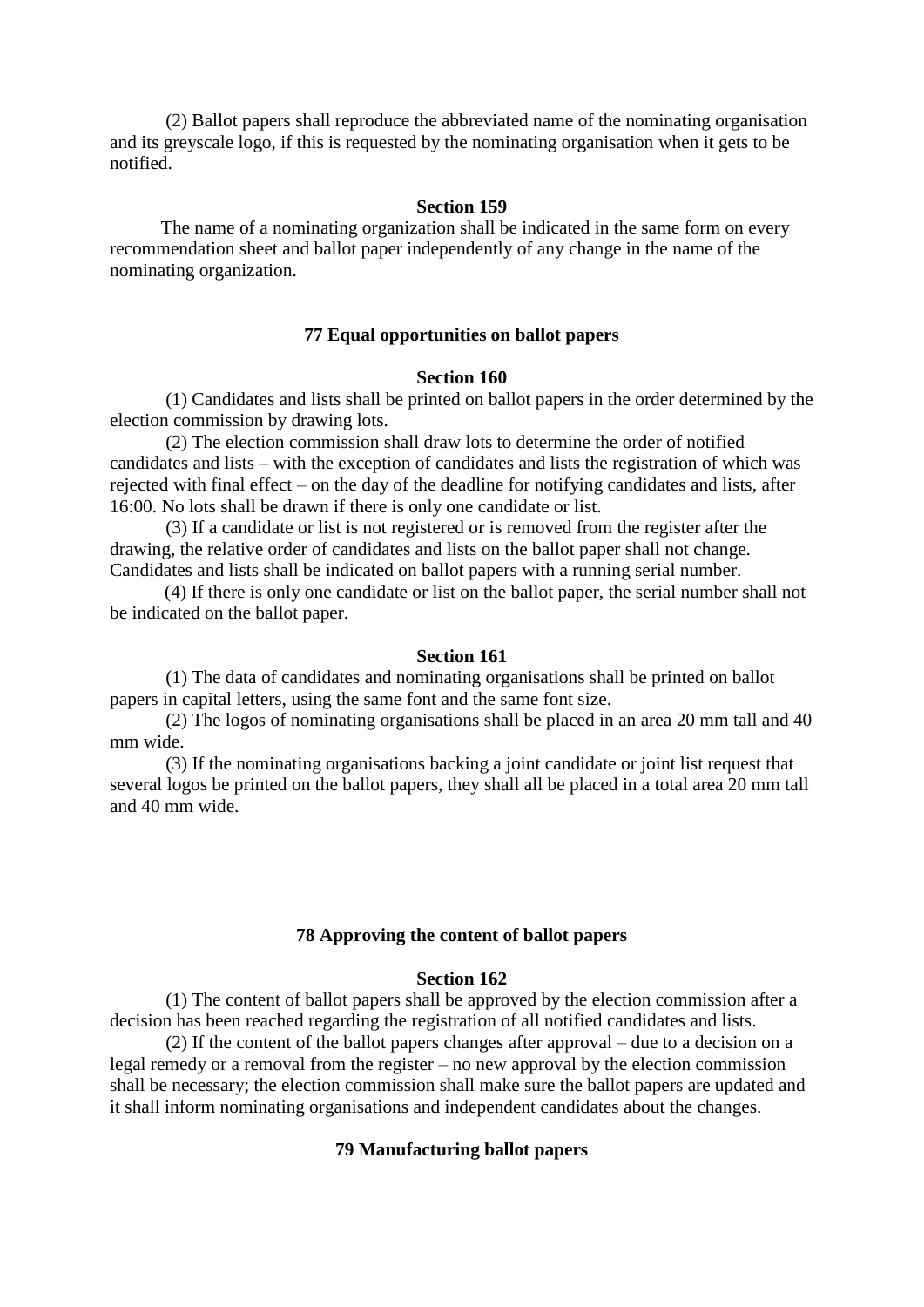(2) Ballot papers shall reproduce the abbreviated name of the nominating organisation and its greyscale logo, if this is requested by the nominating organisation when it gets to be notified.

**Section 159**

The name of a nominating organization shall be indicated in the same form on every recommendation sheet and ballot paper independently of any change in the name of the nominating organization.

### 77 Equal opportunities on ballot papers

**Section 160**

(1) Candidates and lists shall be printed on ballot papers in the order determined by the election commission by drawing lots.

(2) The election commission shall draw lots to determine the order of notified candidates and lists – with the exception of candidates and lists the registration of which was rejected with final effect – on the day of the deadline for notifying candidates and lists, after 16:00. No lots shall be drawn if there is only one candidate or list.

(3) If a candidate or list is not registered or is removed from the register after the drawing, the relative order of candidates and lists on the ballot paper shall not change. Candidates and lists shall be indicated on ballot papers with a running serial number.

(4) If there is only one candidate or list on the ballot paper, the serial number shall not be indicated on the ballot paper.

**Section 161**

(1) The data of candidates and nominating organisations shall be printed on ballot papers in capital letters, using the same font and the same font size.

(2) The logos of nominating organisations shall be placed in an area 20 mm tall and 40 mm wide.

(3) If the nominating organisations backing a joint candidate or joint list request that several logos be printed on the ballot papers, they shall all be placed in a total area 20 mm tall and 40 mm wide.

### 78 Approving the content of ballot papers

**Section 162**

(1) The content of ballot papers shall be approved by the election commission after a decision has been reached regarding the registration of all notified candidates and lists.

(2) If the content of the ballot papers changes after approval – due to a decision on a legal remedy or a removal from the register – no new approval by the election commission shall be necessary; the election commission shall make sure the ballot papers are updated and it shall inform nominating organisations and independent candidates about the changes.

### 79 Manufacturing ballot papers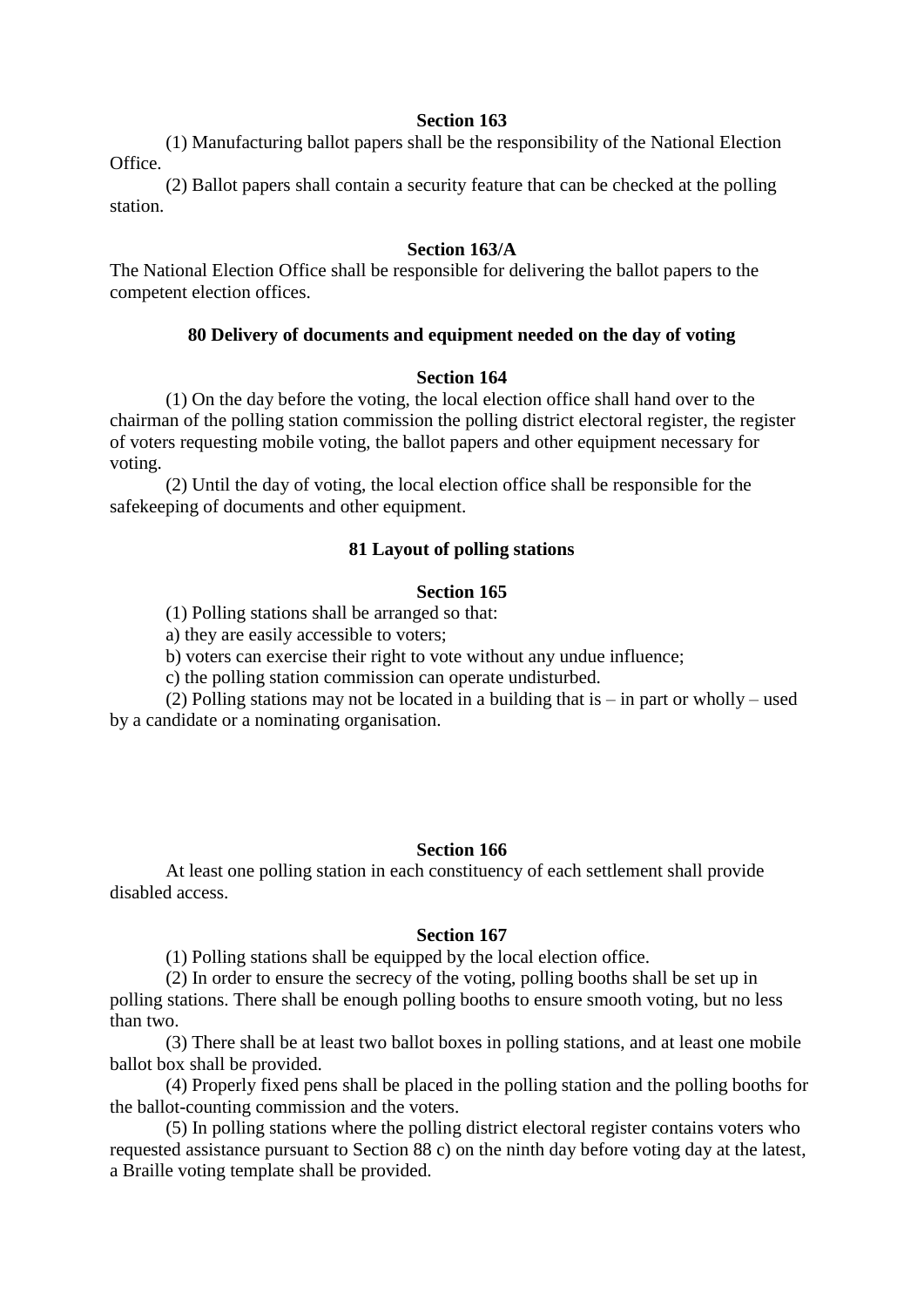#### Section 163

(1) Manufacturing ballot papers shall be the responsibility of the National Election Office.

(2) Ballot papers shall contain a security feature that can be checked at the polling station.

#### Section 163/A

The National Election Office shall be responsible for delivering the ballot papers to the competent election offices.

### 80 Delivery of documents and equipment needed on the day of voting

#### Section 164

(1) On the day before the voting, the local election office shall hand over to the chairman of the polling station commission the polling district electoral register, the register of voters requesting mobile voting, the ballot papers and other equipment necessary for voting.

(2) Until the day of voting, the local election office shall be responsible for the safekeeping of documents and other equipment.

### 81 Layout of polling stations

#### Section 165

(1) Polling stations shall be arranged so that:

a) they are easily accessible to voters;

b) voters can exercise their right to vote without any undue influence;

c) the polling station commission can operate undisturbed.

(2) Polling stations may not be located in a building that is – in part or wholly – used by a candidate or a nominating organisation.

#### Section 166

At least one polling station in each constituency of each settlement shall provide disabled access.

#### Section 167

(1) Polling stations shall be equipped by the local election office.

(2) In order to ensure the secrecy of the voting, polling booths shall be set up in polling stations. There shall be enough polling booths to ensure smooth voting, but no less than two.

(3) There shall be at least two ballot boxes in polling stations, and at least one mobile ballot box shall be provided.

(4) Properly fixed pens shall be placed in the polling station and the polling booths for the ballot-counting commission and the voters.

(5) In polling stations where the polling district electoral register contains voters who requested assistance pursuant to Section 88 c) on the ninth day before voting day at the latest, a Braille voting template shall be provided.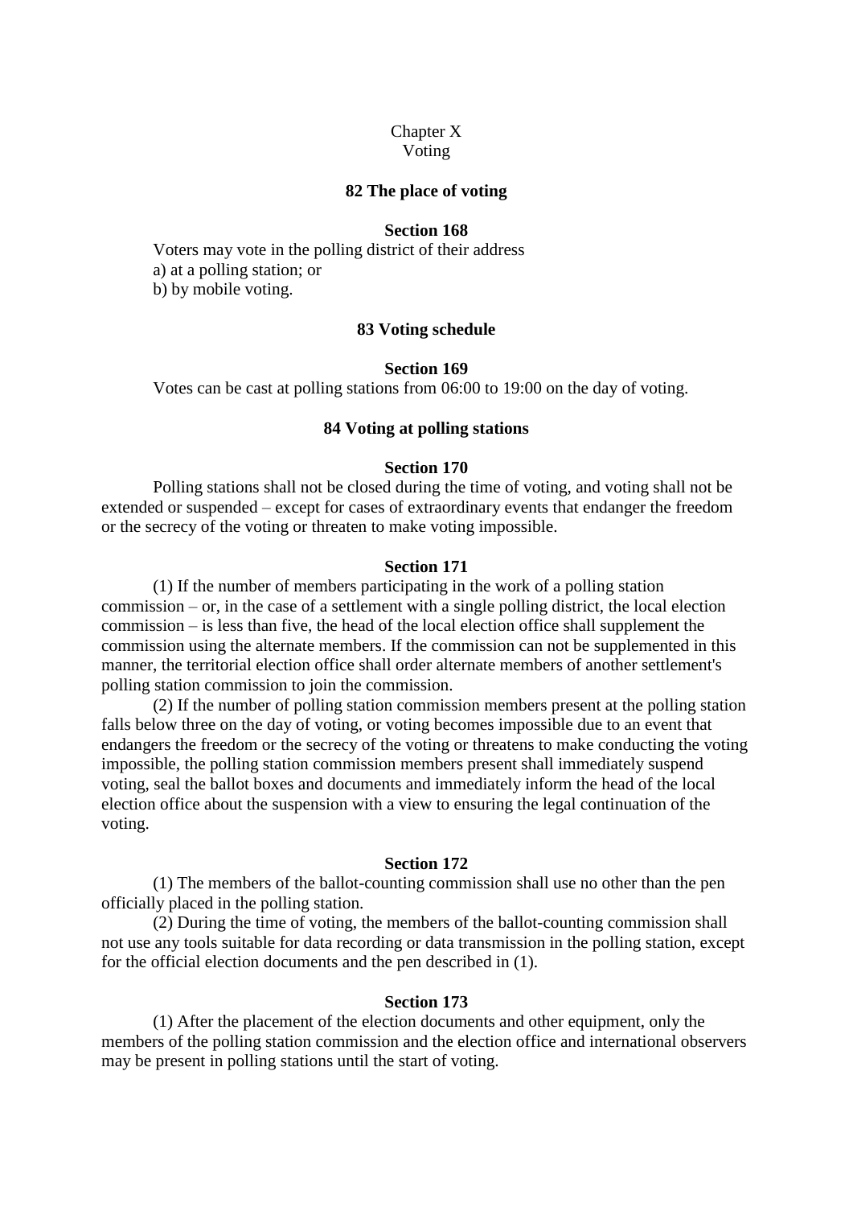# Chapter X
# Voting

### 82 The place of voting

**Section 168**

Voters may vote in the polling district of their address
a) at a polling station; or
b) by mobile voting.

### 83 Voting schedule

**Section 169**

Votes can be cast at polling stations from 06:00 to 19:00 on the day of voting.

### 84 Voting at polling stations

**Section 170**

Polling stations shall not be closed during the time of voting, and voting shall not be extended or suspended – except for cases of extraordinary events that endanger the freedom or the secrecy of the voting or threaten to make voting impossible.

**Section 171**

(1) If the number of members participating in the work of a polling station commission – or, in the case of a settlement with a single polling district, the local election commission – is less than five, the head of the local election office shall supplement the commission using the alternate members. If the commission can not be supplemented in this manner, the territorial election office shall order alternate members of another settlement's polling station commission to join the commission.

(2) If the number of polling station commission members present at the polling station falls below three on the day of voting, or voting becomes impossible due to an event that endangers the freedom or the secrecy of the voting or threatens to make conducting the voting impossible, the polling station commission members present shall immediately suspend voting, seal the ballot boxes and documents and immediately inform the head of the local election office about the suspension with a view to ensuring the legal continuation of the voting.

**Section 172**

(1) The members of the ballot-counting commission shall use no other than the pen officially placed in the polling station.

(2) During the time of voting, the members of the ballot-counting commission shall not use any tools suitable for data recording or data transmission in the polling station, except for the official election documents and the pen described in (1).

**Section 173**

(1) After the placement of the election documents and other equipment, only the members of the polling station commission and the election office and international observers may be present in polling stations until the start of voting.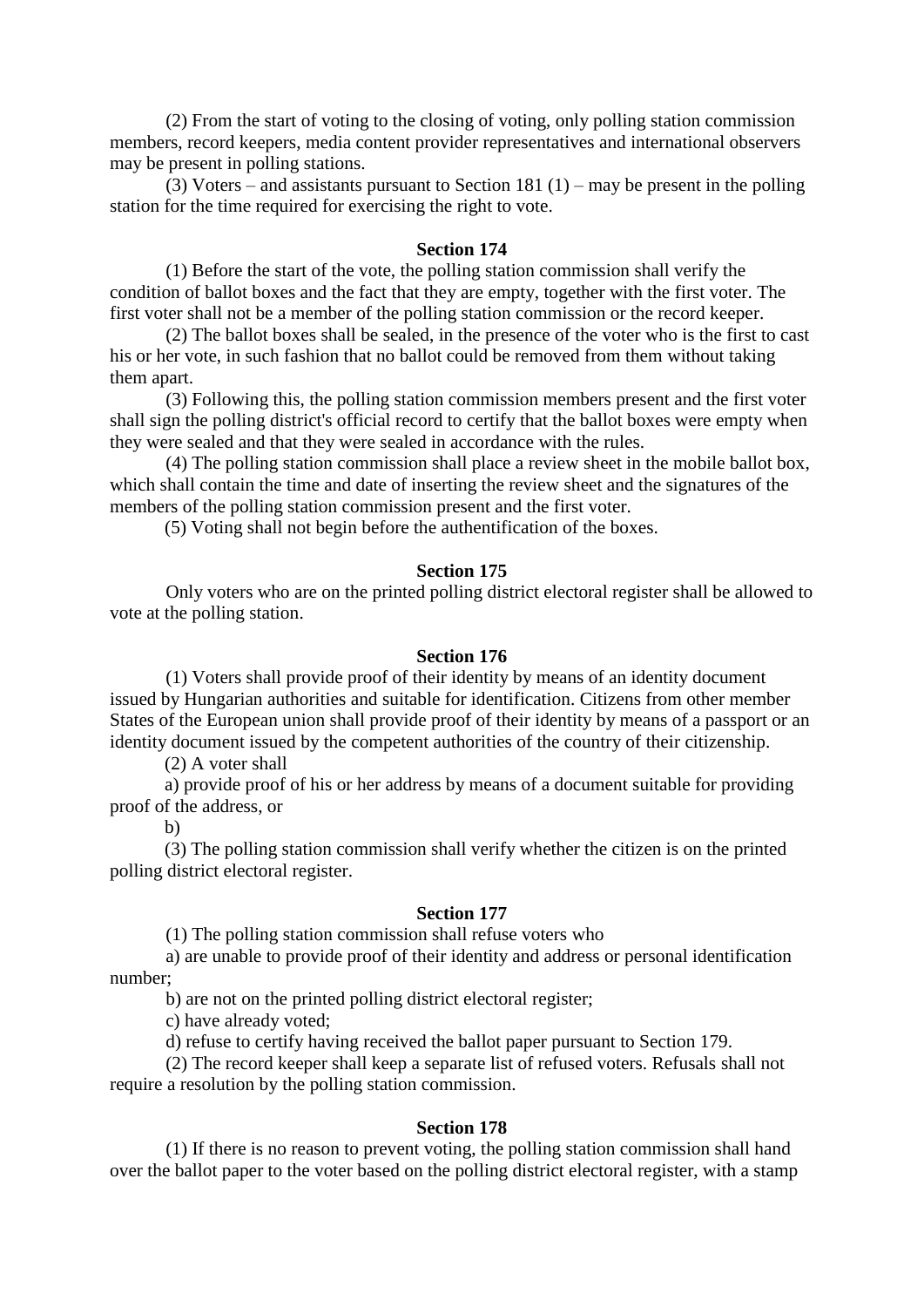(2) From the start of voting to the closing of voting, only polling station commission members, record keepers, media content provider representatives and international observers may be present in polling stations.

(3) Voters – and assistants pursuant to Section 181 (1) – may be present in the polling station for the time required for exercising the right to vote.

**Section 174**

(1) Before the start of the vote, the polling station commission shall verify the condition of ballot boxes and the fact that they are empty, together with the first voter. The first voter shall not be a member of the polling station commission or the record keeper.

(2) The ballot boxes shall be sealed, in the presence of the voter who is the first to cast his or her vote, in such fashion that no ballot could be removed from them without taking them apart.

(3) Following this, the polling station commission members present and the first voter shall sign the polling district's official record to certify that the ballot boxes were empty when they were sealed and that they were sealed in accordance with the rules.

(4) The polling station commission shall place a review sheet in the mobile ballot box, which shall contain the time and date of inserting the review sheet and the signatures of the members of the polling station commission present and the first voter.

(5) Voting shall not begin before the authentification of the boxes.

**Section 175**

Only voters who are on the printed polling district electoral register shall be allowed to vote at the polling station.

**Section 176**

(1) Voters shall provide proof of their identity by means of an identity document issued by Hungarian authorities and suitable for identification. Citizens from other member States of the European union shall provide proof of their identity by means of a passport or an identity document issued by the competent authorities of the country of their citizenship.

(2) A voter shall

a) provide proof of his or her address by means of a document suitable for providing proof of the address, or

b)

(3) The polling station commission shall verify whether the citizen is on the printed polling district electoral register.

**Section 177**

(1) The polling station commission shall refuse voters who

a) are unable to provide proof of their identity and address or personal identification number;

b) are not on the printed polling district electoral register;

c) have already voted;

d) refuse to certify having received the ballot paper pursuant to Section 179.

(2) The record keeper shall keep a separate list of refused voters. Refusals shall not require a resolution by the polling station commission.

**Section 178**

(1) If there is no reason to prevent voting, the polling station commission shall hand over the ballot paper to the voter based on the polling district electoral register, with a stamp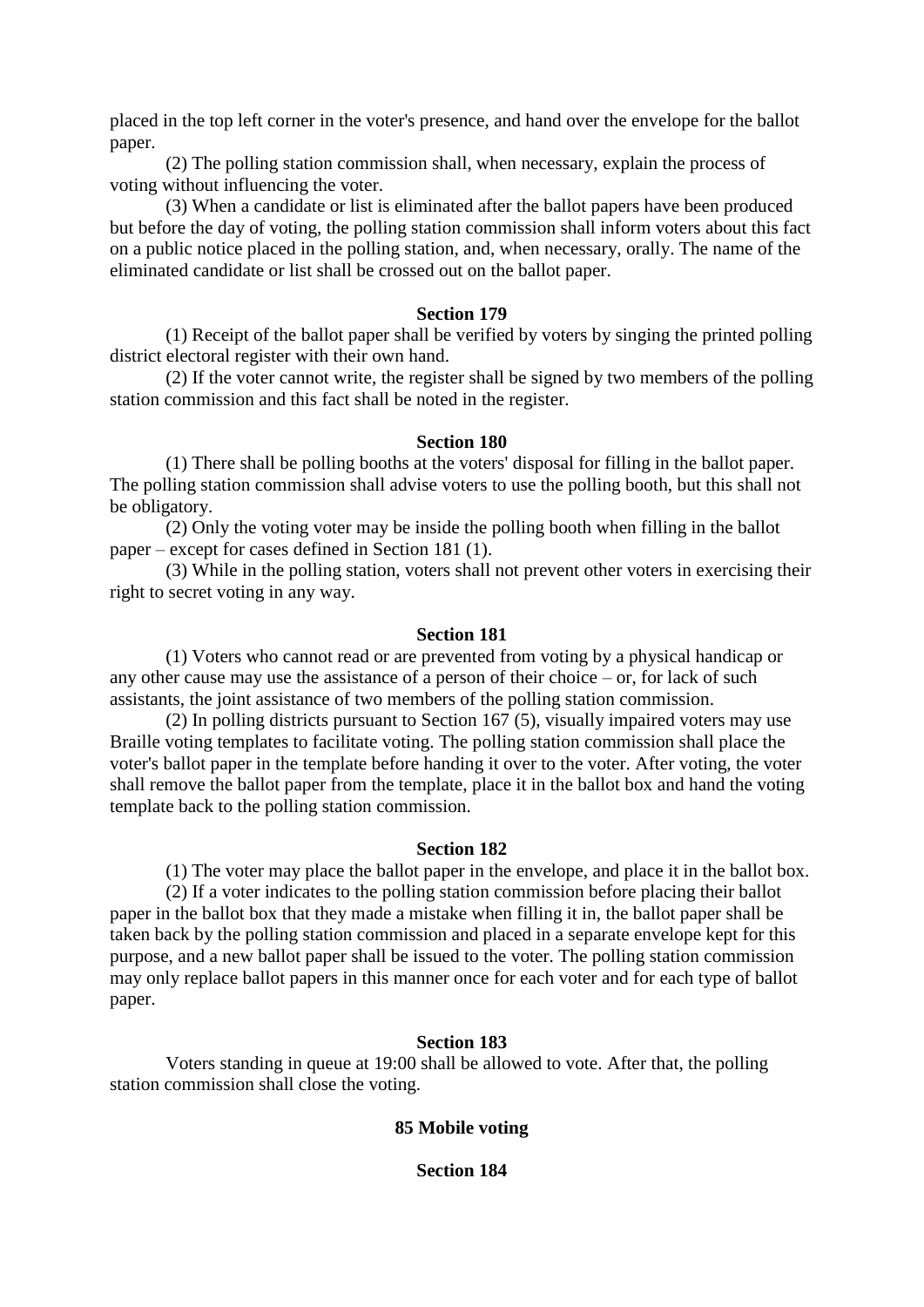placed in the top left corner in the voter's presence, and hand over the envelope for the ballot paper.

(2) The polling station commission shall, when necessary, explain the process of voting without influencing the voter.

(3) When a candidate or list is eliminated after the ballot papers have been produced but before the day of voting, the polling station commission shall inform voters about this fact on a public notice placed in the polling station, and, when necessary, orally. The name of the eliminated candidate or list shall be crossed out on the ballot paper.

**Section 179**

(1) Receipt of the ballot paper shall be verified by voters by singing the printed polling district electoral register with their own hand.

(2) If the voter cannot write, the register shall be signed by two members of the polling station commission and this fact shall be noted in the register.

**Section 180**

(1) There shall be polling booths at the voters' disposal for filling in the ballot paper. The polling station commission shall advise voters to use the polling booth, but this shall not be obligatory.

(2) Only the voting voter may be inside the polling booth when filling in the ballot paper – except for cases defined in Section 181 (1).

(3) While in the polling station, voters shall not prevent other voters in exercising their right to secret voting in any way.

**Section 181**

(1) Voters who cannot read or are prevented from voting by a physical handicap or any other cause may use the assistance of a person of their choice – or, for lack of such assistants, the joint assistance of two members of the polling station commission.

(2) In polling districts pursuant to Section 167 (5), visually impaired voters may use Braille voting templates to facilitate voting. The polling station commission shall place the voter's ballot paper in the template before handing it over to the voter. After voting, the voter shall remove the ballot paper from the template, place it in the ballot box and hand the voting template back to the polling station commission.

**Section 182**

(1) The voter may place the ballot paper in the envelope, and place it in the ballot box.

(2) If a voter indicates to the polling station commission before placing their ballot paper in the ballot box that they made a mistake when filling it in, the ballot paper shall be taken back by the polling station commission and placed in a separate envelope kept for this purpose, and a new ballot paper shall be issued to the voter. The polling station commission may only replace ballot papers in this manner once for each voter and for each type of ballot paper.

**Section 183**

Voters standing in queue at 19:00 shall be allowed to vote. After that, the polling station commission shall close the voting.

**85 Mobile voting**

**Section 184**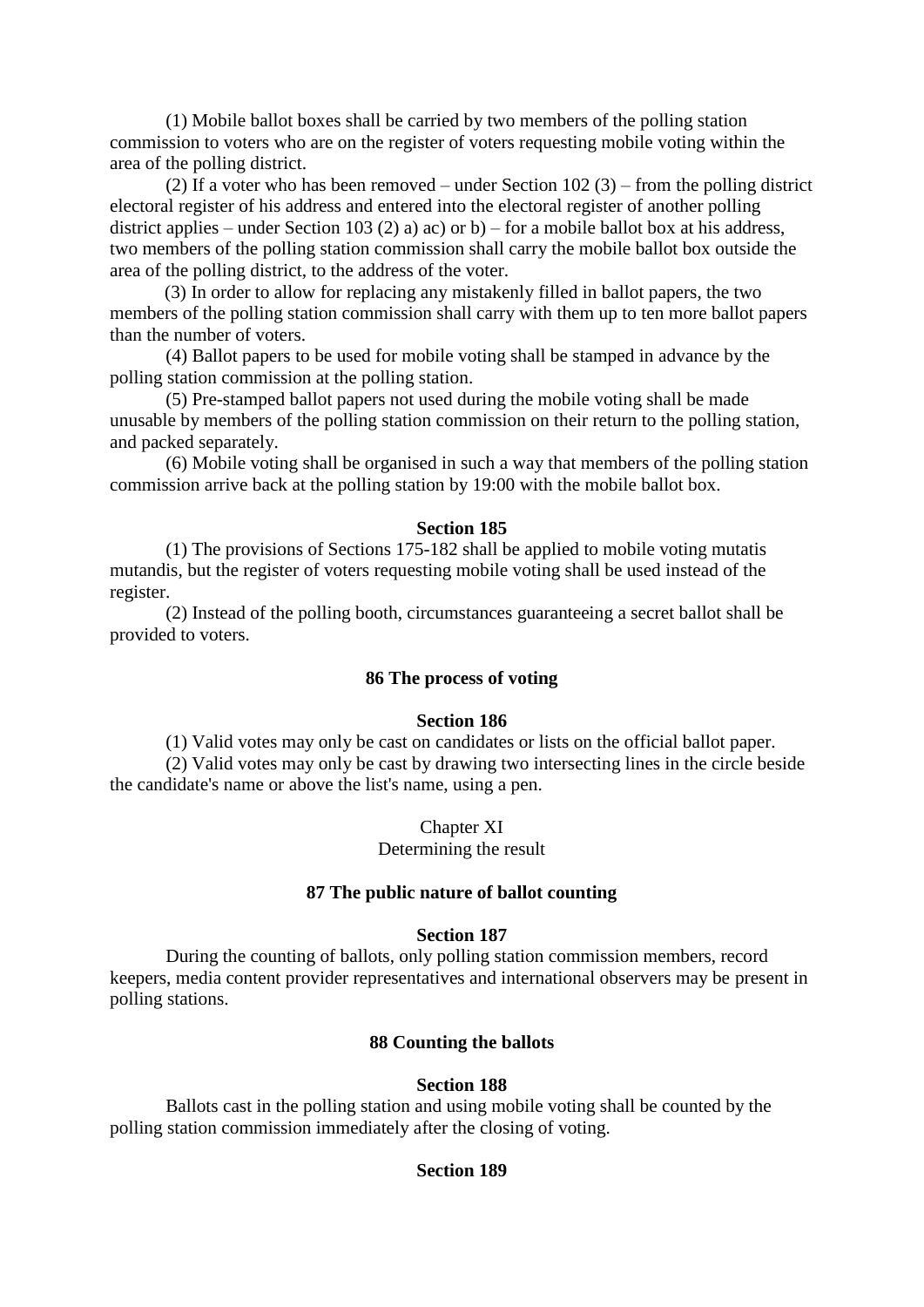(1) Mobile ballot boxes shall be carried by two members of the polling station commission to voters who are on the register of voters requesting mobile voting within the area of the polling district.

(2) If a voter who has been removed – under Section 102 (3) – from the polling district electoral register of his address and entered into the electoral register of another polling district applies – under Section 103 (2) a) ac) or b) – for a mobile ballot box at his address, two members of the polling station commission shall carry the mobile ballot box outside the area of the polling district, to the address of the voter.

(3) In order to allow for replacing any mistakenly filled in ballot papers, the two members of the polling station commission shall carry with them up to ten more ballot papers than the number of voters.

(4) Ballot papers to be used for mobile voting shall be stamped in advance by the polling station commission at the polling station.

(5) Pre-stamped ballot papers not used during the mobile voting shall be made unusable by members of the polling station commission on their return to the polling station, and packed separately.

(6) Mobile voting shall be organised in such a way that members of the polling station commission arrive back at the polling station by 19:00 with the mobile ballot box.

**Section 185**

(1) The provisions of Sections 175-182 shall be applied to mobile voting mutatis mutandis, but the register of voters requesting mobile voting shall be used instead of the register.

(2) Instead of the polling booth, circumstances guaranteeing a secret ballot shall be provided to voters.

### 86 The process of voting

**Section 186**

(1) Valid votes may only be cast on candidates or lists on the official ballot paper.

(2) Valid votes may only be cast by drawing two intersecting lines in the circle beside the candidate's name or above the list's name, using a pen.

## Chapter XI
## Determining the result

### 87 The public nature of ballot counting

**Section 187**

During the counting of ballots, only polling station commission members, record keepers, media content provider representatives and international observers may be present in polling stations.

### 88 Counting the ballots

**Section 188**

Ballots cast in the polling station and using mobile voting shall be counted by the polling station commission immediately after the closing of voting.

**Section 189**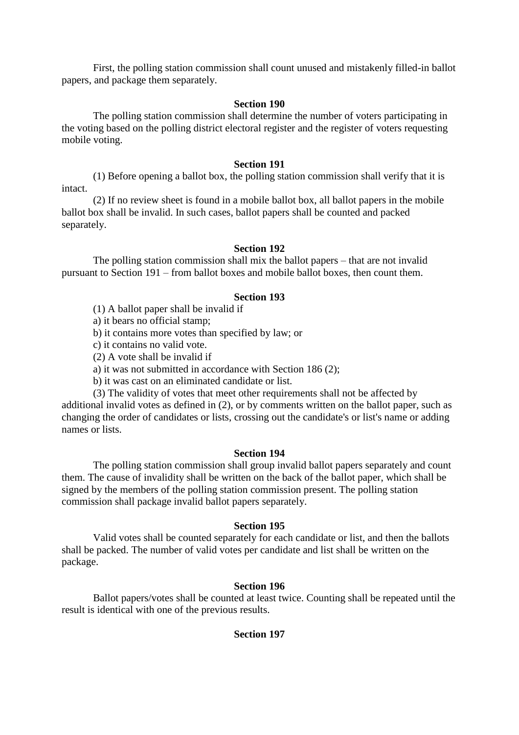First, the polling station commission shall count unused and mistakenly filled-in ballot papers, and package them separately.

### Section 190

The polling station commission shall determine the number of voters participating in the voting based on the polling district electoral register and the register of voters requesting mobile voting.

### Section 191

(1) Before opening a ballot box, the polling station commission shall verify that it is intact.

(2) If no review sheet is found in a mobile ballot box, all ballot papers in the mobile ballot box shall be invalid. In such cases, ballot papers shall be counted and packed separately.

### Section 192

The polling station commission shall mix the ballot papers – that are not invalid pursuant to Section 191 – from ballot boxes and mobile ballot boxes, then count them.

### Section 193

(1) A ballot paper shall be invalid if

a) it bears no official stamp;

b) it contains more votes than specified by law; or

c) it contains no valid vote.

(2) A vote shall be invalid if

a) it was not submitted in accordance with Section 186 (2);

b) it was cast on an eliminated candidate or list.

(3) The validity of votes that meet other requirements shall not be affected by additional invalid votes as defined in (2), or by comments written on the ballot paper, such as changing the order of candidates or lists, crossing out the candidate's or list's name or adding names or lists.

### Section 194

The polling station commission shall group invalid ballot papers separately and count them. The cause of invalidity shall be written on the back of the ballot paper, which shall be signed by the members of the polling station commission present. The polling station commission shall package invalid ballot papers separately.

### Section 195

Valid votes shall be counted separately for each candidate or list, and then the ballots shall be packed. The number of valid votes per candidate and list shall be written on the package.

### Section 196

Ballot papers/votes shall be counted at least twice. Counting shall be repeated until the result is identical with one of the previous results.

### Section 197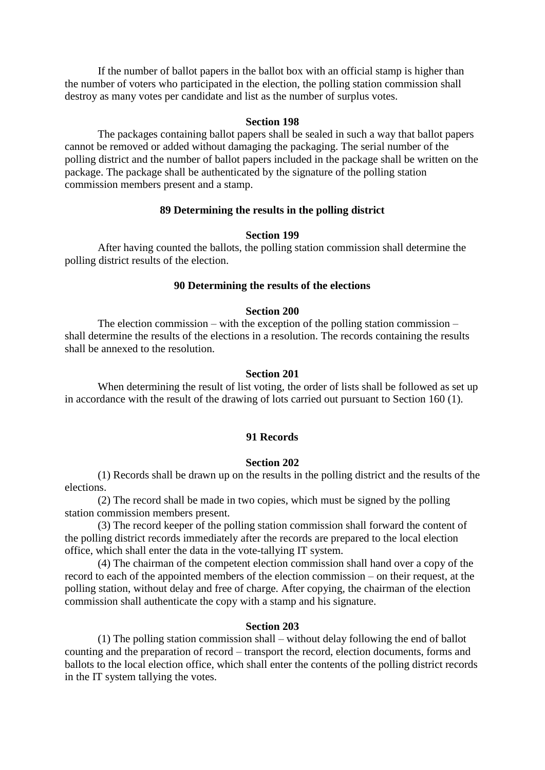If the number of ballot papers in the ballot box with an official stamp is higher than the number of voters who participated in the election, the polling station commission shall destroy as many votes per candidate and list as the number of surplus votes.

**Section 198**

The packages containing ballot papers shall be sealed in such a way that ballot papers cannot be removed or added without damaging the packaging. The serial number of the polling district and the number of ballot papers included in the package shall be written on the package. The package shall be authenticated by the signature of the polling station commission members present and a stamp.

## 89 Determining the results in the polling district

**Section 199**

After having counted the ballots, the polling station commission shall determine the polling district results of the election.

## 90 Determining the results of the elections

**Section 200**

The election commission – with the exception of the polling station commission – shall determine the results of the elections in a resolution. The records containing the results shall be annexed to the resolution.

**Section 201**

When determining the result of list voting, the order of lists shall be followed as set up in accordance with the result of the drawing of lots carried out pursuant to Section 160 (1).

## 91 Records

**Section 202**

(1) Records shall be drawn up on the results in the polling district and the results of the elections.

(2) The record shall be made in two copies, which must be signed by the polling station commission members present.

(3) The record keeper of the polling station commission shall forward the content of the polling district records immediately after the records are prepared to the local election office, which shall enter the data in the vote-tallying IT system.

(4) The chairman of the competent election commission shall hand over a copy of the record to each of the appointed members of the election commission – on their request, at the polling station, without delay and free of charge. After copying, the chairman of the election commission shall authenticate the copy with a stamp and his signature.

**Section 203**

(1) The polling station commission shall – without delay following the end of ballot counting and the preparation of record – transport the record, election documents, forms and ballots to the local election office, which shall enter the contents of the polling district records in the IT system tallying the votes.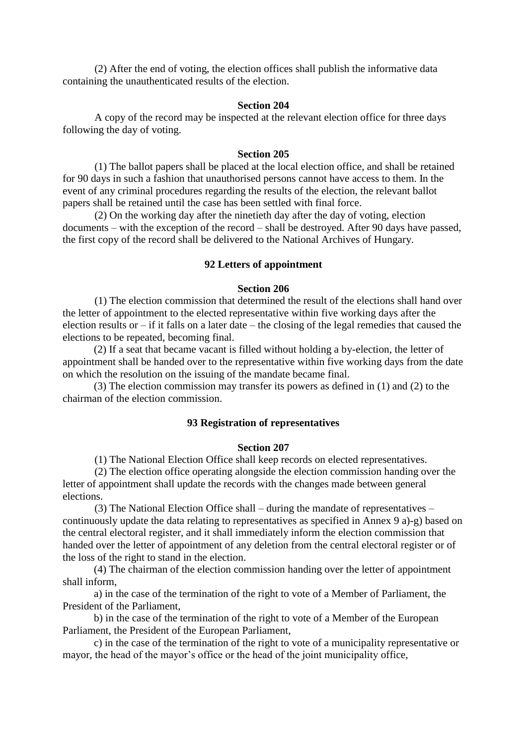(2) After the end of voting, the election offices shall publish the informative data containing the unauthenticated results of the election.

**Section 204**

A copy of the record may be inspected at the relevant election office for three days following the day of voting.

**Section 205**

(1) The ballot papers shall be placed at the local election office, and shall be retained for 90 days in such a fashion that unauthorised persons cannot have access to them. In the event of any criminal procedures regarding the results of the election, the relevant ballot papers shall be retained until the case has been settled with final force.

(2) On the working day after the ninetieth day after the day of voting, election documents – with the exception of the record – shall be destroyed. After 90 days have passed, the first copy of the record shall be delivered to the National Archives of Hungary.

**92 Letters of appointment**

**Section 206**

(1) The election commission that determined the result of the elections shall hand over the letter of appointment to the elected representative within five working days after the election results or – if it falls on a later date – the closing of the legal remedies that caused the elections to be repeated, becoming final.

(2) If a seat that became vacant is filled without holding a by-election, the letter of appointment shall be handed over to the representative within five working days from the date on which the resolution on the issuing of the mandate became final.

(3) The election commission may transfer its powers as defined in (1) and (2) to the chairman of the election commission.

**93 Registration of representatives**

**Section 207**

(1) The National Election Office shall keep records on elected representatives.

(2) The election office operating alongside the election commission handing over the letter of appointment shall update the records with the changes made between general elections.

(3) The National Election Office shall – during the mandate of representatives – continuously update the data relating to representatives as specified in Annex 9 a)-g) based on the central electoral register, and it shall immediately inform the election commission that handed over the letter of appointment of any deletion from the central electoral register or of the loss of the right to stand in the election.

(4) The chairman of the election commission handing over the letter of appointment shall inform,

a) in the case of the termination of the right to vote of a Member of Parliament, the President of the Parliament,

b) in the case of the termination of the right to vote of a Member of the European Parliament, the President of the European Parliament,

c) in the case of the termination of the right to vote of a municipality representative or mayor, the head of the mayor's office or the head of the joint municipality office,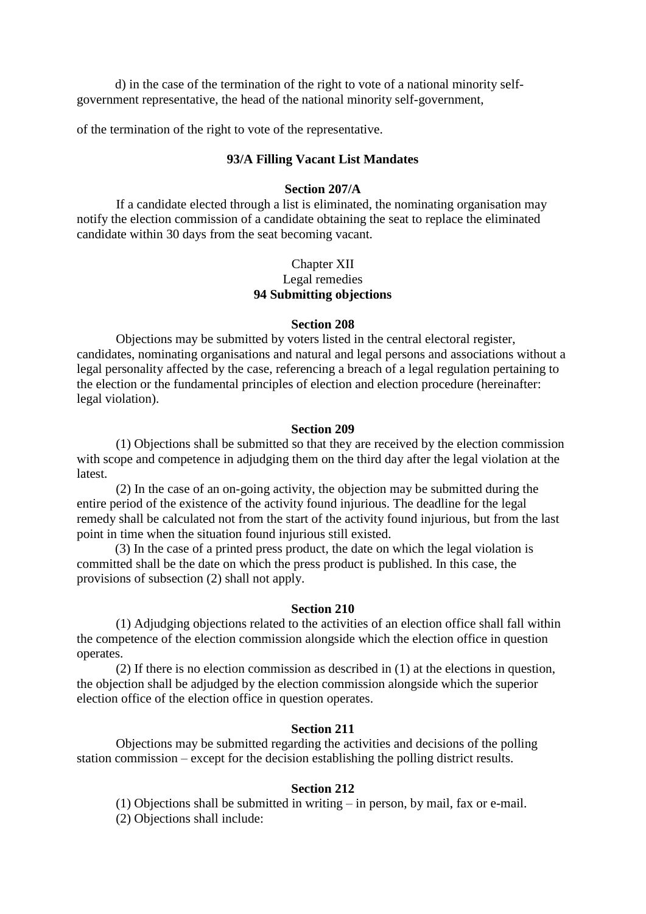d) in the case of the termination of the right to vote of a national minority self-government representative, the head of the national minority self-government,

of the termination of the right to vote of the representative.

### 93/A Filling Vacant List Mandates

#### Section 207/A

If a candidate elected through a list is eliminated, the nominating organisation may notify the election commission of a candidate obtaining the seat to replace the eliminated candidate within 30 days from the seat becoming vacant.

## Chapter XII
## Legal remedies
### 94 Submitting objections

#### Section 208

Objections may be submitted by voters listed in the central electoral register, candidates, nominating organisations and natural and legal persons and associations without a legal personality affected by the case, referencing a breach of a legal regulation pertaining to the election or the fundamental principles of election and election procedure (hereinafter: legal violation).

#### Section 209

(1) Objections shall be submitted so that they are received by the election commission with scope and competence in adjudging them on the third day after the legal violation at the latest.

(2) In the case of an on-going activity, the objection may be submitted during the entire period of the existence of the activity found injurious. The deadline for the legal remedy shall be calculated not from the start of the activity found injurious, but from the last point in time when the situation found injurious still existed.

(3) In the case of a printed press product, the date on which the legal violation is committed shall be the date on which the press product is published. In this case, the provisions of subsection (2) shall not apply.

#### Section 210

(1) Adjudging objections related to the activities of an election office shall fall within the competence of the election commission alongside which the election office in question operates.

(2) If there is no election commission as described in (1) at the elections in question, the objection shall be adjudged by the election commission alongside which the superior election office of the election office in question operates.

#### Section 211

Objections may be submitted regarding the activities and decisions of the polling station commission – except for the decision establishing the polling district results.

#### Section 212

(1) Objections shall be submitted in writing – in person, by mail, fax or e-mail.

(2) Objections shall include: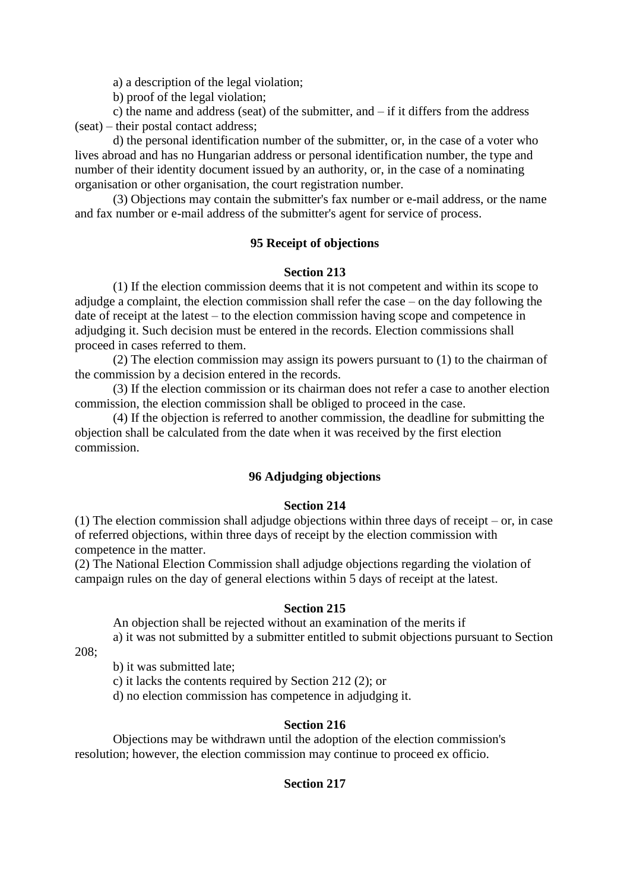a) a description of the legal violation;

b) proof of the legal violation;

c) the name and address (seat) of the submitter, and – if it differs from the address (seat) – their postal contact address;

d) the personal identification number of the submitter, or, in the case of a voter who lives abroad and has no Hungarian address or personal identification number, the type and number of their identity document issued by an authority, or, in the case of a nominating organisation or other organisation, the court registration number.

(3) Objections may contain the submitter's fax number or e-mail address, or the name and fax number or e-mail address of the submitter's agent for service of process.

### 95 Receipt of objections

#### Section 213

(1) If the election commission deems that it is not competent and within its scope to adjudge a complaint, the election commission shall refer the case – on the day following the date of receipt at the latest – to the election commission having scope and competence in adjudging it. Such decision must be entered in the records. Election commissions shall proceed in cases referred to them.

(2) The election commission may assign its powers pursuant to (1) to the chairman of the commission by a decision entered in the records.

(3) If the election commission or its chairman does not refer a case to another election commission, the election commission shall be obliged to proceed in the case.

(4) If the objection is referred to another commission, the deadline for submitting the objection shall be calculated from the date when it was received by the first election commission.

### 96 Adjudging objections

#### Section 214

(1) The election commission shall adjudge objections within three days of receipt – or, in case of referred objections, within three days of receipt by the election commission with competence in the matter.

(2) The National Election Commission shall adjudge objections regarding the violation of campaign rules on the day of general elections within 5 days of receipt at the latest.

#### Section 215

An objection shall be rejected without an examination of the merits if

a) it was not submitted by a submitter entitled to submit objections pursuant to Section 208;

b) it was submitted late;

c) it lacks the contents required by Section 212 (2); or

d) no election commission has competence in adjudging it.

#### Section 216

Objections may be withdrawn until the adoption of the election commission's resolution; however, the election commission may continue to proceed ex officio.

#### Section 217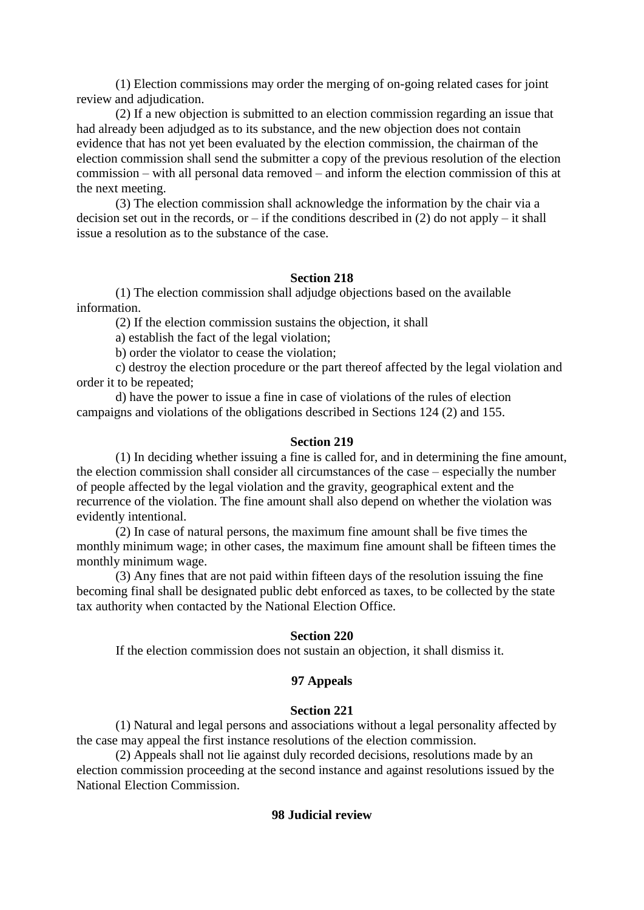(1) Election commissions may order the merging of on-going related cases for joint review and adjudication.

(2) If a new objection is submitted to an election commission regarding an issue that had already been adjudged as to its substance, and the new objection does not contain evidence that has not yet been evaluated by the election commission, the chairman of the election commission shall send the submitter a copy of the previous resolution of the election commission – with all personal data removed – and inform the election commission of this at the next meeting.

(3) The election commission shall acknowledge the information by the chair via a decision set out in the records, or – if the conditions described in (2) do not apply – it shall issue a resolution as to the substance of the case.

#### Section 218

(1) The election commission shall adjudge objections based on the available information.

(2) If the election commission sustains the objection, it shall

a) establish the fact of the legal violation;

b) order the violator to cease the violation;

c) destroy the election procedure or the part thereof affected by the legal violation and order it to be repeated;

d) have the power to issue a fine in case of violations of the rules of election campaigns and violations of the obligations described in Sections 124 (2) and 155.

#### Section 219

(1) In deciding whether issuing a fine is called for, and in determining the fine amount, the election commission shall consider all circumstances of the case – especially the number of people affected by the legal violation and the gravity, geographical extent and the recurrence of the violation. The fine amount shall also depend on whether the violation was evidently intentional.

(2) In case of natural persons, the maximum fine amount shall be five times the monthly minimum wage; in other cases, the maximum fine amount shall be fifteen times the monthly minimum wage.

(3) Any fines that are not paid within fifteen days of the resolution issuing the fine becoming final shall be designated public debt enforced as taxes, to be collected by the state tax authority when contacted by the National Election Office.

#### Section 220

If the election commission does not sustain an objection, it shall dismiss it.

### 97 Appeals

#### Section 221

(1) Natural and legal persons and associations without a legal personality affected by the case may appeal the first instance resolutions of the election commission.

(2) Appeals shall not lie against duly recorded decisions, resolutions made by an election commission proceeding at the second instance and against resolutions issued by the National Election Commission.

### 98 Judicial review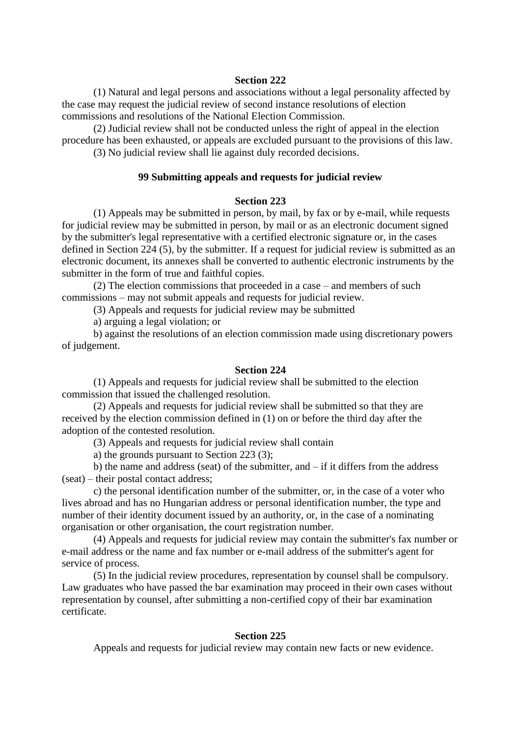### Section 222

(1) Natural and legal persons and associations without a legal personality affected by the case may request the judicial review of second instance resolutions of election commissions and resolutions of the National Election Commission.

(2) Judicial review shall not be conducted unless the right of appeal in the election procedure has been exhausted, or appeals are excluded pursuant to the provisions of this law.

(3) No judicial review shall lie against duly recorded decisions.

## 99 Submitting appeals and requests for judicial review

### Section 223

(1) Appeals may be submitted in person, by mail, by fax or by e-mail, while requests for judicial review may be submitted in person, by mail or as an electronic document signed by the submitter's legal representative with a certified electronic signature or, in the cases defined in Section 224 (5), by the submitter. If a request for judicial review is submitted as an electronic document, its annexes shall be converted to authentic electronic instruments by the submitter in the form of true and faithful copies.

(2) The election commissions that proceeded in a case – and members of such commissions – may not submit appeals and requests for judicial review.

(3) Appeals and requests for judicial review may be submitted

a) arguing a legal violation; or

b) against the resolutions of an election commission made using discretionary powers of judgement.

### Section 224

(1) Appeals and requests for judicial review shall be submitted to the election commission that issued the challenged resolution.

(2) Appeals and requests for judicial review shall be submitted so that they are received by the election commission defined in (1) on or before the third day after the adoption of the contested resolution.

(3) Appeals and requests for judicial review shall contain

a) the grounds pursuant to Section 223 (3);

b) the name and address (seat) of the submitter, and – if it differs from the address (seat) – their postal contact address;

c) the personal identification number of the submitter, or, in the case of a voter who lives abroad and has no Hungarian address or personal identification number, the type and number of their identity document issued by an authority, or, in the case of a nominating organisation or other organisation, the court registration number.

(4) Appeals and requests for judicial review may contain the submitter's fax number or e-mail address or the name and fax number or e-mail address of the submitter's agent for service of process.

(5) In the judicial review procedures, representation by counsel shall be compulsory. Law graduates who have passed the bar examination may proceed in their own cases without representation by counsel, after submitting a non-certified copy of their bar examination certificate.

### Section 225

Appeals and requests for judicial review may contain new facts or new evidence.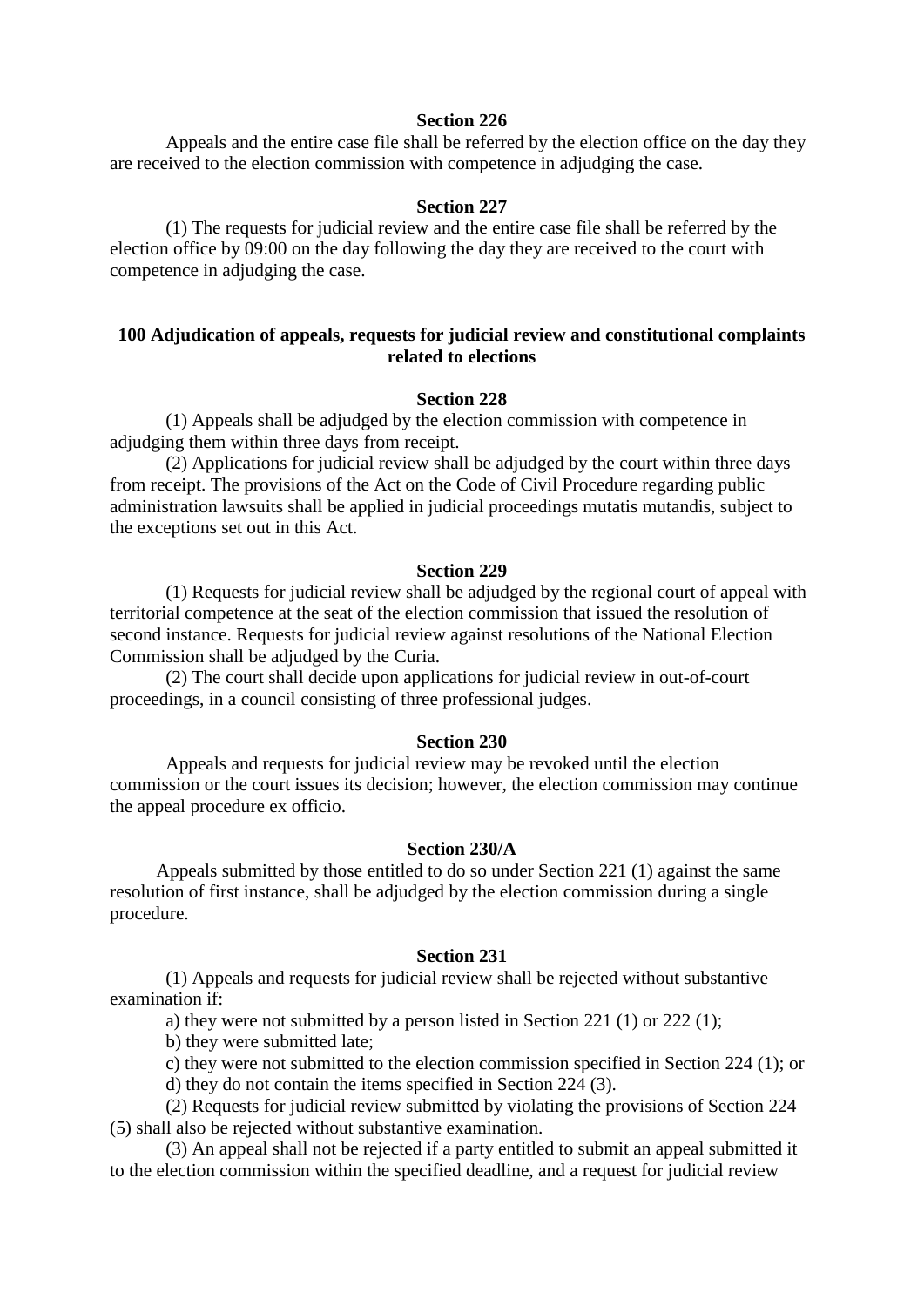**Section 226**

Appeals and the entire case file shall be referred by the election office on the day they are received to the election commission with competence in adjudging the case.

**Section 227**

(1) The requests for judicial review and the entire case file shall be referred by the election office by 09:00 on the day following the day they are received to the court with competence in adjudging the case.

**100 Adjudication of appeals, requests for judicial review and constitutional complaints related to elections**

**Section 228**

(1) Appeals shall be adjudged by the election commission with competence in adjudging them within three days from receipt.

(2) Applications for judicial review shall be adjudged by the court within three days from receipt. The provisions of the Act on the Code of Civil Procedure regarding public administration lawsuits shall be applied in judicial proceedings mutatis mutandis, subject to the exceptions set out in this Act.

**Section 229**

(1) Requests for judicial review shall be adjudged by the regional court of appeal with territorial competence at the seat of the election commission that issued the resolution of second instance. Requests for judicial review against resolutions of the National Election Commission shall be adjudged by the Curia.

(2) The court shall decide upon applications for judicial review in out-of-court proceedings, in a council consisting of three professional judges.

**Section 230**

Appeals and requests for judicial review may be revoked until the election commission or the court issues its decision; however, the election commission may continue the appeal procedure ex officio.

**Section 230/A**

Appeals submitted by those entitled to do so under Section 221 (1) against the same resolution of first instance, shall be adjudged by the election commission during a single procedure.

**Section 231**

(1) Appeals and requests for judicial review shall be rejected without substantive examination if:

a) they were not submitted by a person listed in Section 221 (1) or 222 (1);

b) they were submitted late;

c) they were not submitted to the election commission specified in Section 224 (1); or

d) they do not contain the items specified in Section 224 (3).

(2) Requests for judicial review submitted by violating the provisions of Section 224 (5) shall also be rejected without substantive examination.

(3) An appeal shall not be rejected if a party entitled to submit an appeal submitted it to the election commission within the specified deadline, and a request for judicial review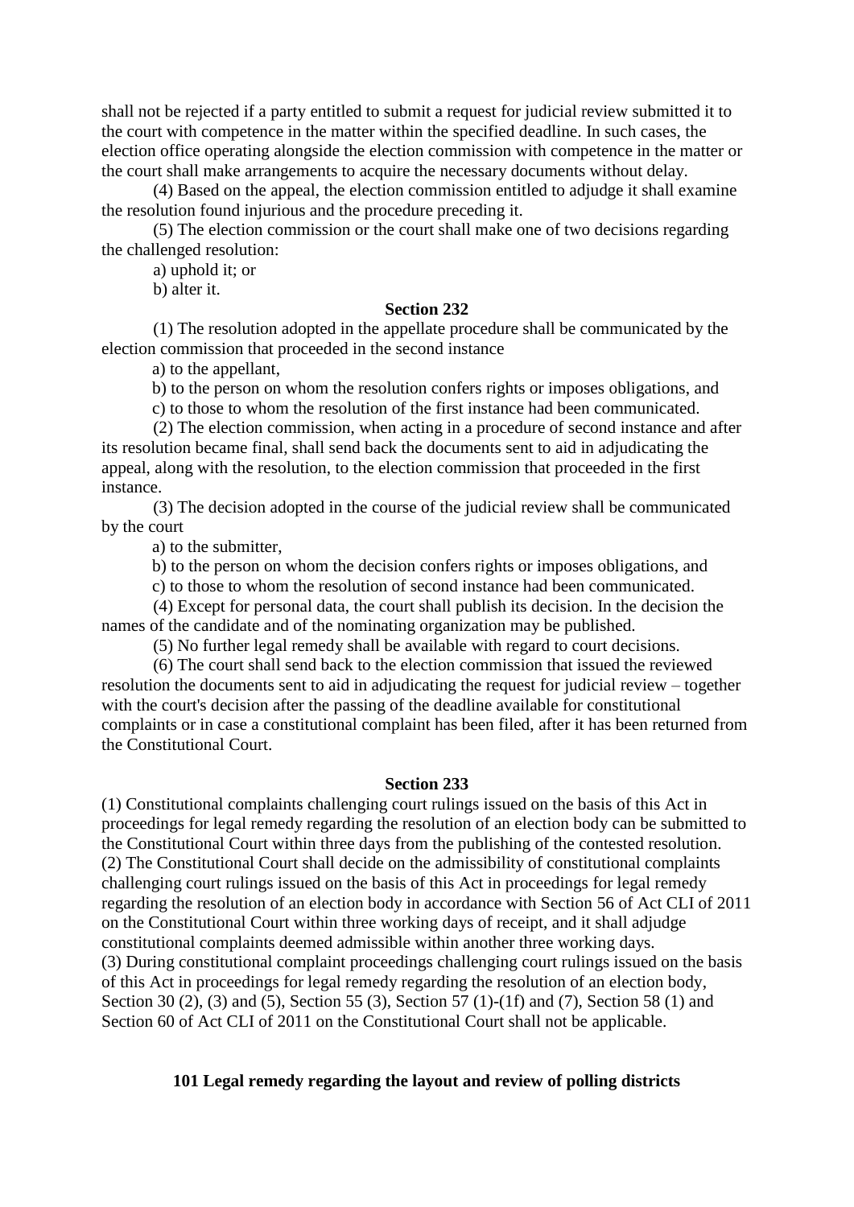shall not be rejected if a party entitled to submit a request for judicial review submitted it to the court with competence in the matter within the specified deadline. In such cases, the election office operating alongside the election commission with competence in the matter or the court shall make arrangements to acquire the necessary documents without delay.

(4) Based on the appeal, the election commission entitled to adjudge it shall examine the resolution found injurious and the procedure preceding it.

(5) The election commission or the court shall make one of two decisions regarding the challenged resolution:

a) uphold it; or

b) alter it.

**Section 232**

(1) The resolution adopted in the appellate procedure shall be communicated by the election commission that proceeded in the second instance

a) to the appellant,

b) to the person on whom the resolution confers rights or imposes obligations, and

c) to those to whom the resolution of the first instance had been communicated.

(2) The election commission, when acting in a procedure of second instance and after its resolution became final, shall send back the documents sent to aid in adjudicating the appeal, along with the resolution, to the election commission that proceeded in the first instance.

(3) The decision adopted in the course of the judicial review shall be communicated by the court

a) to the submitter,

b) to the person on whom the decision confers rights or imposes obligations, and

c) to those to whom the resolution of second instance had been communicated.

(4) Except for personal data, the court shall publish its decision. In the decision the names of the candidate and of the nominating organization may be published.

(5) No further legal remedy shall be available with regard to court decisions.

(6) The court shall send back to the election commission that issued the reviewed resolution the documents sent to aid in adjudicating the request for judicial review – together with the court's decision after the passing of the deadline available for constitutional complaints or in case a constitutional complaint has been filed, after it has been returned from the Constitutional Court.

**Section 233**

(1) Constitutional complaints challenging court rulings issued on the basis of this Act in proceedings for legal remedy regarding the resolution of an election body can be submitted to the Constitutional Court within three days from the publishing of the contested resolution.
(2) The Constitutional Court shall decide on the admissibility of constitutional complaints challenging court rulings issued on the basis of this Act in proceedings for legal remedy regarding the resolution of an election body in accordance with Section 56 of Act CLI of 2011 on the Constitutional Court within three working days of receipt, and it shall adjudge constitutional complaints deemed admissible within another three working days.
(3) During constitutional complaint proceedings challenging court rulings issued on the basis of this Act in proceedings for legal remedy regarding the resolution of an election body, Section 30 (2), (3) and (5), Section 55 (3), Section 57 (1)-(1f) and (7), Section 58 (1) and Section 60 of Act CLI of 2011 on the Constitutional Court shall not be applicable.

**101 Legal remedy regarding the layout and review of polling districts**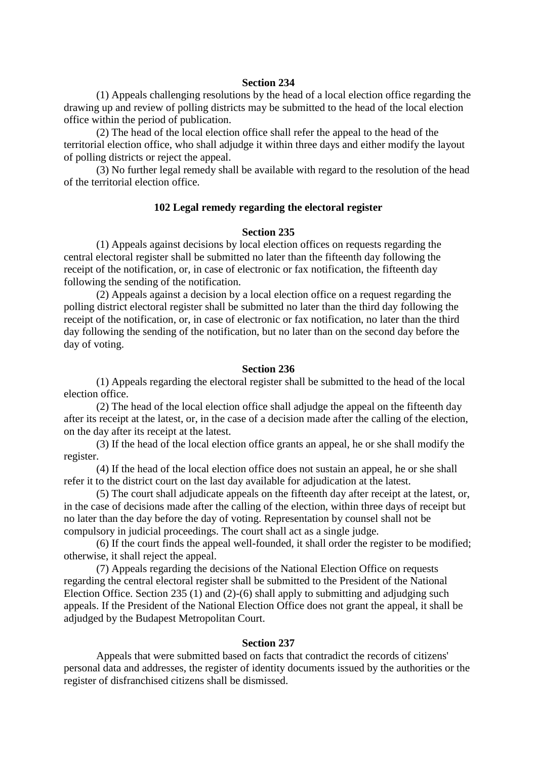### Section 234

(1) Appeals challenging resolutions by the head of a local election office regarding the drawing up and review of polling districts may be submitted to the head of the local election office within the period of publication.

(2) The head of the local election office shall refer the appeal to the head of the territorial election office, who shall adjudge it within three days and either modify the layout of polling districts or reject the appeal.

(3) No further legal remedy shall be available with regard to the resolution of the head of the territorial election office.

## 102 Legal remedy regarding the electoral register

### Section 235

(1) Appeals against decisions by local election offices on requests regarding the central electoral register shall be submitted no later than the fifteenth day following the receipt of the notification, or, in case of electronic or fax notification, the fifteenth day following the sending of the notification.

(2) Appeals against a decision by a local election office on a request regarding the polling district electoral register shall be submitted no later than the third day following the receipt of the notification, or, in case of electronic or fax notification, no later than the third day following the sending of the notification, but no later than on the second day before the day of voting.

### Section 236

(1) Appeals regarding the electoral register shall be submitted to the head of the local election office.

(2) The head of the local election office shall adjudge the appeal on the fifteenth day after its receipt at the latest, or, in the case of a decision made after the calling of the election, on the day after its receipt at the latest.

(3) If the head of the local election office grants an appeal, he or she shall modify the register.

(4) If the head of the local election office does not sustain an appeal, he or she shall refer it to the district court on the last day available for adjudication at the latest.

(5) The court shall adjudicate appeals on the fifteenth day after receipt at the latest, or, in the case of decisions made after the calling of the election, within three days of receipt but no later than the day before the day of voting. Representation by counsel shall not be compulsory in judicial proceedings. The court shall act as a single judge.

(6) If the court finds the appeal well-founded, it shall order the register to be modified; otherwise, it shall reject the appeal.

(7) Appeals regarding the decisions of the National Election Office on requests regarding the central electoral register shall be submitted to the President of the National Election Office. Section 235 (1) and (2)-(6) shall apply to submitting and adjudging such appeals. If the President of the National Election Office does not grant the appeal, it shall be adjudged by the Budapest Metropolitan Court.

### Section 237

Appeals that were submitted based on facts that contradict the records of citizens' personal data and addresses, the register of identity documents issued by the authorities or the register of disfranchised citizens shall be dismissed.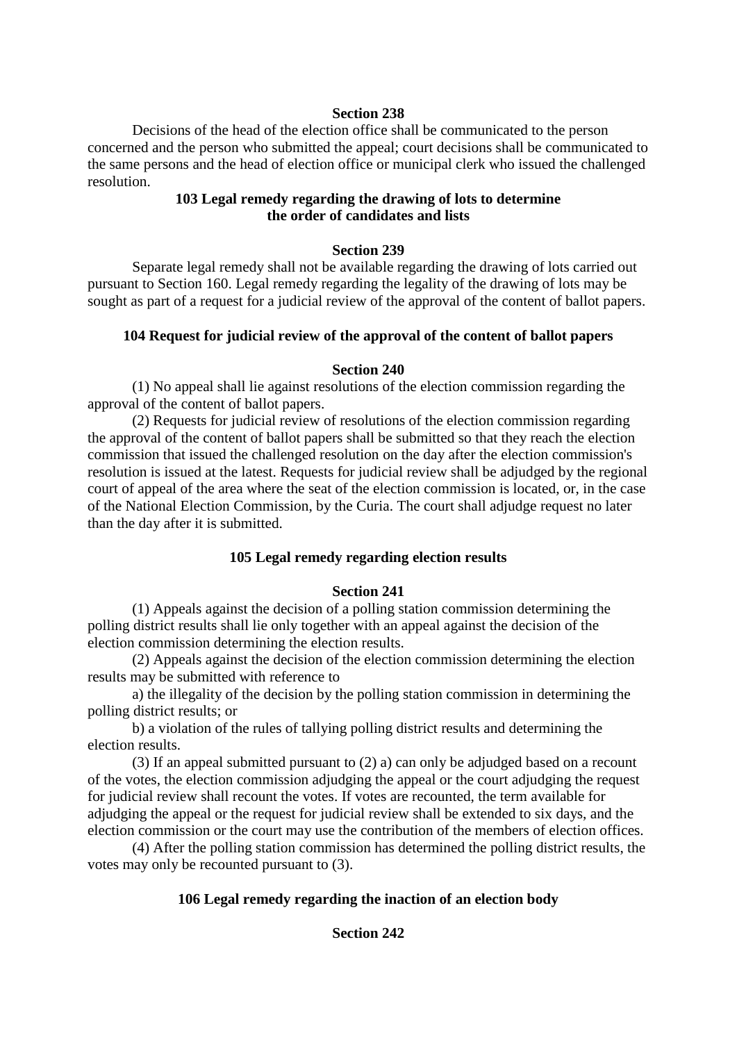**Section 238**

Decisions of the head of the election office shall be communicated to the person concerned and the person who submitted the appeal; court decisions shall be communicated to the same persons and the head of election office or municipal clerk who issued the challenged resolution.

**103 Legal remedy regarding the drawing of lots to determine the order of candidates and lists**

**Section 239**

Separate legal remedy shall not be available regarding the drawing of lots carried out pursuant to Section 160. Legal remedy regarding the legality of the drawing of lots may be sought as part of a request for a judicial review of the approval of the content of ballot papers.

**104 Request for judicial review of the approval of the content of ballot papers**

**Section 240**

(1) No appeal shall lie against resolutions of the election commission regarding the approval of the content of ballot papers.

(2) Requests for judicial review of resolutions of the election commission regarding the approval of the content of ballot papers shall be submitted so that they reach the election commission that issued the challenged resolution on the day after the election commission's resolution is issued at the latest. Requests for judicial review shall be adjudged by the regional court of appeal of the area where the seat of the election commission is located, or, in the case of the National Election Commission, by the Curia. The court shall adjudge request no later than the day after it is submitted.

**105 Legal remedy regarding election results**

**Section 241**

(1) Appeals against the decision of a polling station commission determining the polling district results shall lie only together with an appeal against the decision of the election commission determining the election results.

(2) Appeals against the decision of the election commission determining the election results may be submitted with reference to

a) the illegality of the decision by the polling station commission in determining the polling district results; or

b) a violation of the rules of tallying polling district results and determining the election results.

(3) If an appeal submitted pursuant to (2) a) can only be adjudged based on a recount of the votes, the election commission adjudging the appeal or the court adjudging the request for judicial review shall recount the votes. If votes are recounted, the term available for adjudging the appeal or the request for judicial review shall be extended to six days, and the election commission or the court may use the contribution of the members of election offices.

(4) After the polling station commission has determined the polling district results, the votes may only be recounted pursuant to (3).

**106 Legal remedy regarding the inaction of an election body**

**Section 242**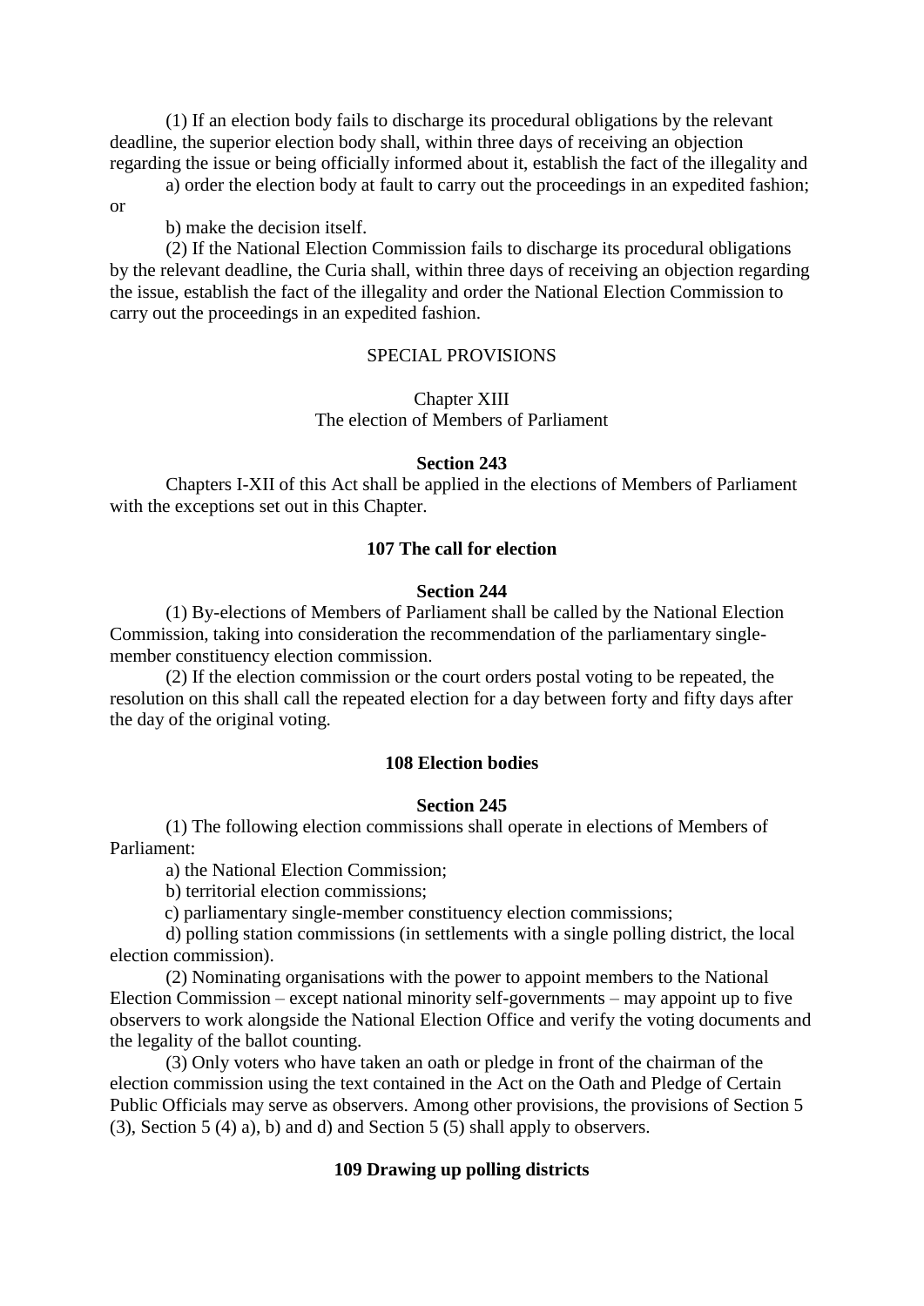(1) If an election body fails to discharge its procedural obligations by the relevant deadline, the superior election body shall, within three days of receiving an objection regarding the issue or being officially informed about it, establish the fact of the illegality and

a) order the election body at fault to carry out the proceedings in an expedited fashion; or

b) make the decision itself.

(2) If the National Election Commission fails to discharge its procedural obligations by the relevant deadline, the Curia shall, within three days of receiving an objection regarding the issue, establish the fact of the illegality and order the National Election Commission to carry out the proceedings in an expedited fashion.

SPECIAL PROVISIONS

Chapter XIII
The election of Members of Parliament

**Section 243**

Chapters I-XII of this Act shall be applied in the elections of Members of Parliament with the exceptions set out in this Chapter.

**107 The call for election**

**Section 244**

(1) By-elections of Members of Parliament shall be called by the National Election Commission, taking into consideration the recommendation of the parliamentary single-member constituency election commission.

(2) If the election commission or the court orders postal voting to be repeated, the resolution on this shall call the repeated election for a day between forty and fifty days after the day of the original voting.

**108 Election bodies**

**Section 245**

(1) The following election commissions shall operate in elections of Members of Parliament:

a) the National Election Commission;

b) territorial election commissions;

c) parliamentary single-member constituency election commissions;

d) polling station commissions (in settlements with a single polling district, the local election commission).

(2) Nominating organisations with the power to appoint members to the National Election Commission – except national minority self-governments – may appoint up to five observers to work alongside the National Election Office and verify the voting documents and the legality of the ballot counting.

(3) Only voters who have taken an oath or pledge in front of the chairman of the election commission using the text contained in the Act on the Oath and Pledge of Certain Public Officials may serve as observers. Among other provisions, the provisions of Section 5 (3), Section 5 (4) a), b) and d) and Section 5 (5) shall apply to observers.

**109 Drawing up polling districts**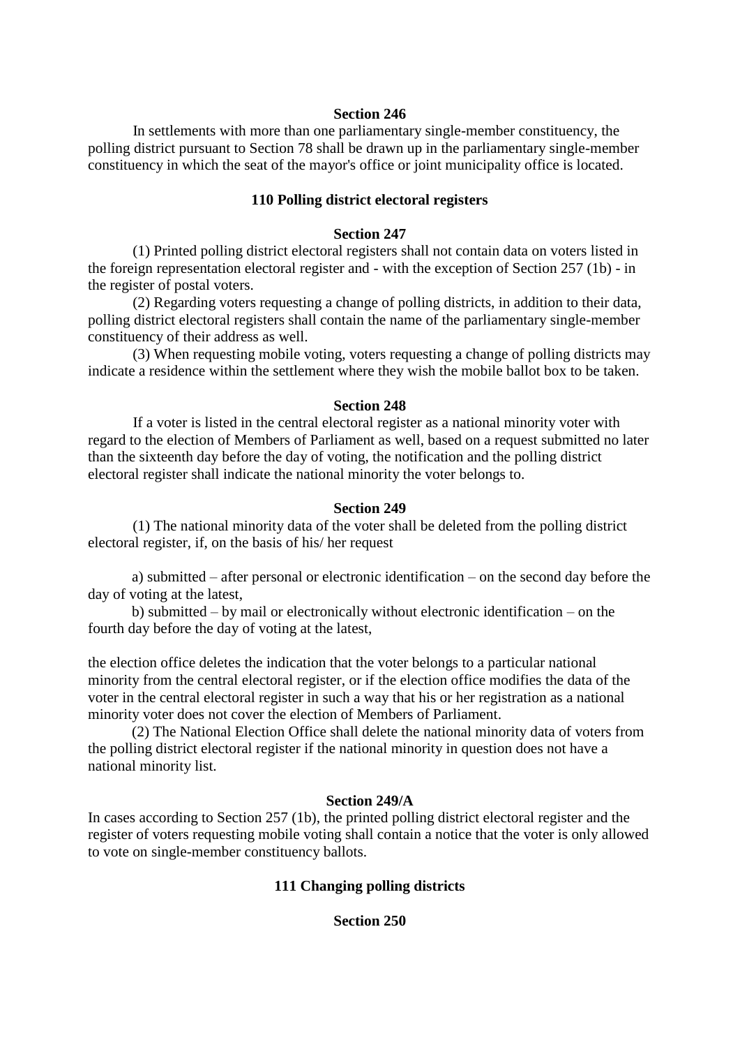**Section 246**

In settlements with more than one parliamentary single-member constituency, the polling district pursuant to Section 78 shall be drawn up in the parliamentary single-member constituency in which the seat of the mayor's office or joint municipality office is located.

**110 Polling district electoral registers**

**Section 247**

(1) Printed polling district electoral registers shall not contain data on voters listed in the foreign representation electoral register and - with the exception of Section 257 (1b) - in the register of postal voters.

(2) Regarding voters requesting a change of polling districts, in addition to their data, polling district electoral registers shall contain the name of the parliamentary single-member constituency of their address as well.

(3) When requesting mobile voting, voters requesting a change of polling districts may indicate a residence within the settlement where they wish the mobile ballot box to be taken.

**Section 248**

If a voter is listed in the central electoral register as a national minority voter with regard to the election of Members of Parliament as well, based on a request submitted no later than the sixteenth day before the day of voting, the notification and the polling district electoral register shall indicate the national minority the voter belongs to.

**Section 249**

(1) The national minority data of the voter shall be deleted from the polling district electoral register, if, on the basis of his/ her request

a) submitted – after personal or electronic identification – on the second day before the day of voting at the latest,

b) submitted – by mail or electronically without electronic identification – on the fourth day before the day of voting at the latest,

the election office deletes the indication that the voter belongs to a particular national minority from the central electoral register, or if the election office modifies the data of the voter in the central electoral register in such a way that his or her registration as a national minority voter does not cover the election of Members of Parliament.

(2) The National Election Office shall delete the national minority data of voters from the polling district electoral register if the national minority in question does not have a national minority list.

**Section 249/A**

In cases according to Section 257 (1b), the printed polling district electoral register and the register of voters requesting mobile voting shall contain a notice that the voter is only allowed to vote on single-member constituency ballots.

**111 Changing polling districts**

**Section 250**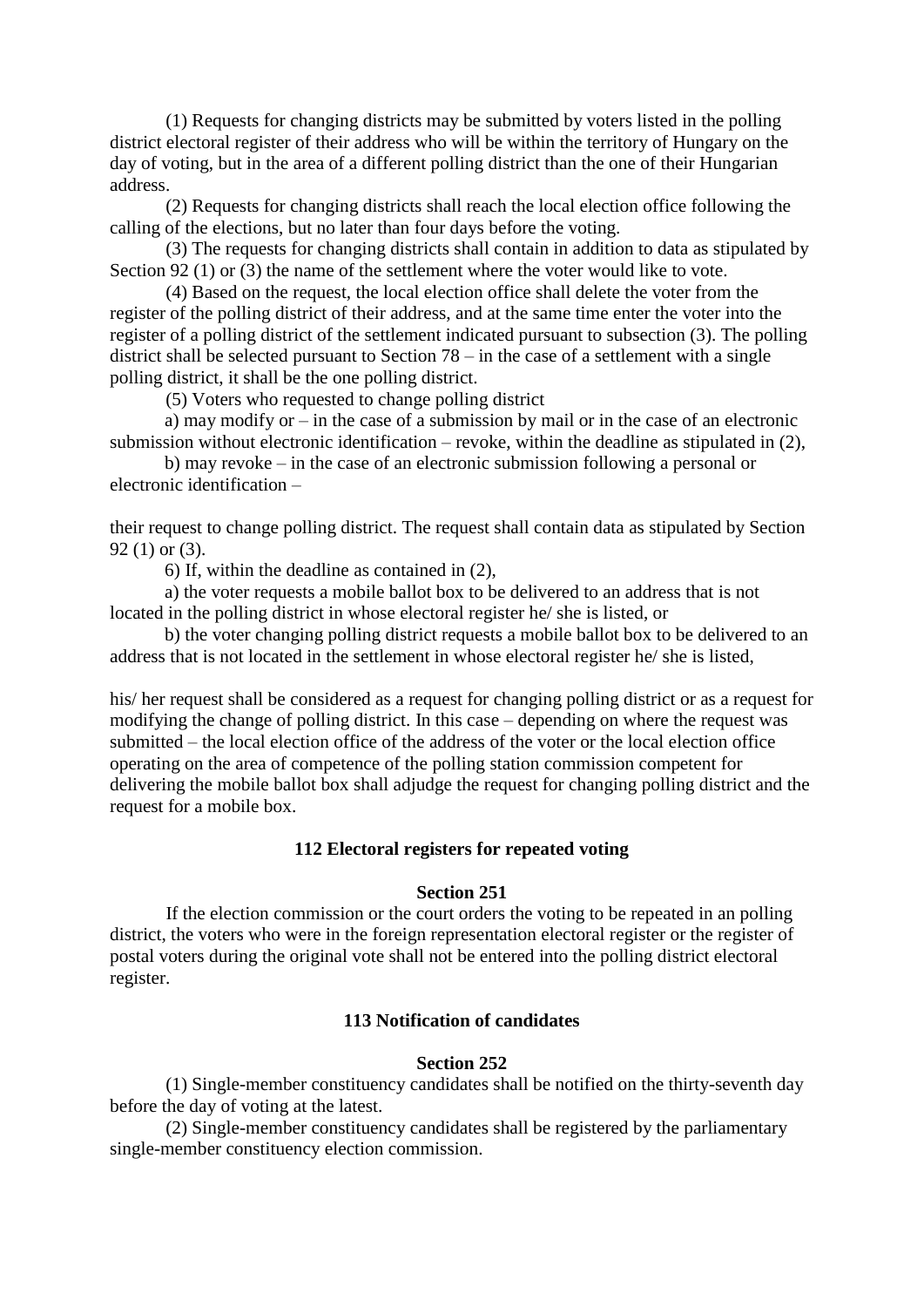(1) Requests for changing districts may be submitted by voters listed in the polling district electoral register of their address who will be within the territory of Hungary on the day of voting, but in the area of a different polling district than the one of their Hungarian address.

(2) Requests for changing districts shall reach the local election office following the calling of the elections, but no later than four days before the voting.

(3) The requests for changing districts shall contain in addition to data as stipulated by Section 92 (1) or (3) the name of the settlement where the voter would like to vote.

(4) Based on the request, the local election office shall delete the voter from the register of the polling district of their address, and at the same time enter the voter into the register of a polling district of the settlement indicated pursuant to subsection (3). The polling district shall be selected pursuant to Section 78 – in the case of a settlement with a single polling district, it shall be the one polling district.

(5) Voters who requested to change polling district

a) may modify or – in the case of a submission by mail or in the case of an electronic submission without electronic identification – revoke, within the deadline as stipulated in (2),

b) may revoke – in the case of an electronic submission following a personal or electronic identification –

their request to change polling district. The request shall contain data as stipulated by Section 92 (1) or (3).

6) If, within the deadline as contained in (2),

a) the voter requests a mobile ballot box to be delivered to an address that is not located in the polling district in whose electoral register he/ she is listed, or

b) the voter changing polling district requests a mobile ballot box to be delivered to an address that is not located in the settlement in whose electoral register he/ she is listed,

his/ her request shall be considered as a request for changing polling district or as a request for modifying the change of polling district. In this case – depending on where the request was submitted – the local election office of the address of the voter or the local election office operating on the area of competence of the polling station commission competent for delivering the mobile ballot box shall adjudge the request for changing polling district and the request for a mobile box.

### 112 Electoral registers for repeated voting

#### Section 251

If the election commission or the court orders the voting to be repeated in an polling district, the voters who were in the foreign representation electoral register or the register of postal voters during the original vote shall not be entered into the polling district electoral register.

### 113 Notification of candidates

#### Section 252

(1) Single-member constituency candidates shall be notified on the thirty-seventh day before the day of voting at the latest.

(2) Single-member constituency candidates shall be registered by the parliamentary single-member constituency election commission.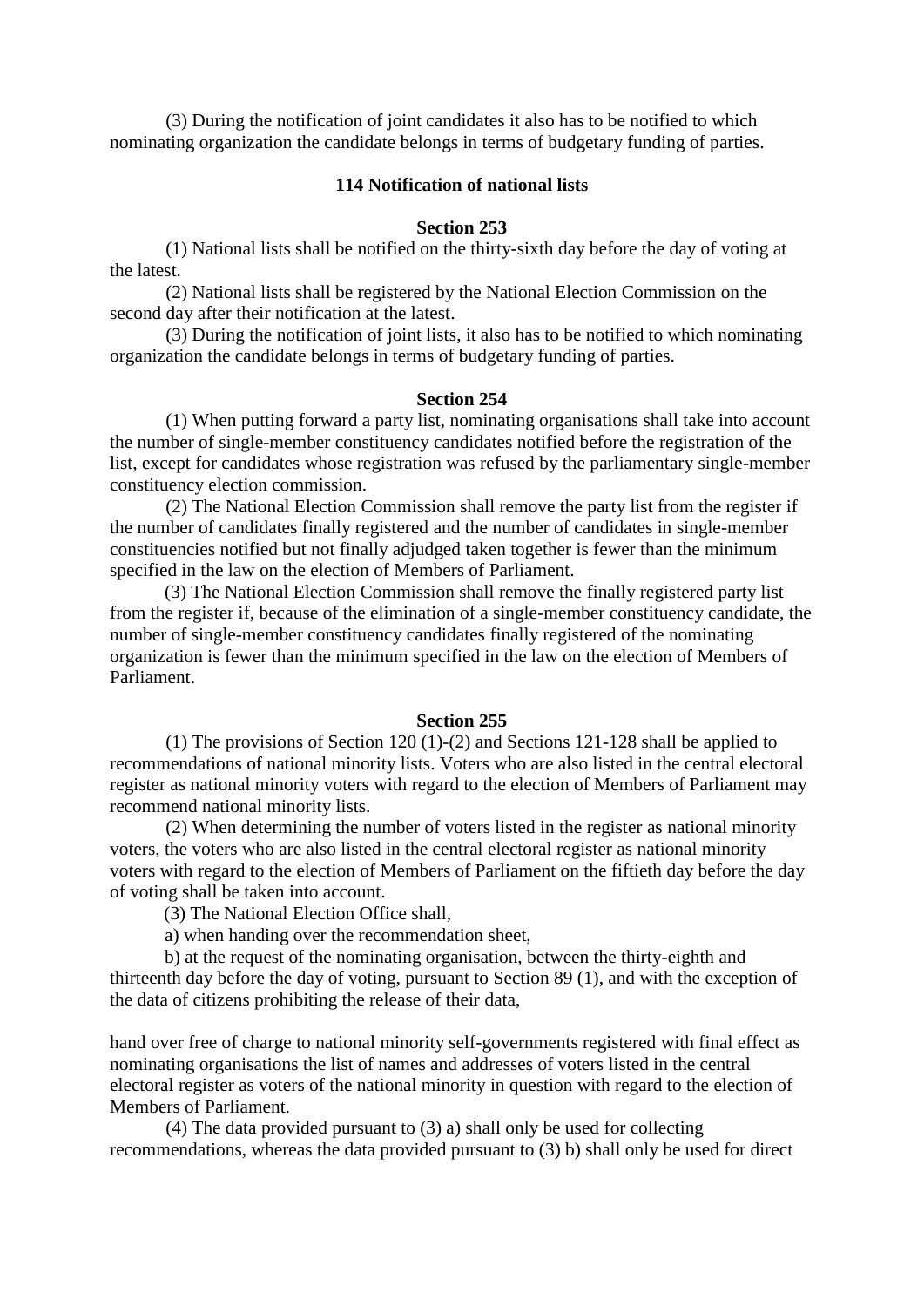(3) During the notification of joint candidates it also has to be notified to which nominating organization the candidate belongs in terms of budgetary funding of parties.

### 114 Notification of national lists

#### Section 253

(1) National lists shall be notified on the thirty-sixth day before the day of voting at the latest.

(2) National lists shall be registered by the National Election Commission on the second day after their notification at the latest.

(3) During the notification of joint lists, it also has to be notified to which nominating organization the candidate belongs in terms of budgetary funding of parties.

#### Section 254

(1) When putting forward a party list, nominating organisations shall take into account the number of single-member constituency candidates notified before the registration of the list, except for candidates whose registration was refused by the parliamentary single-member constituency election commission.

(2) The National Election Commission shall remove the party list from the register if the number of candidates finally registered and the number of candidates in single-member constituencies notified but not finally adjudged taken together is fewer than the minimum specified in the law on the election of Members of Parliament.

(3) The National Election Commission shall remove the finally registered party list from the register if, because of the elimination of a single-member constituency candidate, the number of single-member constituency candidates finally registered of the nominating organization is fewer than the minimum specified in the law on the election of Members of Parliament.

#### Section 255

(1) The provisions of Section 120 (1)-(2) and Sections 121-128 shall be applied to recommendations of national minority lists. Voters who are also listed in the central electoral register as national minority voters with regard to the election of Members of Parliament may recommend national minority lists.

(2) When determining the number of voters listed in the register as national minority voters, the voters who are also listed in the central electoral register as national minority voters with regard to the election of Members of Parliament on the fiftieth day before the day of voting shall be taken into account.

(3) The National Election Office shall,

a) when handing over the recommendation sheet,

b) at the request of the nominating organisation, between the thirty-eighth and thirteenth day before the day of voting, pursuant to Section 89 (1), and with the exception of the data of citizens prohibiting the release of their data,

hand over free of charge to national minority self-governments registered with final effect as nominating organisations the list of names and addresses of voters listed in the central electoral register as voters of the national minority in question with regard to the election of Members of Parliament.

(4) The data provided pursuant to (3) a) shall only be used for collecting recommendations, whereas the data provided pursuant to (3) b) shall only be used for direct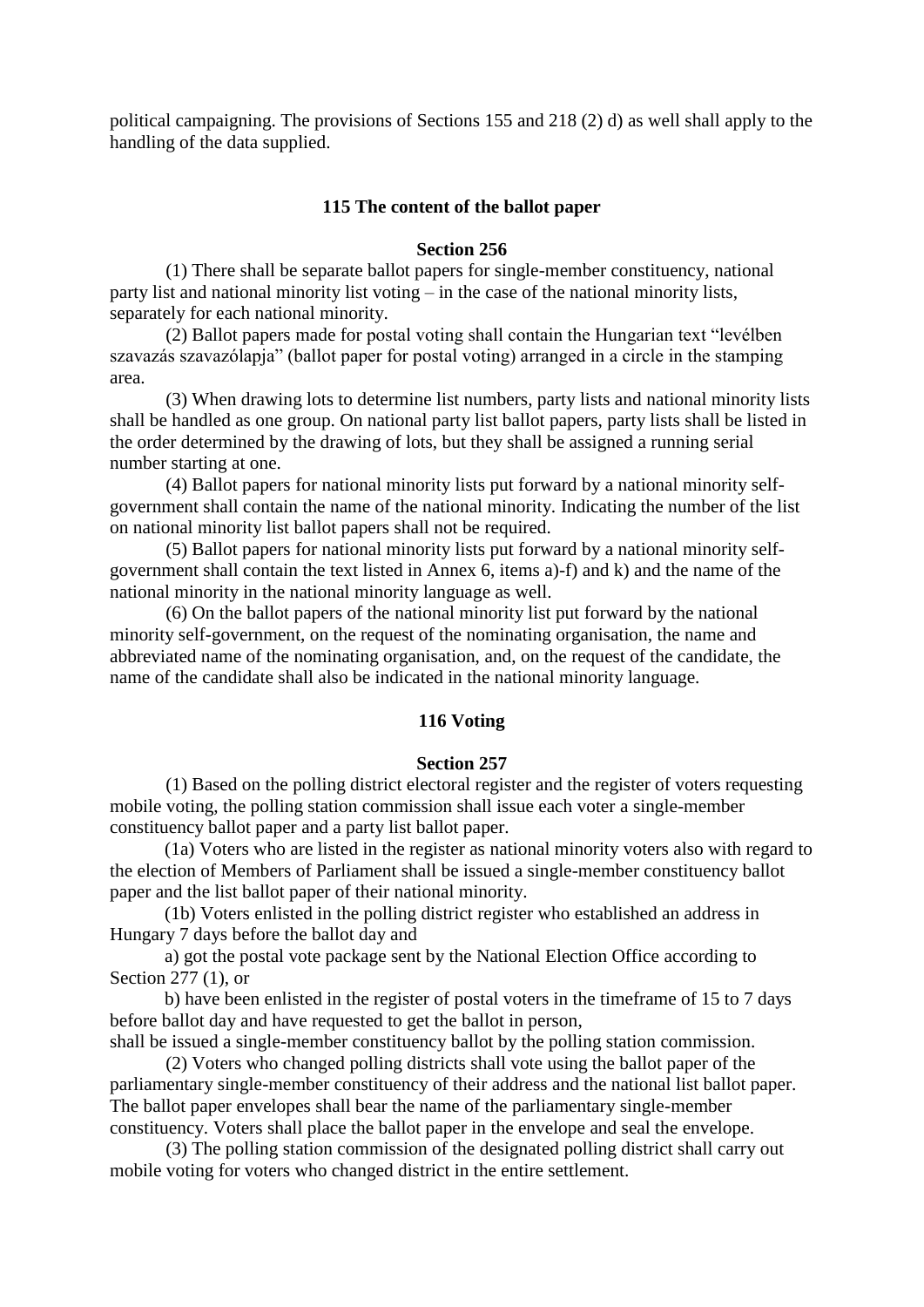political campaigning. The provisions of Sections 155 and 218 (2) d) as well shall apply to the handling of the data supplied.

### 115 The content of the ballot paper

#### Section 256

(1) There shall be separate ballot papers for single-member constituency, national party list and national minority list voting – in the case of the national minority lists, separately for each national minority.

(2) Ballot papers made for postal voting shall contain the Hungarian text "levélben szavazás szavazólapja" (ballot paper for postal voting) arranged in a circle in the stamping area.

(3) When drawing lots to determine list numbers, party lists and national minority lists shall be handled as one group. On national party list ballot papers, party lists shall be listed in the order determined by the drawing of lots, but they shall be assigned a running serial number starting at one.

(4) Ballot papers for national minority lists put forward by a national minority self-government shall contain the name of the national minority. Indicating the number of the list on national minority list ballot papers shall not be required.

(5) Ballot papers for national minority lists put forward by a national minority self-government shall contain the text listed in Annex 6, items a)-f) and k) and the name of the national minority in the national minority language as well.

(6) On the ballot papers of the national minority list put forward by the national minority self-government, on the request of the nominating organisation, the name and abbreviated name of the nominating organisation, and, on the request of the candidate, the name of the candidate shall also be indicated in the national minority language.

### 116 Voting

#### Section 257

(1) Based on the polling district electoral register and the register of voters requesting mobile voting, the polling station commission shall issue each voter a single-member constituency ballot paper and a party list ballot paper.

(1a) Voters who are listed in the register as national minority voters also with regard to the election of Members of Parliament shall be issued a single-member constituency ballot paper and the list ballot paper of their national minority.

(1b) Voters enlisted in the polling district register who established an address in Hungary 7 days before the ballot day and

a) got the postal vote package sent by the National Election Office according to Section 277 (1), or

b) have been enlisted in the register of postal voters in the timeframe of 15 to 7 days before ballot day and have requested to get the ballot in person,

shall be issued a single-member constituency ballot by the polling station commission.

(2) Voters who changed polling districts shall vote using the ballot paper of the parliamentary single-member constituency of their address and the national list ballot paper. The ballot paper envelopes shall bear the name of the parliamentary single-member constituency. Voters shall place the ballot paper in the envelope and seal the envelope.

(3) The polling station commission of the designated polling district shall carry out mobile voting for voters who changed district in the entire settlement.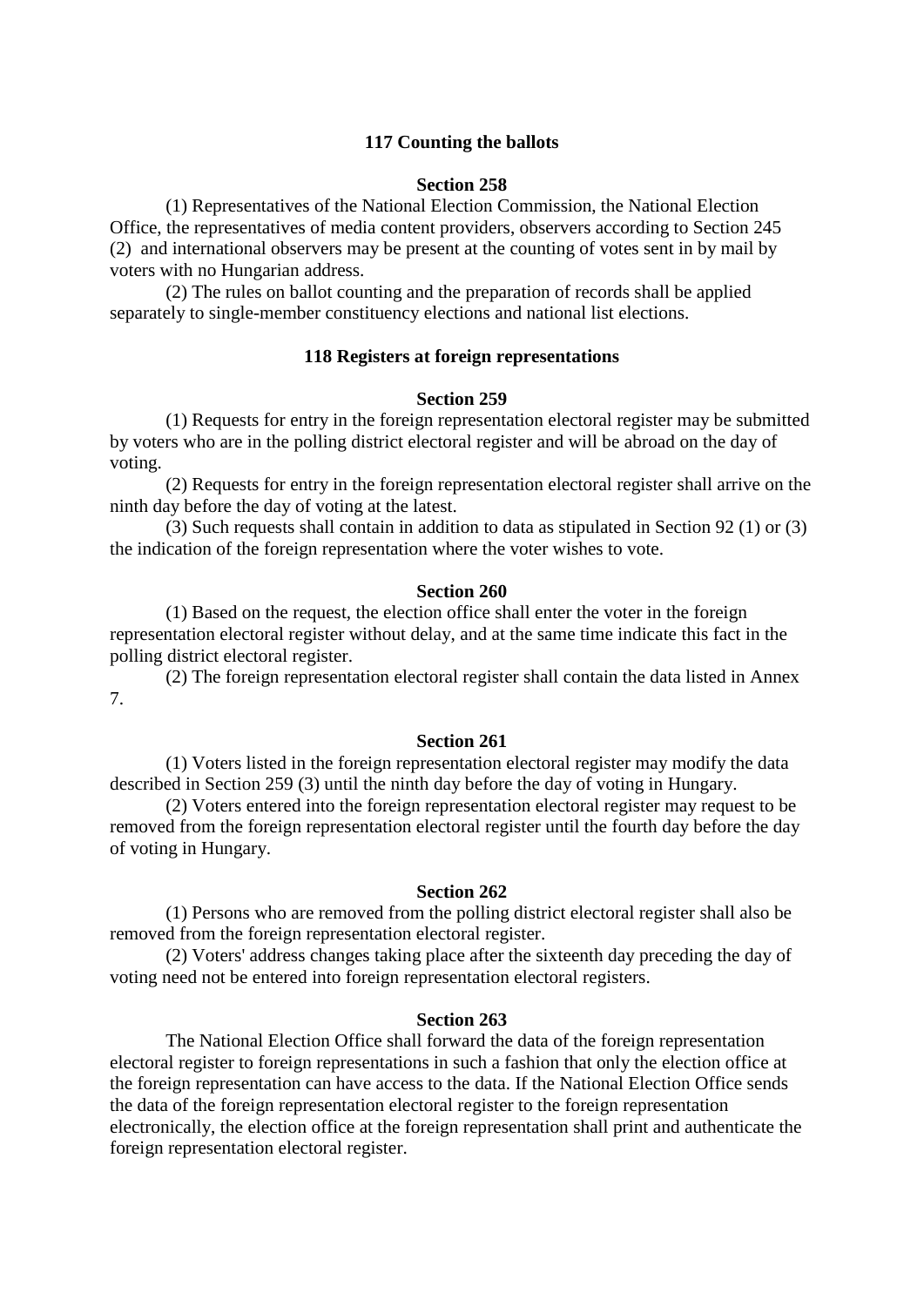### 117 Counting the ballots

#### Section 258

(1) Representatives of the National Election Commission, the National Election Office, the representatives of media content providers, observers according to Section 245 (2) and international observers may be present at the counting of votes sent in by mail by voters with no Hungarian address.

(2) The rules on ballot counting and the preparation of records shall be applied separately to single-member constituency elections and national list elections.

### 118 Registers at foreign representations

#### Section 259

(1) Requests for entry in the foreign representation electoral register may be submitted by voters who are in the polling district electoral register and will be abroad on the day of voting.

(2) Requests for entry in the foreign representation electoral register shall arrive on the ninth day before the day of voting at the latest.

(3) Such requests shall contain in addition to data as stipulated in Section 92 (1) or (3) the indication of the foreign representation where the voter wishes to vote.

#### Section 260

(1) Based on the request, the election office shall enter the voter in the foreign representation electoral register without delay, and at the same time indicate this fact in the polling district electoral register.

(2) The foreign representation electoral register shall contain the data listed in Annex 7.

#### Section 261

(1) Voters listed in the foreign representation electoral register may modify the data described in Section 259 (3) until the ninth day before the day of voting in Hungary.

(2) Voters entered into the foreign representation electoral register may request to be removed from the foreign representation electoral register until the fourth day before the day of voting in Hungary.

#### Section 262

(1) Persons who are removed from the polling district electoral register shall also be removed from the foreign representation electoral register.

(2) Voters' address changes taking place after the sixteenth day preceding the day of voting need not be entered into foreign representation electoral registers.

#### Section 263

The National Election Office shall forward the data of the foreign representation electoral register to foreign representations in such a fashion that only the election office at the foreign representation can have access to the data. If the National Election Office sends the data of the foreign representation electoral register to the foreign representation electronically, the election office at the foreign representation shall print and authenticate the foreign representation electoral register.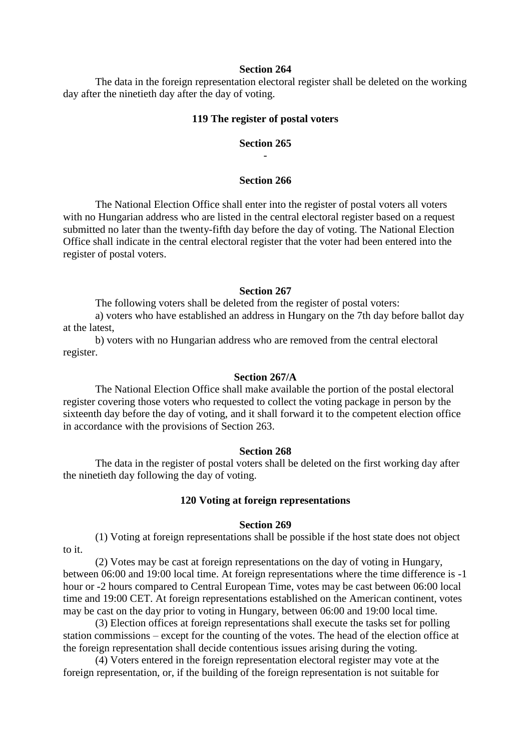**Section 264**

The data in the foreign representation electoral register shall be deleted on the working day after the ninetieth day after the day of voting.

**119 The register of postal voters**

**Section 265**

-

**Section 266**

The National Election Office shall enter into the register of postal voters all voters with no Hungarian address who are listed in the central electoral register based on a request submitted no later than the twenty-fifth day before the day of voting. The National Election Office shall indicate in the central electoral register that the voter had been entered into the register of postal voters.

**Section 267**

The following voters shall be deleted from the register of postal voters:

a) voters who have established an address in Hungary on the 7th day before ballot day at the latest,

b) voters with no Hungarian address who are removed from the central electoral register.

**Section 267/A**

The National Election Office shall make available the portion of the postal electoral register covering those voters who requested to collect the voting package in person by the sixteenth day before the day of voting, and it shall forward it to the competent election office in accordance with the provisions of Section 263.

**Section 268**

The data in the register of postal voters shall be deleted on the first working day after the ninetieth day following the day of voting.

**120 Voting at foreign representations**

**Section 269**

(1) Voting at foreign representations shall be possible if the host state does not object to it.

(2) Votes may be cast at foreign representations on the day of voting in Hungary, between 06:00 and 19:00 local time. At foreign representations where the time difference is -1 hour or -2 hours compared to Central European Time, votes may be cast between 06:00 local time and 19:00 CET. At foreign representations established on the American continent, votes may be cast on the day prior to voting in Hungary, between 06:00 and 19:00 local time.

(3) Election offices at foreign representations shall execute the tasks set for polling station commissions – except for the counting of the votes. The head of the election office at the foreign representation shall decide contentious issues arising during the voting.

(4) Voters entered in the foreign representation electoral register may vote at the foreign representation, or, if the building of the foreign representation is not suitable for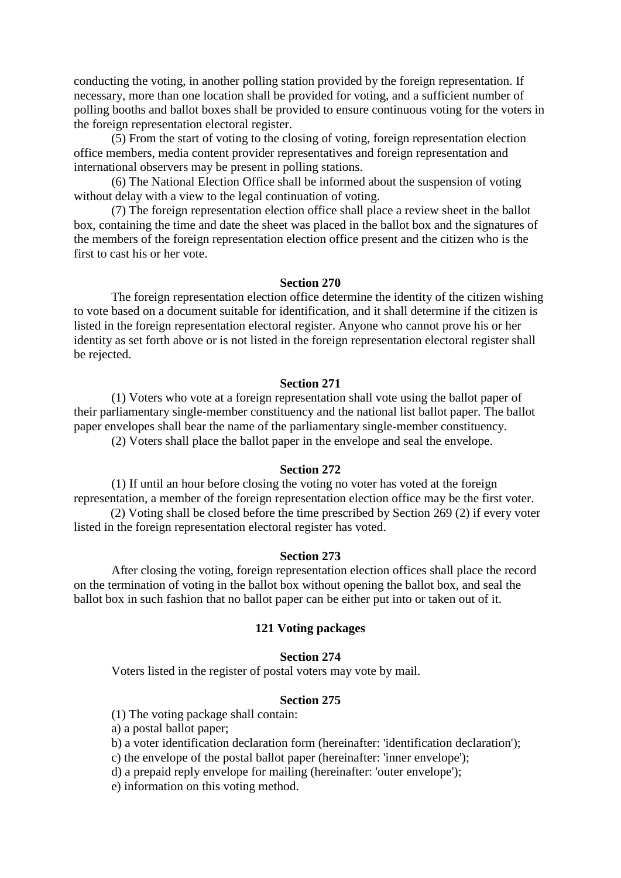conducting the voting, in another polling station provided by the foreign representation. If necessary, more than one location shall be provided for voting, and a sufficient number of polling booths and ballot boxes shall be provided to ensure continuous voting for the voters in the foreign representation electoral register.

(5) From the start of voting to the closing of voting, foreign representation election office members, media content provider representatives and foreign representation and international observers may be present in polling stations.

(6) The National Election Office shall be informed about the suspension of voting without delay with a view to the legal continuation of voting.

(7) The foreign representation election office shall place a review sheet in the ballot box, containing the time and date the sheet was placed in the ballot box and the signatures of the members of the foreign representation election office present and the citizen who is the first to cast his or her vote.

**Section 270**

The foreign representation election office determine the identity of the citizen wishing to vote based on a document suitable for identification, and it shall determine if the citizen is listed in the foreign representation electoral register. Anyone who cannot prove his or her identity as set forth above or is not listed in the foreign representation electoral register shall be rejected.

**Section 271**

(1) Voters who vote at a foreign representation shall vote using the ballot paper of their parliamentary single-member constituency and the national list ballot paper. The ballot paper envelopes shall bear the name of the parliamentary single-member constituency.

(2) Voters shall place the ballot paper in the envelope and seal the envelope.

**Section 272**

(1) If until an hour before closing the voting no voter has voted at the foreign representation, a member of the foreign representation election office may be the first voter.

(2) Voting shall be closed before the time prescribed by Section 269 (2) if every voter listed in the foreign representation electoral register has voted.

**Section 273**

After closing the voting, foreign representation election offices shall place the record on the termination of voting in the ballot box without opening the ballot box, and seal the ballot box in such fashion that no ballot paper can be either put into or taken out of it.

**121 Voting packages**

**Section 274**

Voters listed in the register of postal voters may vote by mail.

**Section 275**

(1) The voting package shall contain:

a) a postal ballot paper;

b) a voter identification declaration form (hereinafter: 'identification declaration');

c) the envelope of the postal ballot paper (hereinafter: 'inner envelope');

d) a prepaid reply envelope for mailing (hereinafter: 'outer envelope');

e) information on this voting method.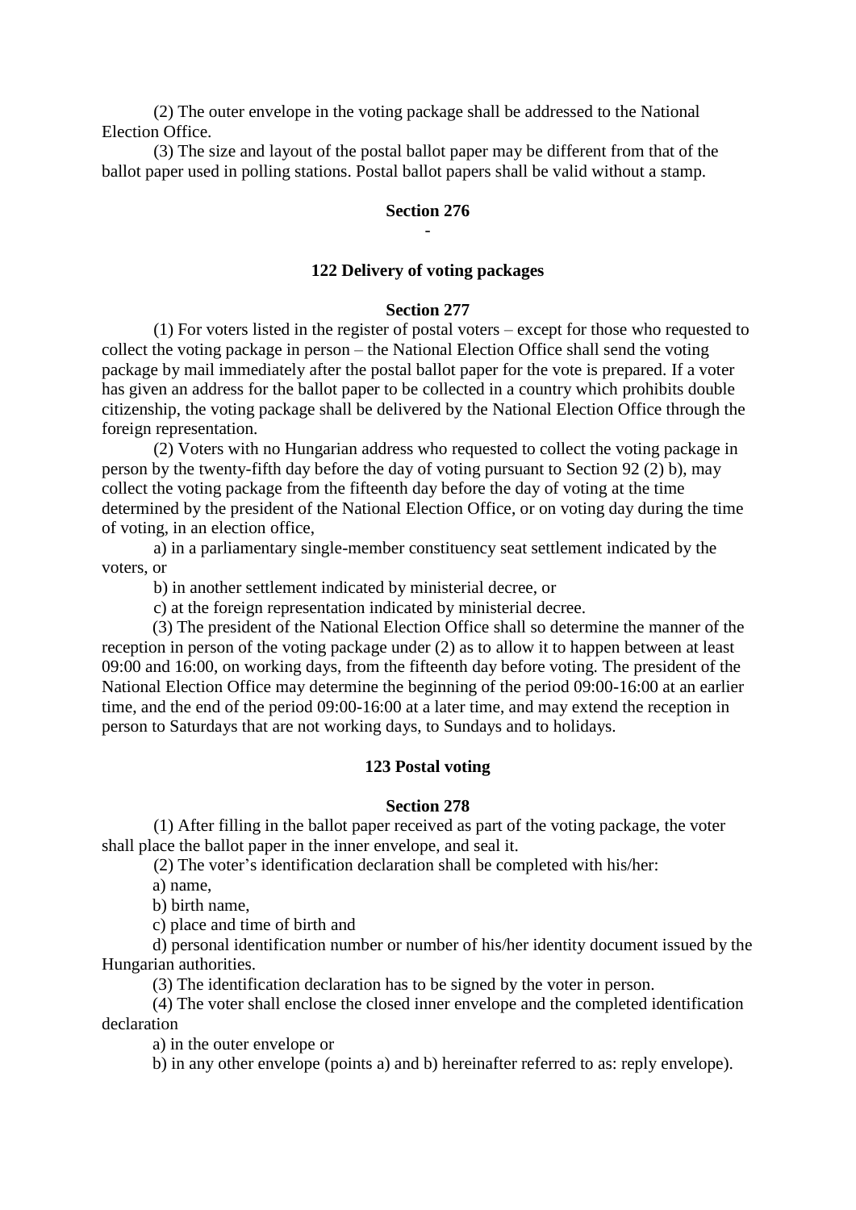(2) The outer envelope in the voting package shall be addressed to the National Election Office.

(3) The size and layout of the postal ballot paper may be different from that of the ballot paper used in polling stations. Postal ballot papers shall be valid without a stamp.

**Section 276**

-

### 122 Delivery of voting packages

**Section 277**

(1) For voters listed in the register of postal voters – except for those who requested to collect the voting package in person – the National Election Office shall send the voting package by mail immediately after the postal ballot paper for the vote is prepared. If a voter has given an address for the ballot paper to be collected in a country which prohibits double citizenship, the voting package shall be delivered by the National Election Office through the foreign representation.

(2) Voters with no Hungarian address who requested to collect the voting package in person by the twenty-fifth day before the day of voting pursuant to Section 92 (2) b), may collect the voting package from the fifteenth day before the day of voting at the time determined by the president of the National Election Office, or on voting day during the time of voting, in an election office,

a) in a parliamentary single-member constituency seat settlement indicated by the voters, or

b) in another settlement indicated by ministerial decree, or

c) at the foreign representation indicated by ministerial decree.

(3) The president of the National Election Office shall so determine the manner of the reception in person of the voting package under (2) as to allow it to happen between at least 09:00 and 16:00, on working days, from the fifteenth day before voting. The president of the National Election Office may determine the beginning of the period 09:00-16:00 at an earlier time, and the end of the period 09:00-16:00 at a later time, and may extend the reception in person to Saturdays that are not working days, to Sundays and to holidays.

### 123 Postal voting

**Section 278**

(1) After filling in the ballot paper received as part of the voting package, the voter shall place the ballot paper in the inner envelope, and seal it.

(2) The voter's identification declaration shall be completed with his/her:

a) name,

b) birth name,

c) place and time of birth and

d) personal identification number or number of his/her identity document issued by the Hungarian authorities.

(3) The identification declaration has to be signed by the voter in person.

(4) The voter shall enclose the closed inner envelope and the completed identification declaration

a) in the outer envelope or

b) in any other envelope (points a) and b) hereinafter referred to as: reply envelope).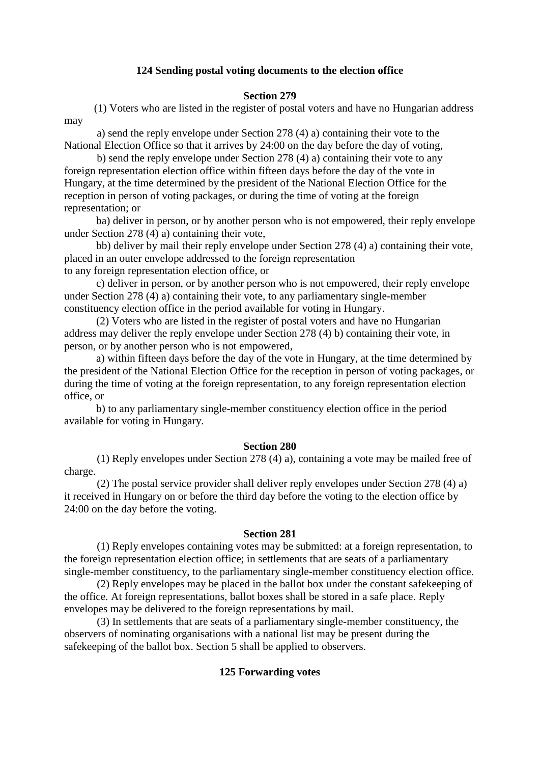### 124 Sending postal voting documents to the election office

#### Section 279

(1) Voters who are listed in the register of postal voters and have no Hungarian address may

a) send the reply envelope under Section 278 (4) a) containing their vote to the National Election Office so that it arrives by 24:00 on the day before the day of voting,

b) send the reply envelope under Section 278 (4) a) containing their vote to any foreign representation election office within fifteen days before the day of the vote in Hungary, at the time determined by the president of the National Election Office for the reception in person of voting packages, or during the time of voting at the foreign representation; or

ba) deliver in person, or by another person who is not empowered, their reply envelope under Section 278 (4) a) containing their vote,

bb) deliver by mail their reply envelope under Section 278 (4) a) containing their vote, placed in an outer envelope addressed to the foreign representation
to any foreign representation election office, or

c) deliver in person, or by another person who is not empowered, their reply envelope under Section 278 (4) a) containing their vote, to any parliamentary single-member constituency election office in the period available for voting in Hungary.

(2) Voters who are listed in the register of postal voters and have no Hungarian address may deliver the reply envelope under Section 278 (4) b) containing their vote, in person, or by another person who is not empowered,

a) within fifteen days before the day of the vote in Hungary, at the time determined by the president of the National Election Office for the reception in person of voting packages, or during the time of voting at the foreign representation, to any foreign representation election office, or

b) to any parliamentary single-member constituency election office in the period available for voting in Hungary.

#### Section 280

(1) Reply envelopes under Section 278 (4) a), containing a vote may be mailed free of charge.

(2) The postal service provider shall deliver reply envelopes under Section 278 (4) a) it received in Hungary on or before the third day before the voting to the election office by 24:00 on the day before the voting.

#### Section 281

(1) Reply envelopes containing votes may be submitted: at a foreign representation, to the foreign representation election office; in settlements that are seats of a parliamentary single-member constituency, to the parliamentary single-member constituency election office.

(2) Reply envelopes may be placed in the ballot box under the constant safekeeping of the office. At foreign representations, ballot boxes shall be stored in a safe place. Reply envelopes may be delivered to the foreign representations by mail.

(3) In settlements that are seats of a parliamentary single-member constituency, the observers of nominating organisations with a national list may be present during the safekeeping of the ballot box. Section 5 shall be applied to observers.

### 125 Forwarding votes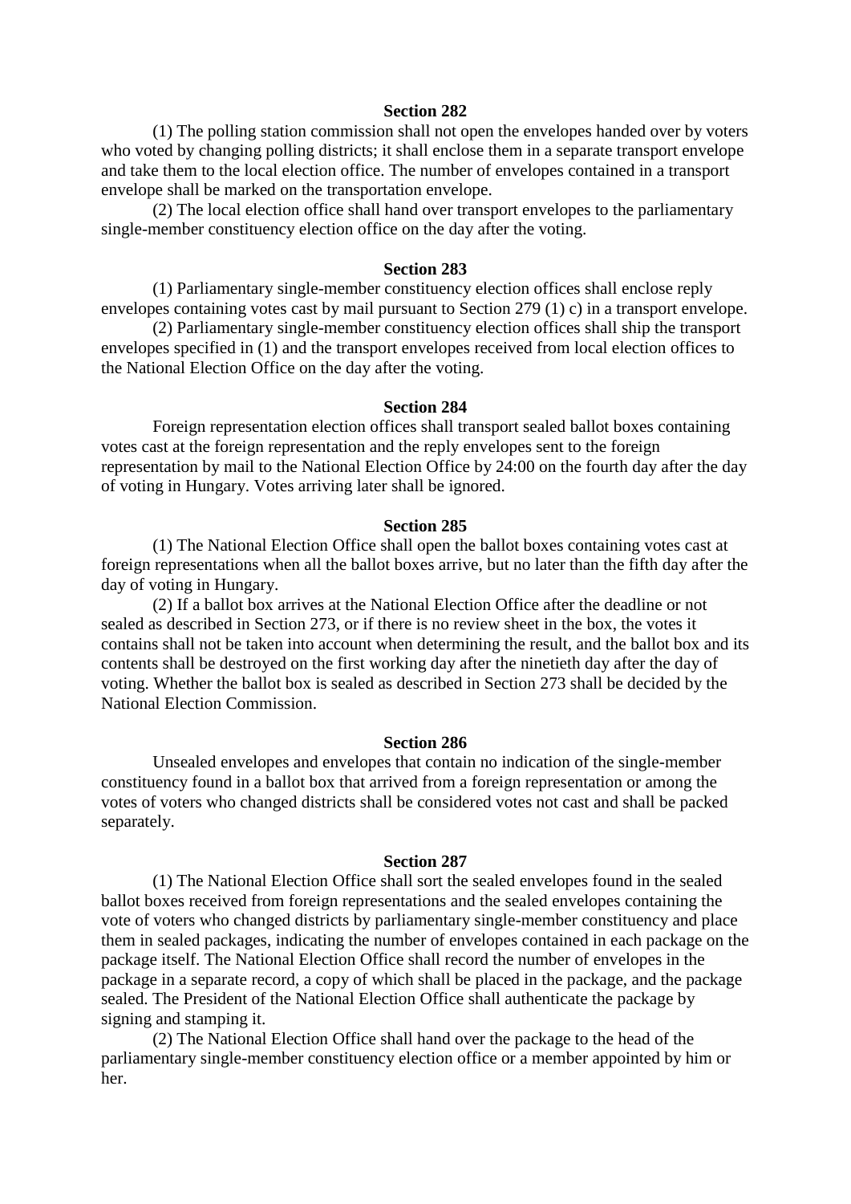### Section 282

(1) The polling station commission shall not open the envelopes handed over by voters who voted by changing polling districts; it shall enclose them in a separate transport envelope and take them to the local election office. The number of envelopes contained in a transport envelope shall be marked on the transportation envelope.

(2) The local election office shall hand over transport envelopes to the parliamentary single-member constituency election office on the day after the voting.

### Section 283

(1) Parliamentary single-member constituency election offices shall enclose reply envelopes containing votes cast by mail pursuant to Section 279 (1) c) in a transport envelope.

(2) Parliamentary single-member constituency election offices shall ship the transport envelopes specified in (1) and the transport envelopes received from local election offices to the National Election Office on the day after the voting.

### Section 284

Foreign representation election offices shall transport sealed ballot boxes containing votes cast at the foreign representation and the reply envelopes sent to the foreign representation by mail to the National Election Office by 24:00 on the fourth day after the day of voting in Hungary. Votes arriving later shall be ignored.

### Section 285

(1) The National Election Office shall open the ballot boxes containing votes cast at foreign representations when all the ballot boxes arrive, but no later than the fifth day after the day of voting in Hungary.

(2) If a ballot box arrives at the National Election Office after the deadline or not sealed as described in Section 273, or if there is no review sheet in the box, the votes it contains shall not be taken into account when determining the result, and the ballot box and its contents shall be destroyed on the first working day after the ninetieth day after the day of voting. Whether the ballot box is sealed as described in Section 273 shall be decided by the National Election Commission.

### Section 286

Unsealed envelopes and envelopes that contain no indication of the single-member constituency found in a ballot box that arrived from a foreign representation or among the votes of voters who changed districts shall be considered votes not cast and shall be packed separately.

### Section 287

(1) The National Election Office shall sort the sealed envelopes found in the sealed ballot boxes received from foreign representations and the sealed envelopes containing the vote of voters who changed districts by parliamentary single-member constituency and place them in sealed packages, indicating the number of envelopes contained in each package on the package itself. The National Election Office shall record the number of envelopes in the package in a separate record, a copy of which shall be placed in the package, and the package sealed. The President of the National Election Office shall authenticate the package by signing and stamping it.

(2) The National Election Office shall hand over the package to the head of the parliamentary single-member constituency election office or a member appointed by him or her.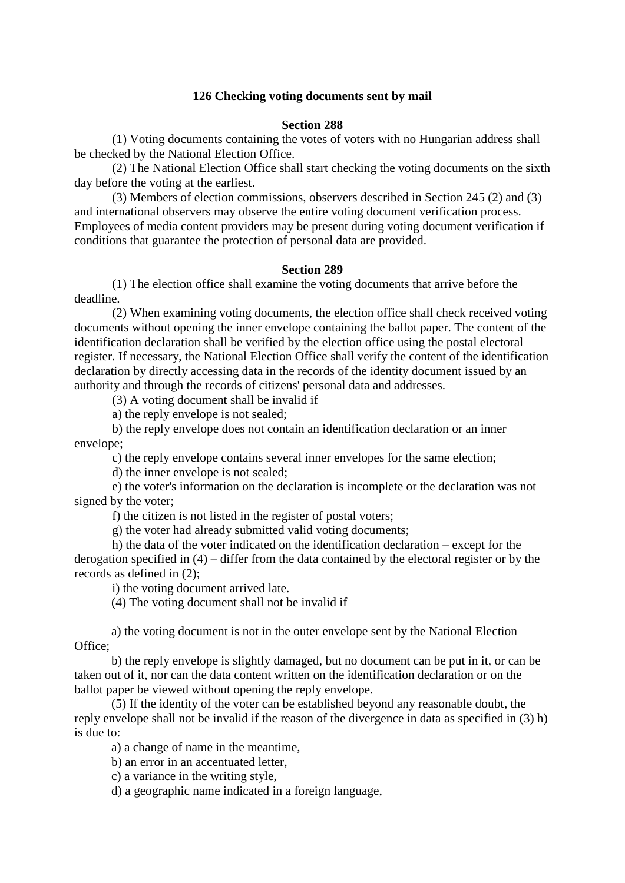### 126 Checking voting documents sent by mail

**Section 288**

(1) Voting documents containing the votes of voters with no Hungarian address shall be checked by the National Election Office.

(2) The National Election Office shall start checking the voting documents on the sixth day before the voting at the earliest.

(3) Members of election commissions, observers described in Section 245 (2) and (3) and international observers may observe the entire voting document verification process. Employees of media content providers may be present during voting document verification if conditions that guarantee the protection of personal data are provided.

**Section 289**

(1) The election office shall examine the voting documents that arrive before the deadline.

(2) When examining voting documents, the election office shall check received voting documents without opening the inner envelope containing the ballot paper. The content of the identification declaration shall be verified by the election office using the postal electoral register. If necessary, the National Election Office shall verify the content of the identification declaration by directly accessing data in the records of the identity document issued by an authority and through the records of citizens' personal data and addresses.

(3) A voting document shall be invalid if

a) the reply envelope is not sealed;

b) the reply envelope does not contain an identification declaration or an inner envelope;

c) the reply envelope contains several inner envelopes for the same election;

d) the inner envelope is not sealed;

e) the voter's information on the declaration is incomplete or the declaration was not signed by the voter;

f) the citizen is not listed in the register of postal voters;

g) the voter had already submitted valid voting documents;

h) the data of the voter indicated on the identification declaration – except for the derogation specified in (4) – differ from the data contained by the electoral register or by the records as defined in (2);

i) the voting document arrived late.

(4) The voting document shall not be invalid if

a) the voting document is not in the outer envelope sent by the National Election Office;

b) the reply envelope is slightly damaged, but no document can be put in it, or can be taken out of it, nor can the data content written on the identification declaration or on the ballot paper be viewed without opening the reply envelope.

(5) If the identity of the voter can be established beyond any reasonable doubt, the reply envelope shall not be invalid if the reason of the divergence in data as specified in (3) h) is due to:

a) a change of name in the meantime,

b) an error in an accentuated letter,

c) a variance in the writing style,

d) a geographic name indicated in a foreign language,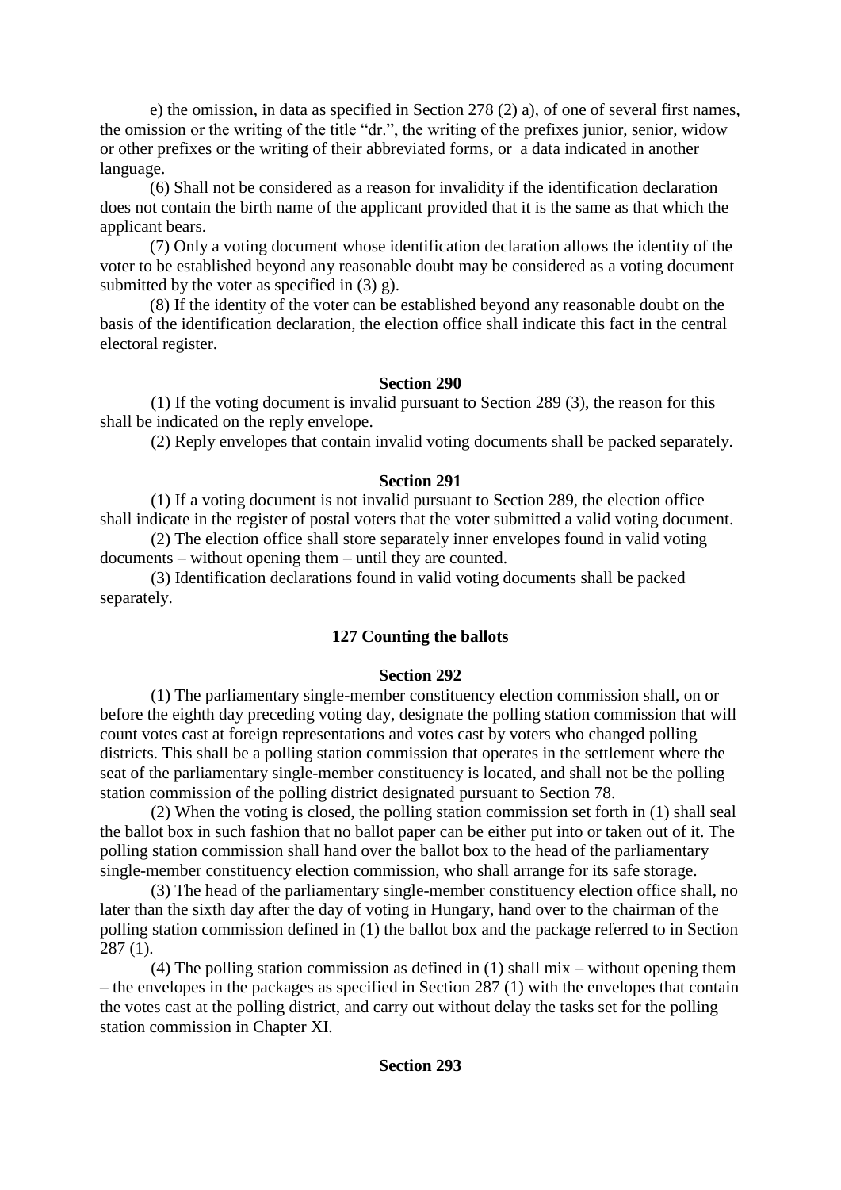e) the omission, in data as specified in Section 278 (2) a), of one of several first names, the omission or the writing of the title "dr.", the writing of the prefixes junior, senior, widow or other prefixes or the writing of their abbreviated forms, or a data indicated in another language.

(6) Shall not be considered as a reason for invalidity if the identification declaration does not contain the birth name of the applicant provided that it is the same as that which the applicant bears.

(7) Only a voting document whose identification declaration allows the identity of the voter to be established beyond any reasonable doubt may be considered as a voting document submitted by the voter as specified in (3) g).

(8) If the identity of the voter can be established beyond any reasonable doubt on the basis of the identification declaration, the election office shall indicate this fact in the central electoral register.

**Section 290**

(1) If the voting document is invalid pursuant to Section 289 (3), the reason for this shall be indicated on the reply envelope.

(2) Reply envelopes that contain invalid voting documents shall be packed separately.

**Section 291**

(1) If a voting document is not invalid pursuant to Section 289, the election office shall indicate in the register of postal voters that the voter submitted a valid voting document.

(2) The election office shall store separately inner envelopes found in valid voting documents – without opening them – until they are counted.

(3) Identification declarations found in valid voting documents shall be packed separately.

**127 Counting the ballots**

**Section 292**

(1) The parliamentary single-member constituency election commission shall, on or before the eighth day preceding voting day, designate the polling station commission that will count votes cast at foreign representations and votes cast by voters who changed polling districts. This shall be a polling station commission that operates in the settlement where the seat of the parliamentary single-member constituency is located, and shall not be the polling station commission of the polling district designated pursuant to Section 78.

(2) When the voting is closed, the polling station commission set forth in (1) shall seal the ballot box in such fashion that no ballot paper can be either put into or taken out of it. The polling station commission shall hand over the ballot box to the head of the parliamentary single-member constituency election commission, who shall arrange for its safe storage.

(3) The head of the parliamentary single-member constituency election office shall, no later than the sixth day after the day of voting in Hungary, hand over to the chairman of the polling station commission defined in (1) the ballot box and the package referred to in Section 287 (1).

(4) The polling station commission as defined in (1) shall mix – without opening them – the envelopes in the packages as specified in Section 287 (1) with the envelopes that contain the votes cast at the polling district, and carry out without delay the tasks set for the polling station commission in Chapter XI.

**Section 293**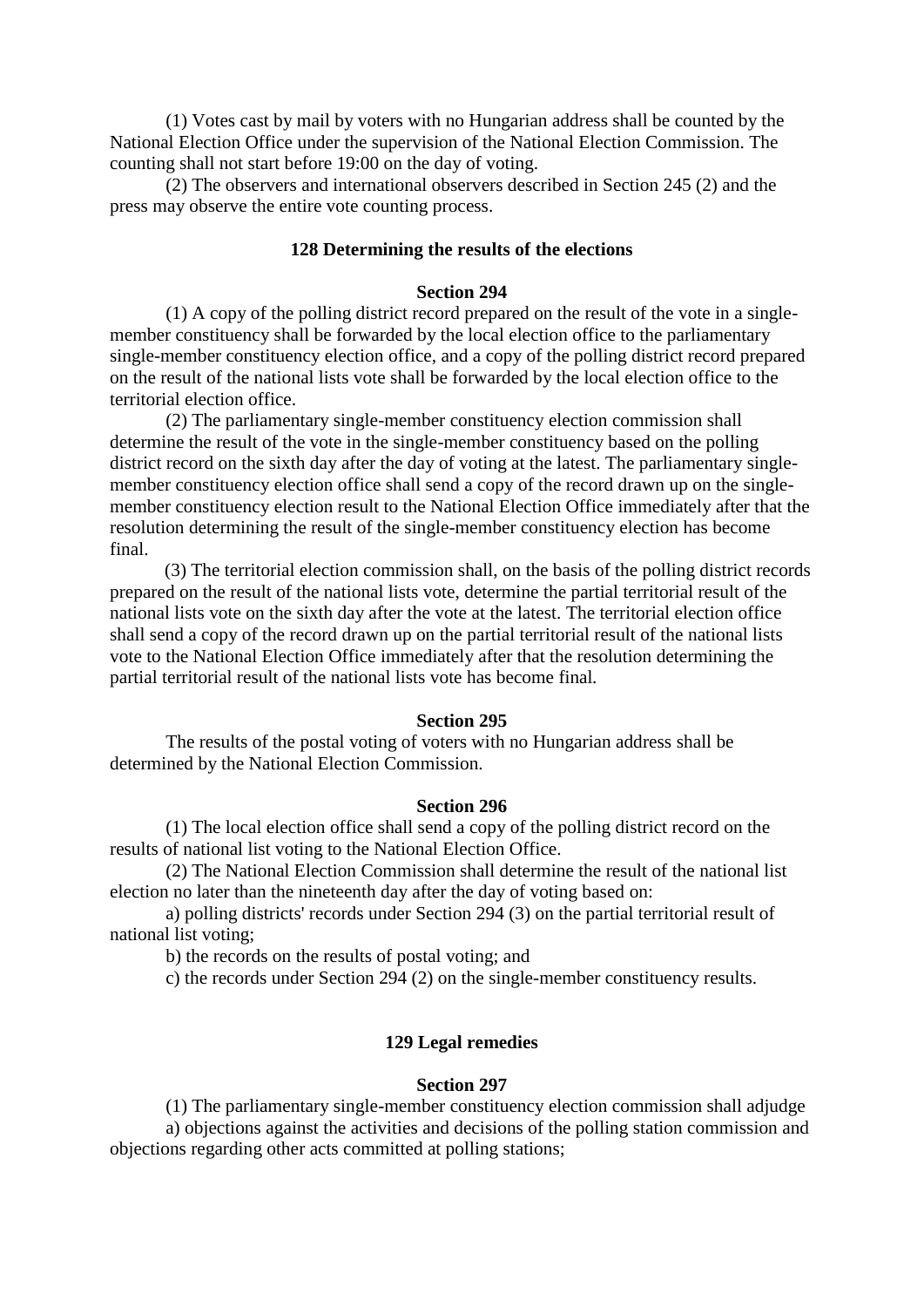(1) Votes cast by mail by voters with no Hungarian address shall be counted by the National Election Office under the supervision of the National Election Commission. The counting shall not start before 19:00 on the day of voting.

(2) The observers and international observers described in Section 245 (2) and the press may observe the entire vote counting process.

### 128 Determining the results of the elections

#### Section 294

(1) A copy of the polling district record prepared on the result of the vote in a single-member constituency shall be forwarded by the local election office to the parliamentary single-member constituency election office, and a copy of the polling district record prepared on the result of the national lists vote shall be forwarded by the local election office to the territorial election office.

(2) The parliamentary single-member constituency election commission shall determine the result of the vote in the single-member constituency based on the polling district record on the sixth day after the day of voting at the latest. The parliamentary single-member constituency election office shall send a copy of the record drawn up on the single-member constituency election result to the National Election Office immediately after that the resolution determining the result of the single-member constituency election has become final.

(3) The territorial election commission shall, on the basis of the polling district records prepared on the result of the national lists vote, determine the partial territorial result of the national lists vote on the sixth day after the vote at the latest. The territorial election office shall send a copy of the record drawn up on the partial territorial result of the national lists vote to the National Election Office immediately after that the resolution determining the partial territorial result of the national lists vote has become final.

#### Section 295

The results of the postal voting of voters with no Hungarian address shall be determined by the National Election Commission.

#### Section 296

(1) The local election office shall send a copy of the polling district record on the results of national list voting to the National Election Office.

(2) The National Election Commission shall determine the result of the national list election no later than the nineteenth day after the day of voting based on:

a) polling districts' records under Section 294 (3) on the partial territorial result of national list voting;

b) the records on the results of postal voting; and

c) the records under Section 294 (2) on the single-member constituency results.

### 129 Legal remedies

#### Section 297

(1) The parliamentary single-member constituency election commission shall adjudge

a) objections against the activities and decisions of the polling station commission and objections regarding other acts committed at polling stations;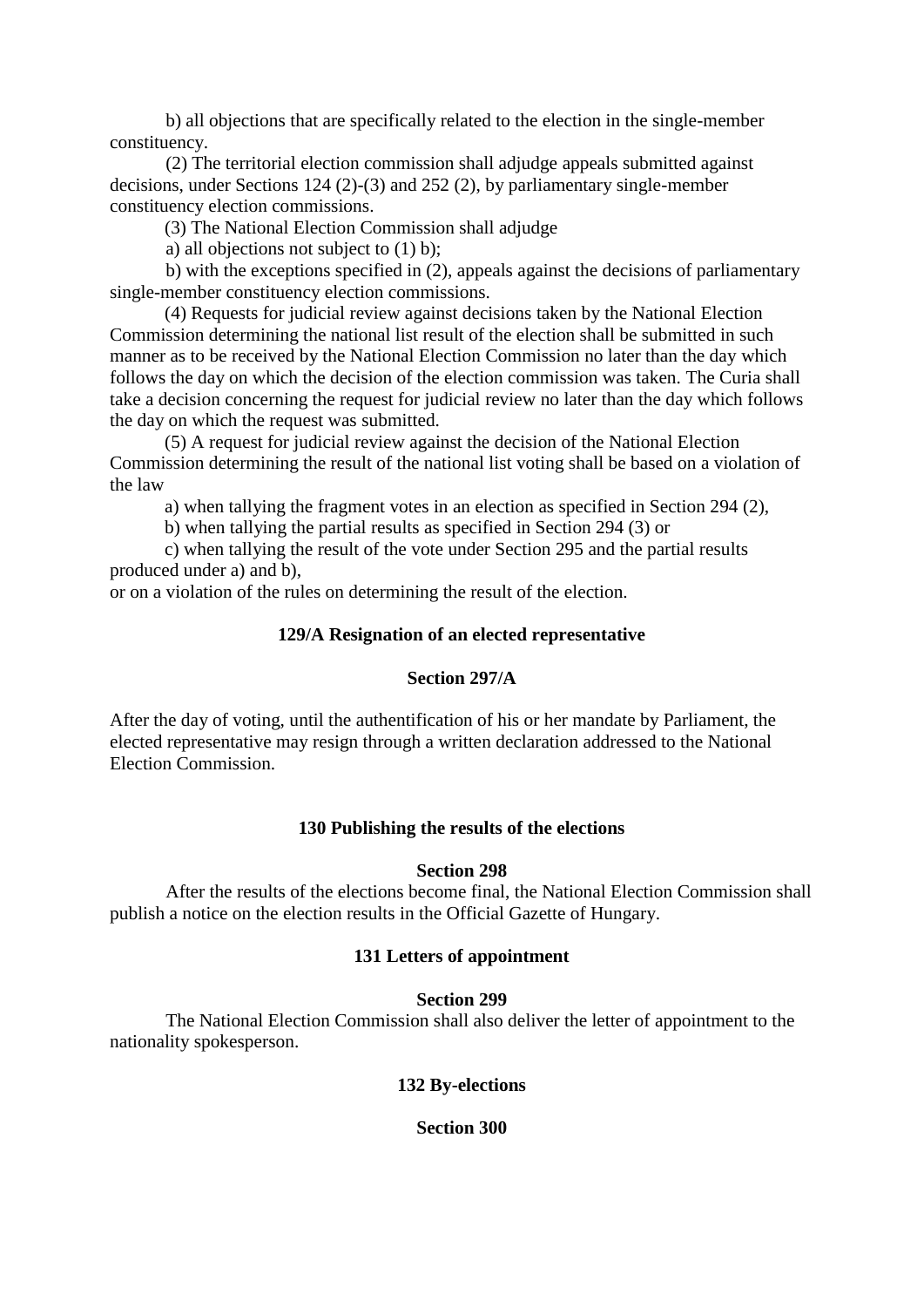b) all objections that are specifically related to the election in the single-member constituency.

(2) The territorial election commission shall adjudge appeals submitted against decisions, under Sections 124 (2)-(3) and 252 (2), by parliamentary single-member constituency election commissions.

(3) The National Election Commission shall adjudge

a) all objections not subject to (1) b);

b) with the exceptions specified in (2), appeals against the decisions of parliamentary single-member constituency election commissions.

(4) Requests for judicial review against decisions taken by the National Election Commission determining the national list result of the election shall be submitted in such manner as to be received by the National Election Commission no later than the day which follows the day on which the decision of the election commission was taken. The Curia shall take a decision concerning the request for judicial review no later than the day which follows the day on which the request was submitted.

(5) A request for judicial review against the decision of the National Election Commission determining the result of the national list voting shall be based on a violation of the law

a) when tallying the fragment votes in an election as specified in Section 294 (2),

b) when tallying the partial results as specified in Section 294 (3) or

c) when tallying the result of the vote under Section 295 and the partial results produced under a) and b),

or on a violation of the rules on determining the result of the election.

**129/A Resignation of an elected representative**

**Section 297/A**

After the day of voting, until the authentification of his or her mandate by Parliament, the elected representative may resign through a written declaration addressed to the National Election Commission.

**130 Publishing the results of the elections**

**Section 298**

After the results of the elections become final, the National Election Commission shall publish a notice on the election results in the Official Gazette of Hungary.

**131 Letters of appointment**

**Section 299**

The National Election Commission shall also deliver the letter of appointment to the nationality spokesperson.

**132 By-elections**

**Section 300**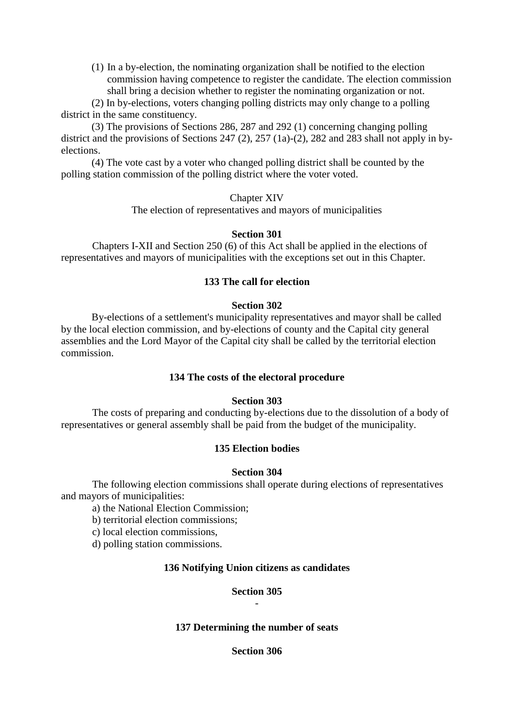(1) In a by-election, the nominating organization shall be notified to the election commission having competence to register the candidate. The election commission shall bring a decision whether to register the nominating organization or not.

(2) In by-elections, voters changing polling districts may only change to a polling district in the same constituency.

(3) The provisions of Sections 286, 287 and 292 (1) concerning changing polling district and the provisions of Sections 247 (2), 257 (1a)-(2), 282 and 283 shall not apply in by-elections.

(4) The vote cast by a voter who changed polling district shall be counted by the polling station commission of the polling district where the voter voted.

## Chapter XIV

## The election of representatives and mayors of municipalities

**Section 301**

Chapters I-XII and Section 250 (6) of this Act shall be applied in the elections of representatives and mayors of municipalities with the exceptions set out in this Chapter.

### 133 The call for election

**Section 302**

By-elections of a settlement's municipality representatives and mayor shall be called by the local election commission, and by-elections of county and the Capital city general assemblies and the Lord Mayor of the Capital city shall be called by the territorial election commission.

### 134 The costs of the electoral procedure

**Section 303**

The costs of preparing and conducting by-elections due to the dissolution of a body of representatives or general assembly shall be paid from the budget of the municipality.

### 135 Election bodies

**Section 304**

The following election commissions shall operate during elections of representatives and mayors of municipalities:

a) the National Election Commission;

b) territorial election commissions;

c) local election commissions,

d) polling station commissions.

### 136 Notifying Union citizens as candidates

**Section 305**

-

### 137 Determining the number of seats

**Section 306**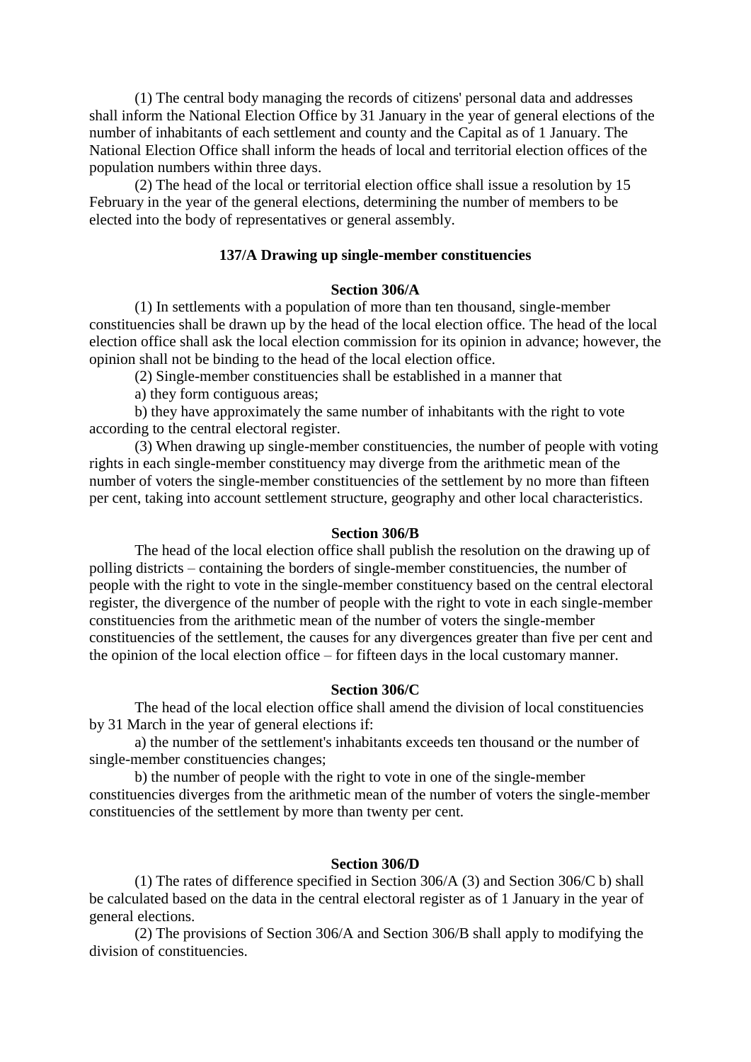(1) The central body managing the records of citizens' personal data and addresses shall inform the National Election Office by 31 January in the year of general elections of the number of inhabitants of each settlement and county and the Capital as of 1 January. The National Election Office shall inform the heads of local and territorial election offices of the population numbers within three days.

(2) The head of the local or territorial election office shall issue a resolution by 15 February in the year of the general elections, determining the number of members to be elected into the body of representatives or general assembly.

### 137/A Drawing up single-member constituencies

#### Section 306/A

(1) In settlements with a population of more than ten thousand, single-member constituencies shall be drawn up by the head of the local election office. The head of the local election office shall ask the local election commission for its opinion in advance; however, the opinion shall not be binding to the head of the local election office.

(2) Single-member constituencies shall be established in a manner that

a) they form contiguous areas;

b) they have approximately the same number of inhabitants with the right to vote according to the central electoral register.

(3) When drawing up single-member constituencies, the number of people with voting rights in each single-member constituency may diverge from the arithmetic mean of the number of voters the single-member constituencies of the settlement by no more than fifteen per cent, taking into account settlement structure, geography and other local characteristics.

#### Section 306/B

The head of the local election office shall publish the resolution on the drawing up of polling districts – containing the borders of single-member constituencies, the number of people with the right to vote in the single-member constituency based on the central electoral register, the divergence of the number of people with the right to vote in each single-member constituencies from the arithmetic mean of the number of voters the single-member constituencies of the settlement, the causes for any divergences greater than five per cent and the opinion of the local election office – for fifteen days in the local customary manner.

#### Section 306/C

The head of the local election office shall amend the division of local constituencies by 31 March in the year of general elections if:

a) the number of the settlement's inhabitants exceeds ten thousand or the number of single-member constituencies changes;

b) the number of people with the right to vote in one of the single-member constituencies diverges from the arithmetic mean of the number of voters the single-member constituencies of the settlement by more than twenty per cent.

#### Section 306/D

(1) The rates of difference specified in Section 306/A (3) and Section 306/C b) shall be calculated based on the data in the central electoral register as of 1 January in the year of general elections.

(2) The provisions of Section 306/A and Section 306/B shall apply to modifying the division of constituencies.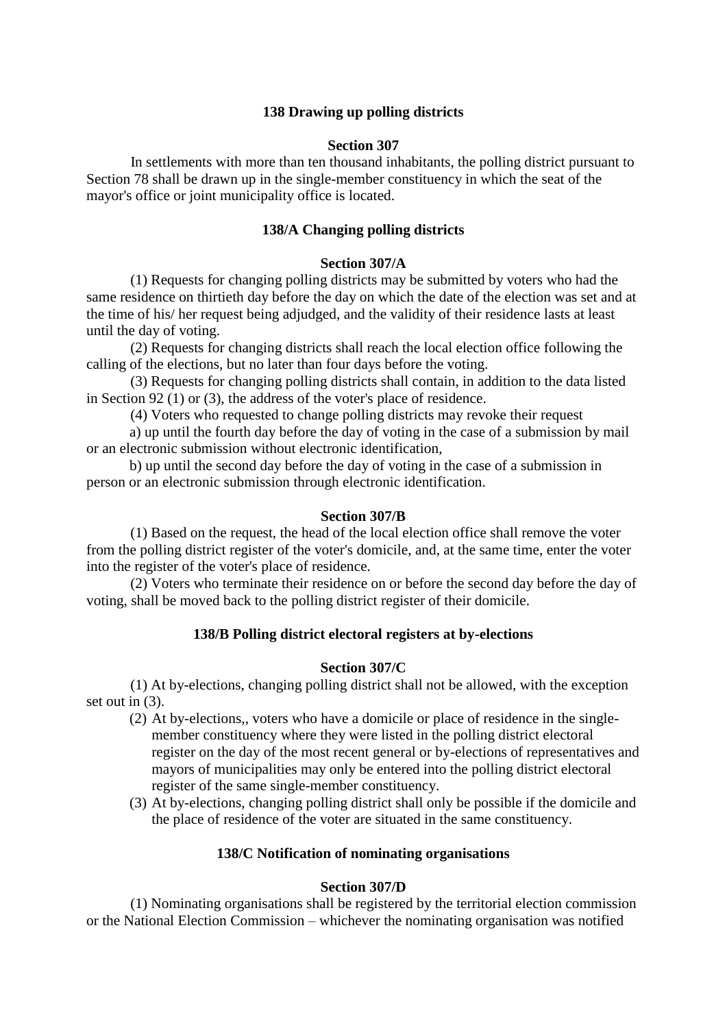### 138 Drawing up polling districts

**Section 307**

In settlements with more than ten thousand inhabitants, the polling district pursuant to Section 78 shall be drawn up in the single-member constituency in which the seat of the mayor's office or joint municipality office is located.

### 138/A Changing polling districts

**Section 307/A**

(1) Requests for changing polling districts may be submitted by voters who had the same residence on thirtieth day before the day on which the date of the election was set and at the time of his/ her request being adjudged, and the validity of their residence lasts at least until the day of voting.

(2) Requests for changing districts shall reach the local election office following the calling of the elections, but no later than four days before the voting.

(3) Requests for changing polling districts shall contain, in addition to the data listed in Section 92 (1) or (3), the address of the voter's place of residence.

(4) Voters who requested to change polling districts may revoke their request

a) up until the fourth day before the day of voting in the case of a submission by mail or an electronic submission without electronic identification,

b) up until the second day before the day of voting in the case of a submission in person or an electronic submission through electronic identification.

**Section 307/B**

(1) Based on the request, the head of the local election office shall remove the voter from the polling district register of the voter's domicile, and, at the same time, enter the voter into the register of the voter's place of residence.

(2) Voters who terminate their residence on or before the second day before the day of voting, shall be moved back to the polling district register of their domicile.

### 138/B Polling district electoral registers at by-elections

**Section 307/C**

(1) At by-elections, changing polling district shall not be allowed, with the exception set out in (3).

(2) At by-elections,, voters who have a domicile or place of residence in the single-member constituency where they were listed in the polling district electoral register on the day of the most recent general or by-elections of representatives and mayors of municipalities may only be entered into the polling district electoral register of the same single-member constituency.

(3) At by-elections, changing polling district shall only be possible if the domicile and the place of residence of the voter are situated in the same constituency.

### 138/C Notification of nominating organisations

**Section 307/D**

(1) Nominating organisations shall be registered by the territorial election commission or the National Election Commission – whichever the nominating organisation was notified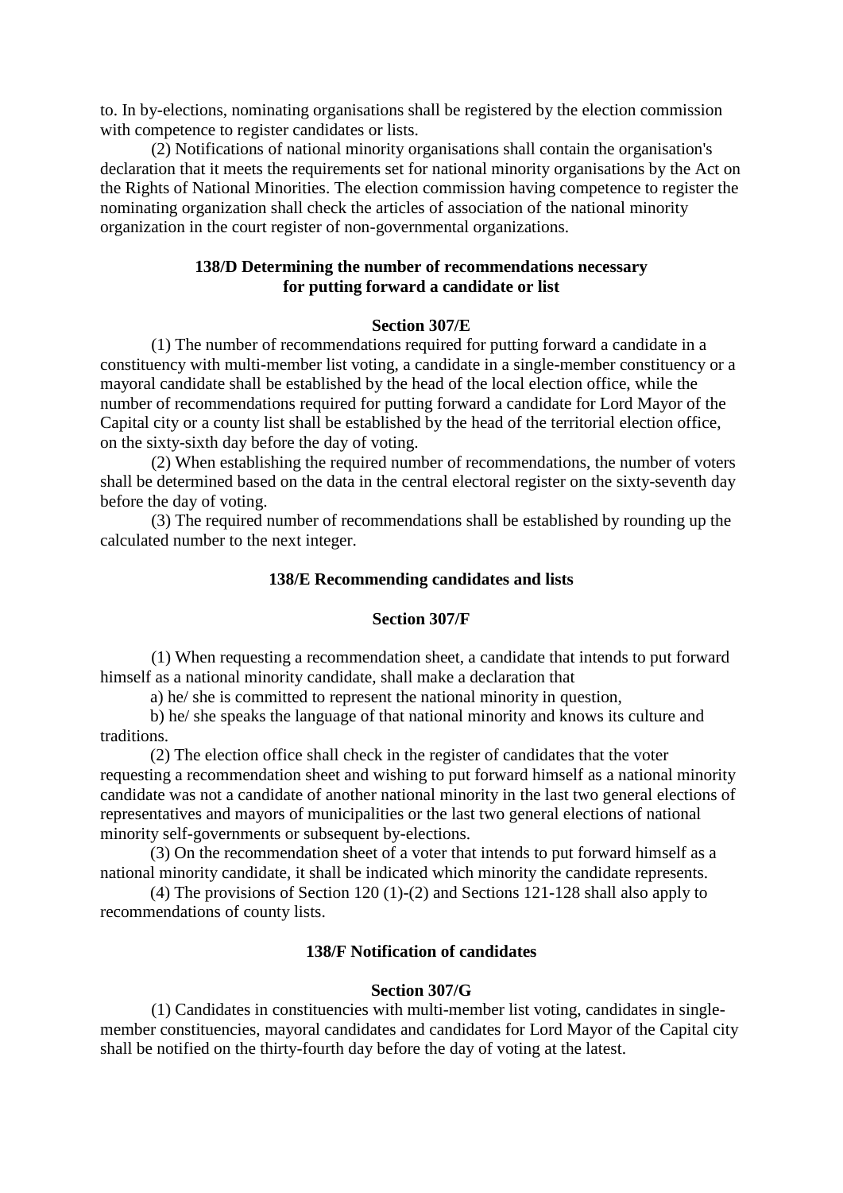to. In by-elections, nominating organisations shall be registered by the election commission with competence to register candidates or lists.

(2) Notifications of national minority organisations shall contain the organisation's declaration that it meets the requirements set for national minority organisations by the Act on the Rights of National Minorities. The election commission having competence to register the nominating organization shall check the articles of association of the national minority organization in the court register of non-governmental organizations.

**138/D Determining the number of recommendations necessary for putting forward a candidate or list**

**Section 307/E**

(1) The number of recommendations required for putting forward a candidate in a constituency with multi-member list voting, a candidate in a single-member constituency or a mayoral candidate shall be established by the head of the local election office, while the number of recommendations required for putting forward a candidate for Lord Mayor of the Capital city or a county list shall be established by the head of the territorial election office, on the sixty-sixth day before the day of voting.

(2) When establishing the required number of recommendations, the number of voters shall be determined based on the data in the central electoral register on the sixty-seventh day before the day of voting.

(3) The required number of recommendations shall be established by rounding up the calculated number to the next integer.

**138/E Recommending candidates and lists**

**Section 307/F**

(1) When requesting a recommendation sheet, a candidate that intends to put forward himself as a national minority candidate, shall make a declaration that

a) he/ she is committed to represent the national minority in question,

b) he/ she speaks the language of that national minority and knows its culture and traditions.

(2) The election office shall check in the register of candidates that the voter requesting a recommendation sheet and wishing to put forward himself as a national minority candidate was not a candidate of another national minority in the last two general elections of representatives and mayors of municipalities or the last two general elections of national minority self-governments or subsequent by-elections.

(3) On the recommendation sheet of a voter that intends to put forward himself as a national minority candidate, it shall be indicated which minority the candidate represents.

(4) The provisions of Section 120 (1)-(2) and Sections 121-128 shall also apply to recommendations of county lists.

**138/F Notification of candidates**

**Section 307/G**

(1) Candidates in constituencies with multi-member list voting, candidates in single-member constituencies, mayoral candidates and candidates for Lord Mayor of the Capital city shall be notified on the thirty-fourth day before the day of voting at the latest.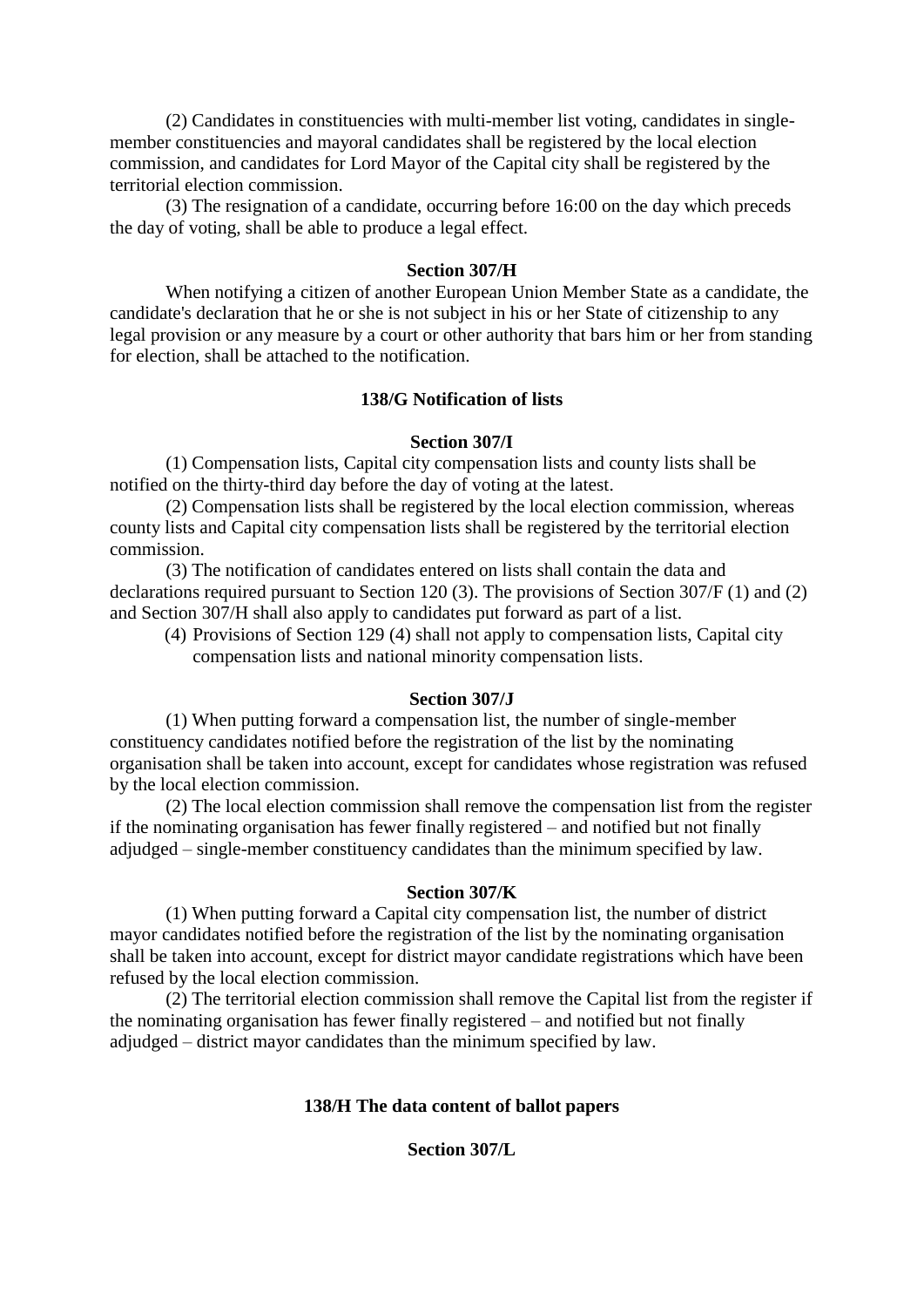(2) Candidates in constituencies with multi-member list voting, candidates in single-member constituencies and mayoral candidates shall be registered by the local election commission, and candidates for Lord Mayor of the Capital city shall be registered by the territorial election commission.

(3) The resignation of a candidate, occurring before 16:00 on the day which preceds the day of voting, shall be able to produce a legal effect.

**Section 307/H**

When notifying a citizen of another European Union Member State as a candidate, the candidate's declaration that he or she is not subject in his or her State of citizenship to any legal provision or any measure by a court or other authority that bars him or her from standing for election, shall be attached to the notification.

**138/G Notification of lists**

**Section 307/I**

(1) Compensation lists, Capital city compensation lists and county lists shall be notified on the thirty-third day before the day of voting at the latest.

(2) Compensation lists shall be registered by the local election commission, whereas county lists and Capital city compensation lists shall be registered by the territorial election commission.

(3) The notification of candidates entered on lists shall contain the data and declarations required pursuant to Section 120 (3). The provisions of Section 307/F (1) and (2) and Section 307/H shall also apply to candidates put forward as part of a list.

(4) Provisions of Section 129 (4) shall not apply to compensation lists, Capital city compensation lists and national minority compensation lists.

**Section 307/J**

(1) When putting forward a compensation list, the number of single-member constituency candidates notified before the registration of the list by the nominating organisation shall be taken into account, except for candidates whose registration was refused by the local election commission.

(2) The local election commission shall remove the compensation list from the register if the nominating organisation has fewer finally registered – and notified but not finally adjudged – single-member constituency candidates than the minimum specified by law.

**Section 307/K**

(1) When putting forward a Capital city compensation list, the number of district mayor candidates notified before the registration of the list by the nominating organisation shall be taken into account, except for district mayor candidate registrations which have been refused by the local election commission.

(2) The territorial election commission shall remove the Capital list from the register if the nominating organisation has fewer finally registered – and notified but not finally adjudged – district mayor candidates than the minimum specified by law.

**138/H The data content of ballot papers**

**Section 307/L**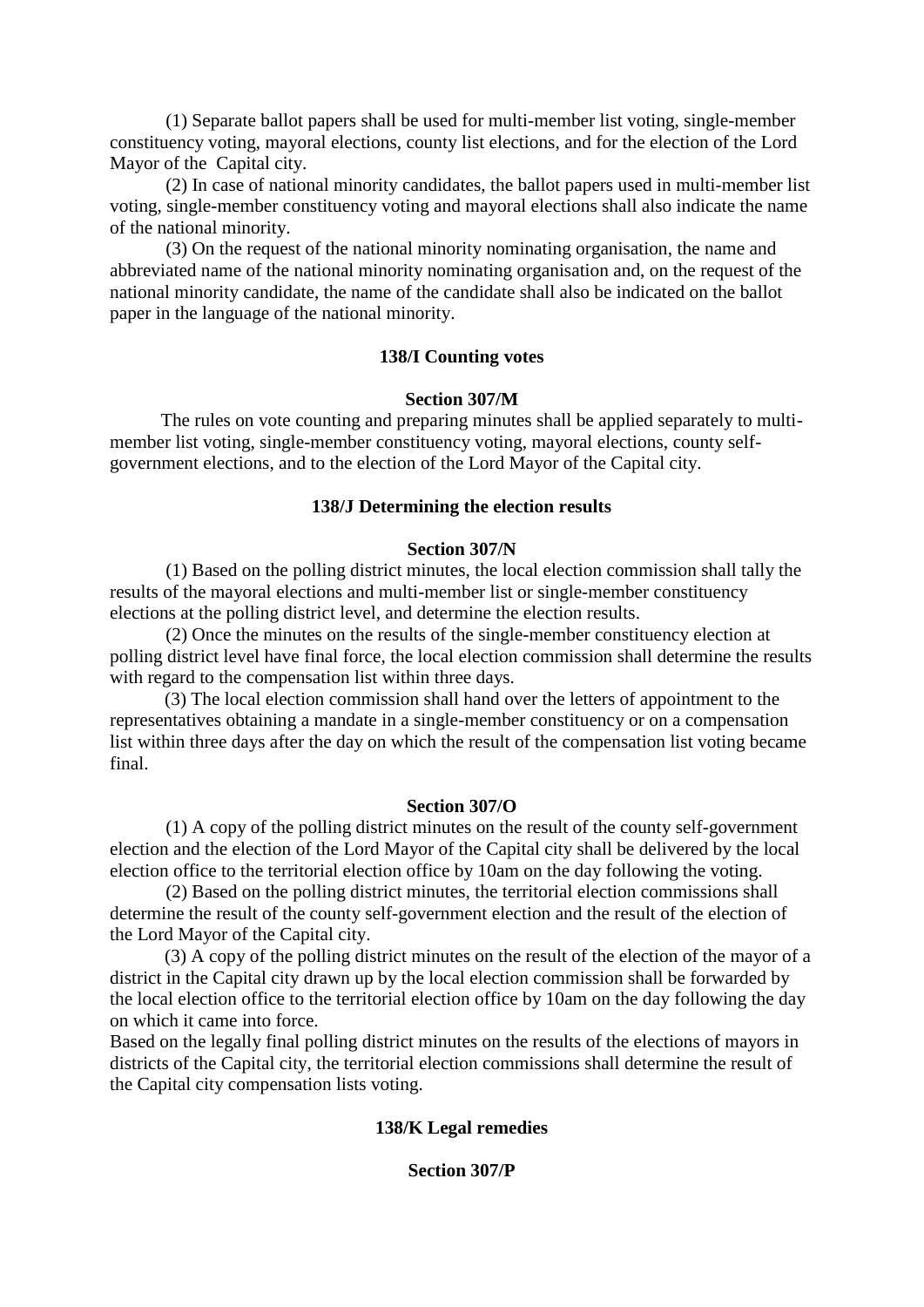(1) Separate ballot papers shall be used for multi-member list voting, single-member constituency voting, mayoral elections, county list elections, and for the election of the Lord Mayor of the Capital city.

(2) In case of national minority candidates, the ballot papers used in multi-member list voting, single-member constituency voting and mayoral elections shall also indicate the name of the national minority.

(3) On the request of the national minority nominating organisation, the name and abbreviated name of the national minority nominating organisation and, on the request of the national minority candidate, the name of the candidate shall also be indicated on the ballot paper in the language of the national minority.

### 138/I Counting votes

#### Section 307/M

The rules on vote counting and preparing minutes shall be applied separately to multi-member list voting, single-member constituency voting, mayoral elections, county self-government elections, and to the election of the Lord Mayor of the Capital city.

### 138/J Determining the election results

#### Section 307/N

(1) Based on the polling district minutes, the local election commission shall tally the results of the mayoral elections and multi-member list or single-member constituency elections at the polling district level, and determine the election results.

(2) Once the minutes on the results of the single-member constituency election at polling district level have final force, the local election commission shall determine the results with regard to the compensation list within three days.

(3) The local election commission shall hand over the letters of appointment to the representatives obtaining a mandate in a single-member constituency or on a compensation list within three days after the day on which the result of the compensation list voting became final.

#### Section 307/O

(1) A copy of the polling district minutes on the result of the county self-government election and the election of the Lord Mayor of the Capital city shall be delivered by the local election office to the territorial election office by 10am on the day following the voting.

(2) Based on the polling district minutes, the territorial election commissions shall determine the result of the county self-government election and the result of the election of the Lord Mayor of the Capital city.

(3) A copy of the polling district minutes on the result of the election of the mayor of a district in the Capital city drawn up by the local election commission shall be forwarded by the local election office to the territorial election office by 10am on the day following the day on which it came into force.

Based on the legally final polling district minutes on the results of the elections of mayors in districts of the Capital city, the territorial election commissions shall determine the result of the Capital city compensation lists voting.

### 138/K Legal remedies

#### Section 307/P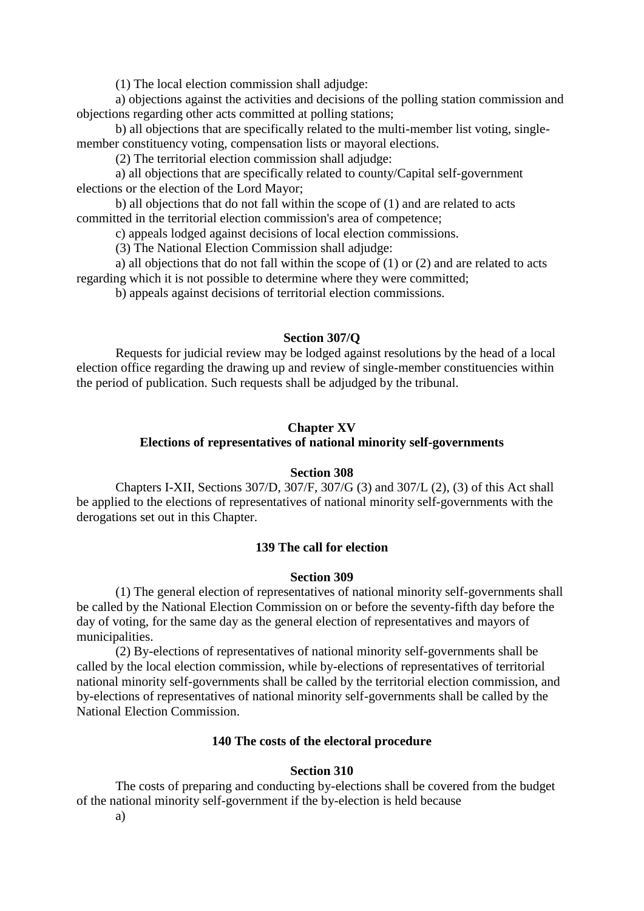(1) The local election commission shall adjudge:

a) objections against the activities and decisions of the polling station commission and objections regarding other acts committed at polling stations;

b) all objections that are specifically related to the multi-member list voting, single-member constituency voting, compensation lists or mayoral elections.

(2) The territorial election commission shall adjudge:

a) all objections that are specifically related to county/Capital self-government elections or the election of the Lord Mayor;

b) all objections that do not fall within the scope of (1) and are related to acts committed in the territorial election commission's area of competence;

c) appeals lodged against decisions of local election commissions.

(3) The National Election Commission shall adjudge:

a) all objections that do not fall within the scope of (1) or (2) and are related to acts regarding which it is not possible to determine where they were committed;

b) appeals against decisions of territorial election commissions.

**Section 307/Q**

Requests for judicial review may be lodged against resolutions by the head of a local election office regarding the drawing up and review of single-member constituencies within the period of publication. Such requests shall be adjudged by the tribunal.

## Chapter XV
## Elections of representatives of national minority self-governments

**Section 308**

Chapters I-XII, Sections 307/D, 307/F, 307/G (3) and 307/L (2), (3) of this Act shall be applied to the elections of representatives of national minority self-governments with the derogations set out in this Chapter.

### 139 The call for election

**Section 309**

(1) The general election of representatives of national minority self-governments shall be called by the National Election Commission on or before the seventy-fifth day before the day of voting, for the same day as the general election of representatives and mayors of municipalities.

(2) By-elections of representatives of national minority self-governments shall be called by the local election commission, while by-elections of representatives of territorial national minority self-governments shall be called by the territorial election commission, and by-elections of representatives of national minority self-governments shall be called by the National Election Commission.

### 140 The costs of the electoral procedure

**Section 310**

The costs of preparing and conducting by-elections shall be covered from the budget of the national minority self-government if the by-election is held because

a)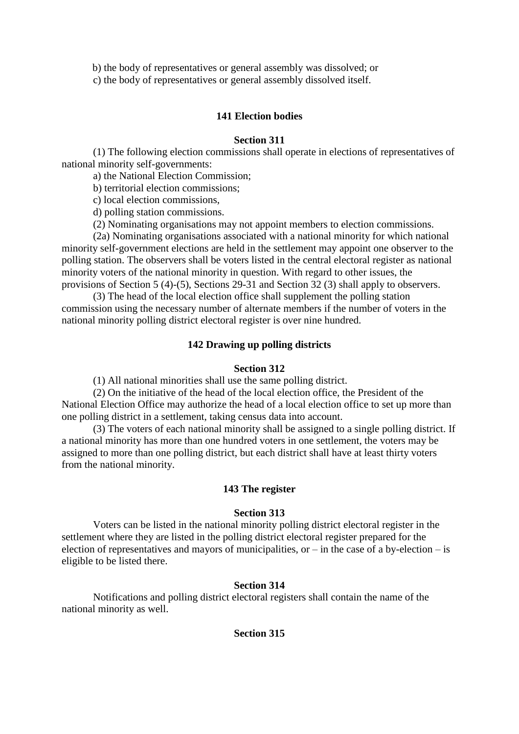b) the body of representatives or general assembly was dissolved; or

c) the body of representatives or general assembly dissolved itself.

### 141 Election bodies

#### Section 311

(1) The following election commissions shall operate in elections of representatives of national minority self-governments:

a) the National Election Commission;

b) territorial election commissions;

c) local election commissions,

d) polling station commissions.

(2) Nominating organisations may not appoint members to election commissions.

(2a) Nominating organisations associated with a national minority for which national minority self-government elections are held in the settlement may appoint one observer to the polling station. The observers shall be voters listed in the central electoral register as national minority voters of the national minority in question. With regard to other issues, the provisions of Section 5 (4)-(5), Sections 29-31 and Section 32 (3) shall apply to observers.

(3) The head of the local election office shall supplement the polling station commission using the necessary number of alternate members if the number of voters in the national minority polling district electoral register is over nine hundred.

### 142 Drawing up polling districts

#### Section 312

(1) All national minorities shall use the same polling district.

(2) On the initiative of the head of the local election office, the President of the National Election Office may authorize the head of a local election office to set up more than one polling district in a settlement, taking census data into account.

(3) The voters of each national minority shall be assigned to a single polling district. If a national minority has more than one hundred voters in one settlement, the voters may be assigned to more than one polling district, but each district shall have at least thirty voters from the national minority.

### 143 The register

#### Section 313

Voters can be listed in the national minority polling district electoral register in the settlement where they are listed in the polling district electoral register prepared for the election of representatives and mayors of municipalities, or – in the case of a by-election – is eligible to be listed there.

#### Section 314

Notifications and polling district electoral registers shall contain the name of the national minority as well.

#### Section 315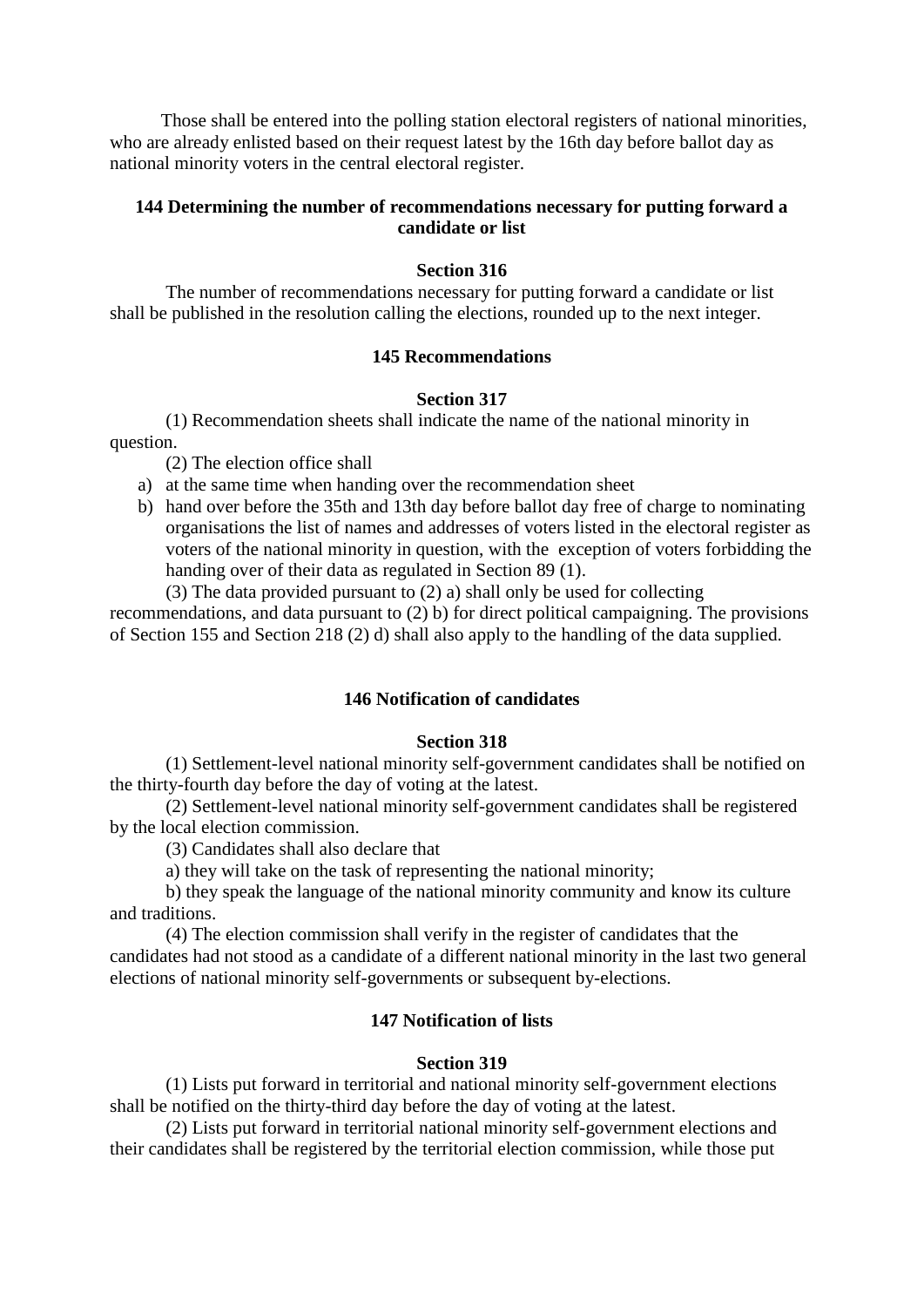Those shall be entered into the polling station electoral registers of national minorities, who are already enlisted based on their request latest by the 16th day before ballot day as national minority voters in the central electoral register.

### 144 Determining the number of recommendations necessary for putting forward a candidate or list

#### Section 316

The number of recommendations necessary for putting forward a candidate or list shall be published in the resolution calling the elections, rounded up to the next integer.

### 145 Recommendations

#### Section 317

(1) Recommendation sheets shall indicate the name of the national minority in question.

(2) The election office shall

a) at the same time when handing over the recommendation sheet

b) hand over before the 35th and 13th day before ballot day free of charge to nominating organisations the list of names and addresses of voters listed in the electoral register as voters of the national minority in question, with the exception of voters forbidding the handing over of their data as regulated in Section 89 (1).

(3) The data provided pursuant to (2) a) shall only be used for collecting recommendations, and data pursuant to (2) b) for direct political campaigning. The provisions of Section 155 and Section 218 (2) d) shall also apply to the handling of the data supplied.

### 146 Notification of candidates

#### Section 318

(1) Settlement-level national minority self-government candidates shall be notified on the thirty-fourth day before the day of voting at the latest.

(2) Settlement-level national minority self-government candidates shall be registered by the local election commission.

(3) Candidates shall also declare that

a) they will take on the task of representing the national minority;

b) they speak the language of the national minority community and know its culture and traditions.

(4) The election commission shall verify in the register of candidates that the candidates had not stood as a candidate of a different national minority in the last two general elections of national minority self-governments or subsequent by-elections.

### 147 Notification of lists

#### Section 319

(1) Lists put forward in territorial and national minority self-government elections shall be notified on the thirty-third day before the day of voting at the latest.

(2) Lists put forward in territorial national minority self-government elections and their candidates shall be registered by the territorial election commission, while those put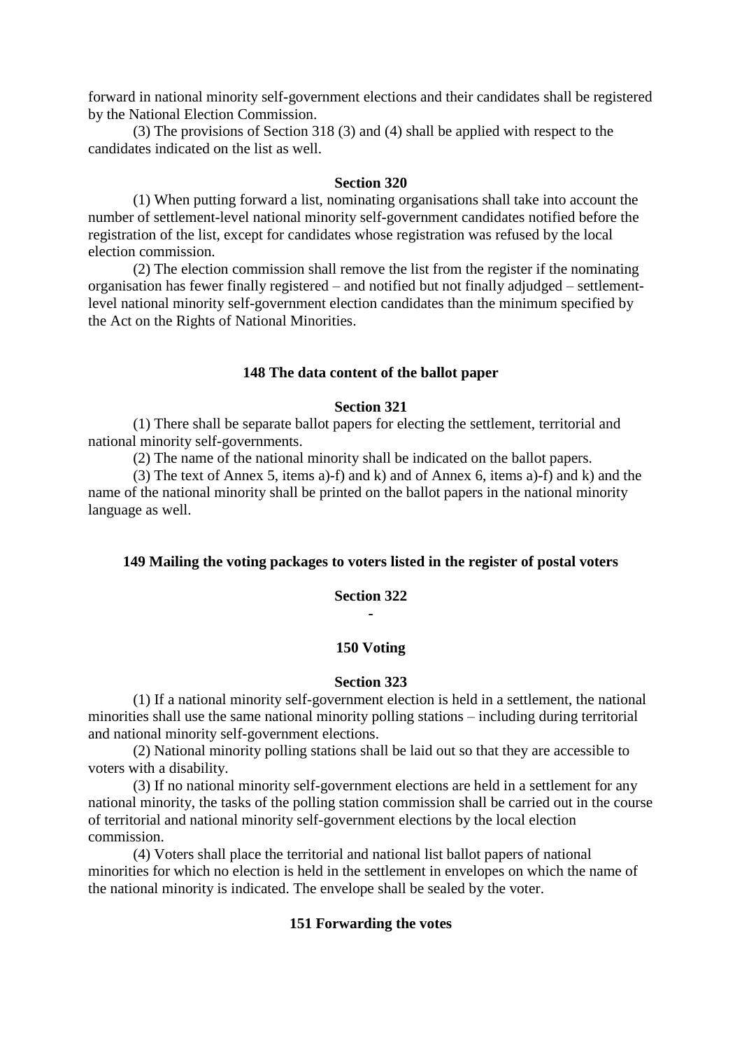forward in national minority self-government elections and their candidates shall be registered by the National Election Commission.

(3) The provisions of Section 318 (3) and (4) shall be applied with respect to the candidates indicated on the list as well.

**Section 320**

(1) When putting forward a list, nominating organisations shall take into account the number of settlement-level national minority self-government candidates notified before the registration of the list, except for candidates whose registration was refused by the local election commission.

(2) The election commission shall remove the list from the register if the nominating organisation has fewer finally registered – and notified but not finally adjudged – settlement-level national minority self-government election candidates than the minimum specified by the Act on the Rights of National Minorities.

### 148 The data content of the ballot paper

**Section 321**

(1) There shall be separate ballot papers for electing the settlement, territorial and national minority self-governments.

(2) The name of the national minority shall be indicated on the ballot papers.

(3) The text of Annex 5, items a)-f) and k) and of Annex 6, items a)-f) and k) and the name of the national minority shall be printed on the ballot papers in the national minority language as well.

### 149 Mailing the voting packages to voters listed in the register of postal voters

**Section 322**

-

### 150 Voting

**Section 323**

(1) If a national minority self-government election is held in a settlement, the national minorities shall use the same national minority polling stations – including during territorial and national minority self-government elections.

(2) National minority polling stations shall be laid out so that they are accessible to voters with a disability.

(3) If no national minority self-government elections are held in a settlement for any national minority, the tasks of the polling station commission shall be carried out in the course of territorial and national minority self-government elections by the local election commission.

(4) Voters shall place the territorial and national list ballot papers of national minorities for which no election is held in the settlement in envelopes on which the name of the national minority is indicated. The envelope shall be sealed by the voter.

### 151 Forwarding the votes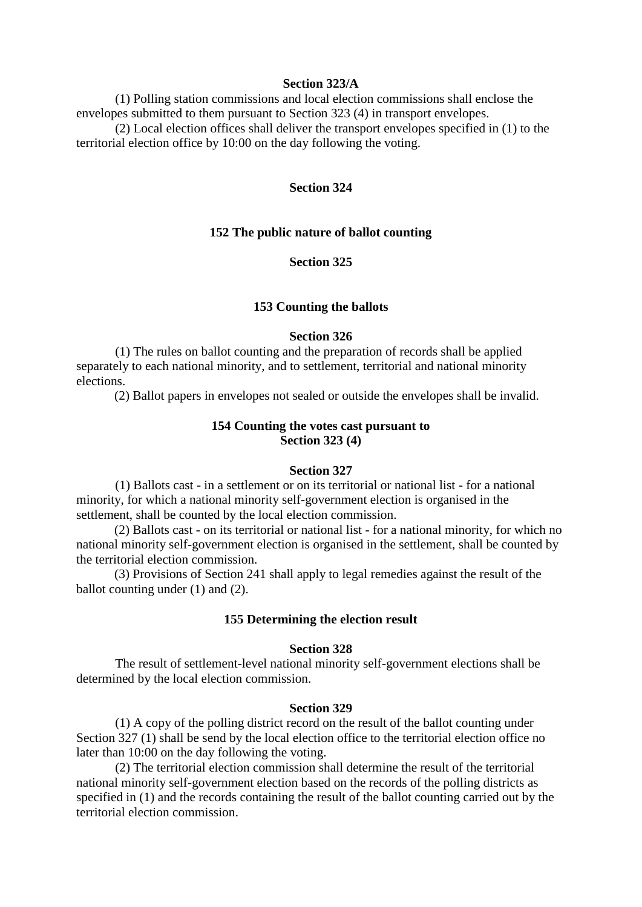**Section 323/A**

(1) Polling station commissions and local election commissions shall enclose the envelopes submitted to them pursuant to Section 323 (4) in transport envelopes.

(2) Local election offices shall deliver the transport envelopes specified in (1) to the territorial election office by 10:00 on the day following the voting.

**Section 324**

## 152 The public nature of ballot counting

**Section 325**

## 153 Counting the ballots

**Section 326**

(1) The rules on ballot counting and the preparation of records shall be applied separately to each national minority, and to settlement, territorial and national minority elections.

(2) Ballot papers in envelopes not sealed or outside the envelopes shall be invalid.

## 154 Counting the votes cast pursuant to Section 323 (4)

**Section 327**

(1) Ballots cast - in a settlement or on its territorial or national list - for a national minority, for which a national minority self-government election is organised in the settlement, shall be counted by the local election commission.

(2) Ballots cast - on its territorial or national list - for a national minority, for which no national minority self-government election is organised in the settlement, shall be counted by the territorial election commission.

(3) Provisions of Section 241 shall apply to legal remedies against the result of the ballot counting under (1) and (2).

## 155 Determining the election result

**Section 328**

The result of settlement-level national minority self-government elections shall be determined by the local election commission.

**Section 329**

(1) A copy of the polling district record on the result of the ballot counting under Section 327 (1) shall be send by the local election office to the territorial election office no later than 10:00 on the day following the voting.

(2) The territorial election commission shall determine the result of the territorial national minority self-government election based on the records of the polling districts as specified in (1) and the records containing the result of the ballot counting carried out by the territorial election commission.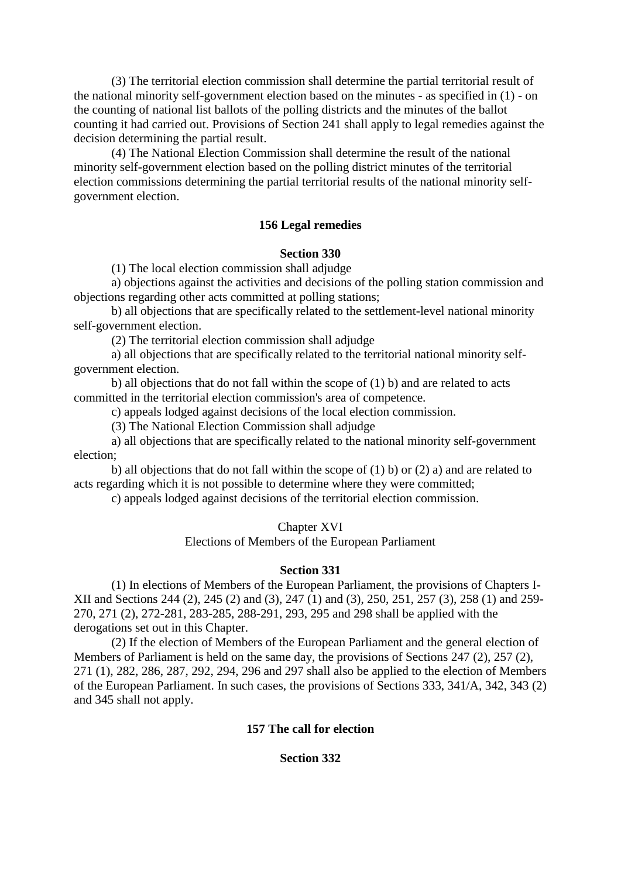(3) The territorial election commission shall determine the partial territorial result of the national minority self-government election based on the minutes - as specified in (1) - on the counting of national list ballots of the polling districts and the minutes of the ballot counting it had carried out. Provisions of Section 241 shall apply to legal remedies against the decision determining the partial result.

(4) The National Election Commission shall determine the result of the national minority self-government election based on the polling district minutes of the territorial election commissions determining the partial territorial results of the national minority self-government election.

### 156 Legal remedies

#### Section 330

(1) The local election commission shall adjudge

a) objections against the activities and decisions of the polling station commission and objections regarding other acts committed at polling stations;

b) all objections that are specifically related to the settlement-level national minority self-government election.

(2) The territorial election commission shall adjudge

a) all objections that are specifically related to the territorial national minority self-government election.

b) all objections that do not fall within the scope of (1) b) and are related to acts committed in the territorial election commission's area of competence.

c) appeals lodged against decisions of the local election commission.

(3) The National Election Commission shall adjudge

a) all objections that are specifically related to the national minority self-government election;

b) all objections that do not fall within the scope of (1) b) or (2) a) and are related to acts regarding which it is not possible to determine where they were committed;

c) appeals lodged against decisions of the territorial election commission.

## Chapter XVI
## Elections of Members of the European Parliament

#### Section 331

(1) In elections of Members of the European Parliament, the provisions of Chapters I-XII and Sections 244 (2), 245 (2) and (3), 247 (1) and (3), 250, 251, 257 (3), 258 (1) and 259-270, 271 (2), 272-281, 283-285, 288-291, 293, 295 and 298 shall be applied with the derogations set out in this Chapter.

(2) If the election of Members of the European Parliament and the general election of Members of Parliament is held on the same day, the provisions of Sections 247 (2), 257 (2), 271 (1), 282, 286, 287, 292, 294, 296 and 297 shall also be applied to the election of Members of the European Parliament. In such cases, the provisions of Sections 333, 341/A, 342, 343 (2) and 345 shall not apply.

### 157 The call for election

#### Section 332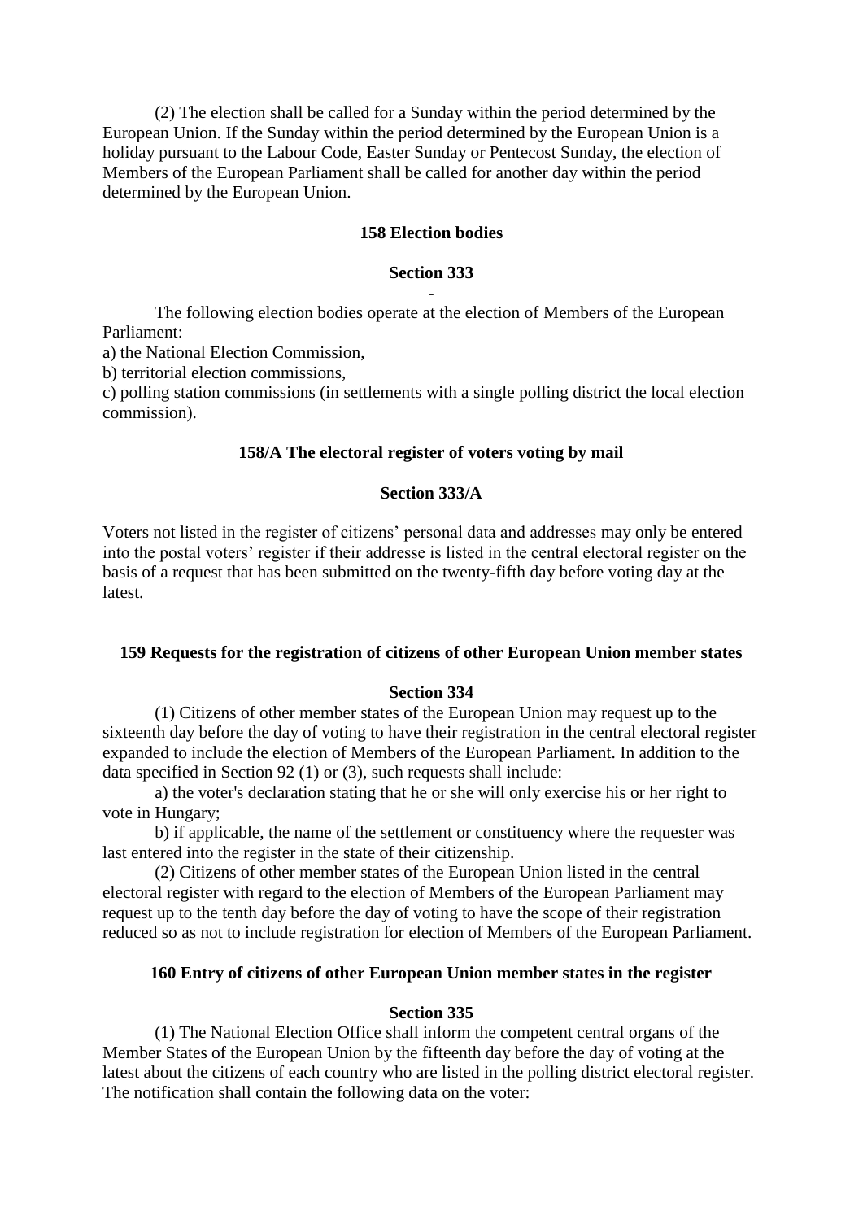(2) The election shall be called for a Sunday within the period determined by the European Union. If the Sunday within the period determined by the European Union is a holiday pursuant to the Labour Code, Easter Sunday or Pentecost Sunday, the election of Members of the European Parliament shall be called for another day within the period determined by the European Union.

### 158 Election bodies

#### Section 333

-

The following election bodies operate at the election of Members of the European Parliament:

a) the National Election Commission,

b) territorial election commissions,

c) polling station commissions (in settlements with a single polling district the local election commission).

### 158/A The electoral register of voters voting by mail

#### Section 333/A

Voters not listed in the register of citizens' personal data and addresses may only be entered into the postal voters' register if their addresse is listed in the central electoral register on the basis of a request that has been submitted on the twenty-fifth day before voting day at the latest.

### 159 Requests for the registration of citizens of other European Union member states

#### Section 334

(1) Citizens of other member states of the European Union may request up to the sixteenth day before the day of voting to have their registration in the central electoral register expanded to include the election of Members of the European Parliament. In addition to the data specified in Section 92 (1) or (3), such requests shall include:

a) the voter's declaration stating that he or she will only exercise his or her right to vote in Hungary;

b) if applicable, the name of the settlement or constituency where the requester was last entered into the register in the state of their citizenship.

(2) Citizens of other member states of the European Union listed in the central electoral register with regard to the election of Members of the European Parliament may request up to the tenth day before the day of voting to have the scope of their registration reduced so as not to include registration for election of Members of the European Parliament.

### 160 Entry of citizens of other European Union member states in the register

#### Section 335

(1) The National Election Office shall inform the competent central organs of the Member States of the European Union by the fifteenth day before the day of voting at the latest about the citizens of each country who are listed in the polling district electoral register. The notification shall contain the following data on the voter: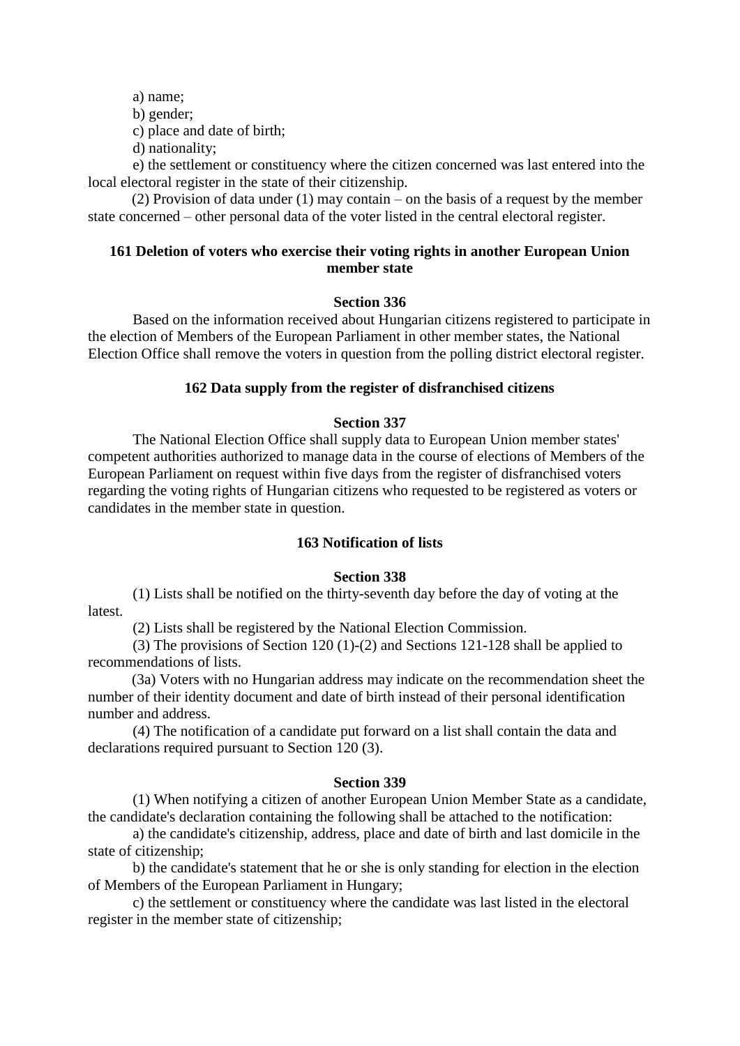a) name;

b) gender;

c) place and date of birth;

d) nationality;

e) the settlement or constituency where the citizen concerned was last entered into the local electoral register in the state of their citizenship.

(2) Provision of data under (1) may contain – on the basis of a request by the member state concerned – other personal data of the voter listed in the central electoral register.

### 161 Deletion of voters who exercise their voting rights in another European Union member state

#### Section 336

Based on the information received about Hungarian citizens registered to participate in the election of Members of the European Parliament in other member states, the National Election Office shall remove the voters in question from the polling district electoral register.

### 162 Data supply from the register of disfranchised citizens

#### Section 337

The National Election Office shall supply data to European Union member states' competent authorities authorized to manage data in the course of elections of Members of the European Parliament on request within five days from the register of disfranchised voters regarding the voting rights of Hungarian citizens who requested to be registered as voters or candidates in the member state in question.

### 163 Notification of lists

#### Section 338

(1) Lists shall be notified on the thirty-seventh day before the day of voting at the latest.

(2) Lists shall be registered by the National Election Commission.

(3) The provisions of Section 120 (1)-(2) and Sections 121-128 shall be applied to recommendations of lists.

(3a) Voters with no Hungarian address may indicate on the recommendation sheet the number of their identity document and date of birth instead of their personal identification number and address.

(4) The notification of a candidate put forward on a list shall contain the data and declarations required pursuant to Section 120 (3).

#### Section 339

(1) When notifying a citizen of another European Union Member State as a candidate, the candidate's declaration containing the following shall be attached to the notification:

a) the candidate's citizenship, address, place and date of birth and last domicile in the state of citizenship;

b) the candidate's statement that he or she is only standing for election in the election of Members of the European Parliament in Hungary;

c) the settlement or constituency where the candidate was last listed in the electoral register in the member state of citizenship;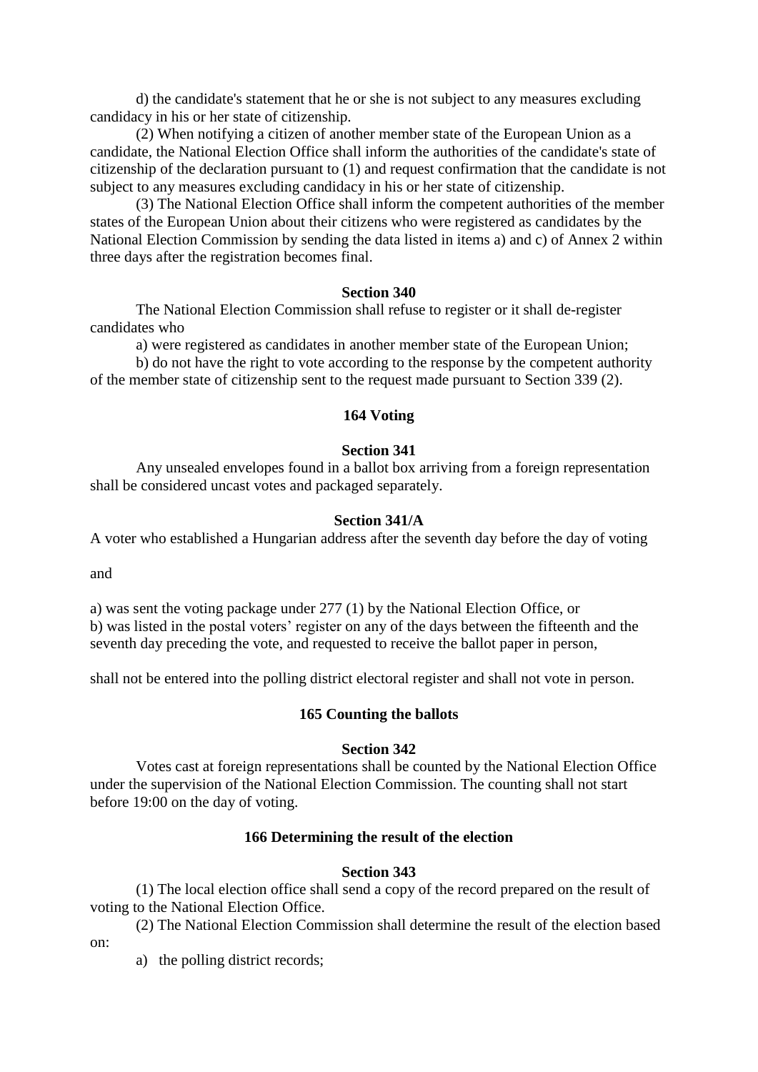d) the candidate's statement that he or she is not subject to any measures excluding candidacy in his or her state of citizenship.

(2) When notifying a citizen of another member state of the European Union as a candidate, the National Election Office shall inform the authorities of the candidate's state of citizenship of the declaration pursuant to (1) and request confirmation that the candidate is not subject to any measures excluding candidacy in his or her state of citizenship.

(3) The National Election Office shall inform the competent authorities of the member states of the European Union about their citizens who were registered as candidates by the National Election Commission by sending the data listed in items a) and c) of Annex 2 within three days after the registration becomes final.

**Section 340**

The National Election Commission shall refuse to register or it shall de-register candidates who

a) were registered as candidates in another member state of the European Union;

b) do not have the right to vote according to the response by the competent authority of the member state of citizenship sent to the request made pursuant to Section 339 (2).

**164 Voting**

**Section 341**

Any unsealed envelopes found in a ballot box arriving from a foreign representation shall be considered uncast votes and packaged separately.

**Section 341/A**

A voter who established a Hungarian address after the seventh day before the day of voting

and

a) was sent the voting package under 277 (1) by the National Election Office, or
b) was listed in the postal voters' register on any of the days between the fifteenth and the seventh day preceding the vote, and requested to receive the ballot paper in person,

shall not be entered into the polling district electoral register and shall not vote in person.

**165 Counting the ballots**

**Section 342**

Votes cast at foreign representations shall be counted by the National Election Office under the supervision of the National Election Commission. The counting shall not start before 19:00 on the day of voting.

**166 Determining the result of the election**

**Section 343**

(1) The local election office shall send a copy of the record prepared on the result of voting to the National Election Office.

(2) The National Election Commission shall determine the result of the election based on:

a) the polling district records;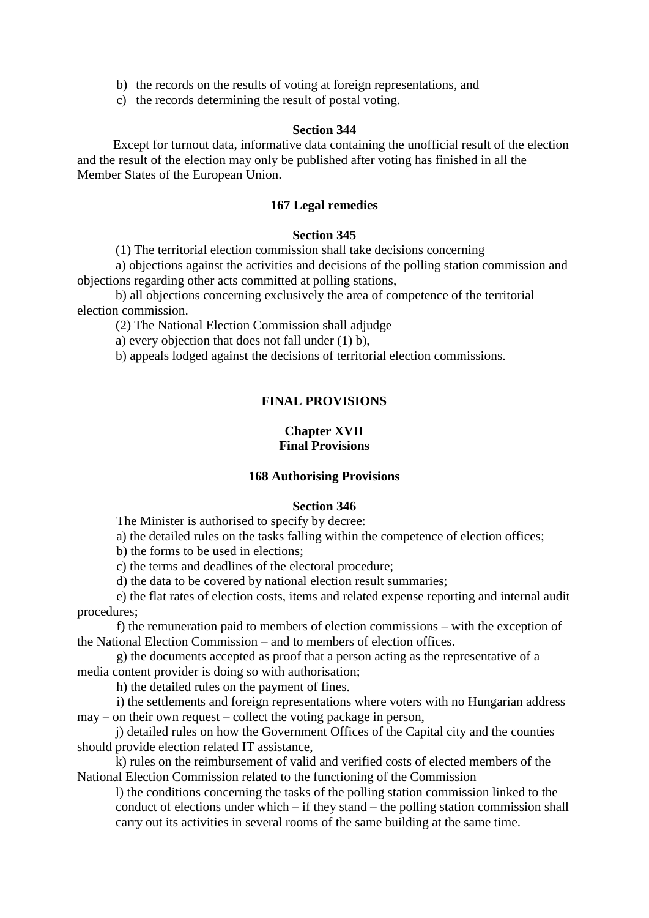b) the records on the results of voting at foreign representations, and

c) the records determining the result of postal voting.

**Section 344**

Except for turnout data, informative data containing the unofficial result of the election and the result of the election may only be published after voting has finished in all the Member States of the European Union.

**167 Legal remedies**

**Section 345**

(1) The territorial election commission shall take decisions concerning

a) objections against the activities and decisions of the polling station commission and objections regarding other acts committed at polling stations,

b) all objections concerning exclusively the area of competence of the territorial election commission.

(2) The National Election Commission shall adjudge

a) every objection that does not fall under (1) b),

b) appeals lodged against the decisions of territorial election commissions.

## FINAL PROVISIONS

### Chapter XVII
### Final Provisions

**168 Authorising Provisions**

**Section 346**

The Minister is authorised to specify by decree:

a) the detailed rules on the tasks falling within the competence of election offices;

b) the forms to be used in elections;

c) the terms and deadlines of the electoral procedure;

d) the data to be covered by national election result summaries;

e) the flat rates of election costs, items and related expense reporting and internal audit procedures;

f) the remuneration paid to members of election commissions – with the exception of the National Election Commission – and to members of election offices.

g) the documents accepted as proof that a person acting as the representative of a media content provider is doing so with authorisation;

h) the detailed rules on the payment of fines.

i) the settlements and foreign representations where voters with no Hungarian address may – on their own request – collect the voting package in person,

j) detailed rules on how the Government Offices of the Capital city and the counties should provide election related IT assistance,

k) rules on the reimbursement of valid and verified costs of elected members of the National Election Commission related to the functioning of the Commission

l) the conditions concerning the tasks of the polling station commission linked to the conduct of elections under which – if they stand – the polling station commission shall carry out its activities in several rooms of the same building at the same time.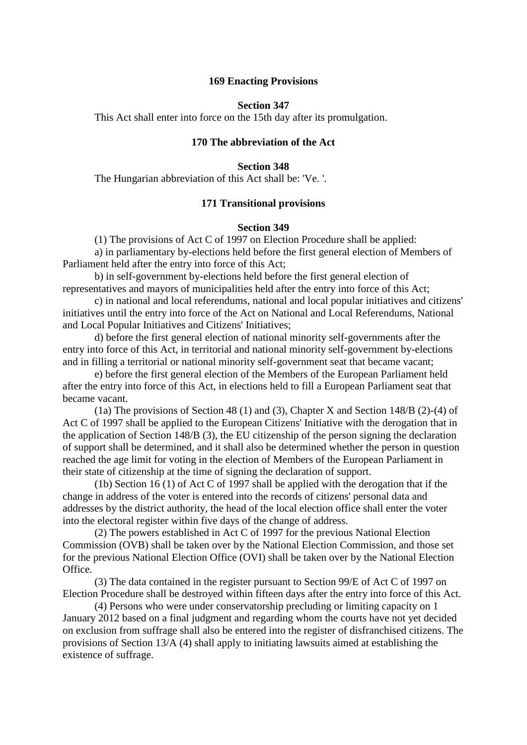## 169 Enacting Provisions

### Section 347

This Act shall enter into force on the 15th day after its promulgation.

## 170 The abbreviation of the Act

### Section 348

The Hungarian abbreviation of this Act shall be: 'Ve. '.

## 171 Transitional provisions

### Section 349

(1) The provisions of Act C of 1997 on Election Procedure shall be applied:

a) in parliamentary by-elections held before the first general election of Members of Parliament held after the entry into force of this Act;

b) in self-government by-elections held before the first general election of representatives and mayors of municipalities held after the entry into force of this Act;

c) in national and local referendums, national and local popular initiatives and citizens' initiatives until the entry into force of the Act on National and Local Referendums, National and Local Popular Initiatives and Citizens' Initiatives;

d) before the first general election of national minority self-governments after the entry into force of this Act, in territorial and national minority self-government by-elections and in filling a territorial or national minority self-government seat that became vacant;

e) before the first general election of the Members of the European Parliament held after the entry into force of this Act, in elections held to fill a European Parliament seat that became vacant.

(1a) The provisions of Section 48 (1) and (3), Chapter X and Section 148/B (2)-(4) of Act C of 1997 shall be applied to the European Citizens' Initiative with the derogation that in the application of Section 148/B (3), the EU citizenship of the person signing the declaration of support shall be determined, and it shall also be determined whether the person in question reached the age limit for voting in the election of Members of the European Parliament in their state of citizenship at the time of signing the declaration of support.

(1b) Section 16 (1) of Act C of 1997 shall be applied with the derogation that if the change in address of the voter is entered into the records of citizens' personal data and addresses by the district authority, the head of the local election office shall enter the voter into the electoral register within five days of the change of address.

(2) The powers established in Act C of 1997 for the previous National Election Commission (OVB) shall be taken over by the National Election Commission, and those set for the previous National Election Office (OVI) shall be taken over by the National Election Office.

(3) The data contained in the register pursuant to Section 99/E of Act C of 1997 on Election Procedure shall be destroyed within fifteen days after the entry into force of this Act.

(4) Persons who were under conservatorship precluding or limiting capacity on 1 January 2012 based on a final judgment and regarding whom the courts have not yet decided on exclusion from suffrage shall also be entered into the register of disfranchised citizens. The provisions of Section 13/A (4) shall apply to initiating lawsuits aimed at establishing the existence of suffrage.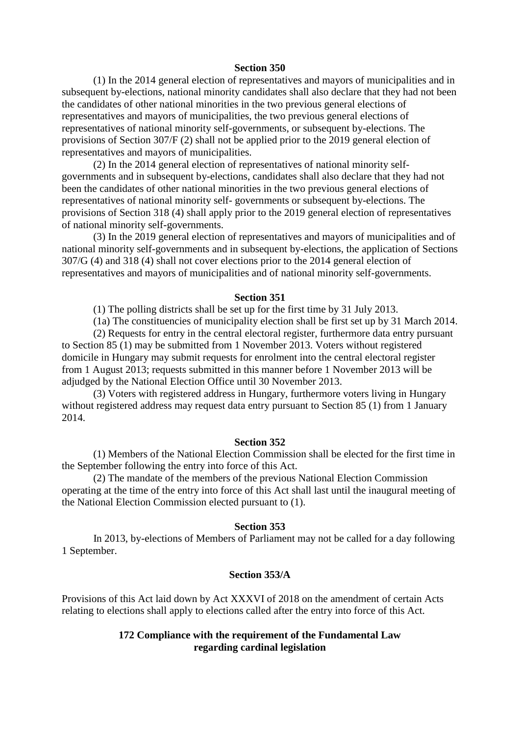### Section 350

(1) In the 2014 general election of representatives and mayors of municipalities and in subsequent by-elections, national minority candidates shall also declare that they had not been the candidates of other national minorities in the two previous general elections of representatives and mayors of municipalities, the two previous general elections of representatives of national minority self-governments, or subsequent by-elections. The provisions of Section 307/F (2) shall not be applied prior to the 2019 general election of representatives and mayors of municipalities.

(2) In the 2014 general election of representatives of national minority self-governments and in subsequent by-elections, candidates shall also declare that they had not been the candidates of other national minorities in the two previous general elections of representatives of national minority self- governments or subsequent by-elections. The provisions of Section 318 (4) shall apply prior to the 2019 general election of representatives of national minority self-governments.

(3) In the 2019 general election of representatives and mayors of municipalities and of national minority self-governments and in subsequent by-elections, the application of Sections 307/G (4) and 318 (4) shall not cover elections prior to the 2014 general election of representatives and mayors of municipalities and of national minority self-governments.

### Section 351

(1) The polling districts shall be set up for the first time by 31 July 2013.

(1a) The constituencies of municipality election shall be first set up by 31 March 2014.

(2) Requests for entry in the central electoral register, furthermore data entry pursuant to Section 85 (1) may be submitted from 1 November 2013. Voters without registered domicile in Hungary may submit requests for enrolment into the central electoral register from 1 August 2013; requests submitted in this manner before 1 November 2013 will be adjudged by the National Election Office until 30 November 2013.

(3) Voters with registered address in Hungary, furthermore voters living in Hungary without registered address may request data entry pursuant to Section 85 (1) from 1 January 2014.

### Section 352

(1) Members of the National Election Commission shall be elected for the first time in the September following the entry into force of this Act.

(2) The mandate of the members of the previous National Election Commission operating at the time of the entry into force of this Act shall last until the inaugural meeting of the National Election Commission elected pursuant to (1).

### Section 353

In 2013, by-elections of Members of Parliament may not be called for a day following 1 September.

### Section 353/A

Provisions of this Act laid down by Act XXXVI of 2018 on the amendment of certain Acts relating to elections shall apply to elections called after the entry into force of this Act.

### 172 Compliance with the requirement of the Fundamental Law regarding cardinal legislation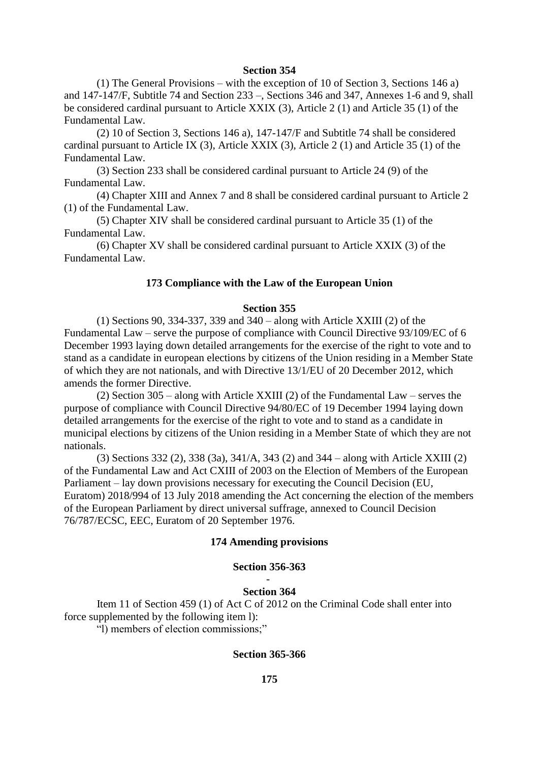### Section 354

(1) The General Provisions – with the exception of 10 of Section 3, Sections 146 a) and 147-147/F, Subtitle 74 and Section 233 –, Sections 346 and 347, Annexes 1-6 and 9, shall be considered cardinal pursuant to Article XXIX (3), Article 2 (1) and Article 35 (1) of the Fundamental Law.

(2) 10 of Section 3, Sections 146 a), 147-147/F and Subtitle 74 shall be considered cardinal pursuant to Article IX (3), Article XXIX (3), Article 2 (1) and Article 35 (1) of the Fundamental Law.

(3) Section 233 shall be considered cardinal pursuant to Article 24 (9) of the Fundamental Law.

(4) Chapter XIII and Annex 7 and 8 shall be considered cardinal pursuant to Article 2 (1) of the Fundamental Law.

(5) Chapter XIV shall be considered cardinal pursuant to Article 35 (1) of the Fundamental Law.

(6) Chapter XV shall be considered cardinal pursuant to Article XXIX (3) of the Fundamental Law.

## 173 Compliance with the Law of the European Union

### Section 355

(1) Sections 90, 334-337, 339 and 340 – along with Article XXIII (2) of the Fundamental Law – serve the purpose of compliance with Council Directive 93/109/EC of 6 December 1993 laying down detailed arrangements for the exercise of the right to vote and to stand as a candidate in european elections by citizens of the Union residing in a Member State of which they are not nationals, and with Directive 13/1/EU of 20 December 2012, which amends the former Directive.

(2) Section 305 – along with Article XXIII (2) of the Fundamental Law – serves the purpose of compliance with Council Directive 94/80/EC of 19 December 1994 laying down detailed arrangements for the exercise of the right to vote and to stand as a candidate in municipal elections by citizens of the Union residing in a Member State of which they are not nationals.

(3) Sections 332 (2), 338 (3a), 341/A, 343 (2) and 344 – along with Article XXIII (2) of the Fundamental Law and Act CXIII of 2003 on the Election of Members of the European Parliament – lay down provisions necessary for executing the Council Decision (EU, Euratom) 2018/994 of 13 July 2018 amending the Act concerning the election of the members of the European Parliament by direct universal suffrage, annexed to Council Decision 76/787/ECSC, EEC, Euratom of 20 September 1976.

## 174 Amending provisions

### Section 356-363

-

### Section 364

Item 11 of Section 459 (1) of Act C of 2012 on the Criminal Code shall enter into force supplemented by the following item l):

"l) members of election commissions;"

### Section 365-366

## 175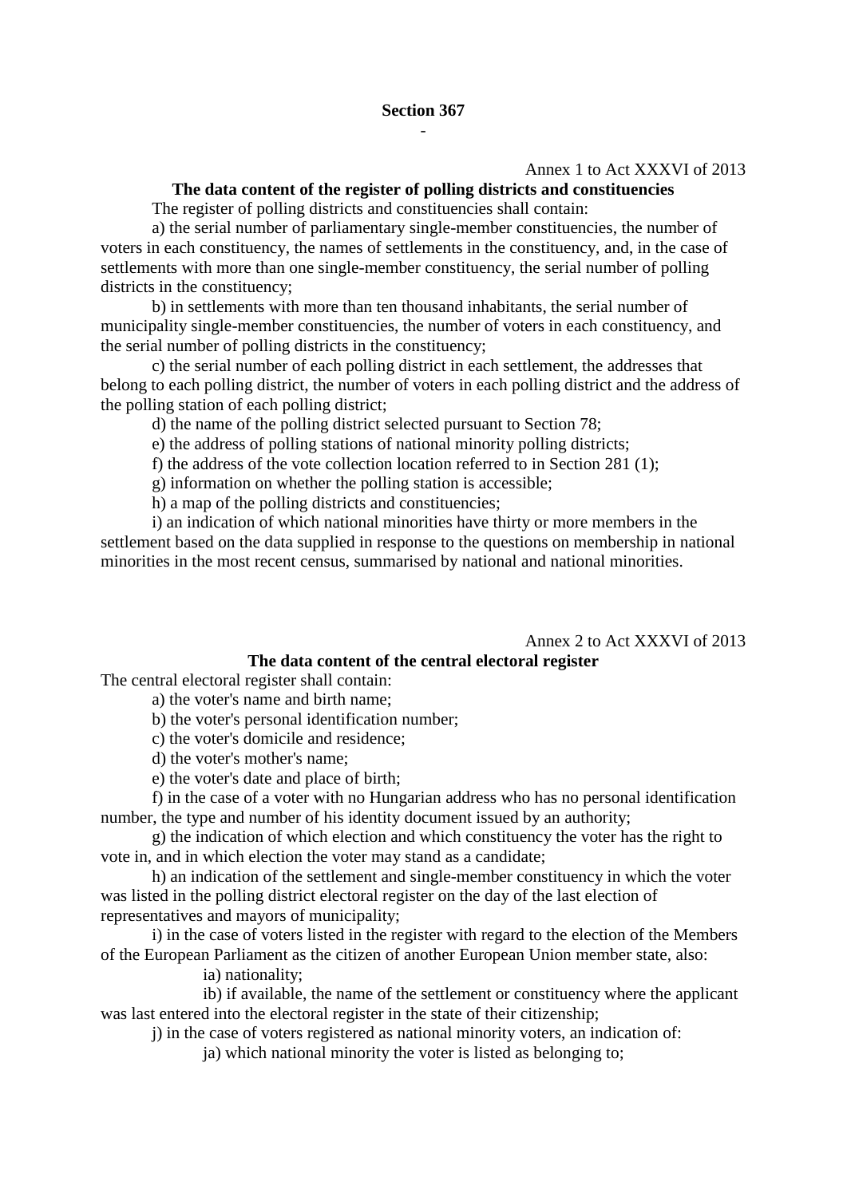## Section 367

-

Annex 1 to Act XXXVI of 2013

### The data content of the register of polling districts and constituencies

The register of polling districts and constituencies shall contain:

a) the serial number of parliamentary single-member constituencies, the number of voters in each constituency, the names of settlements in the constituency, and, in the case of settlements with more than one single-member constituency, the serial number of polling districts in the constituency;

b) in settlements with more than ten thousand inhabitants, the serial number of municipality single-member constituencies, the number of voters in each constituency, and the serial number of polling districts in the constituency;

c) the serial number of each polling district in each settlement, the addresses that belong to each polling district, the number of voters in each polling district and the address of the polling station of each polling district;

d) the name of the polling district selected pursuant to Section 78;

e) the address of polling stations of national minority polling districts;

f) the address of the vote collection location referred to in Section 281 (1);

g) information on whether the polling station is accessible;

h) a map of the polling districts and constituencies;

i) an indication of which national minorities have thirty or more members in the settlement based on the data supplied in response to the questions on membership in national minorities in the most recent census, summarised by national and national minorities.

Annex 2 to Act XXXVI of 2013

### The data content of the central electoral register

The central electoral register shall contain:

a) the voter's name and birth name;

b) the voter's personal identification number;

c) the voter's domicile and residence;

d) the voter's mother's name;

e) the voter's date and place of birth;

f) in the case of a voter with no Hungarian address who has no personal identification number, the type and number of his identity document issued by an authority;

g) the indication of which election and which constituency the voter has the right to vote in, and in which election the voter may stand as a candidate;

h) an indication of the settlement and single-member constituency in which the voter was listed in the polling district electoral register on the day of the last election of representatives and mayors of municipality;

i) in the case of voters listed in the register with regard to the election of the Members of the European Parliament as the citizen of another European Union member state, also:

ia) nationality;

ib) if available, the name of the settlement or constituency where the applicant was last entered into the electoral register in the state of their citizenship;

j) in the case of voters registered as national minority voters, an indication of:

ja) which national minority the voter is listed as belonging to;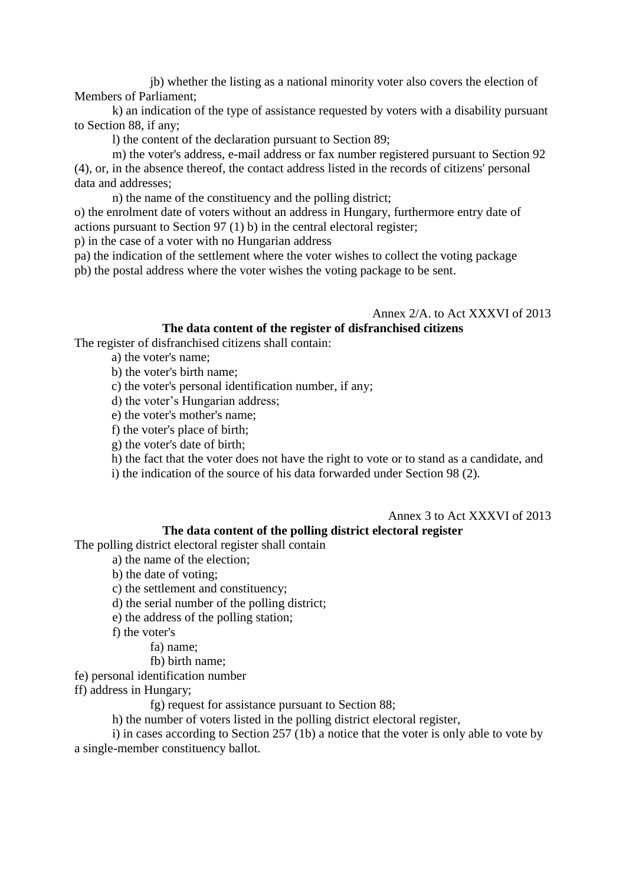jb) whether the listing as a national minority voter also covers the election of Members of Parliament;

k) an indication of the type of assistance requested by voters with a disability pursuant to Section 88, if any;

l) the content of the declaration pursuant to Section 89;

m) the voter's address, e-mail address or fax number registered pursuant to Section 92 (4), or, in the absence thereof, the contact address listed in the records of citizens' personal data and addresses;

n) the name of the constituency and the polling district;

o) the enrolment date of voters without an address in Hungary, furthermore entry date of actions pursuant to Section 97 (1) b) in the central electoral register;

p) in the case of a voter with no Hungarian address

pa) the indication of the settlement where the voter wishes to collect the voting package

pb) the postal address where the voter wishes the voting package to be sent.

Annex 2/A. to Act XXXVI of 2013

**The data content of the register of disfranchised citizens**

The register of disfranchised citizens shall contain:

a) the voter's name;

b) the voter's birth name;

c) the voter's personal identification number, if any;

d) the voter's Hungarian address;

e) the voter's mother's name;

f) the voter's place of birth;

g) the voter's date of birth;

h) the fact that the voter does not have the right to vote or to stand as a candidate, and

i) the indication of the source of his data forwarded under Section 98 (2).

Annex 3 to Act XXXVI of 2013

**The data content of the polling district electoral register**

The polling district electoral register shall contain

a) the name of the election;

b) the date of voting;

c) the settlement and constituency;

d) the serial number of the polling district;

e) the address of the polling station;

f) the voter's

fa) name;

fb) birth name;

fe) personal identification number

ff) address in Hungary;

fg) request for assistance pursuant to Section 88;

h) the number of voters listed in the polling district electoral register,

i) in cases according to Section 257 (1b) a notice that the voter is only able to vote by a single-member constituency ballot.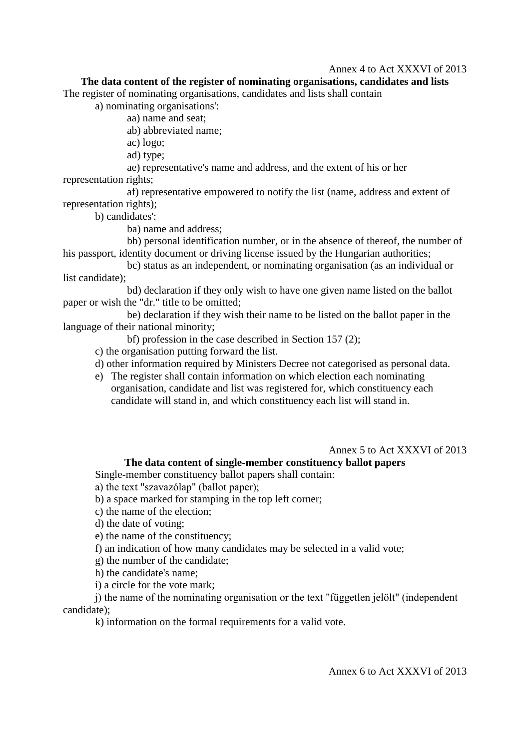Annex 4 to Act XXXVI of 2013

**The data content of the register of nominating organisations, candidates and lists**

The register of nominating organisations, candidates and lists shall contain

a) nominating organisations':

aa) name and seat;

ab) abbreviated name;

ac) logo;

ad) type;

ae) representative's name and address, and the extent of his or her representation rights;

af) representative empowered to notify the list (name, address and extent of representation rights);

b) candidates':

ba) name and address;

bb) personal identification number, or in the absence of thereof, the number of his passport, identity document or driving license issued by the Hungarian authorities;

bc) status as an independent, or nominating organisation (as an individual or list candidate);

bd) declaration if they only wish to have one given name listed on the ballot paper or wish the "dr." title to be omitted;

be) declaration if they wish their name to be listed on the ballot paper in the language of their national minority;

bf) profession in the case described in Section 157 (2);

c) the organisation putting forward the list.

d) other information required by Ministers Decree not categorised as personal data.

e) The register shall contain information on which election each nominating organisation, candidate and list was registered for, which constituency each candidate will stand in, and which constituency each list will stand in.

Annex 5 to Act XXXVI of 2013

**The data content of single-member constituency ballot papers**

Single-member constituency ballot papers shall contain:

a) the text "szavazólap" (ballot paper);

b) a space marked for stamping in the top left corner;

c) the name of the election;

d) the date of voting;

e) the name of the constituency;

f) an indication of how many candidates may be selected in a valid vote;

g) the number of the candidate;

h) the candidate's name;

i) a circle for the vote mark;

j) the name of the nominating organisation or the text "független jelölt" (independent candidate);

k) information on the formal requirements for a valid vote.

Annex 6 to Act XXXVI of 2013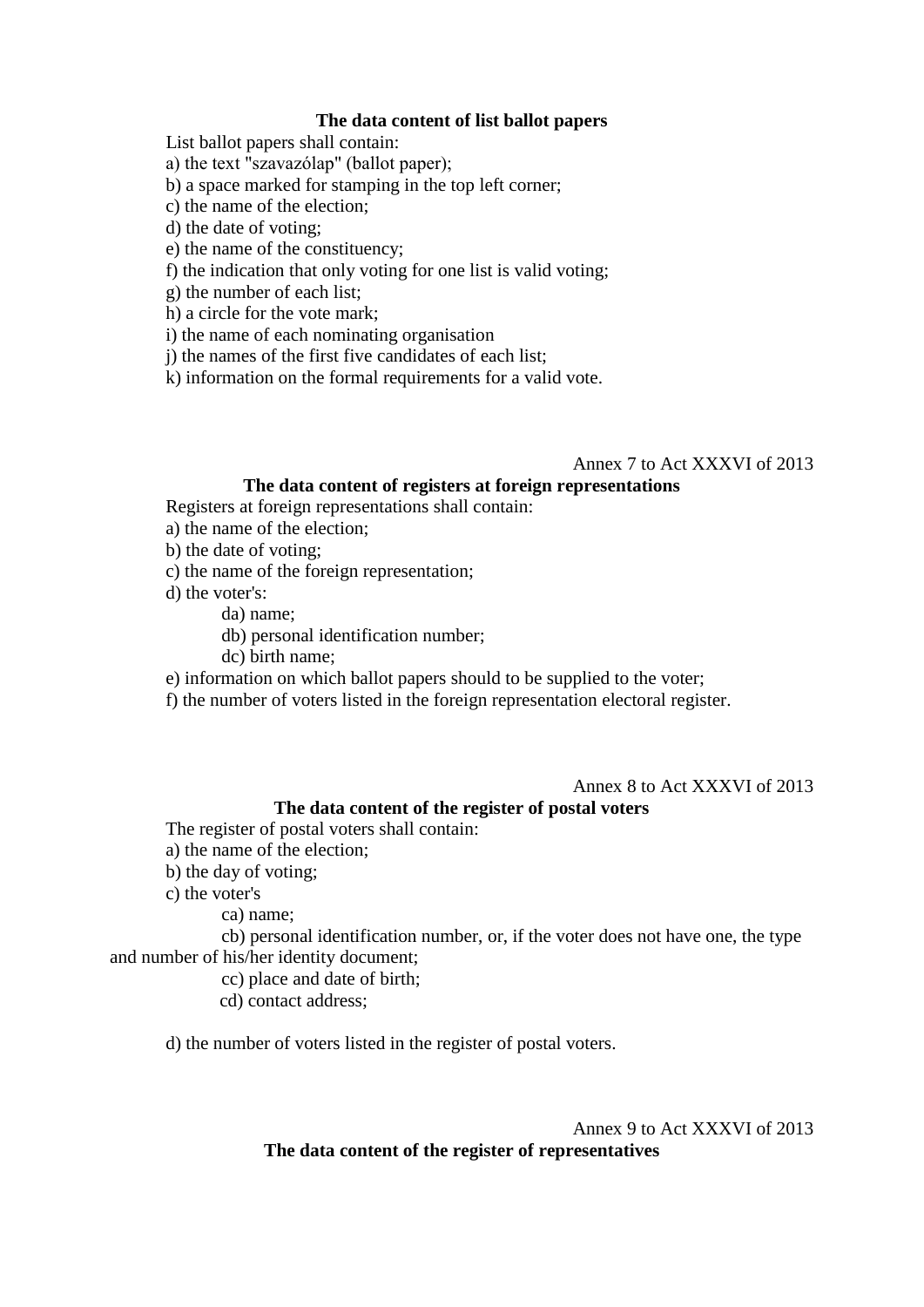**The data content of list ballot papers**

List ballot papers shall contain:

a) the text "szavazólap" (ballot paper);

b) a space marked for stamping in the top left corner;

c) the name of the election;

d) the date of voting;

e) the name of the constituency;

f) the indication that only voting for one list is valid voting;

g) the number of each list;

h) a circle for the vote mark;

i) the name of each nominating organisation

j) the names of the first five candidates of each list;

k) information on the formal requirements for a valid vote.

Annex 7 to Act XXXVI of 2013

**The data content of registers at foreign representations**

Registers at foreign representations shall contain:

a) the name of the election;

b) the date of voting;

c) the name of the foreign representation;

d) the voter's:

da) name;

db) personal identification number;

dc) birth name;

e) information on which ballot papers should to be supplied to the voter;

f) the number of voters listed in the foreign representation electoral register.

Annex 8 to Act XXXVI of 2013

**The data content of the register of postal voters**

The register of postal voters shall contain:

a) the name of the election;

b) the day of voting;

c) the voter's

ca) name;

cb) personal identification number, or, if the voter does not have one, the type and number of his/her identity document;

cc) place and date of birth;

cd) contact address;

d) the number of voters listed in the register of postal voters.

Annex 9 to Act XXXVI of 2013

**The data content of the register of representatives**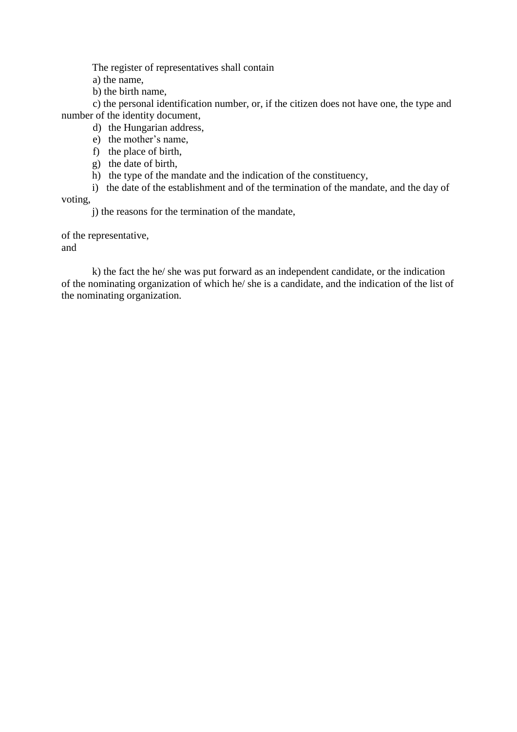The register of representatives shall contain

a) the name,

b) the birth name,

c) the personal identification number, or, if the citizen does not have one, the type and number of the identity document,

d) the Hungarian address,

e) the mother's name,

f) the place of birth,

g) the date of birth,

h) the type of the mandate and the indication of the constituency,

i) the date of the establishment and of the termination of the mandate, and the day of voting,

j) the reasons for the termination of the mandate,

of the representative,
and

k) the fact the he/ she was put forward as an independent candidate, or the indication of the nominating organization of which he/ she is a candidate, and the indication of the list of the nominating organization.